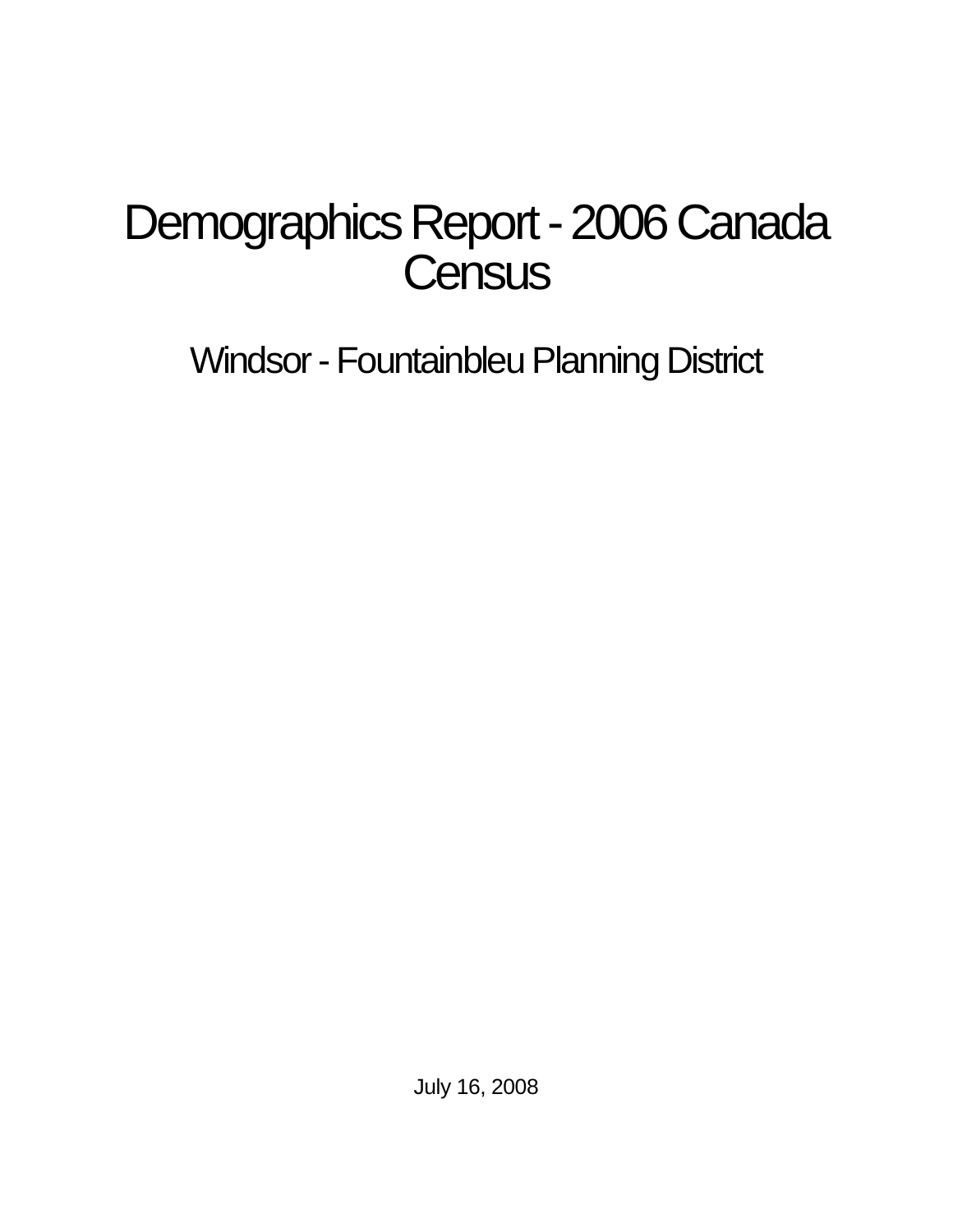# Demographics Report - 2006 Canada Census

## Windsor - Fountainbleu Planning District

July 16, 2008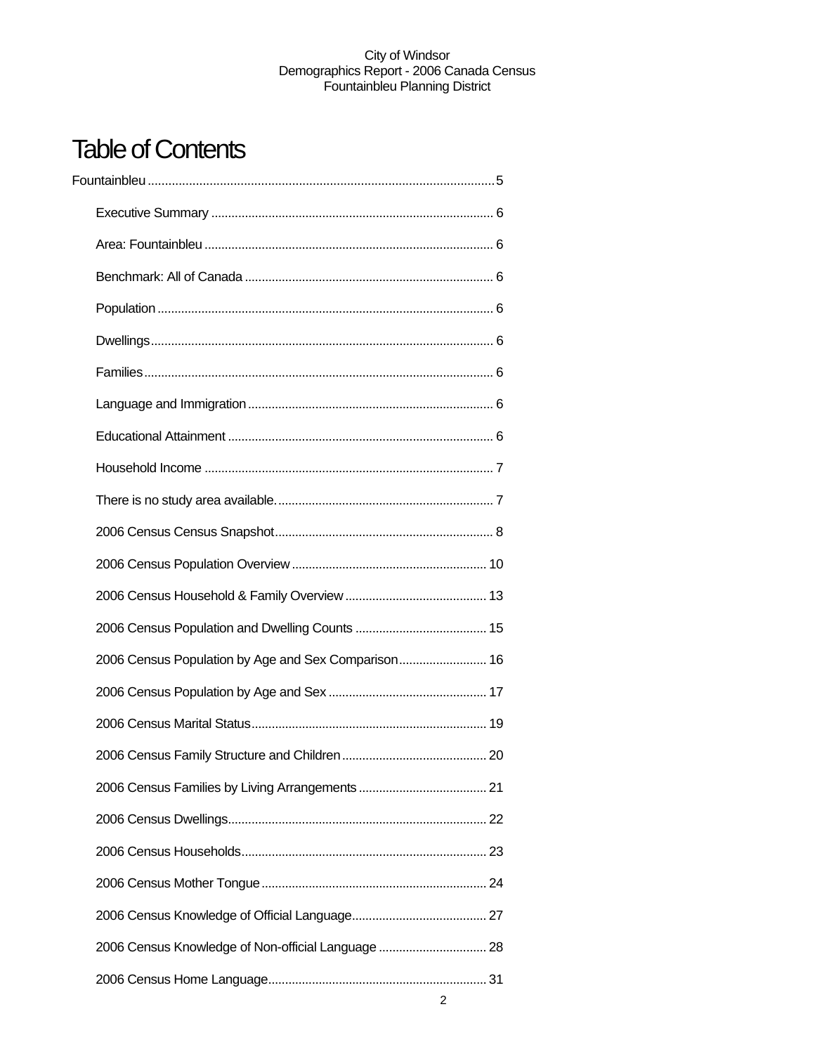# Table of Contents

Fountainbleu ..... 5

- Executive Summary ..... 6
- Area: Fountainbleu ..... 6
- Benchmark: All of Canada ..... 6
- Population ..... 6
- Dwellings ..... 6
- Families ..... 6
- Language and Immigration ..... 6
- Educational Attainment ..... 6
- Household Income ..... 7
- There is no study area available. ..... 7
- 2006 Census Census Snapshot ..... 8
- 2006 Census Population Overview ..... 10
- 2006 Census Household & Family Overview ..... 13
- 2006 Census Population and Dwelling Counts ..... 15
- 2006 Census Population by Age and Sex Comparison ..... 16
- 2006 Census Population by Age and Sex ..... 17
- 2006 Census Marital Status ..... 19
- 2006 Census Family Structure and Children ..... 20
- 2006 Census Families by Living Arrangements ..... 21
- 2006 Census Dwellings ..... 22
- 2006 Census Households ..... 23
- 2006 Census Mother Tongue ..... 24
- 2006 Census Knowledge of Official Language ..... 27
- 2006 Census Knowledge of Non-official Language ..... 28
- 2006 Census Home Language ..... 31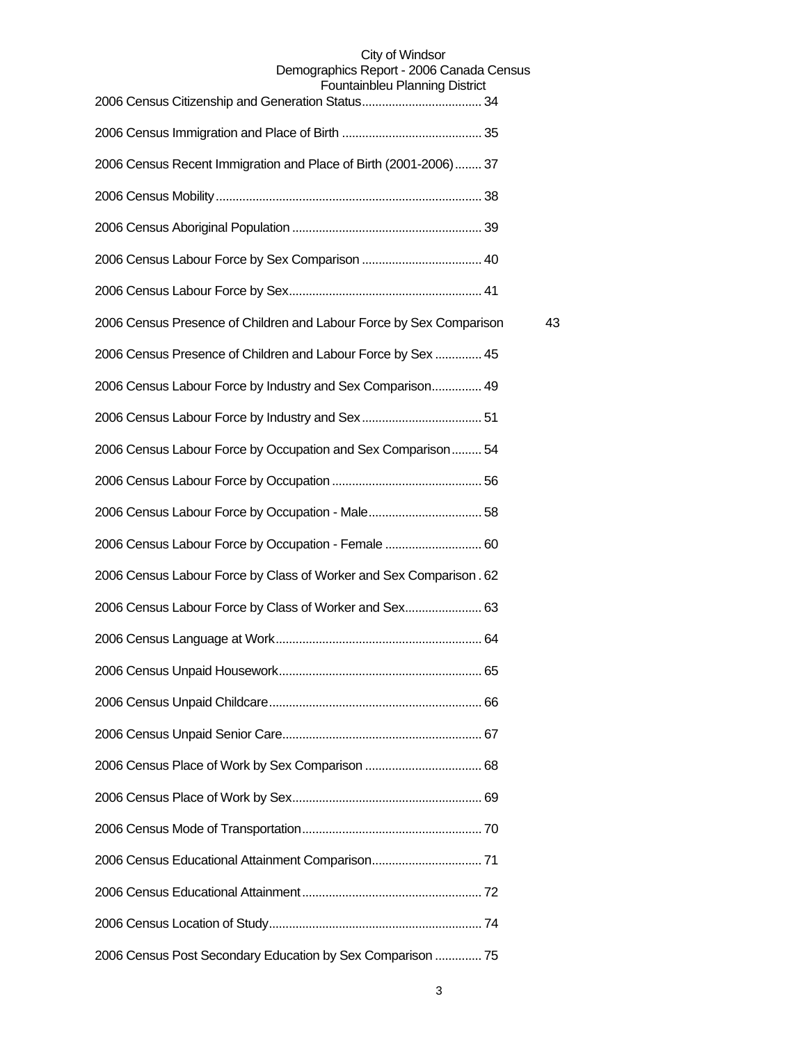2006 Census Citizenship and Generation Status.................................... 34

2006 Census Immigration and Place of Birth .......................................... 35

2006 Census Recent Immigration and Place of Birth (2001-2006)........ 37

2006 Census Mobility............................................................................... 38

2006 Census Aboriginal Population ......................................................... 39

2006 Census Labour Force by Sex Comparison .................................... 40

2006 Census Labour Force by Sex.......................................................... 41

2006 Census Presence of Children and Labour Force by Sex Comparison 43

2006 Census Presence of Children and Labour Force by Sex .............. 45

2006 Census Labour Force by Industry and Sex Comparison............... 49

2006 Census Labour Force by Industry and Sex.................................... 51

2006 Census Labour Force by Occupation and Sex Comparison......... 54

2006 Census Labour Force by Occupation ............................................. 56

2006 Census Labour Force by Occupation - Male.................................. 58

2006 Census Labour Force by Occupation - Female ............................. 60

2006 Census Labour Force by Class of Worker and Sex Comparison . 62

2006 Census Labour Force by Class of Worker and Sex....................... 63

2006 Census Language at Work............................................................. 64

2006 Census Unpaid Housework............................................................. 65

2006 Census Unpaid Childcare............................................................... 66

2006 Census Unpaid Senior Care........................................................... 67

2006 Census Place of Work by Sex Comparison ................................... 68

2006 Census Place of Work by Sex......................................................... 69

2006 Census Mode of Transportation...................................................... 70

2006 Census Educational Attainment Comparison................................. 71

2006 Census Educational Attainment...................................................... 72

2006 Census Location of Study............................................................... 74

2006 Census Post Secondary Education by Sex Comparison .............. 75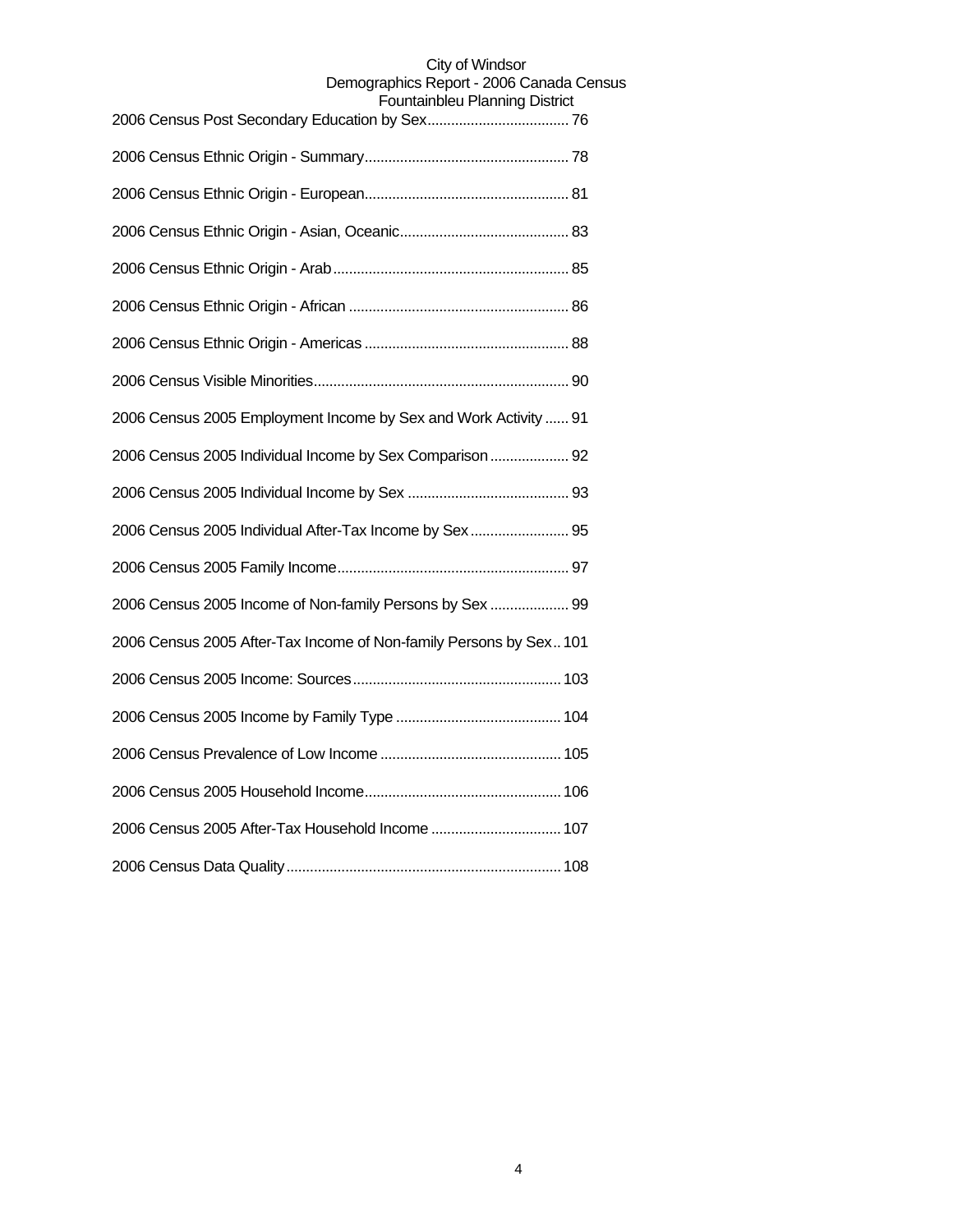2006 Census Post Secondary Education by Sex.................................... 76

2006 Census Ethnic Origin - Summary.................................................... 78

2006 Census Ethnic Origin - European.................................................... 81

2006 Census Ethnic Origin - Asian, Oceanic........................................... 83

2006 Census Ethnic Origin - Arab............................................................ 85

2006 Census Ethnic Origin - African ........................................................ 86

2006 Census Ethnic Origin - Americas .................................................... 88

2006 Census Visible Minorities................................................................. 90

2006 Census 2005 Employment Income by Sex and Work Activity ...... 91

2006 Census 2005 Individual Income by Sex Comparison .................... 92

2006 Census 2005 Individual Income by Sex ......................................... 93

2006 Census 2005 Individual After-Tax Income by Sex ......................... 95

2006 Census 2005 Family Income........................................................... 97

2006 Census 2005 Income of Non-family Persons by Sex .................... 99

2006 Census 2005 After-Tax Income of Non-family Persons by Sex .. 101

2006 Census 2005 Income: Sources..................................................... 103

2006 Census 2005 Income by Family Type .......................................... 104

2006 Census Prevalence of Low Income .............................................. 105

2006 Census 2005 Household Income.................................................. 106

2006 Census 2005 After-Tax Household Income ................................. 107

2006 Census Data Quality...................................................................... 108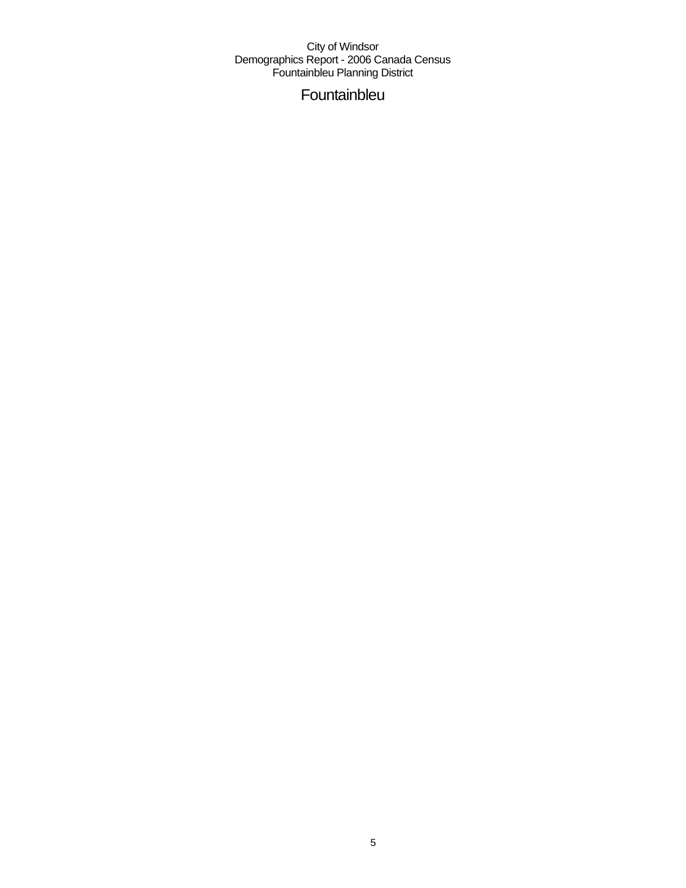# Fountainbleu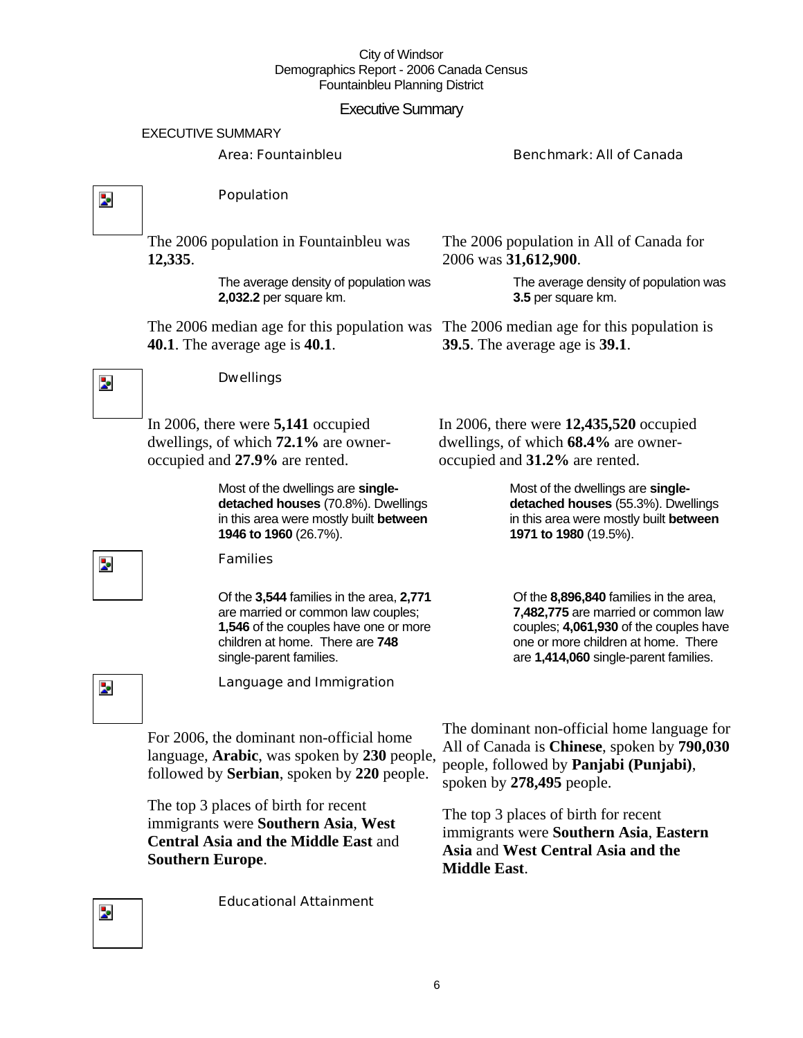City of Windsor
Demographics Report - 2006 Canada Census
Fountainbleu Planning District

# Executive Summary

## EXECUTIVE SUMMARY

| Area: Fountainbleu | Benchmark: All of Canada |
| --- | --- |

### Population

| Area: Fountainbleu | Benchmark: All of Canada |
| --- | --- |
| The 2006 population in Fountainbleu was **12,335**. | The 2006 population in All of Canada for 2006 was **31,612,900**. |
| The average density of population was **2,032.2** per square km. | The average density of population was **3.5** per square km. |
| The 2006 median age for this population was **40.1**. The average age is **40.1**. | The 2006 median age for this population is **39.5**. The average age is **39.1**. |

### Dwellings

| Area: Fountainbleu | Benchmark: All of Canada |
| --- | --- |
| In 2006, there were **5,141** occupied dwellings, of which **72.1%** are owner-occupied and **27.9%** are rented. | In 2006, there were **12,435,520** occupied dwellings, of which **68.4%** are owner-occupied and **31.2%** are rented. |
| Most of the dwellings are **single-detached houses** (70.8%). Dwellings in this area were mostly built **between 1946 to 1960** (26.7%). | Most of the dwellings are **single-detached houses** (55.3%). Dwellings in this area were mostly built **between 1971 to 1980** (19.5%). |

### Families

| Area: Fountainbleu | Benchmark: All of Canada |
| --- | --- |
| Of the **3,544** families in the area, **2,771** are married or common law couples; **1,546** of the couples have one or more children at home. There are **748** single-parent families. | Of the **8,896,840** families in the area, **7,482,775** are married or common law couples; **4,061,930** of the couples have one or more children at home. There are **1,414,060** single-parent families. |

### Language and Immigration

| Area: Fountainbleu | Benchmark: All of Canada |
| --- | --- |
| For 2006, the dominant non-official home language, **Arabic**, was spoken by **230** people, followed by **Serbian**, spoken by **220** people. | The dominant non-official home language for All of Canada is **Chinese**, spoken by **790,030** people, followed by **Panjabi (Punjabi)**, spoken by **278,495** people. |
| The top 3 places of birth for recent immigrants were **Southern Asia**, **West Central Asia and the Middle East** and **Southern Europe**. | The top 3 places of birth for recent immigrants were **Southern Asia**, **Eastern Asia** and **West Central Asia and the Middle East**. |

### Educational Attainment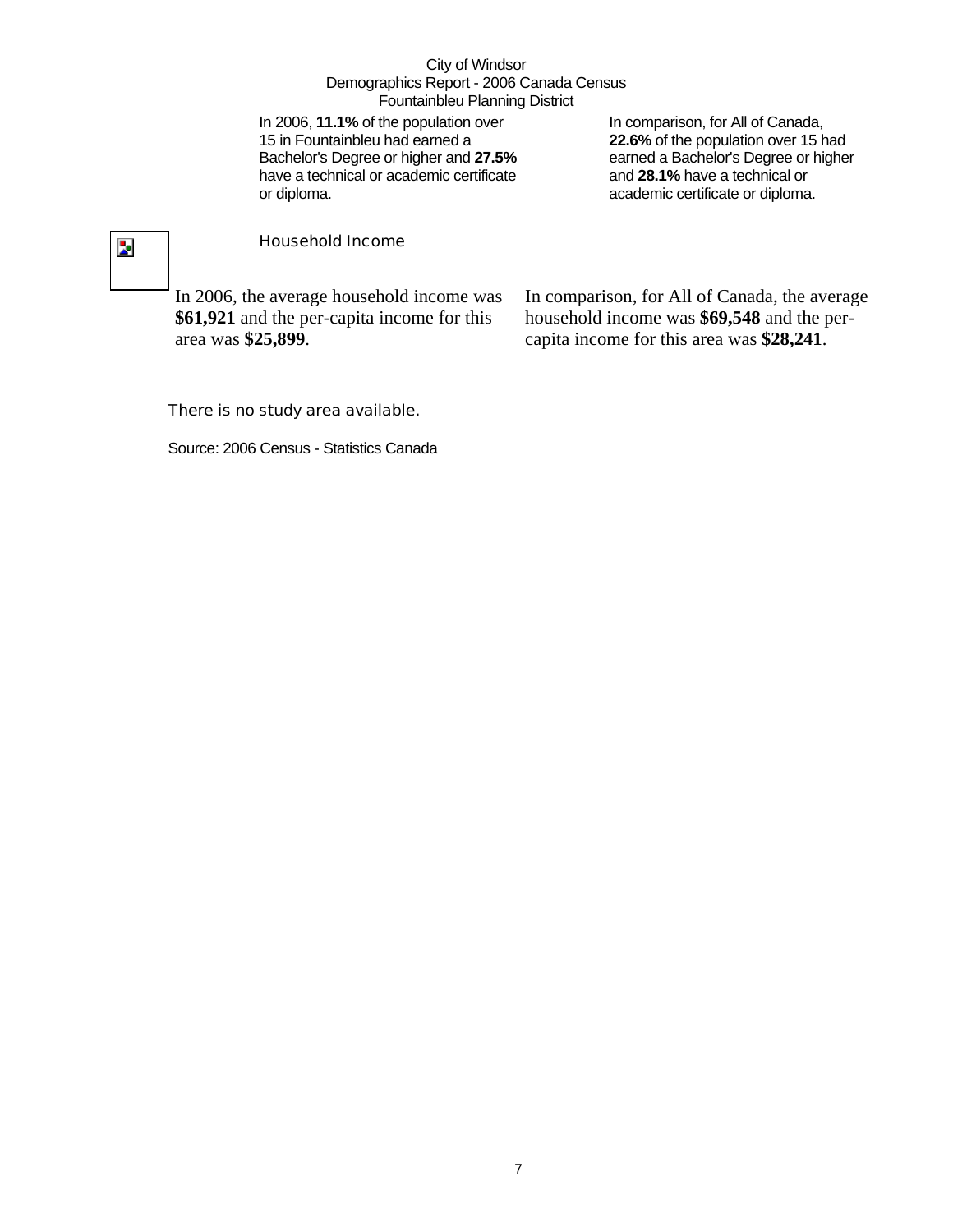In 2006, **11.1%** of the population over 15 in Fountainbleu had earned a Bachelor's Degree or higher and **27.5%** have a technical or academic certificate or diploma.

In comparison, for All of Canada, **22.6%** of the population over 15 had earned a Bachelor's Degree or higher and **28.1%** have a technical or academic certificate or diploma.

## Household Income

In 2006, the average household income was **$61,921** and the per-capita income for this area was **$25,899**.

In comparison, for All of Canada, the average household income was **$69,548** and the per-capita income for this area was **$28,241**.

There is no study area available.

Source: 2006 Census - Statistics Canada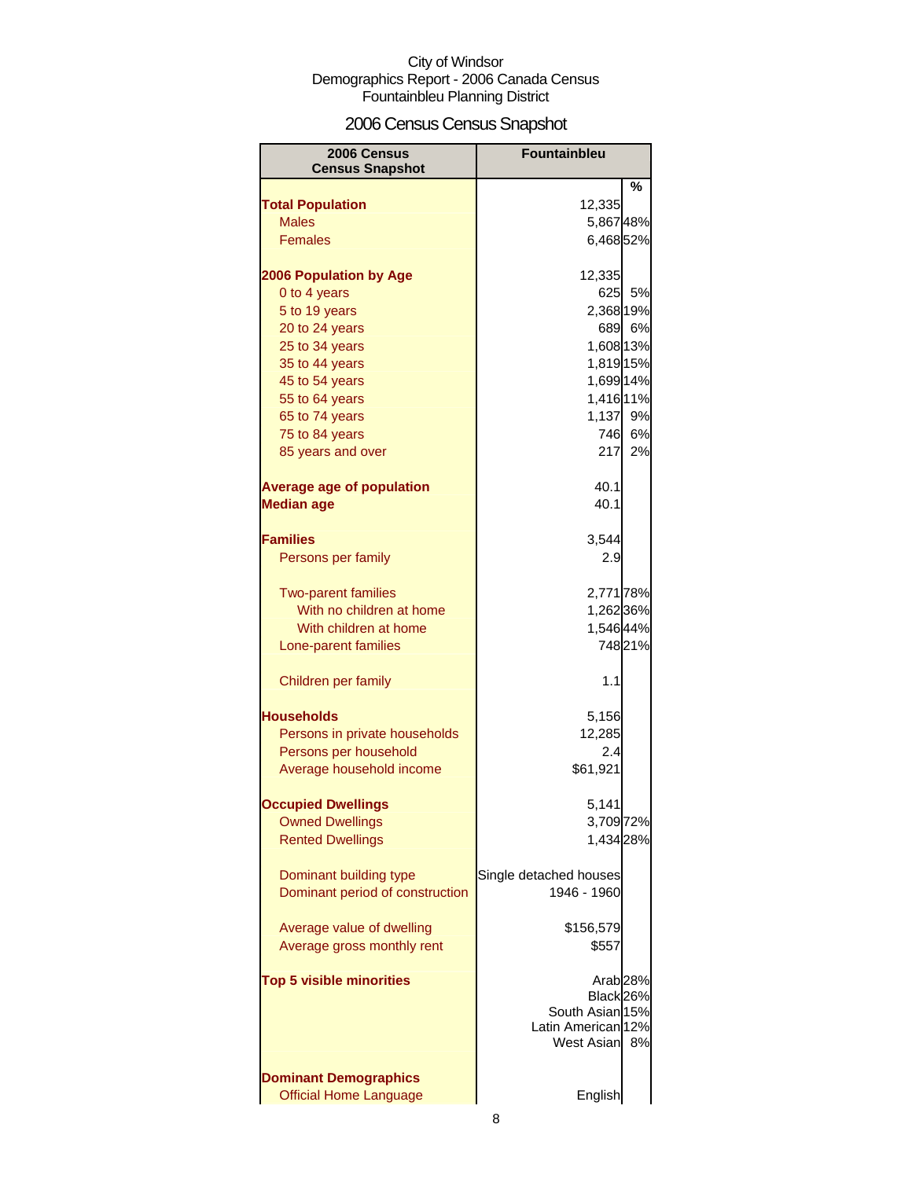City of Windsor
Demographics Report - 2006 Canada Census
Fountainbleu Planning District

## 2006 Census Census Snapshot

| 2006 Census Census Snapshot | Fountainbleu | |
|---|---|---|
| | | % |
| **Total Population** | 12,335 | |
| Males | 5,867 | 48% |
| Females | 6,468 | 52% |
| | | |
| **2006 Population by Age** | 12,335 | |
| 0 to 4 years | 625 | 5% |
| 5 to 19 years | 2,368 | 19% |
| 20 to 24 years | 689 | 6% |
| 25 to 34 years | 1,608 | 13% |
| 35 to 44 years | 1,819 | 15% |
| 45 to 54 years | 1,699 | 14% |
| 55 to 64 years | 1,416 | 11% |
| 65 to 74 years | 1,137 | 9% |
| 75 to 84 years | 746 | 6% |
| 85 years and over | 217 | 2% |
| | | |
| **Average age of population** | 40.1 | |
| **Median age** | 40.1 | |
| | | |
| **Families** | 3,544 | |
| Persons per family | 2.9 | |
| | | |
| Two-parent families | 2,771 | 78% |
| With no children at home | 1,262 | 36% |
| With children at home | 1,546 | 44% |
| Lone-parent families | 748 | 21% |
| | | |
| Children per family | 1.1 | |
| | | |
| **Households** | 5,156 | |
| Persons in private households | 12,285 | |
| Persons per household | 2.4 | |
| Average household income | $61,921 | |
| | | |
| **Occupied Dwellings** | 5,141 | |
| Owned Dwellings | 3,709 | 72% |
| Rented Dwellings | 1,434 | 28% |
| | | |
| Dominant building type | Single detached houses | |
| Dominant period of construction | 1946 - 1960 | |
| | | |
| Average value of dwelling | $156,579 | |
| Average gross monthly rent | $557 | |
| | | |
| **Top 5 visible minorities** | Arab | 28% |
| | Black | 26% |
| | South Asian | 15% |
| | Latin American | 12% |
| | West Asian | 8% |
| | | |
| **Dominant Demographics** | | |
| Official Home Language | English | |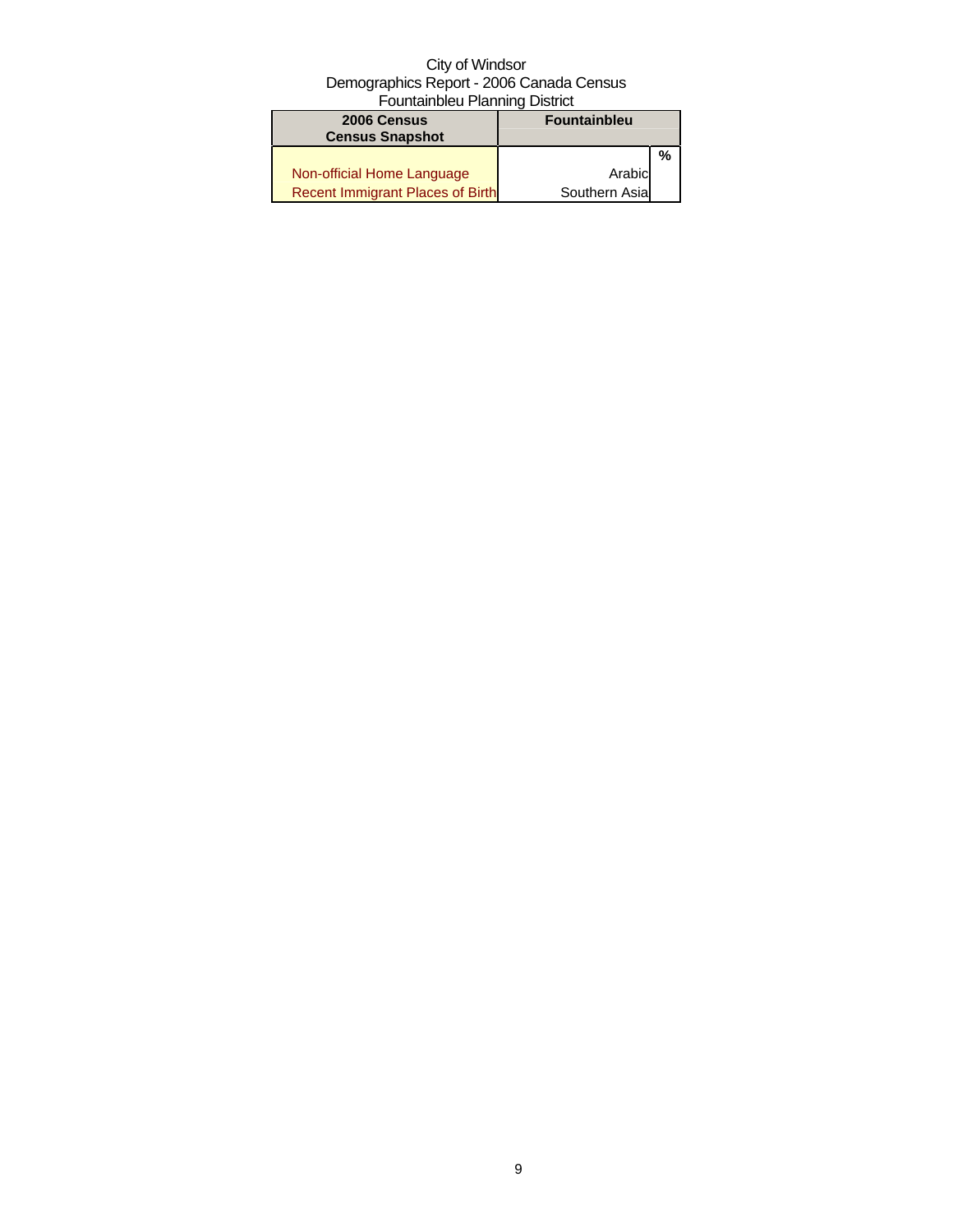City of Windsor
Demographics Report - 2006 Canada Census
Fountainbleu Planning District

| 2006 Census<br>Census Snapshot | Fountainbleu | |
|---|---|---|
| | | % |
| Non-official Home Language | Arabic | |
| Recent Immigrant Places of Birth | Southern Asia | |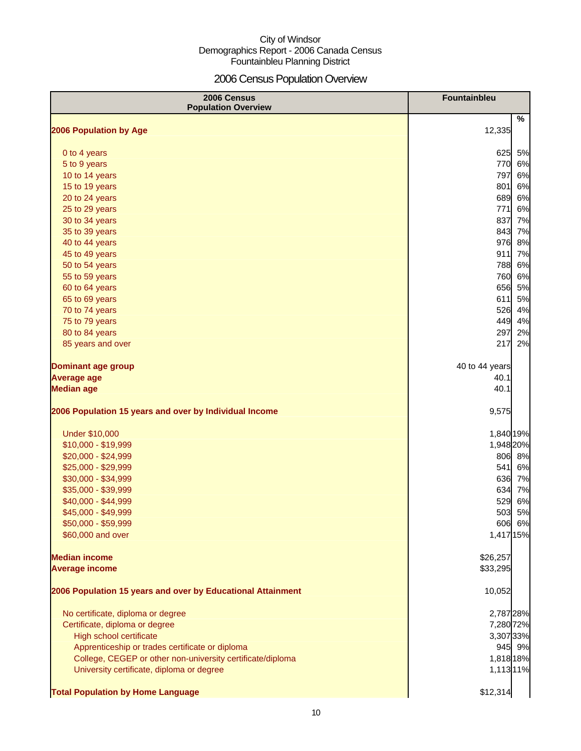City of Windsor
Demographics Report - 2006 Canada Census
Fountainbleu Planning District

# 2006 Census Population Overview

| 2006 Census Population Overview | Fountainbleu | |
|---|---|---|
| | | % |
| **2006 Population by Age** | 12,335 | |
| 0 to 4 years | 625 | 5% |
| 5 to 9 years | 770 | 6% |
| 10 to 14 years | 797 | 6% |
| 15 to 19 years | 801 | 6% |
| 20 to 24 years | 689 | 6% |
| 25 to 29 years | 771 | 6% |
| 30 to 34 years | 837 | 7% |
| 35 to 39 years | 843 | 7% |
| 40 to 44 years | 976 | 8% |
| 45 to 49 years | 911 | 7% |
| 50 to 54 years | 788 | 6% |
| 55 to 59 years | 760 | 6% |
| 60 to 64 years | 656 | 5% |
| 65 to 69 years | 611 | 5% |
| 70 to 74 years | 526 | 4% |
| 75 to 79 years | 449 | 4% |
| 80 to 84 years | 297 | 2% |
| 85 years and over | 217 | 2% |
| **Dominant age group** | 40 to 44 years | |
| **Average age** | 40.1 | |
| **Median age** | 40.1 | |
| **2006 Population 15 years and over by Individual Income** | 9,575 | |
| Under $10,000 | 1,840 | 19% |
| $10,000 - $19,999 | 1,948 | 20% |
| $20,000 - $24,999 | 806 | 8% |
| $25,000 - $29,999 | 541 | 6% |
| $30,000 - $34,999 | 636 | 7% |
| $35,000 - $39,999 | 634 | 7% |
| $40,000 - $44,999 | 529 | 6% |
| $45,000 - $49,999 | 503 | 5% |
| $50,000 - $59,999 | 606 | 6% |
| $60,000 and over | 1,417 | 15% |
| **Median income** | $26,257 | |
| **Average income** | $33,295 | |
| **2006 Population 15 years and over by Educational Attainment** | 10,052 | |
| No certificate, diploma or degree | 2,787 | 28% |
| Certificate, diploma or degree | 7,280 | 72% |
| High school certificate | 3,307 | 33% |
| Apprenticeship or trades certificate or diploma | 945 | 9% |
| College, CEGEP or other non-university certificate/diploma | 1,818 | 18% |
| University certificate, diploma or degree | 1,113 | 11% |
| **Total Population by Home Language** | $12,314 | |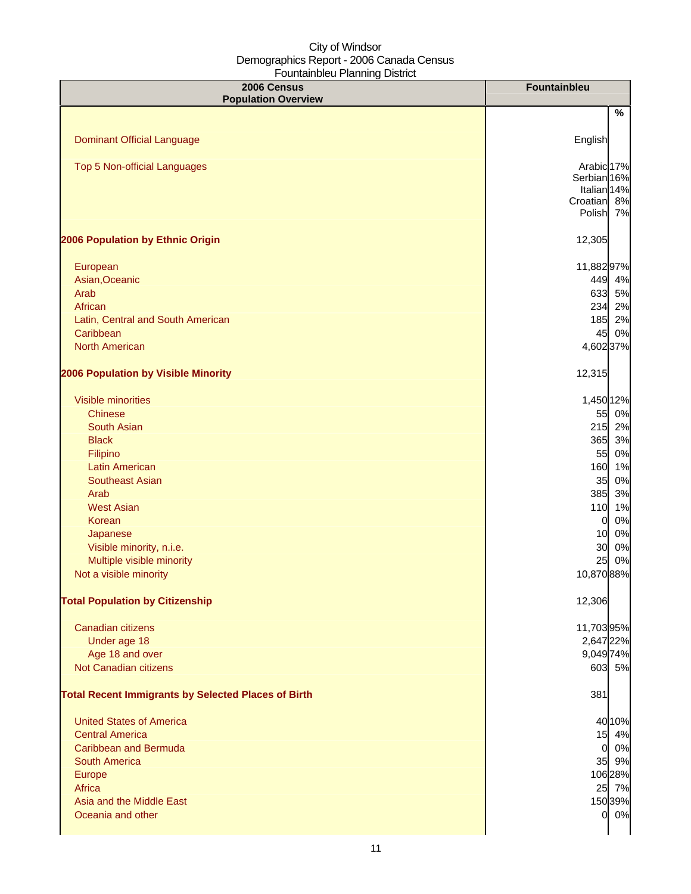City of Windsor
Demographics Report - 2006 Canada Census
Fountainbleu Planning District

| 2006 Census<br>Population Overview | Fountainbleu | |
|---|---|---|
| | | % |
| Dominant Official Language | English | |
| Top 5 Non-official Languages | Arabic | 17% |
| | Serbian | 16% |
| | Italian | 14% |
| | Croatian | 8% |
| | Polish | 7% |
| **2006 Population by Ethnic Origin** | 12,305 | |
| European | 11,882 | 97% |
| Asian,Oceanic | 449 | 4% |
| Arab | 633 | 5% |
| African | 234 | 2% |
| Latin, Central and South American | 185 | 2% |
| Caribbean | 45 | 0% |
| North American | 4,602 | 37% |
| **2006 Population by Visible Minority** | 12,315 | |
| Visible minorities | 1,450 | 12% |
| Chinese | 55 | 0% |
| South Asian | 215 | 2% |
| Black | 365 | 3% |
| Filipino | 55 | 0% |
| Latin American | 160 | 1% |
| Southeast Asian | 35 | 0% |
| Arab | 385 | 3% |
| West Asian | 110 | 1% |
| Korean | 0 | 0% |
| Japanese | 10 | 0% |
| Visible minority, n.i.e. | 30 | 0% |
| Multiple visible minority | 25 | 0% |
| Not a visible minority | 10,870 | 88% |
| **Total Population by Citizenship** | 12,306 | |
| Canadian citizens | 11,703 | 95% |
| Under age 18 | 2,647 | 22% |
| Age 18 and over | 9,049 | 74% |
| Not Canadian citizens | 603 | 5% |
| **Total Recent Immigrants by Selected Places of Birth** | 381 | |
| United States of America | 40 | 10% |
| Central America | 15 | 4% |
| Caribbean and Bermuda | 0 | 0% |
| South America | 35 | 9% |
| Europe | 106 | 28% |
| Africa | 25 | 7% |
| Asia and the Middle East | 150 | 39% |
| Oceania and other | 0 | 0% |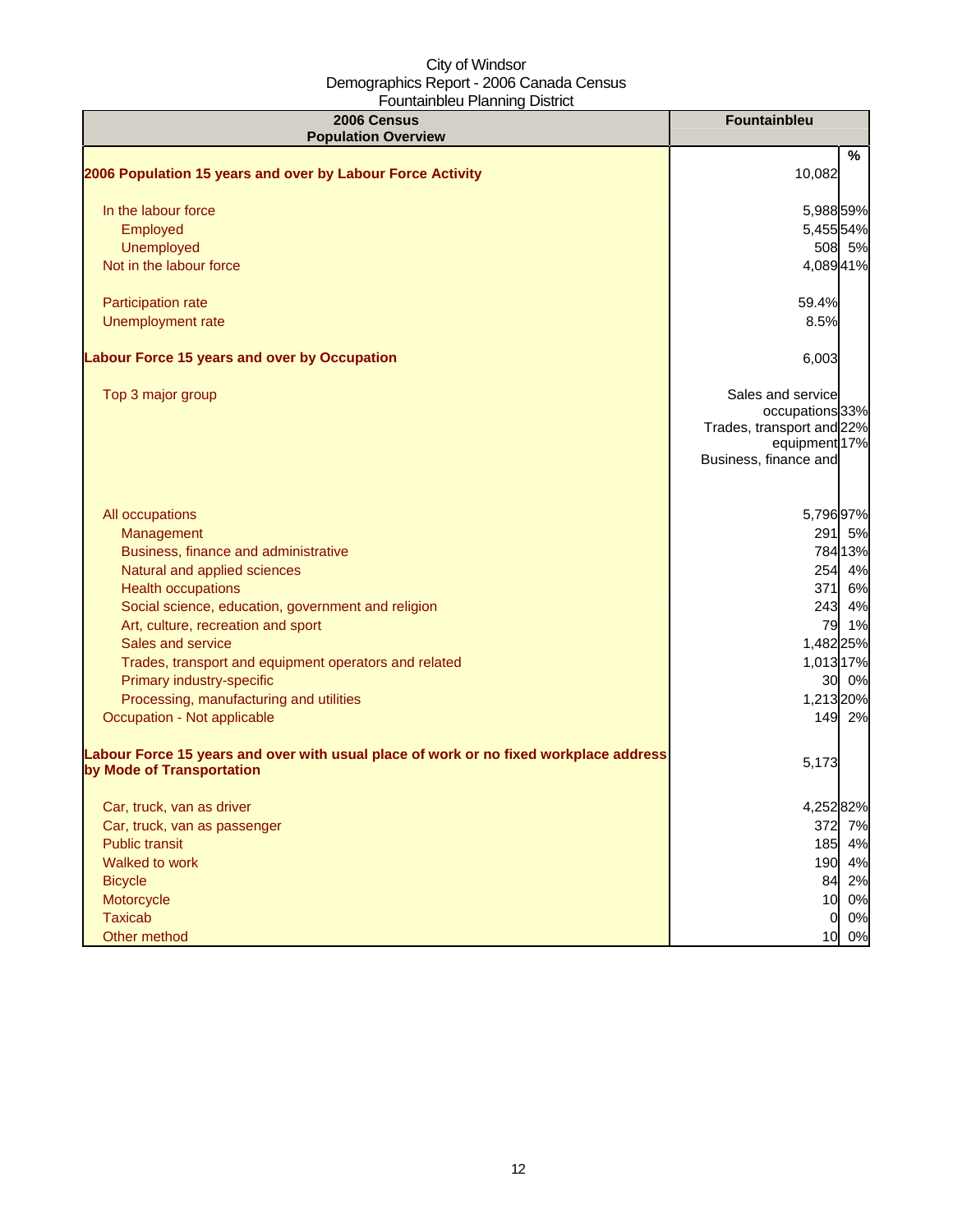City of Windsor
Demographics Report - 2006 Canada Census
Fountainbleu Planning District

| 2006 Census Population Overview | Fountainbleu | % |
|---|---|---|
| **2006 Population 15 years and over by Labour Force Activity** | 10,082 | |
| In the labour force | 5,988 | 59% |
| Employed | 5,455 | 54% |
| Unemployed | 508 | 5% |
| Not in the labour force | 4,089 | 41% |
| Participation rate | 59.4% | |
| Unemployment rate | 8.5% | |
| **Labour Force 15 years and over by Occupation** | 6,003 | |
| Top 3 major group | Sales and service occupations<br>Trades, transport and equipment<br>Business, finance and | 33%<br>22%<br>17% |
| All occupations | 5,796 | 97% |
| Management | 291 | 5% |
| Business, finance and administrative | 784 | 13% |
| Natural and applied sciences | 254 | 4% |
| Health occupations | 371 | 6% |
| Social science, education, government and religion | 243 | 4% |
| Art, culture, recreation and sport | 79 | 1% |
| Sales and service | 1,482 | 25% |
| Trades, transport and equipment operators and related | 1,013 | 17% |
| Primary industry-specific | 30 | 0% |
| Processing, manufacturing and utilities | 1,213 | 20% |
| Occupation - Not applicable | 149 | 2% |
| **Labour Force 15 years and over with usual place of work or no fixed workplace address by Mode of Transportation** | 5,173 | |
| Car, truck, van as driver | 4,252 | 82% |
| Car, truck, van as passenger | 372 | 7% |
| Public transit | 185 | 4% |
| Walked to work | 190 | 4% |
| Bicycle | 84 | 2% |
| Motorcycle | 10 | 0% |
| Taxicab | 0 | 0% |
| Other method | 10 | 0% |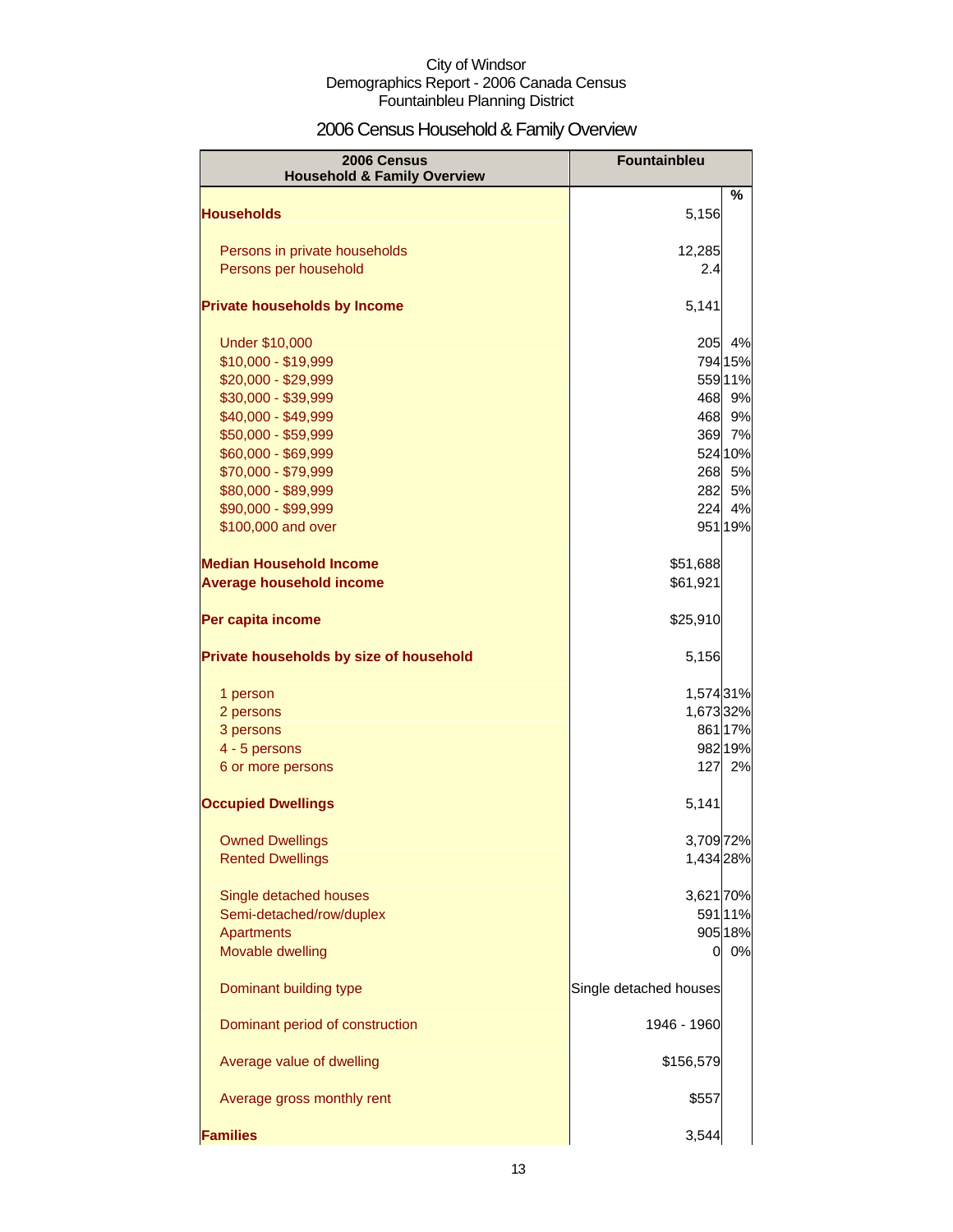City of Windsor
Demographics Report - 2006 Canada Census
Fountainbleu Planning District

# 2006 Census Household & Family Overview

| 2006 Census Household & Family Overview | Fountainbleu | % |
|---|---|---|
| **Households** | 5,156 | |
| Persons in private households | 12,285 | |
| Persons per household | 2.4 | |
| **Private households by Income** | 5,141 | |
| Under $10,000 | 205 | 4% |
| $10,000 - $19,999 | 794 | 15% |
| $20,000 - $29,999 | 559 | 11% |
| $30,000 - $39,999 | 468 | 9% |
| $40,000 - $49,999 | 468 | 9% |
| $50,000 - $59,999 | 369 | 7% |
| $60,000 - $69,999 | 524 | 10% |
| $70,000 - $79,999 | 268 | 5% |
| $80,000 - $89,999 | 282 | 5% |
| $90,000 - $99,999 | 224 | 4% |
| $100,000 and over | 951 | 19% |
| **Median Household Income** | $51,688 | |
| **Average household income** | $61,921 | |
| **Per capita income** | $25,910 | |
| **Private households by size of household** | 5,156 | |
| 1 person | 1,574 | 31% |
| 2 persons | 1,673 | 32% |
| 3 persons | 861 | 17% |
| 4 - 5 persons | 982 | 19% |
| 6 or more persons | 127 | 2% |
| **Occupied Dwellings** | 5,141 | |
| Owned Dwellings | 3,709 | 72% |
| Rented Dwellings | 1,434 | 28% |
| Single detached houses | 3,621 | 70% |
| Semi-detached/row/duplex | 591 | 11% |
| Apartments | 905 | 18% |
| Movable dwelling | 0 | 0% |
| Dominant building type | Single detached houses | |
| Dominant period of construction | 1946 - 1960 | |
| Average value of dwelling | $156,579 | |
| Average gross monthly rent | $557 | |
| **Families** | 3,544 | |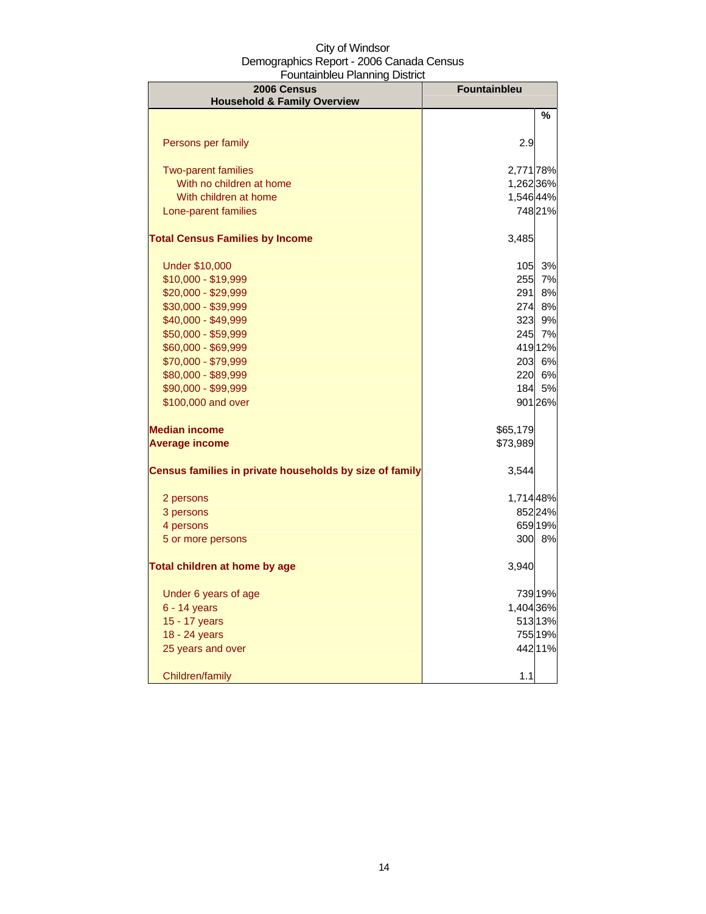City of Windsor
Demographics Report - 2006 Canada Census
Fountainbleu Planning District

| 2006 Census Household & Family Overview | Fountainbleu | |
|---|---|---|
| | | % |
| Persons per family | 2.9 | |
| Two-parent families | 2,771 | 78% |
| With no children at home | 1,262 | 36% |
| With children at home | 1,546 | 44% |
| Lone-parent families | 748 | 21% |
| **Total Census Families by Income** | 3,485 | |
| Under $10,000 | 105 | 3% |
| $10,000 - $19,999 | 255 | 7% |
| $20,000 - $29,999 | 291 | 8% |
| $30,000 - $39,999 | 274 | 8% |
| $40,000 - $49,999 | 323 | 9% |
| $50,000 - $59,999 | 245 | 7% |
| $60,000 - $69,999 | 419 | 12% |
| $70,000 - $79,999 | 203 | 6% |
| $80,000 - $89,999 | 220 | 6% |
| $90,000 - $99,999 | 184 | 5% |
| $100,000 and over | 901 | 26% |
| **Median income** | $65,179 | |
| **Average income** | $73,989 | |
| **Census families in private households by size of family** | 3,544 | |
| 2 persons | 1,714 | 48% |
| 3 persons | 852 | 24% |
| 4 persons | 659 | 19% |
| 5 or more persons | 300 | 8% |
| **Total children at home by age** | 3,940 | |
| Under 6 years of age | 739 | 19% |
| 6 - 14 years | 1,404 | 36% |
| 15 - 17 years | 513 | 13% |
| 18 - 24 years | 755 | 19% |
| 25 years and over | 442 | 11% |
| Children/family | 1.1 | |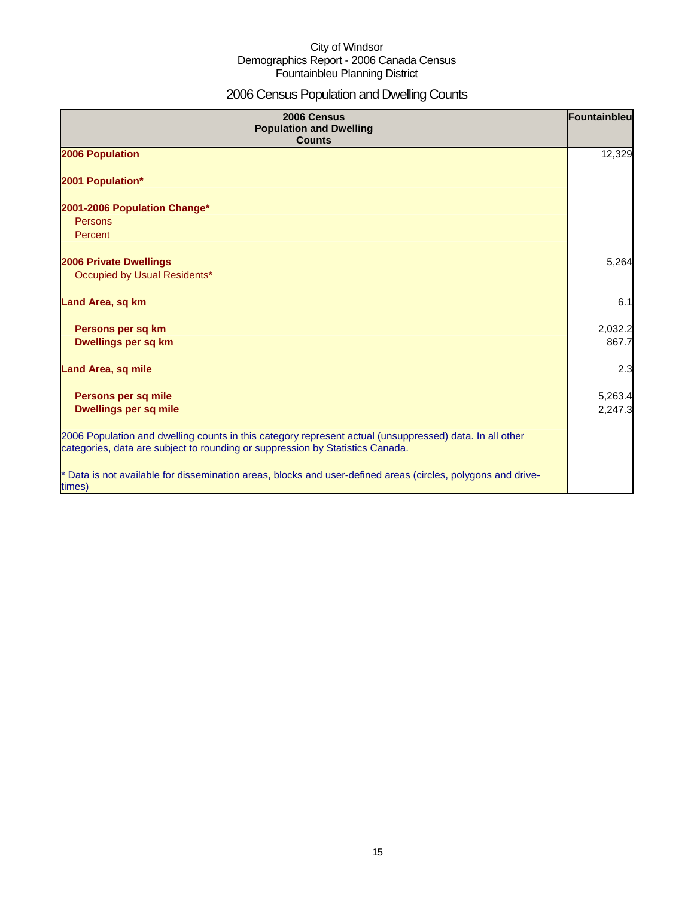City of Windsor
Demographics Report - 2006 Canada Census
Fountainbleu Planning District

# 2006 Census Population and Dwelling Counts

| 2006 Census Population and Dwelling Counts | Fountainbleu |
|---|---|
| **2006 Population** | 12,329 |
| **2001 Population*** | |
| **2001-2006 Population Change*** | |
| Persons | |
| Percent | |
| **2006 Private Dwellings** | 5,264 |
| Occupied by Usual Residents* | |
| **Land Area, sq km** | 6.1 |
| **Persons per sq km** | 2,032.2 |
| **Dwellings per sq km** | 867.7 |
| **Land Area, sq mile** | 2.3 |
| **Persons per sq mile** | 5,263.4 |
| **Dwellings per sq mile** | 2,247.3 |
| 2006 Population and dwelling counts in this category represent actual (unsuppressed) data. In all other categories, data are subject to rounding or suppression by Statistics Canada. | |
| * Data is not available for dissemination areas, blocks and user-defined areas (circles, polygons and drive-times) | |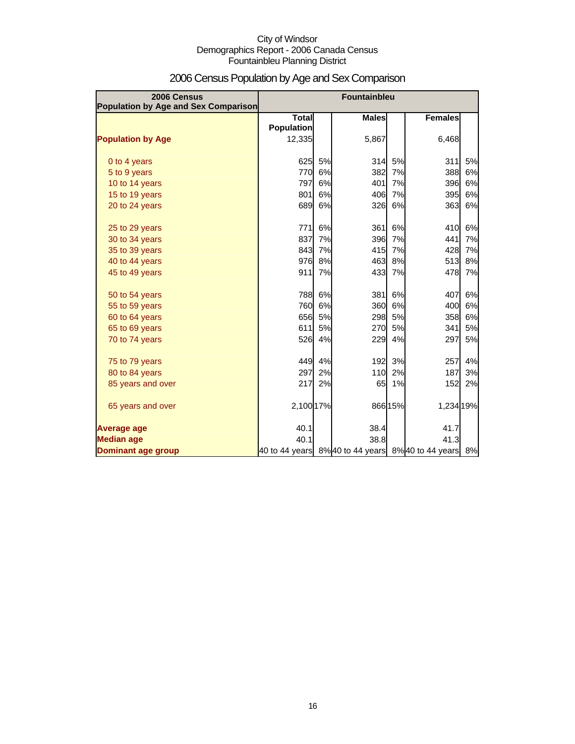City of Windsor
Demographics Report - 2006 Canada Census
Fountainbleu Planning District

# 2006 Census Population by Age and Sex Comparison

| 2006 Census Population by Age and Sex Comparison | Fountainbleu | | | | | |
|---|---|---|---|---|---|---|
| | Total Population | | Males | | Females | |
| **Population by Age** | 12,335 | | 5,867 | | 6,468 | |
| 0 to 4 years | 625 | 5% | 314 | 5% | 311 | 5% |
| 5 to 9 years | 770 | 6% | 382 | 7% | 388 | 6% |
| 10 to 14 years | 797 | 6% | 401 | 7% | 396 | 6% |
| 15 to 19 years | 801 | 6% | 406 | 7% | 395 | 6% |
| 20 to 24 years | 689 | 6% | 326 | 6% | 363 | 6% |
| 25 to 29 years | 771 | 6% | 361 | 6% | 410 | 6% |
| 30 to 34 years | 837 | 7% | 396 | 7% | 441 | 7% |
| 35 to 39 years | 843 | 7% | 415 | 7% | 428 | 7% |
| 40 to 44 years | 976 | 8% | 463 | 8% | 513 | 8% |
| 45 to 49 years | 911 | 7% | 433 | 7% | 478 | 7% |
| 50 to 54 years | 788 | 6% | 381 | 6% | 407 | 6% |
| 55 to 59 years | 760 | 6% | 360 | 6% | 400 | 6% |
| 60 to 64 years | 656 | 5% | 298 | 5% | 358 | 6% |
| 65 to 69 years | 611 | 5% | 270 | 5% | 341 | 5% |
| 70 to 74 years | 526 | 4% | 229 | 4% | 297 | 5% |
| 75 to 79 years | 449 | 4% | 192 | 3% | 257 | 4% |
| 80 to 84 years | 297 | 2% | 110 | 2% | 187 | 3% |
| 85 years and over | 217 | 2% | 65 | 1% | 152 | 2% |
| 65 years and over | 2,100 | 17% | 866 | 15% | 1,234 | 19% |
| **Average age** | 40.1 | | 38.4 | | 41.7 | |
| **Median age** | 40.1 | | 38.8 | | 41.3 | |
| **Dominant age group** | 40 to 44 years | 8% | 40 to 44 years | 8% | 40 to 44 years | 8% |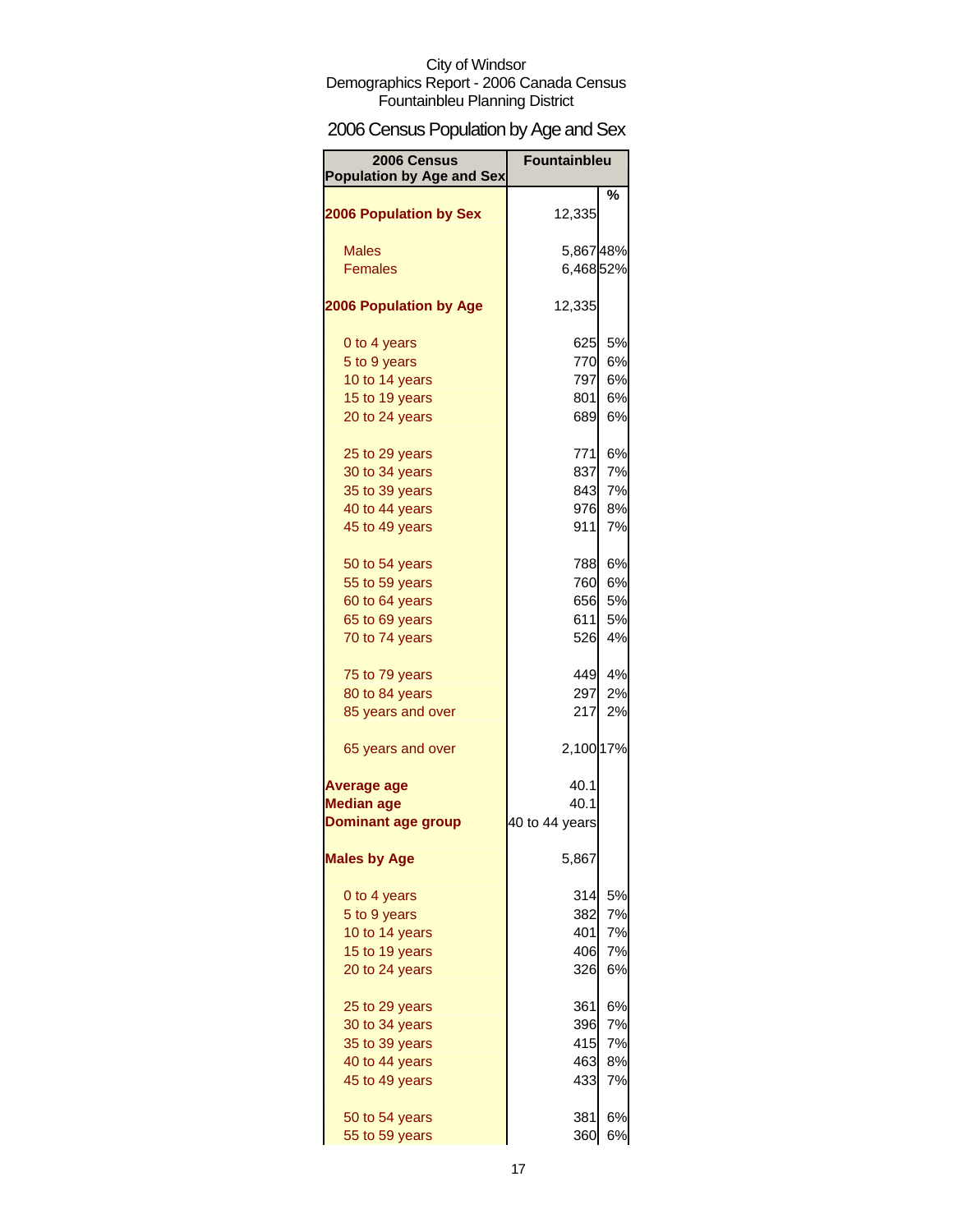City of Windsor
Demographics Report - 2006 Canada Census
Fountainbleu Planning District

## 2006 Census Population by Age and Sex

| 2006 Census Population by Age and Sex | Fountainbleu | % |
|---|---|---|
| **2006 Population by Sex** | 12,335 | |
| Males | 5,867 | 48% |
| Females | 6,468 | 52% |
| **2006 Population by Age** | 12,335 | |
| 0 to 4 years | 625 | 5% |
| 5 to 9 years | 770 | 6% |
| 10 to 14 years | 797 | 6% |
| 15 to 19 years | 801 | 6% |
| 20 to 24 years | 689 | 6% |
| 25 to 29 years | 771 | 6% |
| 30 to 34 years | 837 | 7% |
| 35 to 39 years | 843 | 7% |
| 40 to 44 years | 976 | 8% |
| 45 to 49 years | 911 | 7% |
| 50 to 54 years | 788 | 6% |
| 55 to 59 years | 760 | 6% |
| 60 to 64 years | 656 | 5% |
| 65 to 69 years | 611 | 5% |
| 70 to 74 years | 526 | 4% |
| 75 to 79 years | 449 | 4% |
| 80 to 84 years | 297 | 2% |
| 85 years and over | 217 | 2% |
| 65 years and over | 2,100 | 17% |
| **Average age** | 40.1 | |
| **Median age** | 40.1 | |
| **Dominant age group** | 40 to 44 years | |
| **Males by Age** | 5,867 | |
| 0 to 4 years | 314 | 5% |
| 5 to 9 years | 382 | 7% |
| 10 to 14 years | 401 | 7% |
| 15 to 19 years | 406 | 7% |
| 20 to 24 years | 326 | 6% |
| 25 to 29 years | 361 | 6% |
| 30 to 34 years | 396 | 7% |
| 35 to 39 years | 415 | 7% |
| 40 to 44 years | 463 | 8% |
| 45 to 49 years | 433 | 7% |
| 50 to 54 years | 381 | 6% |
| 55 to 59 years | 360 | 6% |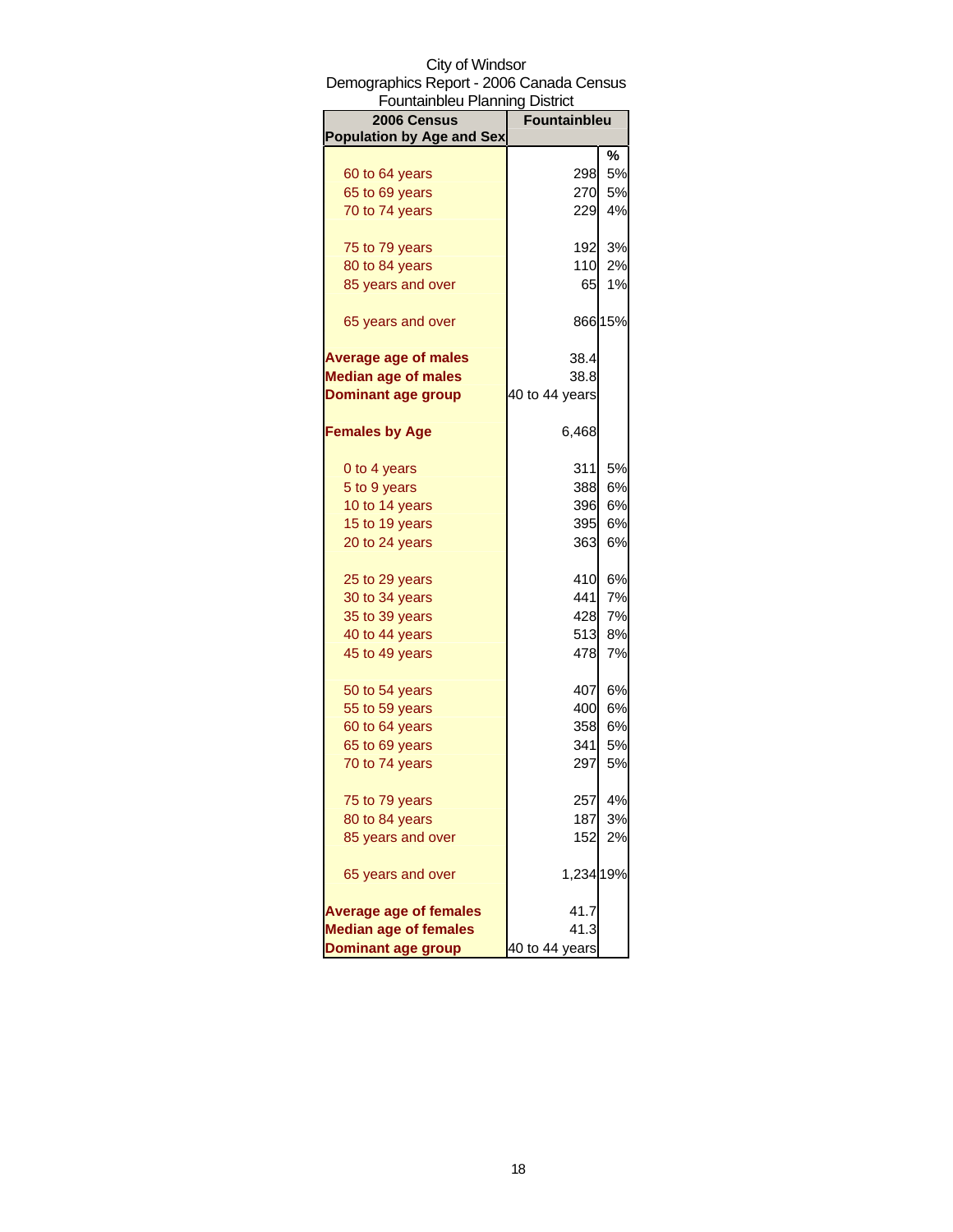City of Windsor
Demographics Report - 2006 Canada Census
Fountainbleu Planning District

| 2006 Census Population by Age and Sex | Fountainbleu | % |
|---|---|---|
| 60 to 64 years | 298 | 5% |
| 65 to 69 years | 270 | 5% |
| 70 to 74 years | 229 | 4% |
| 75 to 79 years | 192 | 3% |
| 80 to 84 years | 110 | 2% |
| 85 years and over | 65 | 1% |
| 65 years and over | 866 | 15% |
| **Average age of males** | 38.4 | |
| **Median age of males** | 38.8 | |
| **Dominant age group** | 40 to 44 years | |
| **Females by Age** | 6,468 | |
| 0 to 4 years | 311 | 5% |
| 5 to 9 years | 388 | 6% |
| 10 to 14 years | 396 | 6% |
| 15 to 19 years | 395 | 6% |
| 20 to 24 years | 363 | 6% |
| 25 to 29 years | 410 | 6% |
| 30 to 34 years | 441 | 7% |
| 35 to 39 years | 428 | 7% |
| 40 to 44 years | 513 | 8% |
| 45 to 49 years | 478 | 7% |
| 50 to 54 years | 407 | 6% |
| 55 to 59 years | 400 | 6% |
| 60 to 64 years | 358 | 6% |
| 65 to 69 years | 341 | 5% |
| 70 to 74 years | 297 | 5% |
| 75 to 79 years | 257 | 4% |
| 80 to 84 years | 187 | 3% |
| 85 years and over | 152 | 2% |
| 65 years and over | 1,234 | 19% |
| **Average age of females** | 41.7 | |
| **Median age of females** | 41.3 | |
| **Dominant age group** | 40 to 44 years | |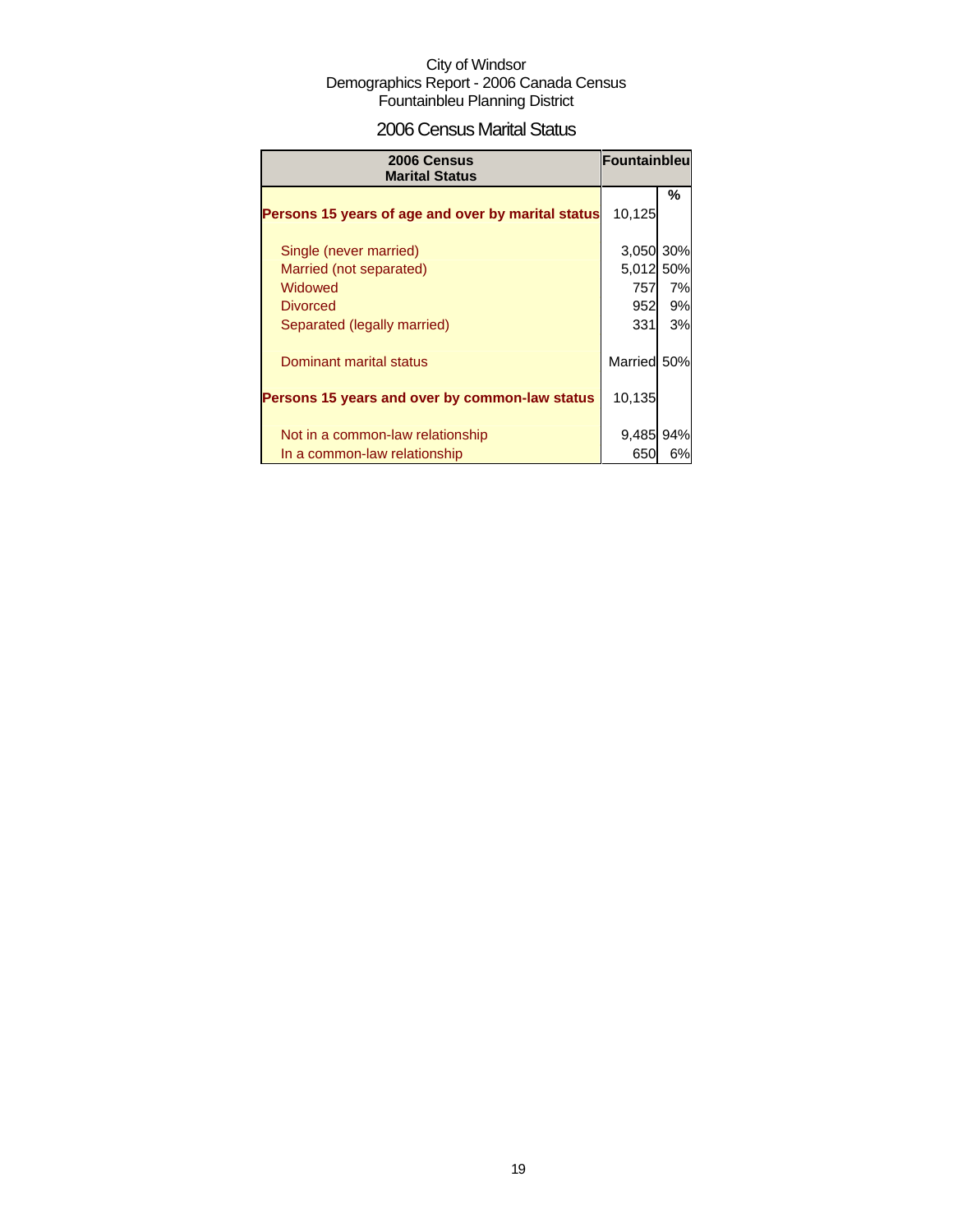City of Windsor
Demographics Report - 2006 Canada Census
Fountainbleu Planning District

## 2006 Census Marital Status

| 2006 Census Marital Status | Fountainbleu | |
|---|---|---|
| | | % |
| **Persons 15 years of age and over by marital status** | 10,125 | |
| Single (never married) | 3,050 | 30% |
| Married (not separated) | 5,012 | 50% |
| Widowed | 757 | 7% |
| Divorced | 952 | 9% |
| Separated (legally married) | 331 | 3% |
| Dominant marital status | Married | 50% |
| **Persons 15 years and over by common-law status** | 10,135 | |
| Not in a common-law relationship | 9,485 | 94% |
| In a common-law relationship | 650 | 6% |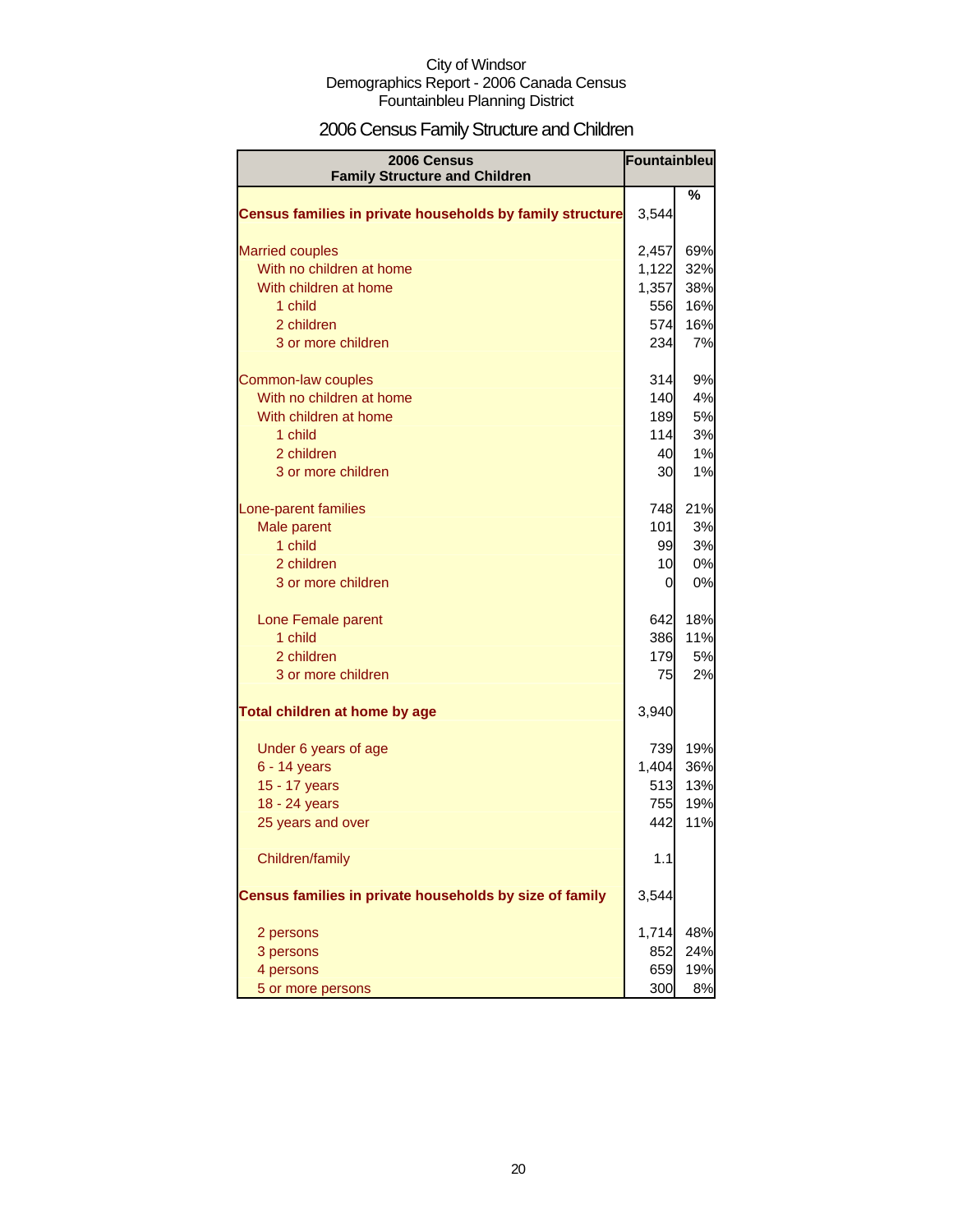City of Windsor
Demographics Report - 2006 Canada Census
Fountainbleu Planning District

# 2006 Census Family Structure and Children

| 2006 Census Family Structure and Children | Fountainbleu | |
|---|---|---|
| | | % |
| **Census families in private households by family structure** | 3,544 | |
| Married couples | 2,457 | 69% |
| With no children at home | 1,122 | 32% |
| With children at home | 1,357 | 38% |
| 1 child | 556 | 16% |
| 2 children | 574 | 16% |
| 3 or more children | 234 | 7% |
| Common-law couples | 314 | 9% |
| With no children at home | 140 | 4% |
| With children at home | 189 | 5% |
| 1 child | 114 | 3% |
| 2 children | 40 | 1% |
| 3 or more children | 30 | 1% |
| Lone-parent families | 748 | 21% |
| Male parent | 101 | 3% |
| 1 child | 99 | 3% |
| 2 children | 10 | 0% |
| 3 or more children | 0 | 0% |
| Lone Female parent | 642 | 18% |
| 1 child | 386 | 11% |
| 2 children | 179 | 5% |
| 3 or more children | 75 | 2% |
| **Total children at home by age** | 3,940 | |
| Under 6 years of age | 739 | 19% |
| 6 - 14 years | 1,404 | 36% |
| 15 - 17 years | 513 | 13% |
| 18 - 24 years | 755 | 19% |
| 25 years and over | 442 | 11% |
| Children/family | 1.1 | |
| **Census families in private households by size of family** | 3,544 | |
| 2 persons | 1,714 | 48% |
| 3 persons | 852 | 24% |
| 4 persons | 659 | 19% |
| 5 or more persons | 300 | 8% |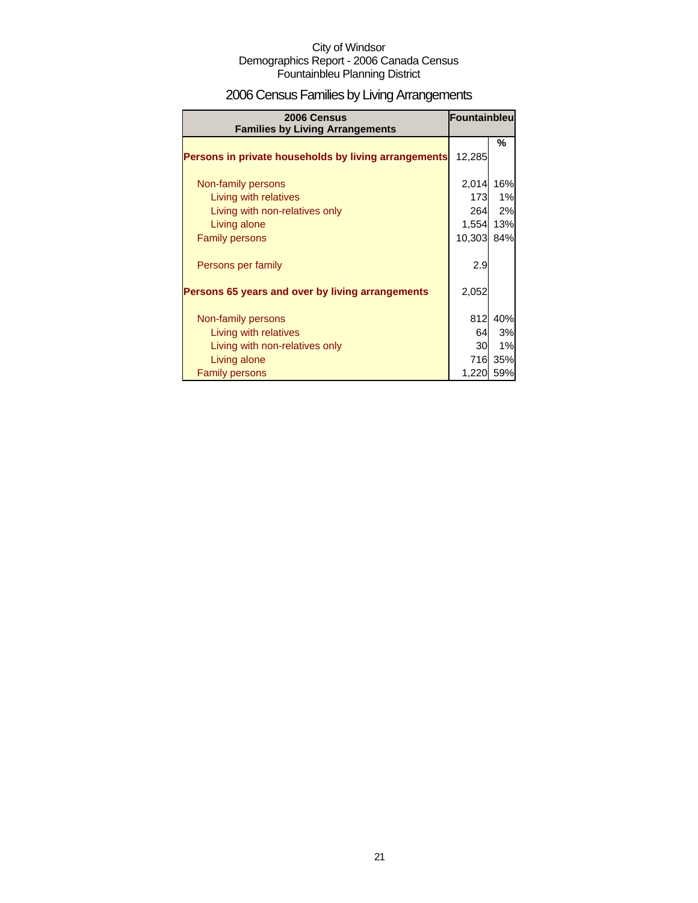City of Windsor
Demographics Report - 2006 Canada Census
Fountainbleu Planning District

# 2006 Census Families by Living Arrangements

| 2006 Census Families by Living Arrangements | Fountainbleu | |
|---|---|---|
| | | % |
| **Persons in private households by living arrangements** | 12,285 | |
| Non-family persons | 2,014 | 16% |
| Living with relatives | 173 | 1% |
| Living with non-relatives only | 264 | 2% |
| Living alone | 1,554 | 13% |
| Family persons | 10,303 | 84% |
| Persons per family | 2.9 | |
| **Persons 65 years and over by living arrangements** | 2,052 | |
| Non-family persons | 812 | 40% |
| Living with relatives | 64 | 3% |
| Living with non-relatives only | 30 | 1% |
| Living alone | 716 | 35% |
| Family persons | 1,220 | 59% |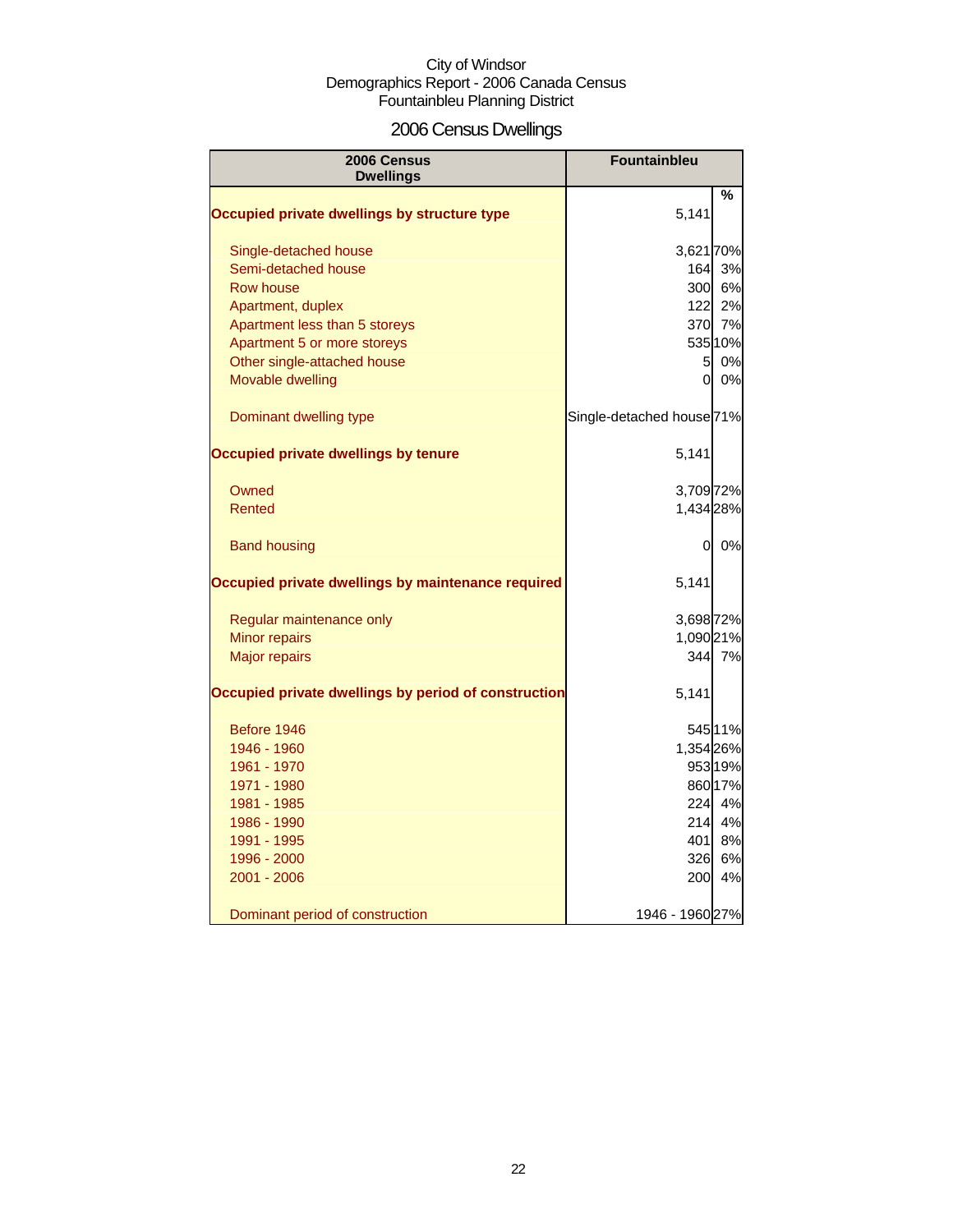City of Windsor
Demographics Report - 2006 Canada Census
Fountainbleu Planning District

# 2006 Census Dwellings

| 2006 Census Dwellings | Fountainbleu | % |
|---|---|---|
| **Occupied private dwellings by structure type** | 5,141 | |
| Single-detached house | 3,621 | 70% |
| Semi-detached house | 164 | 3% |
| Row house | 300 | 6% |
| Apartment, duplex | 122 | 2% |
| Apartment less than 5 storeys | 370 | 7% |
| Apartment 5 or more storeys | 535 | 10% |
| Other single-attached house | 5 | 0% |
| Movable dwelling | 0 | 0% |
| Dominant dwelling type | Single-detached house | 71% |
| **Occupied private dwellings by tenure** | 5,141 | |
| Owned | 3,709 | 72% |
| Rented | 1,434 | 28% |
| Band housing | 0 | 0% |
| **Occupied private dwellings by maintenance required** | 5,141 | |
| Regular maintenance only | 3,698 | 72% |
| Minor repairs | 1,090 | 21% |
| Major repairs | 344 | 7% |
| **Occupied private dwellings by period of construction** | 5,141 | |
| Before 1946 | 545 | 11% |
| 1946 - 1960 | 1,354 | 26% |
| 1961 - 1970 | 953 | 19% |
| 1971 - 1980 | 860 | 17% |
| 1981 - 1985 | 224 | 4% |
| 1986 - 1990 | 214 | 4% |
| 1991 - 1995 | 401 | 8% |
| 1996 - 2000 | 326 | 6% |
| 2001 - 2006 | 200 | 4% |
| Dominant period of construction | 1946 - 1960 | 27% |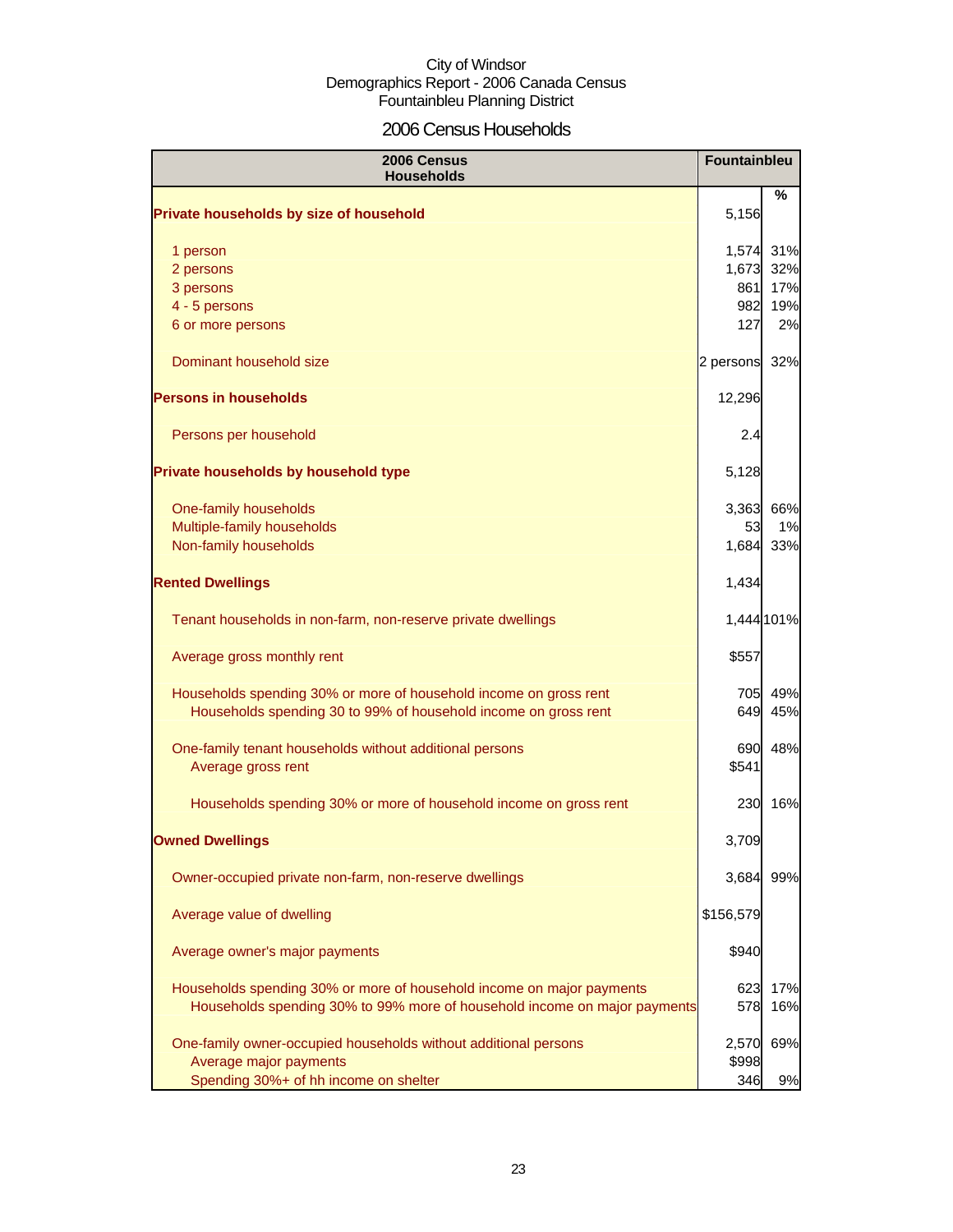City of Windsor
Demographics Report - 2006 Canada Census
Fountainbleu Planning District

## 2006 Census Households

| 2006 Census Households | Fountainbleu | % |
|---|---|---|
| **Private households by size of household** | 5,156 | |
| 1 person | 1,574 | 31% |
| 2 persons | 1,673 | 32% |
| 3 persons | 861 | 17% |
| 4 - 5 persons | 982 | 19% |
| 6 or more persons | 127 | 2% |
| Dominant household size | 2 persons | 32% |
| **Persons in households** | 12,296 | |
| Persons per household | 2.4 | |
| **Private households by household type** | 5,128 | |
| One-family households | 3,363 | 66% |
| Multiple-family households | 53 | 1% |
| Non-family households | 1,684 | 33% |
| **Rented Dwellings** | 1,434 | |
| Tenant households in non-farm, non-reserve private dwellings | 1,444 | 101% |
| Average gross monthly rent | $557 | |
| Households spending 30% or more of household income on gross rent | 705 | 49% |
| Households spending 30 to 99% of household income on gross rent | 649 | 45% |
| One-family tenant households without additional persons | 690 | 48% |
| Average gross rent | $541 | |
| Households spending 30% or more of household income on gross rent | 230 | 16% |
| **Owned Dwellings** | 3,709 | |
| Owner-occupied private non-farm, non-reserve dwellings | 3,684 | 99% |
| Average value of dwelling | $156,579 | |
| Average owner's major payments | $940 | |
| Households spending 30% or more of household income on major payments | 623 | 17% |
| Households spending 30% to 99% more of household income on major payments | 578 | 16% |
| One-family owner-occupied households without additional persons | 2,570 | 69% |
| Average major payments | $998 | |
| Spending 30%+ of hh income on shelter | 346 | 9% |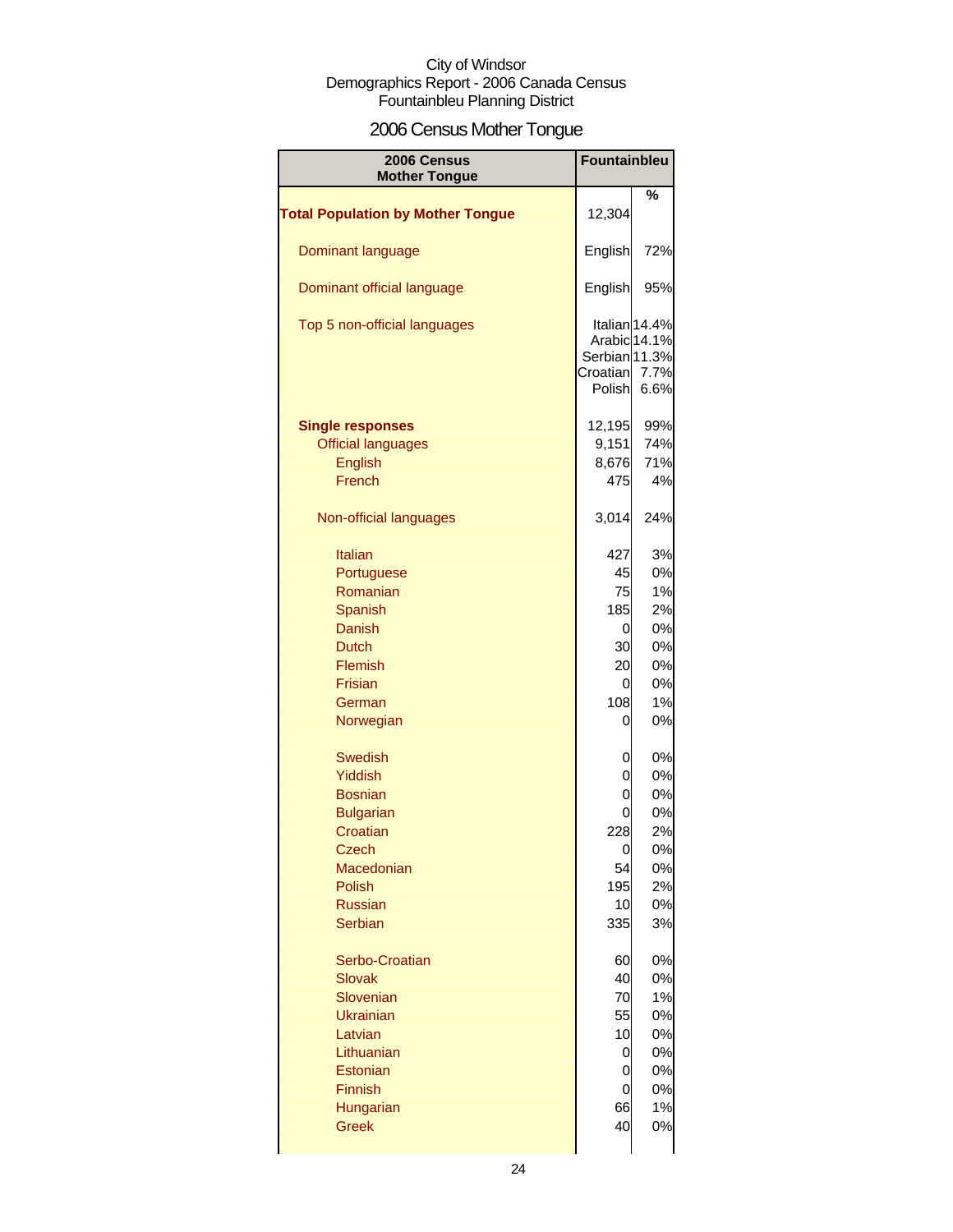City of Windsor
Demographics Report - 2006 Canada Census
Fountainbleu Planning District

# 2006 Census Mother Tongue

| 2006 Census Mother Tongue | Fountainbleu | |
|---|---|---|
| | | % |
| **Total Population by Mother Tongue** | 12,304 | |
| Dominant language | English | 72% |
| Dominant official language | English | 95% |
| Top 5 non-official languages | Italian | 14.4% |
| | Arabic | 14.1% |
| | Serbian | 11.3% |
| | Croatian | 7.7% |
| | Polish | 6.6% |
| **Single responses** | 12,195 | 99% |
| Official languages | 9,151 | 74% |
| English | 8,676 | 71% |
| French | 475 | 4% |
| Non-official languages | 3,014 | 24% |
| Italian | 427 | 3% |
| Portuguese | 45 | 0% |
| Romanian | 75 | 1% |
| Spanish | 185 | 2% |
| Danish | 0 | 0% |
| Dutch | 30 | 0% |
| Flemish | 20 | 0% |
| Frisian | 0 | 0% |
| German | 108 | 1% |
| Norwegian | 0 | 0% |
| Swedish | 0 | 0% |
| Yiddish | 0 | 0% |
| Bosnian | 0 | 0% |
| Bulgarian | 0 | 0% |
| Croatian | 228 | 2% |
| Czech | 0 | 0% |
| Macedonian | 54 | 0% |
| Polish | 195 | 2% |
| Russian | 10 | 0% |
| Serbian | 335 | 3% |
| Serbo-Croatian | 60 | 0% |
| Slovak | 40 | 0% |
| Slovenian | 70 | 1% |
| Ukrainian | 55 | 0% |
| Latvian | 10 | 0% |
| Lithuanian | 0 | 0% |
| Estonian | 0 | 0% |
| Finnish | 0 | 0% |
| Hungarian | 66 | 1% |
| Greek | 40 | 0% |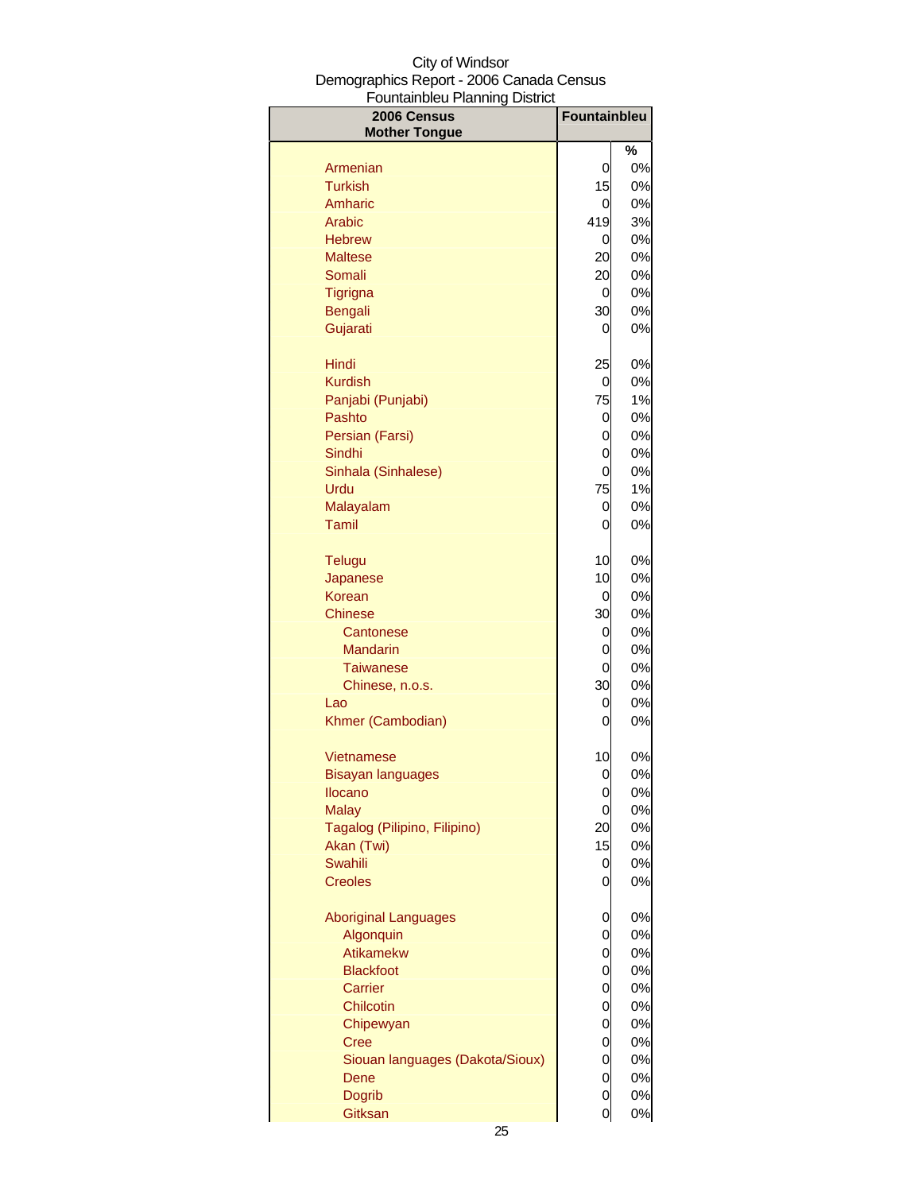City of Windsor
Demographics Report - 2006 Canada Census
Fountainbleu Planning District

| 2006 Census Mother Tongue | Fountainbleu | |
|---|---|---|
| | | % |
| Armenian | 0 | 0% |
| Turkish | 15 | 0% |
| Amharic | 0 | 0% |
| Arabic | 419 | 3% |
| Hebrew | 0 | 0% |
| Maltese | 20 | 0% |
| Somali | 20 | 0% |
| Tigrigna | 0 | 0% |
| Bengali | 30 | 0% |
| Gujarati | 0 | 0% |
| Hindi | 25 | 0% |
| Kurdish | 0 | 0% |
| Panjabi (Punjabi) | 75 | 1% |
| Pashto | 0 | 0% |
| Persian (Farsi) | 0 | 0% |
| Sindhi | 0 | 0% |
| Sinhala (Sinhalese) | 0 | 0% |
| Urdu | 75 | 1% |
| Malayalam | 0 | 0% |
| Tamil | 0 | 0% |
| Telugu | 10 | 0% |
| Japanese | 10 | 0% |
| Korean | 0 | 0% |
| Chinese | 30 | 0% |
| Cantonese | 0 | 0% |
| Mandarin | 0 | 0% |
| Taiwanese | 0 | 0% |
| Chinese, n.o.s. | 30 | 0% |
| Lao | 0 | 0% |
| Khmer (Cambodian) | 0 | 0% |
| Vietnamese | 10 | 0% |
| Bisayan languages | 0 | 0% |
| Ilocano | 0 | 0% |
| Malay | 0 | 0% |
| Tagalog (Pilipino, Filipino) | 20 | 0% |
| Akan (Twi) | 15 | 0% |
| Swahili | 0 | 0% |
| Creoles | 0 | 0% |
| Aboriginal Languages | 0 | 0% |
| Algonquin | 0 | 0% |
| Atikamekw | 0 | 0% |
| Blackfoot | 0 | 0% |
| Carrier | 0 | 0% |
| Chilcotin | 0 | 0% |
| Chipewyan | 0 | 0% |
| Cree | 0 | 0% |
| Siouan languages (Dakota/Sioux) | 0 | 0% |
| Dene | 0 | 0% |
| Dogrib | 0 | 0% |
| Gitksan | 0 | 0% |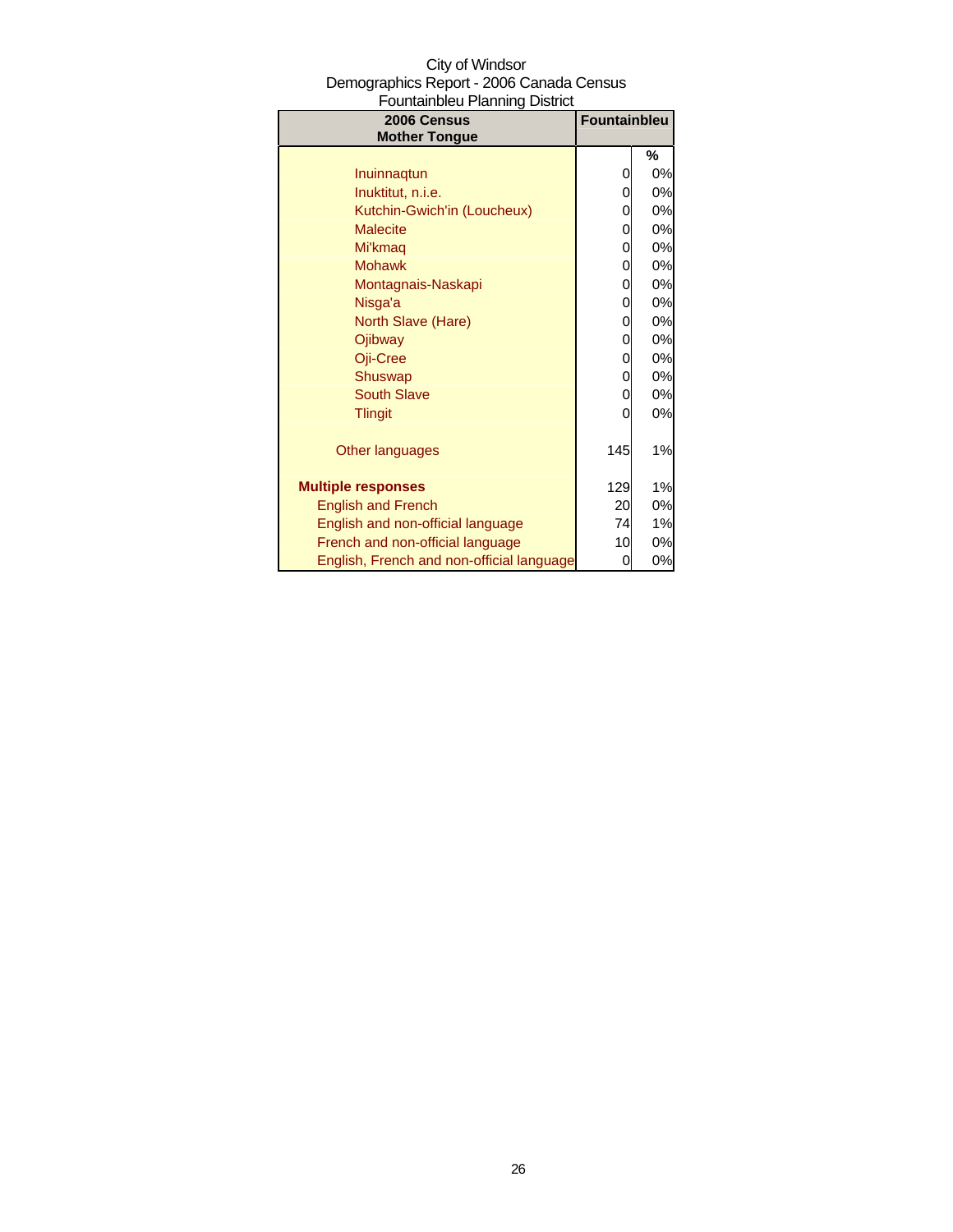City of Windsor
Demographics Report - 2006 Canada Census
Fountainbleu Planning District

| 2006 Census Mother Tongue | Fountainbleu | |
|---|---|---|
| | | % |
| Inuinnaqtun | 0 | 0% |
| Inuktitut, n.i.e. | 0 | 0% |
| Kutchin-Gwich'in (Loucheux) | 0 | 0% |
| Malecite | 0 | 0% |
| Mi'kmaq | 0 | 0% |
| Mohawk | 0 | 0% |
| Montagnais-Naskapi | 0 | 0% |
| Nisga'a | 0 | 0% |
| North Slave (Hare) | 0 | 0% |
| Ojibway | 0 | 0% |
| Oji-Cree | 0 | 0% |
| Shuswap | 0 | 0% |
| South Slave | 0 | 0% |
| Tlingit | 0 | 0% |
| Other languages | 145 | 1% |
| **Multiple responses** | 129 | 1% |
| English and French | 20 | 0% |
| English and non-official language | 74 | 1% |
| French and non-official language | 10 | 0% |
| English, French and non-official language | 0 | 0% |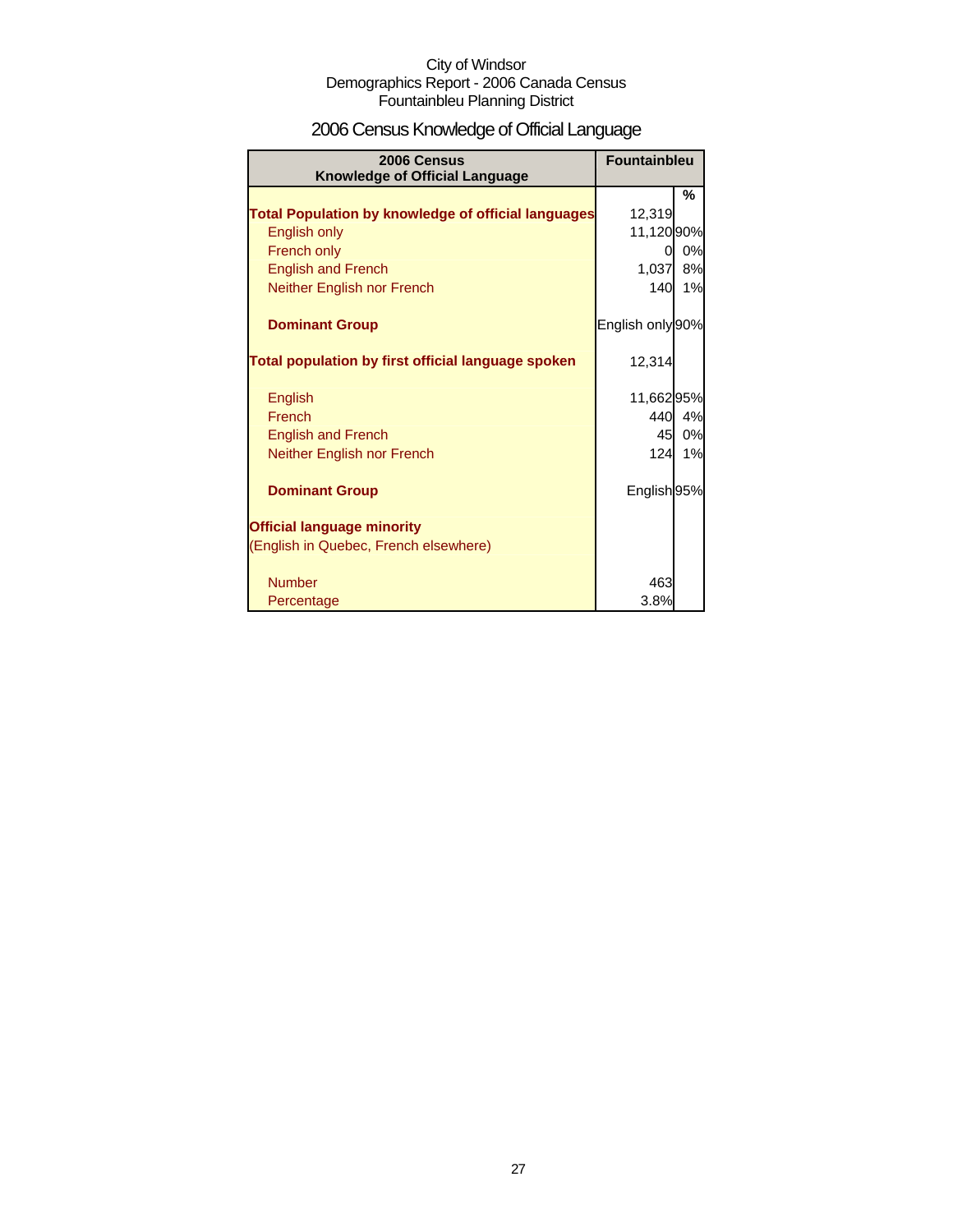City of Windsor
Demographics Report - 2006 Canada Census
Fountainbleu Planning District

# 2006 Census Knowledge of Official Language

| 2006 Census Knowledge of Official Language | Fountainbleu | |
|---|---|---|
| | | % |
| **Total Population by knowledge of official languages** | 12,319 | |
| English only | 11,120 | 90% |
| French only | 0 | 0% |
| English and French | 1,037 | 8% |
| Neither English nor French | 140 | 1% |
| **Dominant Group** | English only | 90% |
| **Total population by first official language spoken** | 12,314 | |
| English | 11,662 | 95% |
| French | 440 | 4% |
| English and French | 45 | 0% |
| Neither English nor French | 124 | 1% |
| **Dominant Group** | English | 95% |
| **Official language minority** (English in Quebec, French elsewhere) | | |
| Number | 463 | |
| Percentage | 3.8% | |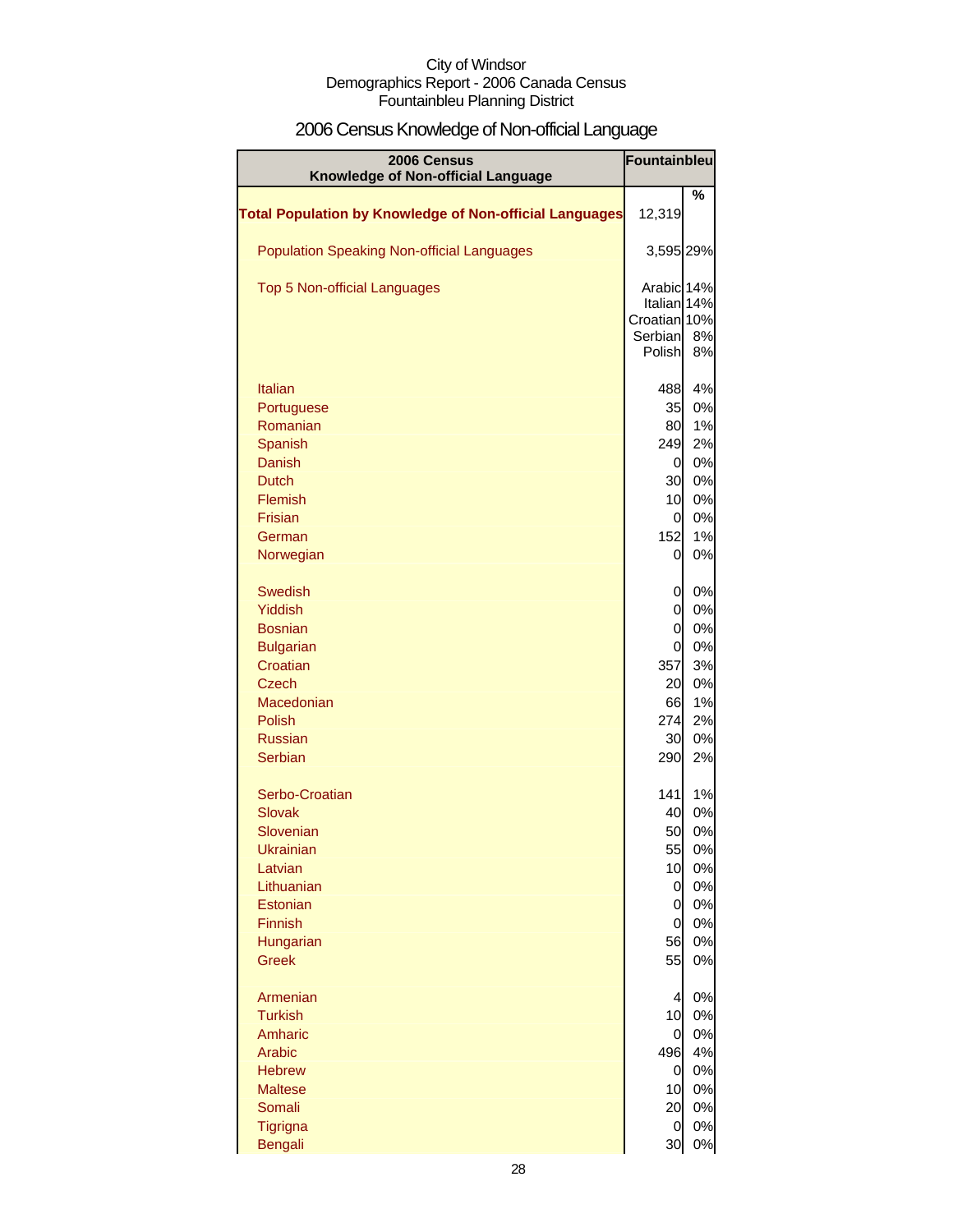City of Windsor
Demographics Report - 2006 Canada Census
Fountainbleu Planning District

# 2006 Census Knowledge of Non-official Language

| 2006 Census Knowledge of Non-official Language | Fountainbleu | |
|---|---|---|
| | | % |
| **Total Population by Knowledge of Non-official Languages** | 12,319 | |
| Population Speaking Non-official Languages | 3,595 | 29% |
| Top 5 Non-official Languages | Arabic | 14% |
| | Italian | 14% |
| | Croatian | 10% |
| | Serbian | 8% |
| | Polish | 8% |
| Italian | 488 | 4% |
| Portuguese | 35 | 0% |
| Romanian | 80 | 1% |
| Spanish | 249 | 2% |
| Danish | 0 | 0% |
| Dutch | 30 | 0% |
| Flemish | 10 | 0% |
| Frisian | 0 | 0% |
| German | 152 | 1% |
| Norwegian | 0 | 0% |
| Swedish | 0 | 0% |
| Yiddish | 0 | 0% |
| Bosnian | 0 | 0% |
| Bulgarian | 0 | 0% |
| Croatian | 357 | 3% |
| Czech | 20 | 0% |
| Macedonian | 66 | 1% |
| Polish | 274 | 2% |
| Russian | 30 | 0% |
| Serbian | 290 | 2% |
| Serbo-Croatian | 141 | 1% |
| Slovak | 40 | 0% |
| Slovenian | 50 | 0% |
| Ukrainian | 55 | 0% |
| Latvian | 10 | 0% |
| Lithuanian | 0 | 0% |
| Estonian | 0 | 0% |
| Finnish | 0 | 0% |
| Hungarian | 56 | 0% |
| Greek | 55 | 0% |
| Armenian | 4 | 0% |
| Turkish | 10 | 0% |
| Amharic | 0 | 0% |
| Arabic | 496 | 4% |
| Hebrew | 0 | 0% |
| Maltese | 10 | 0% |
| Somali | 20 | 0% |
| Tigrigna | 0 | 0% |
| Bengali | 30 | 0% |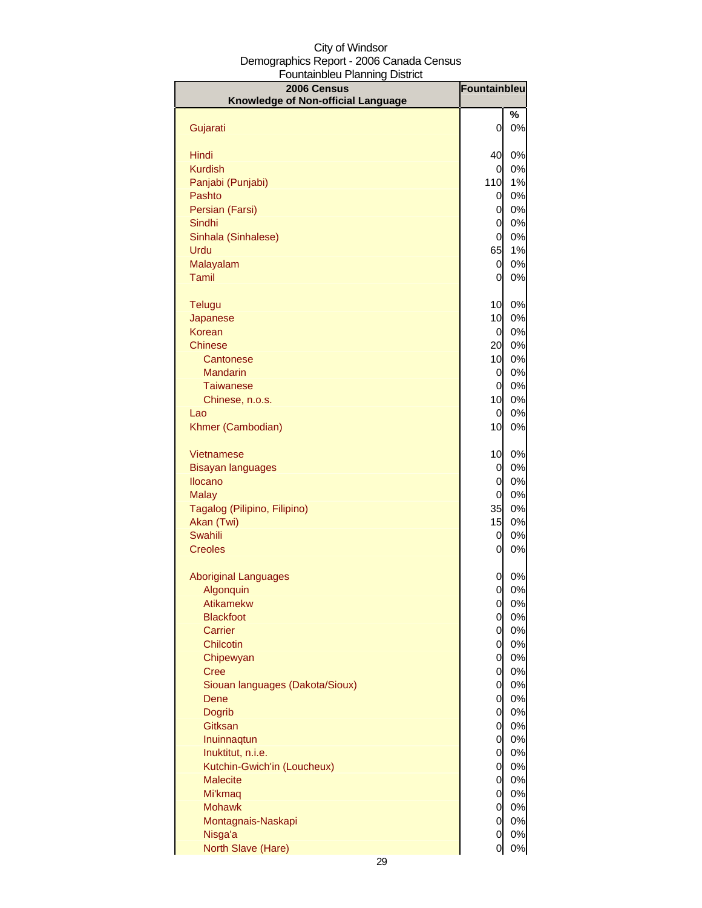City of Windsor
Demographics Report - 2006 Canada Census
Fountainbleu Planning District

| 2006 Census Knowledge of Non-official Language | Fountainbleu | % |
|---|---|---|
| Gujarati | 0 | 0% |
| | | |
| Hindi | 40 | 0% |
| Kurdish | 0 | 0% |
| Panjabi (Punjabi) | 110 | 1% |
| Pashto | 0 | 0% |
| Persian (Farsi) | 0 | 0% |
| Sindhi | 0 | 0% |
| Sinhala (Sinhalese) | 0 | 0% |
| Urdu | 65 | 1% |
| Malayalam | 0 | 0% |
| Tamil | 0 | 0% |
| | | |
| Telugu | 10 | 0% |
| Japanese | 10 | 0% |
| Korean | 0 | 0% |
| Chinese | 20 | 0% |
| Cantonese | 10 | 0% |
| Mandarin | 0 | 0% |
| Taiwanese | 0 | 0% |
| Chinese, n.o.s. | 10 | 0% |
| Lao | 0 | 0% |
| Khmer (Cambodian) | 10 | 0% |
| | | |
| Vietnamese | 10 | 0% |
| Bisayan languages | 0 | 0% |
| Ilocano | 0 | 0% |
| Malay | 0 | 0% |
| Tagalog (Pilipino, Filipino) | 35 | 0% |
| Akan (Twi) | 15 | 0% |
| Swahili | 0 | 0% |
| Creoles | 0 | 0% |
| | | |
| Aboriginal Languages | 0 | 0% |
| Algonquin | 0 | 0% |
| Atikamekw | 0 | 0% |
| Blackfoot | 0 | 0% |
| Carrier | 0 | 0% |
| Chilcotin | 0 | 0% |
| Chipewyan | 0 | 0% |
| Cree | 0 | 0% |
| Siouan languages (Dakota/Sioux) | 0 | 0% |
| Dene | 0 | 0% |
| Dogrib | 0 | 0% |
| Gitksan | 0 | 0% |
| Inuinnaqtun | 0 | 0% |
| Inuktitut, n.i.e. | 0 | 0% |
| Kutchin-Gwich'in (Loucheux) | 0 | 0% |
| Malecite | 0 | 0% |
| Mi'kmaq | 0 | 0% |
| Mohawk | 0 | 0% |
| Montagnais-Naskapi | 0 | 0% |
| Nisga'a | 0 | 0% |
| North Slave (Hare) | 0 | 0% |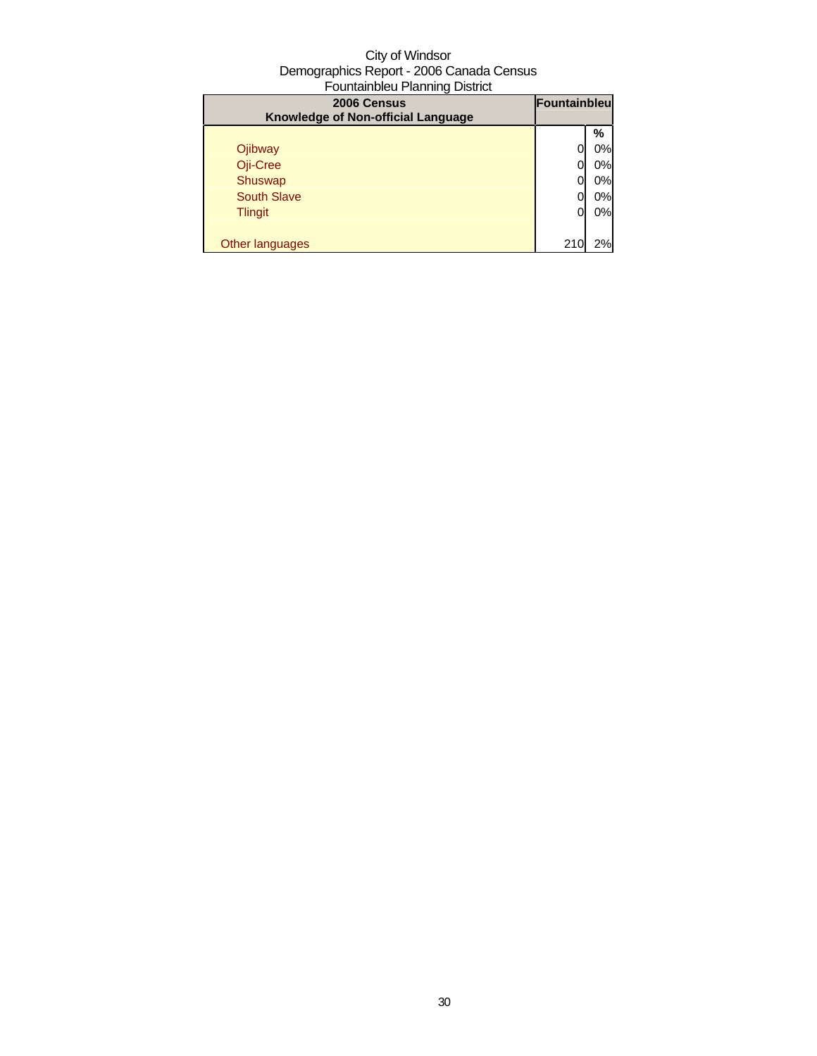City of Windsor
Demographics Report - 2006 Canada Census
Fountainbleu Planning District

| 2006 Census<br>Knowledge of Non-official Language | Fountainbleu | |
|---|---|---|
| | | % |
| Ojibway | 0 | 0% |
| Oji-Cree | 0 | 0% |
| Shuswap | 0 | 0% |
| South Slave | 0 | 0% |
| Tlingit | 0 | 0% |
| | | |
| Other languages | 210 | 2% |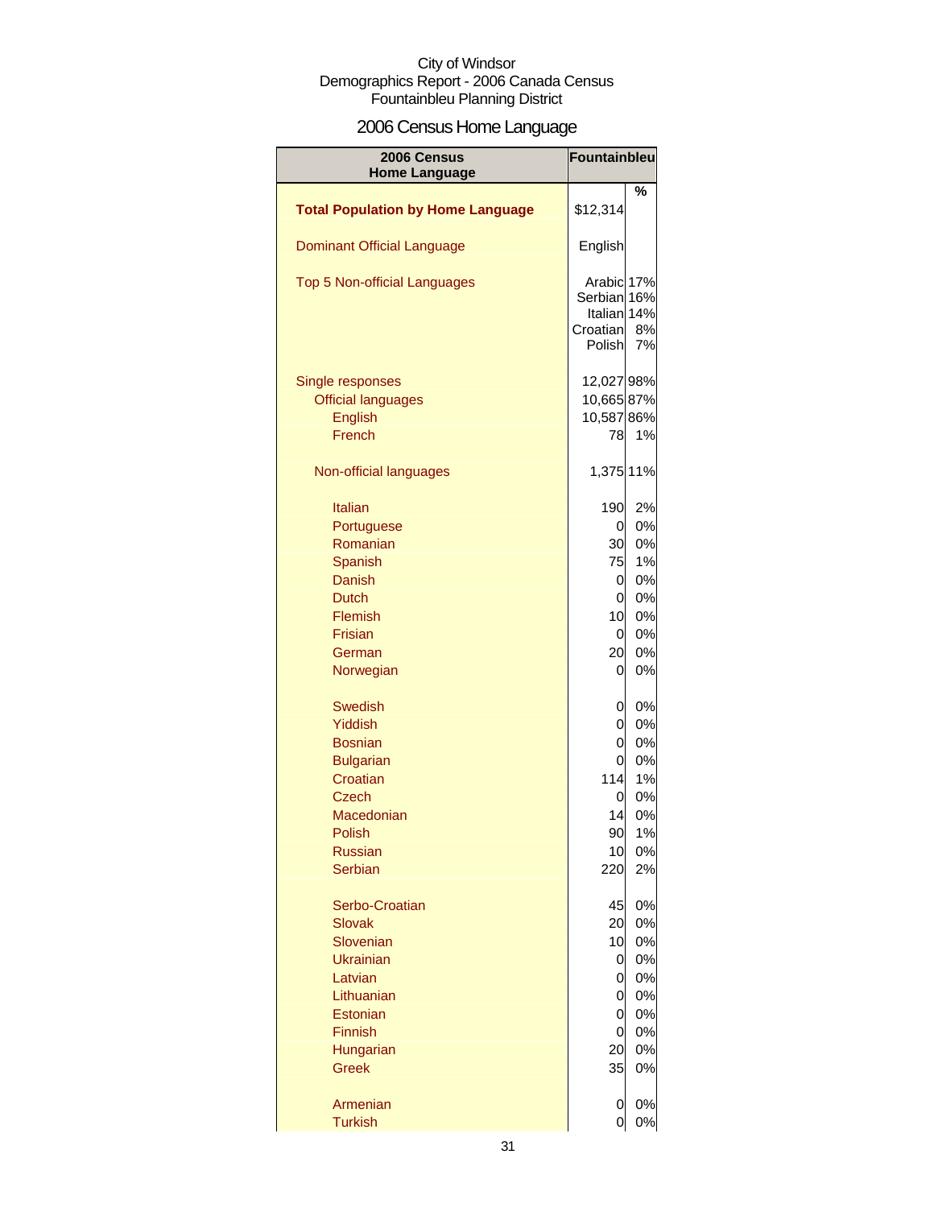City of Windsor
Demographics Report - 2006 Canada Census
Fountainbleu Planning District

# 2006 Census Home Language

| 2006 Census Home Language | Fountainbleu | % |
|---|---|---|
| **Total Population by Home Language** | $12,314 | |
| Dominant Official Language | English | |
| Top 5 Non-official Languages | Arabic | 17% |
| | Serbian | 16% |
| | Italian | 14% |
| | Croatian | 8% |
| | Polish | 7% |
| Single responses | 12,027 | 98% |
| Official languages | 10,665 | 87% |
| English | 10,587 | 86% |
| French | 78 | 1% |
| Non-official languages | 1,375 | 11% |
| Italian | 190 | 2% |
| Portuguese | 0 | 0% |
| Romanian | 30 | 0% |
| Spanish | 75 | 1% |
| Danish | 0 | 0% |
| Dutch | 0 | 0% |
| Flemish | 10 | 0% |
| Frisian | 0 | 0% |
| German | 20 | 0% |
| Norwegian | 0 | 0% |
| Swedish | 0 | 0% |
| Yiddish | 0 | 0% |
| Bosnian | 0 | 0% |
| Bulgarian | 0 | 0% |
| Croatian | 114 | 1% |
| Czech | 0 | 0% |
| Macedonian | 14 | 0% |
| Polish | 90 | 1% |
| Russian | 10 | 0% |
| Serbian | 220 | 2% |
| Serbo-Croatian | 45 | 0% |
| Slovak | 20 | 0% |
| Slovenian | 10 | 0% |
| Ukrainian | 0 | 0% |
| Latvian | 0 | 0% |
| Lithuanian | 0 | 0% |
| Estonian | 0 | 0% |
| Finnish | 0 | 0% |
| Hungarian | 20 | 0% |
| Greek | 35 | 0% |
| Armenian | 0 | 0% |
| Turkish | 0 | 0% |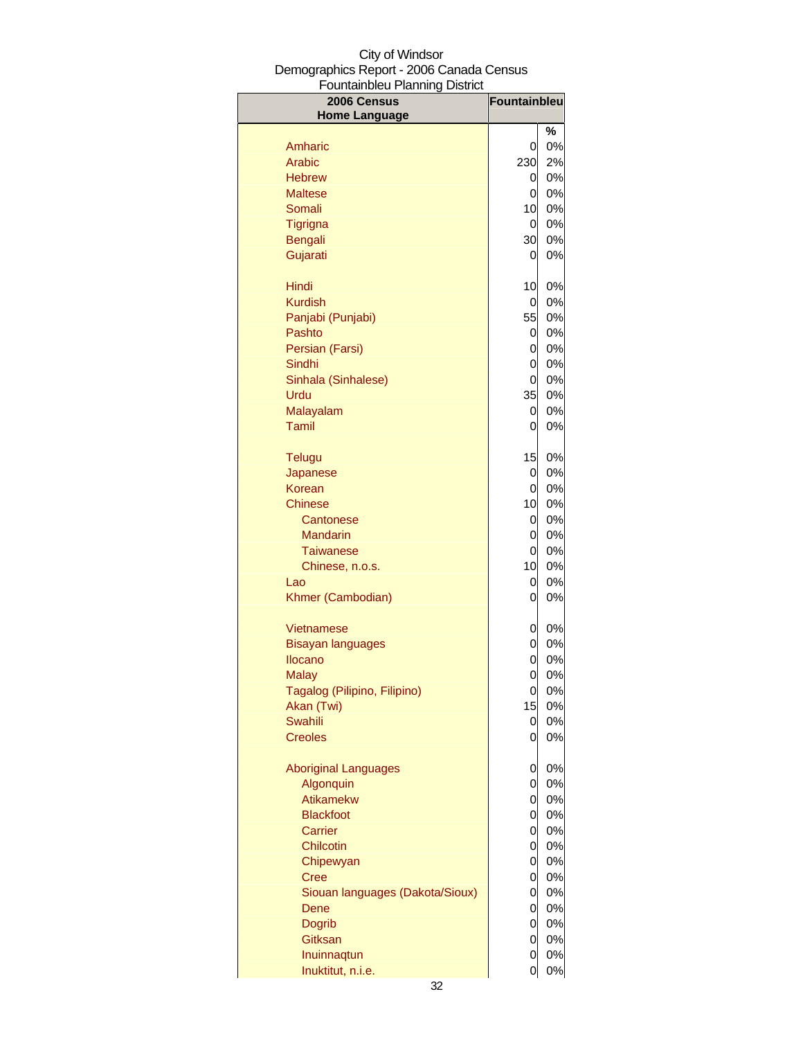City of Windsor
Demographics Report - 2006 Canada Census
Fountainbleu Planning District

| 2006 Census Home Language | Fountainbleu | |
|---|---|---|
| | | % |
| Amharic | 0 | 0% |
| Arabic | 230 | 2% |
| Hebrew | 0 | 0% |
| Maltese | 0 | 0% |
| Somali | 10 | 0% |
| Tigrigna | 0 | 0% |
| Bengali | 30 | 0% |
| Gujarati | 0 | 0% |
| | | |
| Hindi | 10 | 0% |
| Kurdish | 0 | 0% |
| Panjabi (Punjabi) | 55 | 0% |
| Pashto | 0 | 0% |
| Persian (Farsi) | 0 | 0% |
| Sindhi | 0 | 0% |
| Sinhala (Sinhalese) | 0 | 0% |
| Urdu | 35 | 0% |
| Malayalam | 0 | 0% |
| Tamil | 0 | 0% |
| | | |
| Telugu | 15 | 0% |
| Japanese | 0 | 0% |
| Korean | 0 | 0% |
| Chinese | 10 | 0% |
| Cantonese | 0 | 0% |
| Mandarin | 0 | 0% |
| Taiwanese | 0 | 0% |
| Chinese, n.o.s. | 10 | 0% |
| Lao | 0 | 0% |
| Khmer (Cambodian) | 0 | 0% |
| | | |
| Vietnamese | 0 | 0% |
| Bisayan languages | 0 | 0% |
| Ilocano | 0 | 0% |
| Malay | 0 | 0% |
| Tagalog (Pilipino, Filipino) | 0 | 0% |
| Akan (Twi) | 15 | 0% |
| Swahili | 0 | 0% |
| Creoles | 0 | 0% |
| | | |
| Aboriginal Languages | 0 | 0% |
| Algonquin | 0 | 0% |
| Atikamekw | 0 | 0% |
| Blackfoot | 0 | 0% |
| Carrier | 0 | 0% |
| Chilcotin | 0 | 0% |
| Chipewyan | 0 | 0% |
| Cree | 0 | 0% |
| Siouan languages (Dakota/Sioux) | 0 | 0% |
| Dene | 0 | 0% |
| Dogrib | 0 | 0% |
| Gitksan | 0 | 0% |
| Inuinnaqtun | 0 | 0% |
| Inuktitut, n.i.e. | 0 | 0% |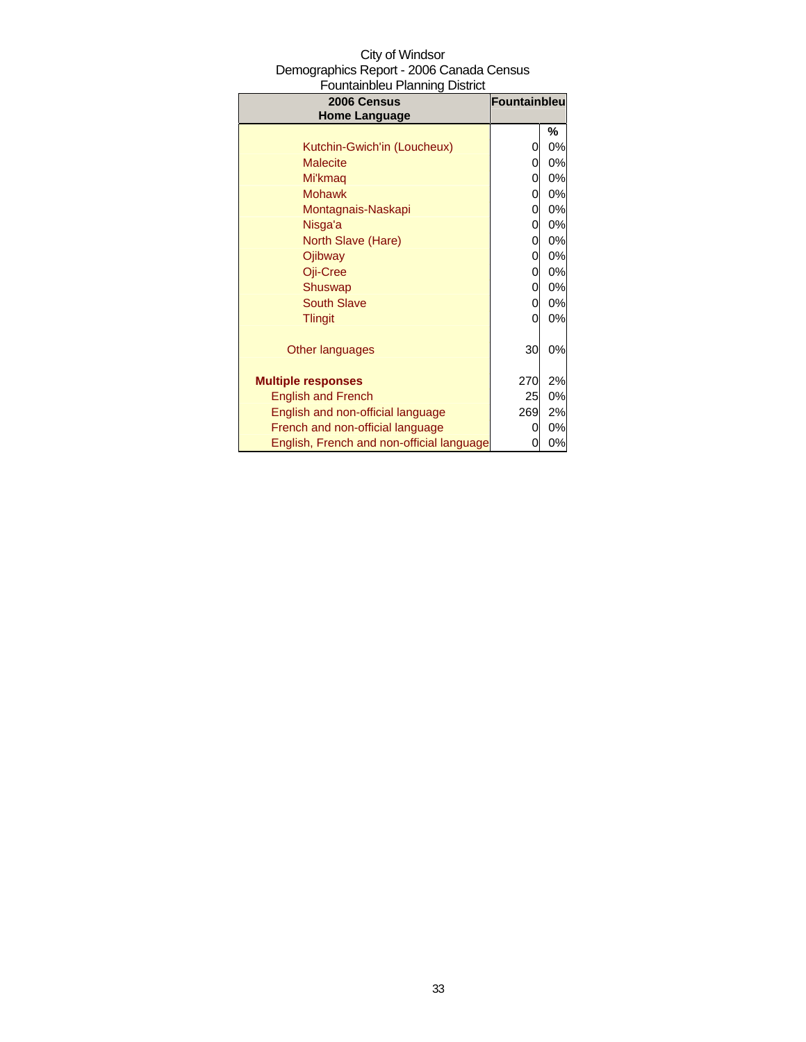City of Windsor
Demographics Report - 2006 Canada Census
Fountainbleu Planning District

| 2006 Census Home Language | Fountainbleu | |
|---|---|---|
| | | % |
| Kutchin-Gwich'in (Loucheux) | 0 | 0% |
| Malecite | 0 | 0% |
| Mi'kmaq | 0 | 0% |
| Mohawk | 0 | 0% |
| Montagnais-Naskapi | 0 | 0% |
| Nisga'a | 0 | 0% |
| North Slave (Hare) | 0 | 0% |
| Ojibway | 0 | 0% |
| Oji-Cree | 0 | 0% |
| Shuswap | 0 | 0% |
| South Slave | 0 | 0% |
| Tlingit | 0 | 0% |
| Other languages | 30 | 0% |
| **Multiple responses** | 270 | 2% |
| English and French | 25 | 0% |
| English and non-official language | 269 | 2% |
| French and non-official language | 0 | 0% |
| English, French and non-official language | 0 | 0% |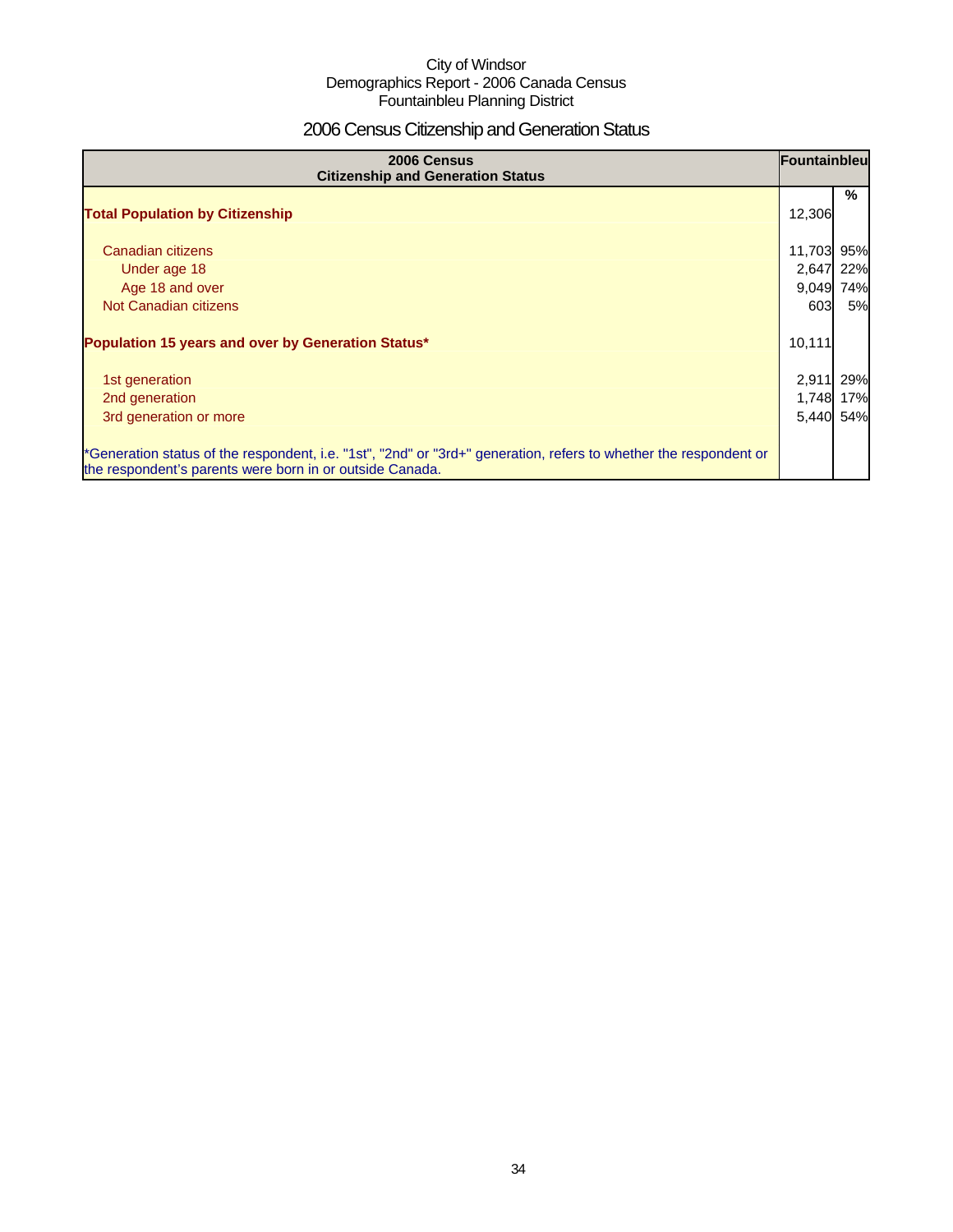City of Windsor
Demographics Report - 2006 Canada Census
Fountainbleu Planning District

# 2006 Census Citizenship and Generation Status

| 2006 Census Citizenship and Generation Status | Fountainbleu | |
|---|---|---|
| | | % |
| **Total Population by Citizenship** | 12,306 | |
| Canadian citizens | 11,703 | 95% |
| Under age 18 | 2,647 | 22% |
| Age 18 and over | 9,049 | 74% |
| Not Canadian citizens | 603 | 5% |
| **Population 15 years and over by Generation Status*** | 10,111 | |
| 1st generation | 2,911 | 29% |
| 2nd generation | 1,748 | 17% |
| 3rd generation or more | 5,440 | 54% |

*Generation status of the respondent, i.e. "1st", "2nd" or "3rd+" generation, refers to whether the respondent or the respondent's parents were born in or outside Canada.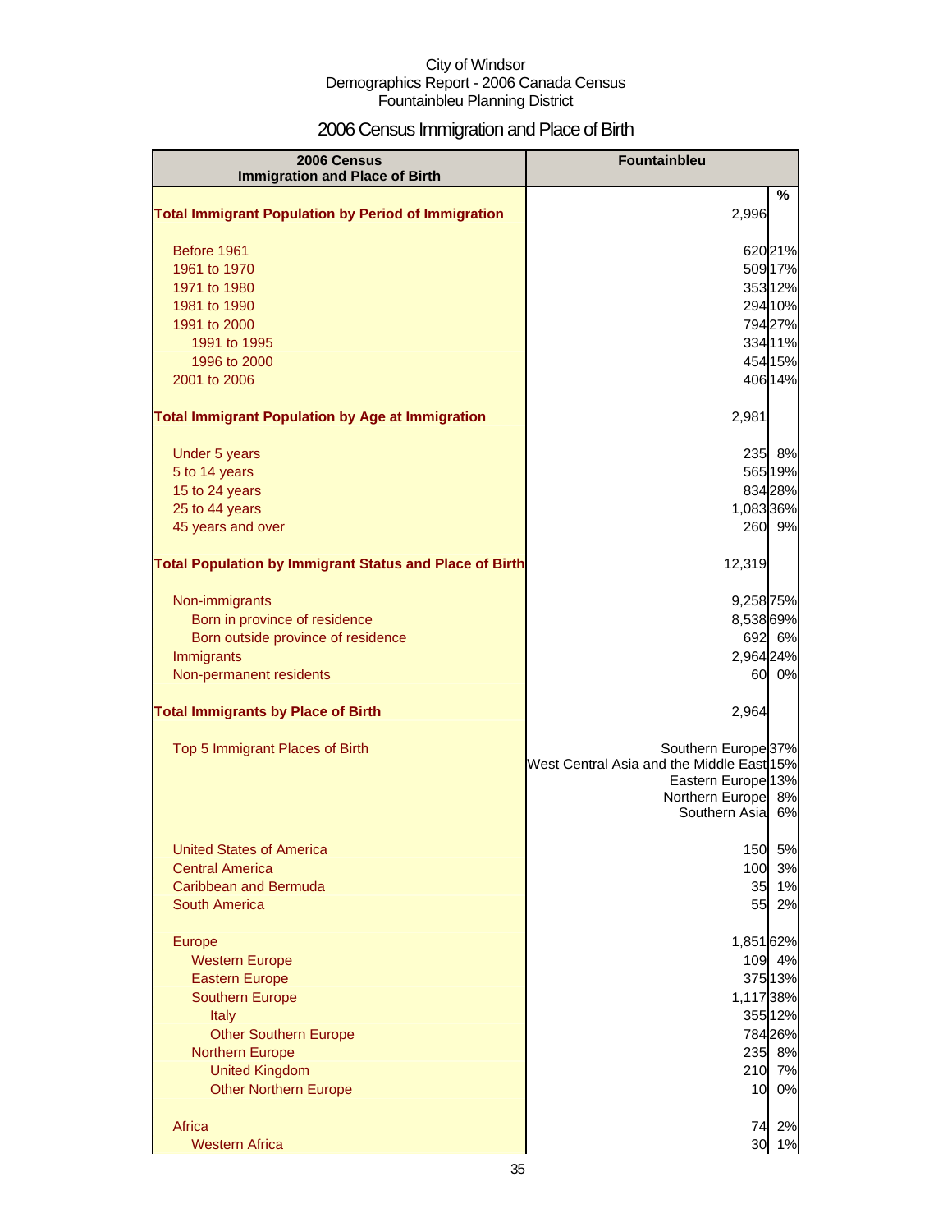City of Windsor
Demographics Report - 2006 Canada Census
Fountainbleu Planning District

# 2006 Census Immigration and Place of Birth

| 2006 Census Immigration and Place of Birth | Fountainbleu | % |
|---|---|---|
| **Total Immigrant Population by Period of Immigration** | 2,996 | |
| Before 1961 | 620 | 21% |
| 1961 to 1970 | 509 | 17% |
| 1971 to 1980 | 353 | 12% |
| 1981 to 1990 | 294 | 10% |
| 1991 to 2000 | 794 | 27% |
| 1991 to 1995 | 334 | 11% |
| 1996 to 2000 | 454 | 15% |
| 2001 to 2006 | 406 | 14% |
| **Total Immigrant Population by Age at Immigration** | 2,981 | |
| Under 5 years | 235 | 8% |
| 5 to 14 years | 565 | 19% |
| 15 to 24 years | 834 | 28% |
| 25 to 44 years | 1,083 | 36% |
| 45 years and over | 260 | 9% |
| **Total Population by Immigrant Status and Place of Birth** | 12,319 | |
| Non-immigrants | 9,258 | 75% |
| Born in province of residence | 8,538 | 69% |
| Born outside province of residence | 692 | 6% |
| Immigrants | 2,964 | 24% |
| Non-permanent residents | 60 | 0% |
| **Total Immigrants by Place of Birth** | 2,964 | |
| Top 5 Immigrant Places of Birth | Southern Europe | 37% |
| | West Central Asia and the Middle East | 15% |
| | Eastern Europe | 13% |
| | Northern Europe | 8% |
| | Southern Asia | 6% |
| United States of America | 150 | 5% |
| Central America | 100 | 3% |
| Caribbean and Bermuda | 35 | 1% |
| South America | 55 | 2% |
| Europe | 1,851 | 62% |
| Western Europe | 109 | 4% |
| Eastern Europe | 375 | 13% |
| Southern Europe | 1,117 | 38% |
| Italy | 355 | 12% |
| Other Southern Europe | 784 | 26% |
| Northern Europe | 235 | 8% |
| United Kingdom | 210 | 7% |
| Other Northern Europe | 10 | 0% |
| Africa | 74 | 2% |
| Western Africa | 30 | 1% |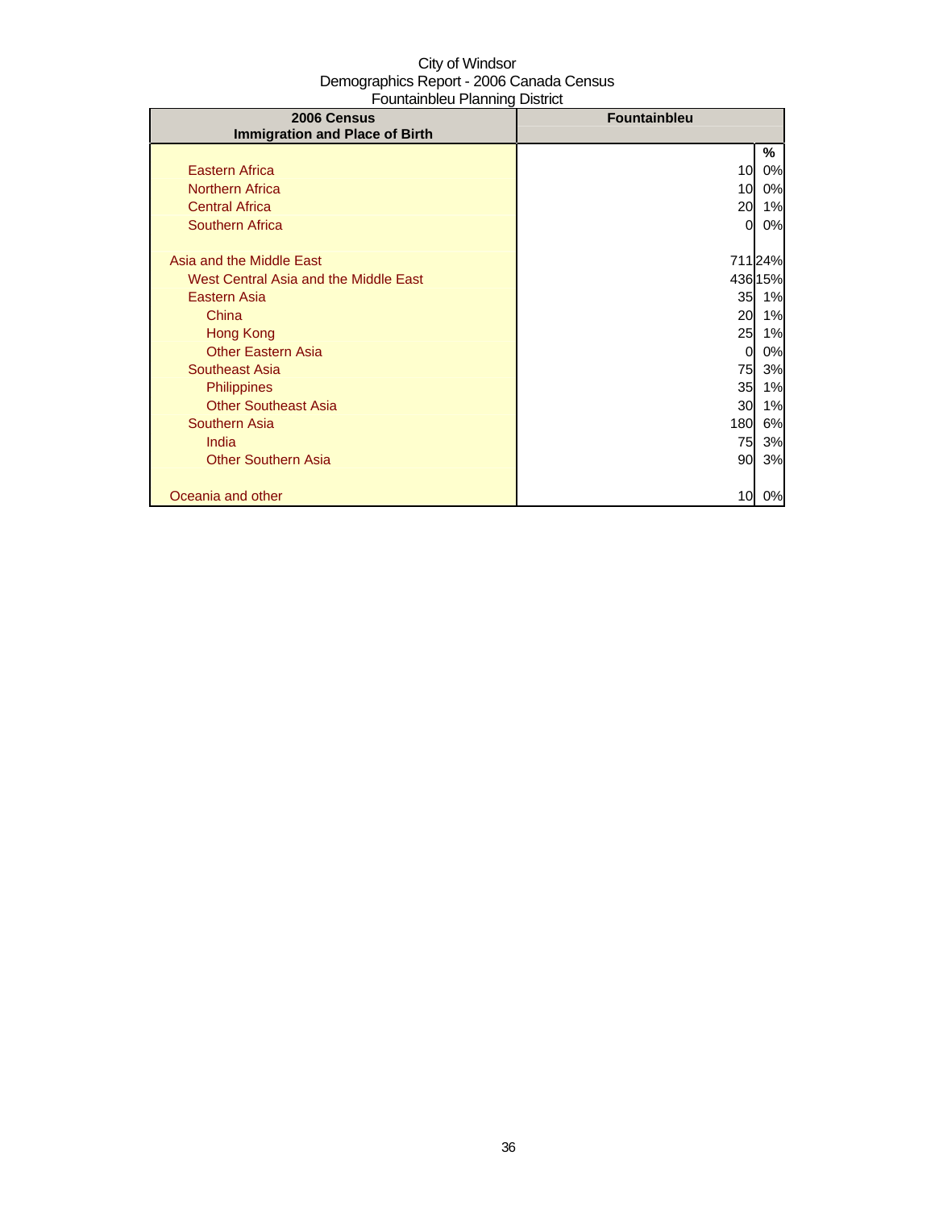City of Windsor
Demographics Report - 2006 Canada Census
Fountainbleu Planning District

| 2006 Census<br>Immigration and Place of Birth | Fountainbleu | |
|---|---|---|
| | | % |
| Eastern Africa | 10 | 0% |
| Northern Africa | 10 | 0% |
| Central Africa | 20 | 1% |
| Southern Africa | 0 | 0% |
| | | |
| Asia and the Middle East | 711 | 24% |
| West Central Asia and the Middle East | 436 | 15% |
| Eastern Asia | 35 | 1% |
| China | 20 | 1% |
| Hong Kong | 25 | 1% |
| Other Eastern Asia | 0 | 0% |
| Southeast Asia | 75 | 3% |
| Philippines | 35 | 1% |
| Other Southeast Asia | 30 | 1% |
| Southern Asia | 180 | 6% |
| India | 75 | 3% |
| Other Southern Asia | 90 | 3% |
| | | |
| Oceania and other | 10 | 0% |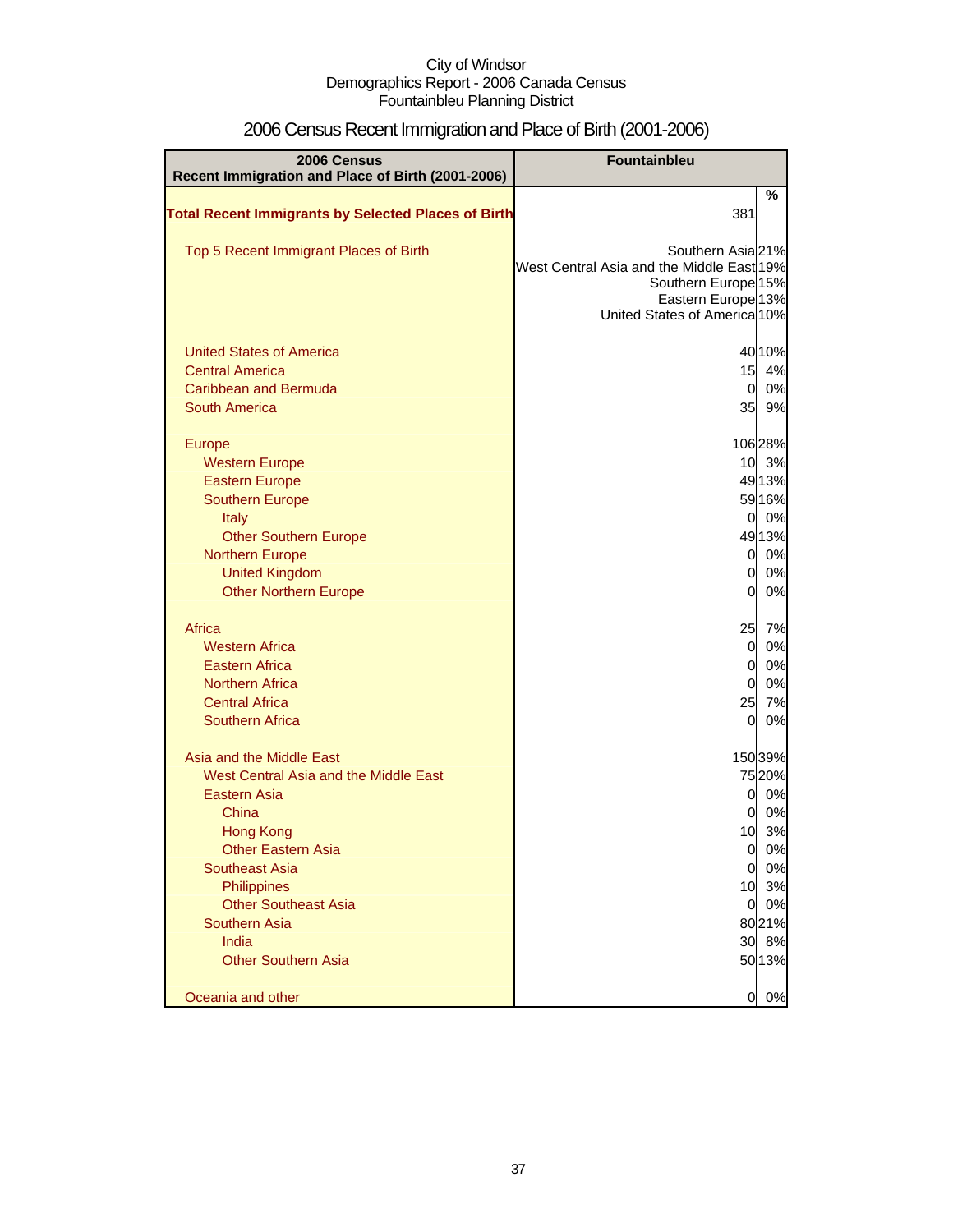City of Windsor
Demographics Report - 2006 Canada Census
Fountainbleu Planning District

# 2006 Census Recent Immigration and Place of Birth (2001-2006)

| 2006 Census Recent Immigration and Place of Birth (2001-2006) | Fountainbleu | |
|---|---|---|
| | | % |
| **Total Recent Immigrants by Selected Places of Birth** | 381 | |
| Top 5 Recent Immigrant Places of Birth | Southern Asia | 21% |
| | West Central Asia and the Middle East | 19% |
| | Southern Europe | 15% |
| | Eastern Europe | 13% |
| | United States of America | 10% |
| United States of America | 40 | 10% |
| Central America | 15 | 4% |
| Caribbean and Bermuda | 0 | 0% |
| South America | 35 | 9% |
| Europe | 106 | 28% |
| Western Europe | 10 | 3% |
| Eastern Europe | 49 | 13% |
| Southern Europe | 59 | 16% |
| Italy | 0 | 0% |
| Other Southern Europe | 49 | 13% |
| Northern Europe | 0 | 0% |
| United Kingdom | 0 | 0% |
| Other Northern Europe | 0 | 0% |
| Africa | 25 | 7% |
| Western Africa | 0 | 0% |
| Eastern Africa | 0 | 0% |
| Northern Africa | 0 | 0% |
| Central Africa | 25 | 7% |
| Southern Africa | 0 | 0% |
| Asia and the Middle East | 150 | 39% |
| West Central Asia and the Middle East | 75 | 20% |
| Eastern Asia | 0 | 0% |
| China | 0 | 0% |
| Hong Kong | 10 | 3% |
| Other Eastern Asia | 0 | 0% |
| Southeast Asia | 0 | 0% |
| Philippines | 10 | 3% |
| Other Southeast Asia | 0 | 0% |
| Southern Asia | 80 | 21% |
| India | 30 | 8% |
| Other Southern Asia | 50 | 13% |
| Oceania and other | 0 | 0% |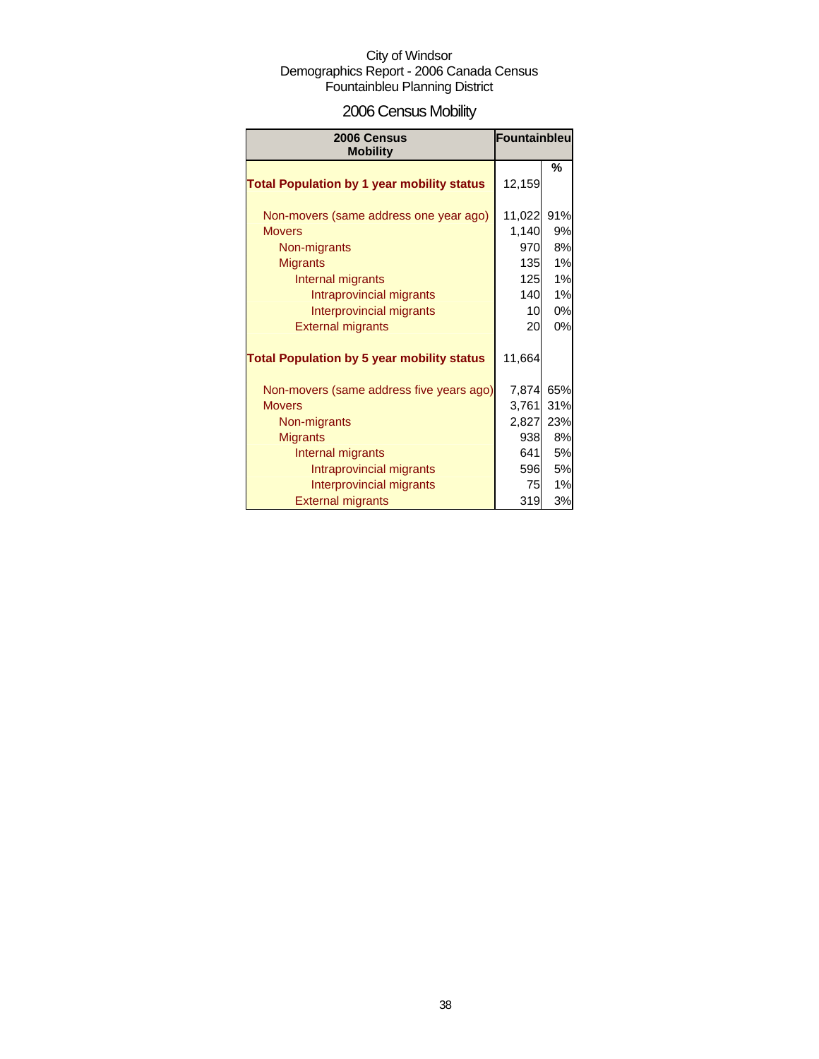City of Windsor
Demographics Report - 2006 Canada Census
Fountainbleu Planning District

# 2006 Census Mobility

| 2006 Census Mobility | Fountainbleu | % |
|---|---|---|
| **Total Population by 1 year mobility status** | 12,159 | |
| Non-movers (same address one year ago) | 11,022 | 91% |
| Movers | 1,140 | 9% |
| Non-migrants | 970 | 8% |
| Migrants | 135 | 1% |
| Internal migrants | 125 | 1% |
| Intraprovincial migrants | 140 | 1% |
| Interprovincial migrants | 10 | 0% |
| External migrants | 20 | 0% |
| **Total Population by 5 year mobility status** | 11,664 | |
| Non-movers (same address five years ago) | 7,874 | 65% |
| Movers | 3,761 | 31% |
| Non-migrants | 2,827 | 23% |
| Migrants | 938 | 8% |
| Internal migrants | 641 | 5% |
| Intraprovincial migrants | 596 | 5% |
| Interprovincial migrants | 75 | 1% |
| External migrants | 319 | 3% |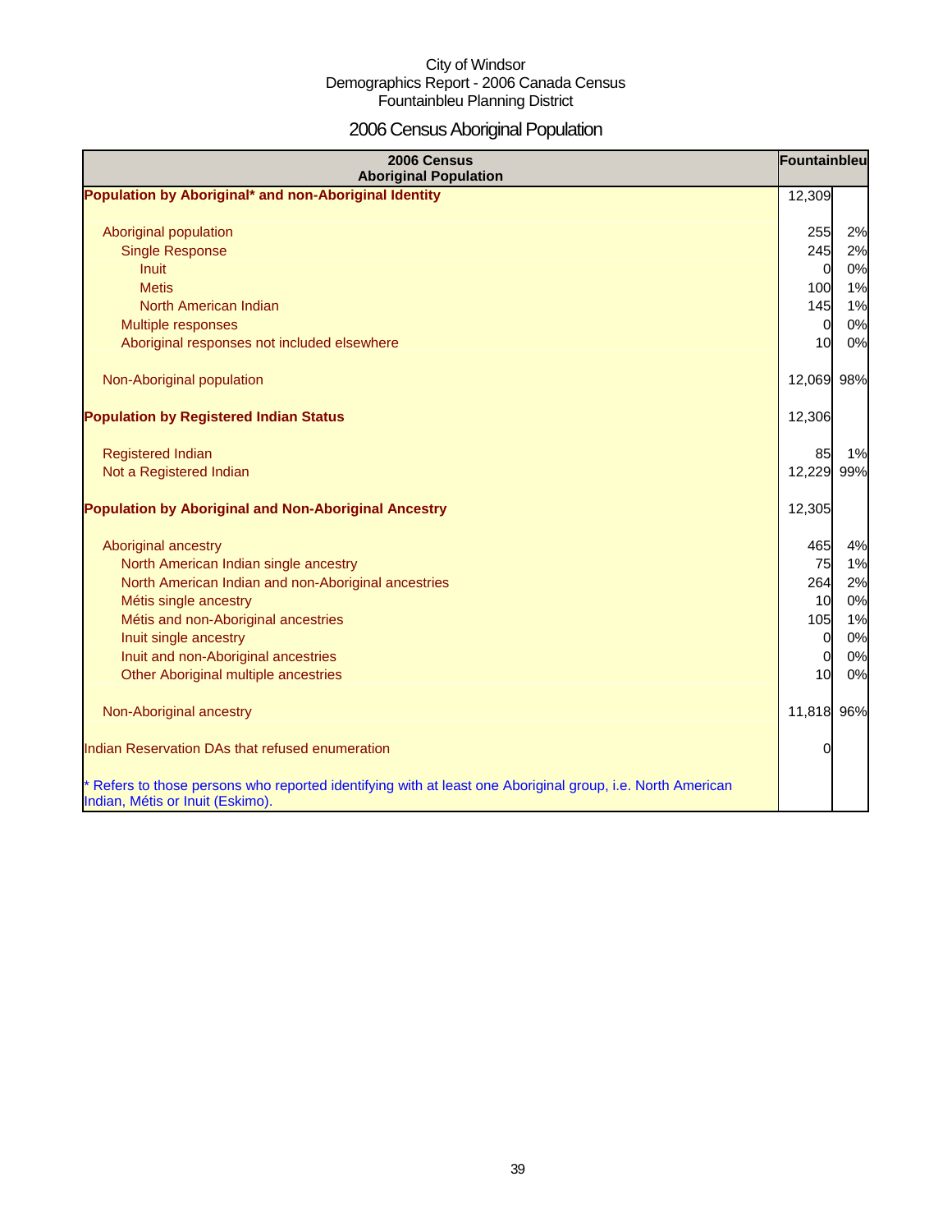City of Windsor
Demographics Report - 2006 Canada Census
Fountainbleu Planning District

# 2006 Census Aboriginal Population

| 2006 Census Aboriginal Population | Fountainbleu | |
|---|---|---|
| **Population by Aboriginal* and non-Aboriginal Identity** | 12,309 | |
| Aboriginal population | 255 | 2% |
| Single Response | 245 | 2% |
| Inuit | 0 | 0% |
| Metis | 100 | 1% |
| North American Indian | 145 | 1% |
| Multiple responses | 0 | 0% |
| Aboriginal responses not included elsewhere | 10 | 0% |
| Non-Aboriginal population | 12,069 | 98% |
| **Population by Registered Indian Status** | 12,306 | |
| Registered Indian | 85 | 1% |
| Not a Registered Indian | 12,229 | 99% |
| **Population by Aboriginal and Non-Aboriginal Ancestry** | 12,305 | |
| Aboriginal ancestry | 465 | 4% |
| North American Indian single ancestry | 75 | 1% |
| North American Indian and non-Aboriginal ancestries | 264 | 2% |
| Métis single ancestry | 10 | 0% |
| Métis and non-Aboriginal ancestries | 105 | 1% |
| Inuit single ancestry | 0 | 0% |
| Inuit and non-Aboriginal ancestries | 0 | 0% |
| Other Aboriginal multiple ancestries | 10 | 0% |
| Non-Aboriginal ancestry | 11,818 | 96% |
| Indian Reservation DAs that refused enumeration | 0 | |

* Refers to those persons who reported identifying with at least one Aboriginal group, i.e. North American Indian, Métis or Inuit (Eskimo).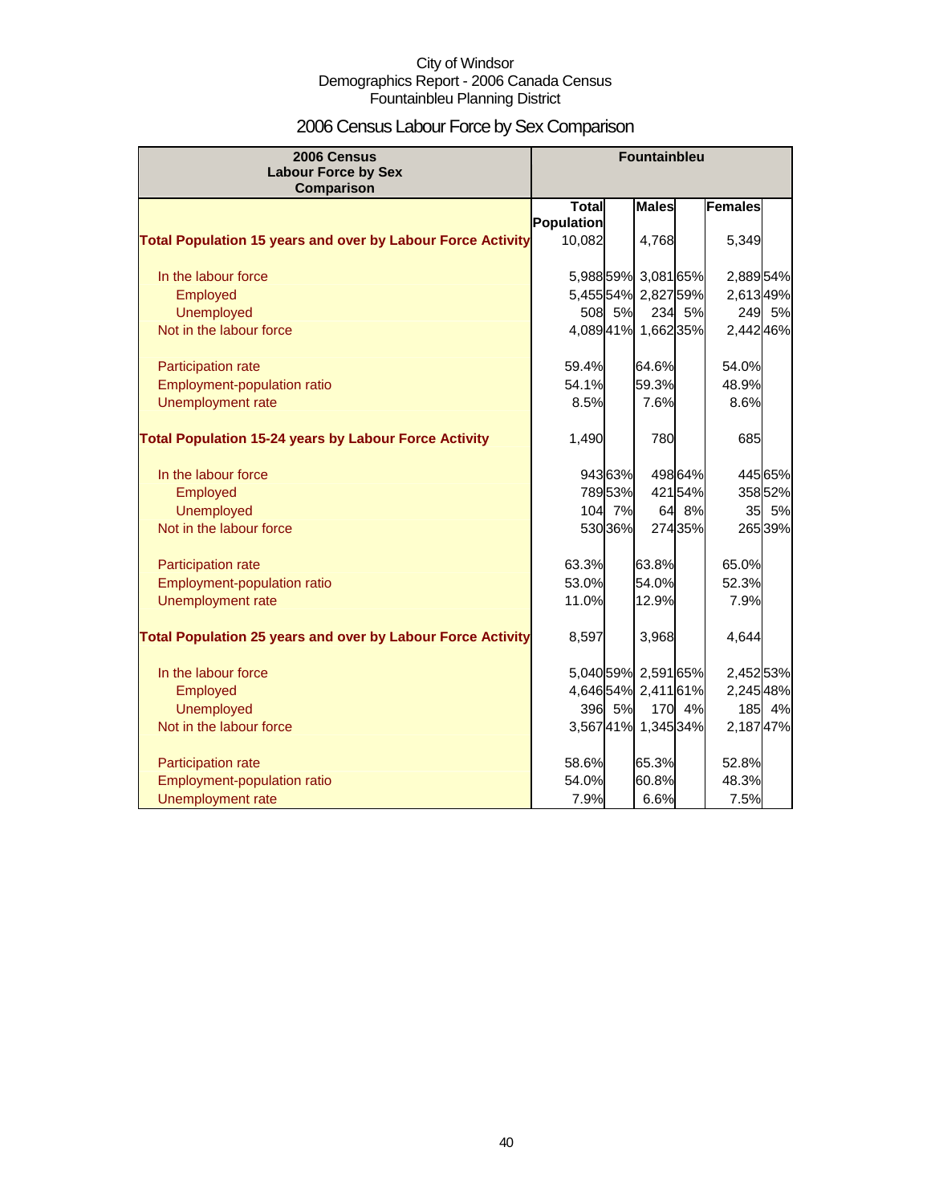City of Windsor
Demographics Report - 2006 Canada Census
Fountainbleu Planning District

# 2006 Census Labour Force by Sex Comparison

| 2006 Census Labour Force by Sex Comparison | Fountainbleu | | | | | |
|---|---|---|---|---|---|---|
| | Total Population | | Males | | Females | |
| **Total Population 15 years and over by Labour Force Activity** | 10,082 | | 4,768 | | 5,349 | |
| In the labour force | 5,988 | 59% | 3,081 | 65% | 2,889 | 54% |
| Employed | 5,455 | 54% | 2,827 | 59% | 2,613 | 49% |
| Unemployed | 508 | 5% | 234 | 5% | 249 | 5% |
| Not in the labour force | 4,089 | 41% | 1,662 | 35% | 2,442 | 46% |
| Participation rate | 59.4% | | 64.6% | | 54.0% | |
| Employment-population ratio | 54.1% | | 59.3% | | 48.9% | |
| Unemployment rate | 8.5% | | 7.6% | | 8.6% | |
| **Total Population 15-24 years by Labour Force Activity** | 1,490 | | 780 | | 685 | |
| In the labour force | 943 | 63% | 498 | 64% | 445 | 65% |
| Employed | 789 | 53% | 421 | 54% | 358 | 52% |
| Unemployed | 104 | 7% | 64 | 8% | 35 | 5% |
| Not in the labour force | 530 | 36% | 274 | 35% | 265 | 39% |
| Participation rate | 63.3% | | 63.8% | | 65.0% | |
| Employment-population ratio | 53.0% | | 54.0% | | 52.3% | |
| Unemployment rate | 11.0% | | 12.9% | | 7.9% | |
| **Total Population 25 years and over by Labour Force Activity** | 8,597 | | 3,968 | | 4,644 | |
| In the labour force | 5,040 | 59% | 2,591 | 65% | 2,452 | 53% |
| Employed | 4,646 | 54% | 2,411 | 61% | 2,245 | 48% |
| Unemployed | 396 | 5% | 170 | 4% | 185 | 4% |
| Not in the labour force | 3,567 | 41% | 1,345 | 34% | 2,187 | 47% |
| Participation rate | 58.6% | | 65.3% | | 52.8% | |
| Employment-population ratio | 54.0% | | 60.8% | | 48.3% | |
| Unemployment rate | 7.9% | | 6.6% | | 7.5% | |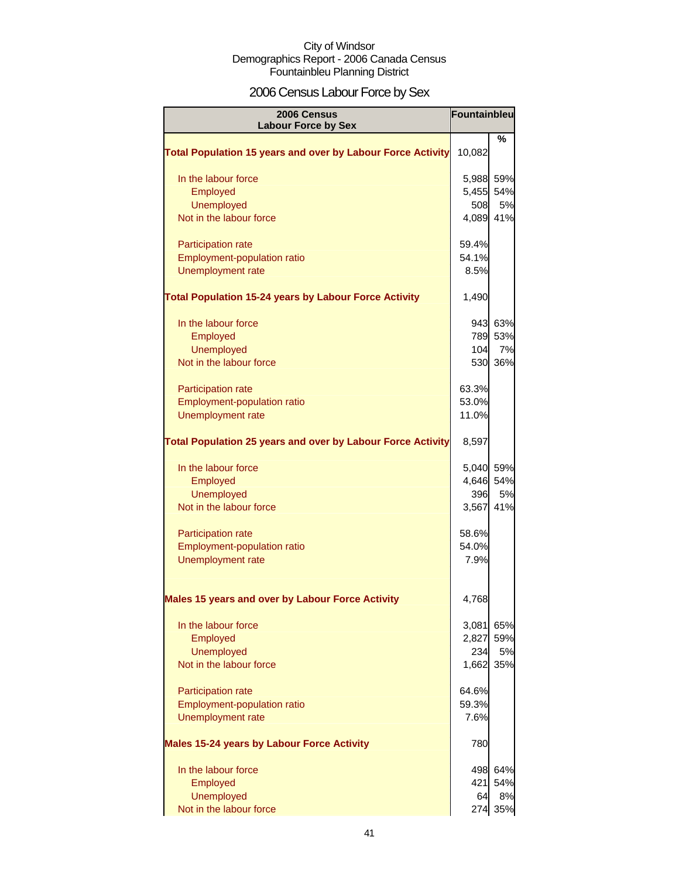City of Windsor
Demographics Report - 2006 Canada Census
Fountainbleu Planning District

# 2006 Census Labour Force by Sex

| 2006 Census Labour Force by Sex | Fountainbleu | |
|---|---|---|
| | | % |
| **Total Population 15 years and over by Labour Force Activity** | 10,082 | |
| In the labour force | 5,988 | 59% |
| Employed | 5,455 | 54% |
| Unemployed | 508 | 5% |
| Not in the labour force | 4,089 | 41% |
| Participation rate | 59.4% | |
| Employment-population ratio | 54.1% | |
| Unemployment rate | 8.5% | |
| **Total Population 15-24 years by Labour Force Activity** | 1,490 | |
| In the labour force | 943 | 63% |
| Employed | 789 | 53% |
| Unemployed | 104 | 7% |
| Not in the labour force | 530 | 36% |
| Participation rate | 63.3% | |
| Employment-population ratio | 53.0% | |
| Unemployment rate | 11.0% | |
| **Total Population 25 years and over by Labour Force Activity** | 8,597 | |
| In the labour force | 5,040 | 59% |
| Employed | 4,646 | 54% |
| Unemployed | 396 | 5% |
| Not in the labour force | 3,567 | 41% |
| Participation rate | 58.6% | |
| Employment-population ratio | 54.0% | |
| Unemployment rate | 7.9% | |
| **Males 15 years and over by Labour Force Activity** | 4,768 | |
| In the labour force | 3,081 | 65% |
| Employed | 2,827 | 59% |
| Unemployed | 234 | 5% |
| Not in the labour force | 1,662 | 35% |
| Participation rate | 64.6% | |
| Employment-population ratio | 59.3% | |
| Unemployment rate | 7.6% | |
| **Males 15-24 years by Labour Force Activity** | 780 | |
| In the labour force | 498 | 64% |
| Employed | 421 | 54% |
| Unemployed | 64 | 8% |
| Not in the labour force | 274 | 35% |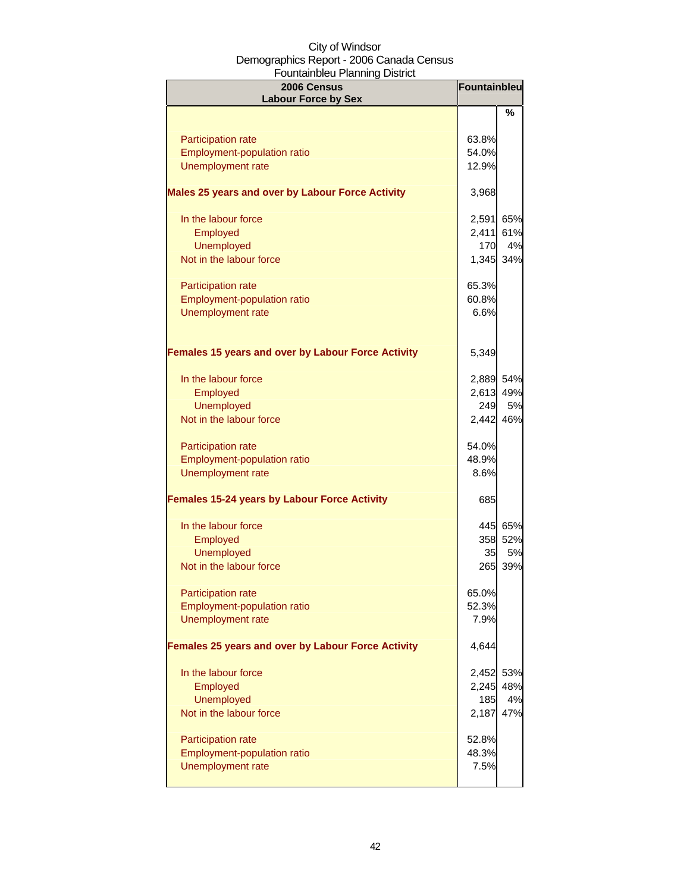City of Windsor
Demographics Report - 2006 Canada Census
Fountainbleu Planning District

| 2006 Census Labour Force by Sex | Fountainbleu | |
|---|---|---|
| | | % |
| Participation rate | 63.8% | |
| Employment-population ratio | 54.0% | |
| Unemployment rate | 12.9% | |
| **Males 25 years and over by Labour Force Activity** | 3,968 | |
| In the labour force | 2,591 | 65% |
| Employed | 2,411 | 61% |
| Unemployed | 170 | 4% |
| Not in the labour force | 1,345 | 34% |
| Participation rate | 65.3% | |
| Employment-population ratio | 60.8% | |
| Unemployment rate | 6.6% | |
| **Females 15 years and over by Labour Force Activity** | 5,349 | |
| In the labour force | 2,889 | 54% |
| Employed | 2,613 | 49% |
| Unemployed | 249 | 5% |
| Not in the labour force | 2,442 | 46% |
| Participation rate | 54.0% | |
| Employment-population ratio | 48.9% | |
| Unemployment rate | 8.6% | |
| **Females 15-24 years by Labour Force Activity** | 685 | |
| In the labour force | 445 | 65% |
| Employed | 358 | 52% |
| Unemployed | 35 | 5% |
| Not in the labour force | 265 | 39% |
| Participation rate | 65.0% | |
| Employment-population ratio | 52.3% | |
| Unemployment rate | 7.9% | |
| **Females 25 years and over by Labour Force Activity** | 4,644 | |
| In the labour force | 2,452 | 53% |
| Employed | 2,245 | 48% |
| Unemployed | 185 | 4% |
| Not in the labour force | 2,187 | 47% |
| Participation rate | 52.8% | |
| Employment-population ratio | 48.3% | |
| Unemployment rate | 7.5% | |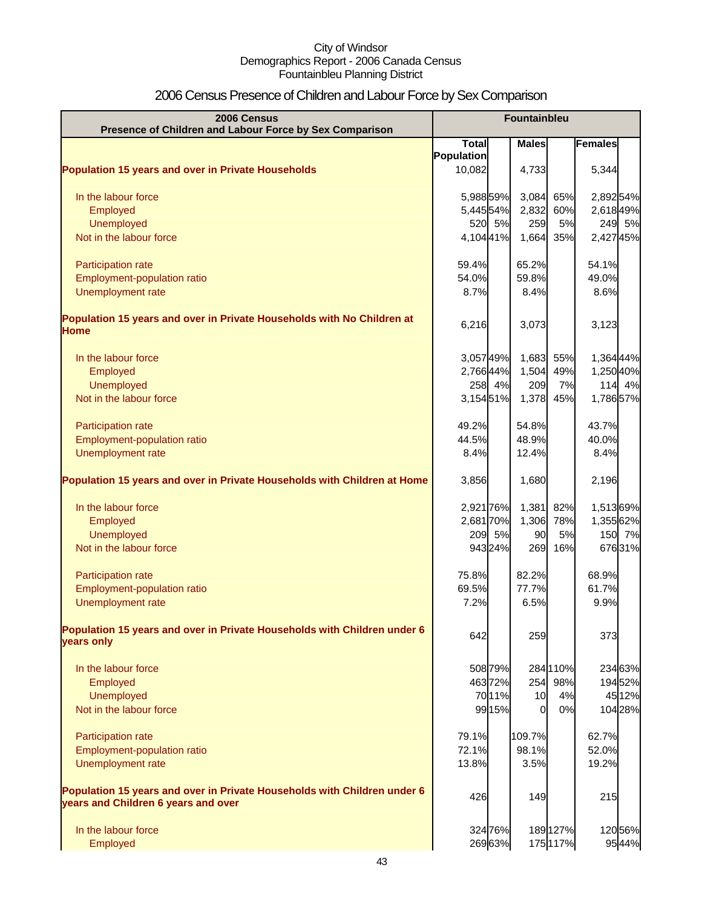City of Windsor
Demographics Report - 2006 Canada Census
Fountainbleu Planning District

# 2006 Census Presence of Children and Labour Force by Sex Comparison

| 2006 Census Presence of Children and Labour Force by Sex Comparison | Fountainbleu | | | | | |
|---|---|---|---|---|---|---|
| | Total Population | | Males | | Females | |
| **Population 15 years and over in Private Households** | 10,082 | | 4,733 | | 5,344 | |
| In the labour force | 5,988 | 59% | 3,084 | 65% | 2,892 | 54% |
| Employed | 5,445 | 54% | 2,832 | 60% | 2,618 | 49% |
| Unemployed | 520 | 5% | 259 | 5% | 249 | 5% |
| Not in the labour force | 4,104 | 41% | 1,664 | 35% | 2,427 | 45% |
| Participation rate | 59.4% | | 65.2% | | 54.1% | |
| Employment-population ratio | 54.0% | | 59.8% | | 49.0% | |
| Unemployment rate | 8.7% | | 8.4% | | 8.6% | |
| **Population 15 years and over in Private Households with No Children at Home** | 6,216 | | 3,073 | | 3,123 | |
| In the labour force | 3,057 | 49% | 1,683 | 55% | 1,364 | 44% |
| Employed | 2,766 | 44% | 1,504 | 49% | 1,250 | 40% |
| Unemployed | 258 | 4% | 209 | 7% | 114 | 4% |
| Not in the labour force | 3,154 | 51% | 1,378 | 45% | 1,786 | 57% |
| Participation rate | 49.2% | | 54.8% | | 43.7% | |
| Employment-population ratio | 44.5% | | 48.9% | | 40.0% | |
| Unemployment rate | 8.4% | | 12.4% | | 8.4% | |
| **Population 15 years and over in Private Households with Children at Home** | 3,856 | | 1,680 | | 2,196 | |
| In the labour force | 2,921 | 76% | 1,381 | 82% | 1,513 | 69% |
| Employed | 2,681 | 70% | 1,306 | 78% | 1,355 | 62% |
| Unemployed | 209 | 5% | 90 | 5% | 150 | 7% |
| Not in the labour force | 943 | 24% | 269 | 16% | 676 | 31% |
| Participation rate | 75.8% | | 82.2% | | 68.9% | |
| Employment-population ratio | 69.5% | | 77.7% | | 61.7% | |
| Unemployment rate | 7.2% | | 6.5% | | 9.9% | |
| **Population 15 years and over in Private Households with Children under 6 years only** | 642 | | 259 | | 373 | |
| In the labour force | 508 | 79% | 284 | 110% | 234 | 63% |
| Employed | 463 | 72% | 254 | 98% | 194 | 52% |
| Unemployed | 70 | 11% | 10 | 4% | 45 | 12% |
| Not in the labour force | 99 | 15% | 0 | 0% | 104 | 28% |
| Participation rate | 79.1% | | 109.7% | | 62.7% | |
| Employment-population ratio | 72.1% | | 98.1% | | 52.0% | |
| Unemployment rate | 13.8% | | 3.5% | | 19.2% | |
| **Population 15 years and over in Private Households with Children under 6 years and Children 6 years and over** | 426 | | 149 | | 215 | |
| In the labour force | 324 | 76% | 189 | 127% | 120 | 56% |
| Employed | 269 | 63% | 175 | 117% | 95 | 44% |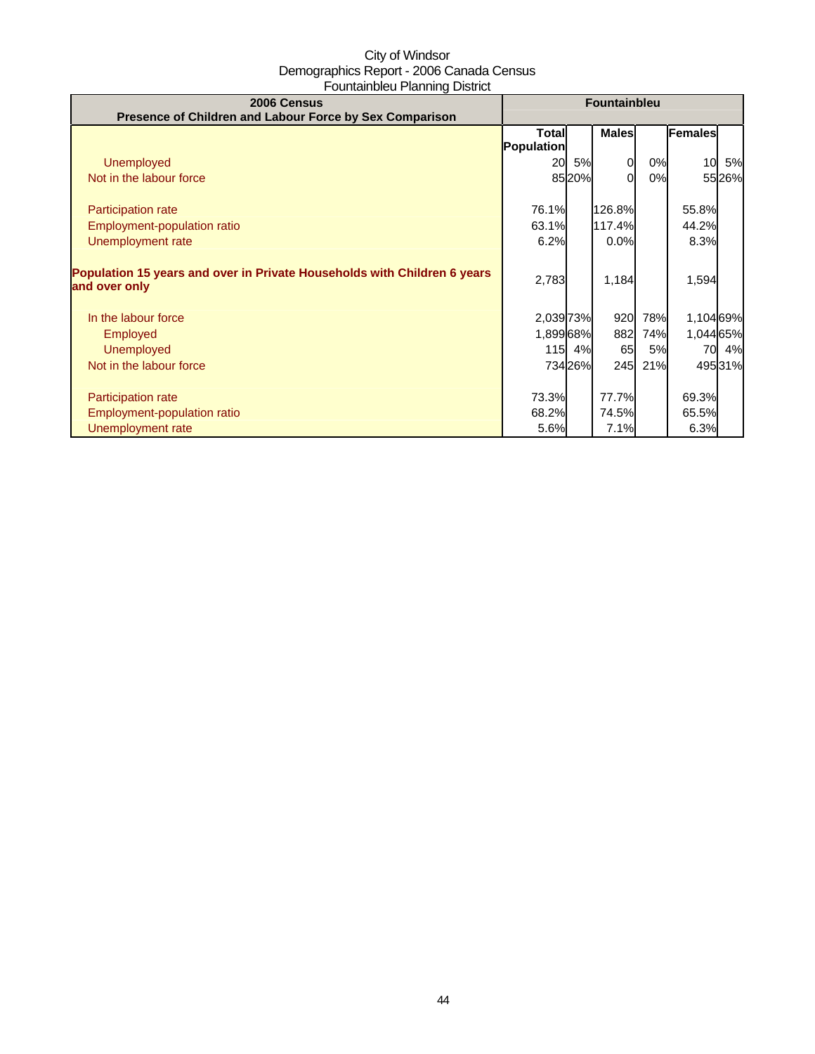City of Windsor
Demographics Report - 2006 Canada Census
Fountainbleu Planning District

| 2006 Census<br>Presence of Children and Labour Force by Sex Comparison | Fountainbleu | | | | | |
|---|---|---|---|---|---|---|
| | Total Population | | Males | | Females | |
| Unemployed | 20 | 5% | 0 | 0% | 10 | 5% |
| Not in the labour force | 85 | 20% | 0 | 0% | 55 | 26% |
| | | | | | | |
| Participation rate | 76.1% | | 126.8% | | 55.8% | |
| Employment-population ratio | 63.1% | | 117.4% | | 44.2% | |
| Unemployment rate | 6.2% | | 0.0% | | 8.3% | |
| | | | | | | |
| **Population 15 years and over in Private Households with Children 6 years and over only** | 2,783 | | 1,184 | | 1,594 | |
| | | | | | | |
| In the labour force | 2,039 | 73% | 920 | 78% | 1,104 | 69% |
| Employed | 1,899 | 68% | 882 | 74% | 1,044 | 65% |
| Unemployed | 115 | 4% | 65 | 5% | 70 | 4% |
| Not in the labour force | 734 | 26% | 245 | 21% | 495 | 31% |
| | | | | | | |
| Participation rate | 73.3% | | 77.7% | | 69.3% | |
| Employment-population ratio | 68.2% | | 74.5% | | 65.5% | |
| Unemployment rate | 5.6% | | 7.1% | | 6.3% | |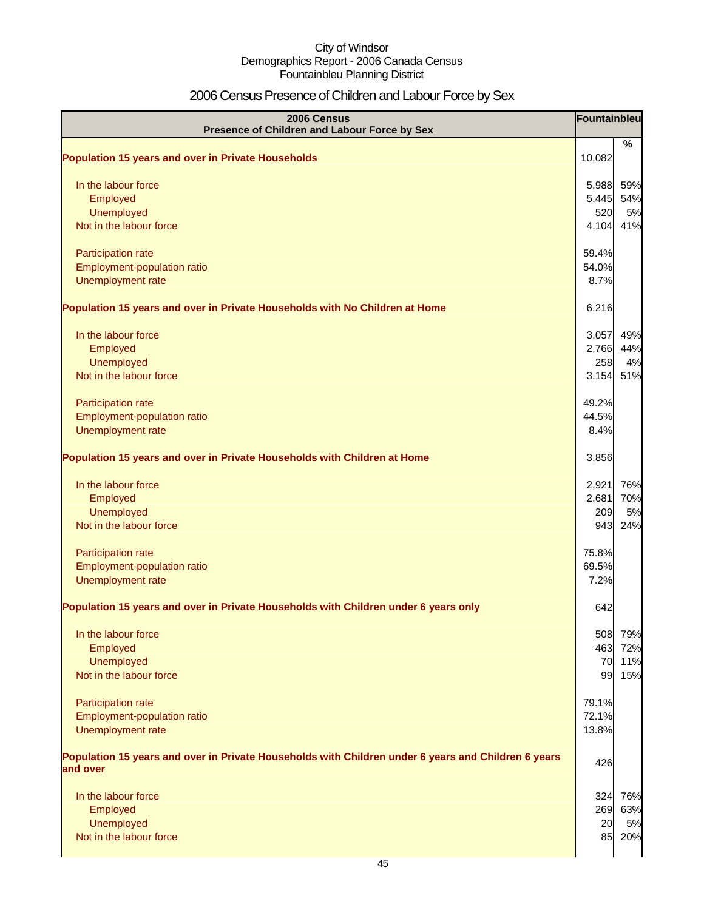City of Windsor
Demographics Report - 2006 Canada Census
Fountainbleu Planning District

# 2006 Census Presence of Children and Labour Force by Sex

| 2006 Census<br>Presence of Children and Labour Force by Sex | Fountainbleu | |
|---|---|---|
| | | % |
| **Population 15 years and over in Private Households** | 10,082 | |
| In the labour force | 5,988 | 59% |
| Employed | 5,445 | 54% |
| Unemployed | 520 | 5% |
| Not in the labour force | 4,104 | 41% |
| Participation rate | 59.4% | |
| Employment-population ratio | 54.0% | |
| Unemployment rate | 8.7% | |
| **Population 15 years and over in Private Households with No Children at Home** | 6,216 | |
| In the labour force | 3,057 | 49% |
| Employed | 2,766 | 44% |
| Unemployed | 258 | 4% |
| Not in the labour force | 3,154 | 51% |
| Participation rate | 49.2% | |
| Employment-population ratio | 44.5% | |
| Unemployment rate | 8.4% | |
| **Population 15 years and over in Private Households with Children at Home** | 3,856 | |
| In the labour force | 2,921 | 76% |
| Employed | 2,681 | 70% |
| Unemployed | 209 | 5% |
| Not in the labour force | 943 | 24% |
| Participation rate | 75.8% | |
| Employment-population ratio | 69.5% | |
| Unemployment rate | 7.2% | |
| **Population 15 years and over in Private Households with Children under 6 years only** | 642 | |
| In the labour force | 508 | 79% |
| Employed | 463 | 72% |
| Unemployed | 70 | 11% |
| Not in the labour force | 99 | 15% |
| Participation rate | 79.1% | |
| Employment-population ratio | 72.1% | |
| Unemployment rate | 13.8% | |
| **Population 15 years and over in Private Households with Children under 6 years and Children 6 years and over** | 426 | |
| In the labour force | 324 | 76% |
| Employed | 269 | 63% |
| Unemployed | 20 | 5% |
| Not in the labour force | 85 | 20% |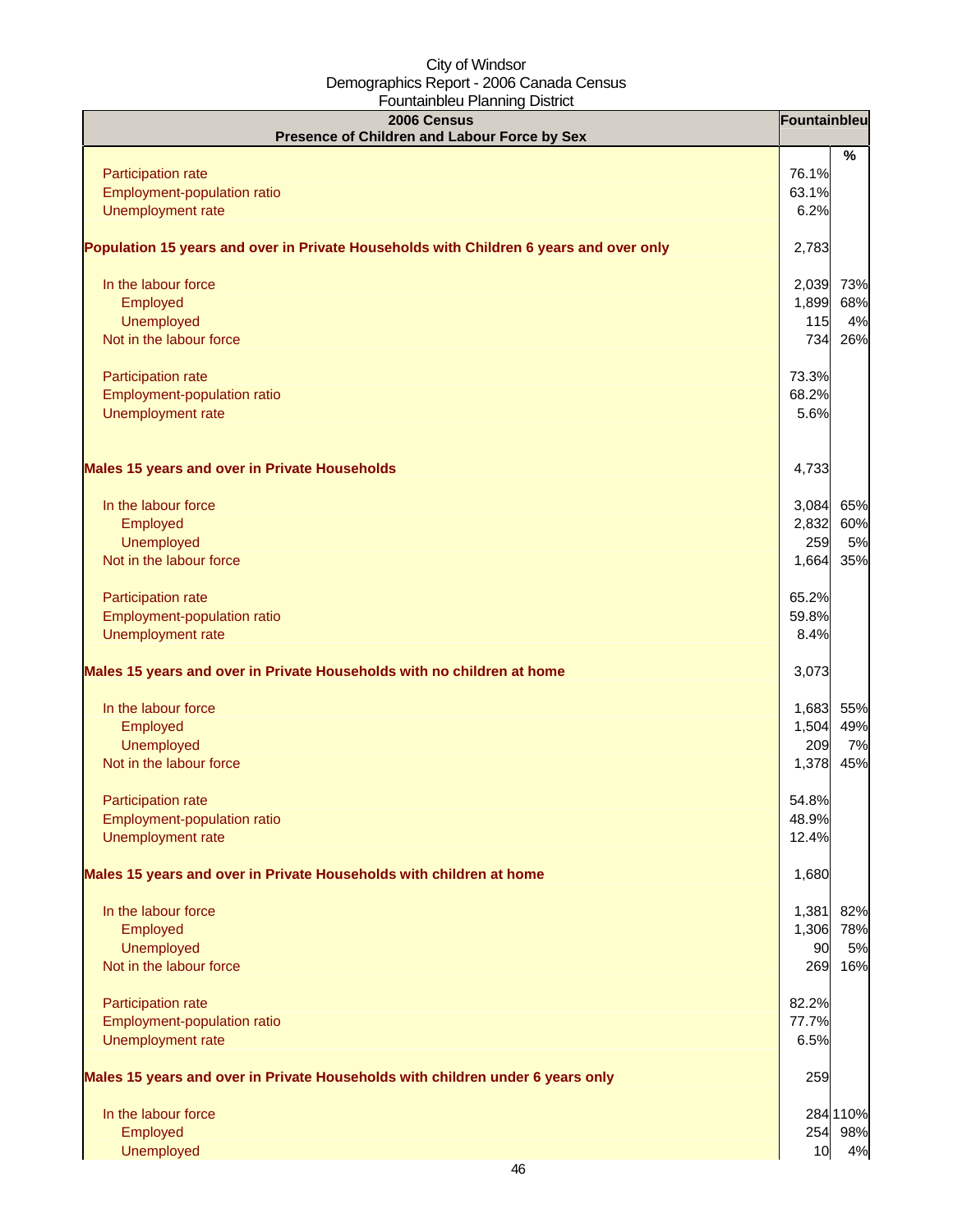City of Windsor
Demographics Report - 2006 Canada Census
Fountainbleu Planning District

| 2006 Census<br>Presence of Children and Labour Force by Sex | Fountainbleu | |
|---|---|---|
| | | % |
| Participation rate | 76.1% | |
| Employment-population ratio | 63.1% | |
| Unemployment rate | 6.2% | |
| **Population 15 years and over in Private Households with Children 6 years and over only** | 2,783 | |
| In the labour force | 2,039 | 73% |
| Employed | 1,899 | 68% |
| Unemployed | 115 | 4% |
| Not in the labour force | 734 | 26% |
| Participation rate | 73.3% | |
| Employment-population ratio | 68.2% | |
| Unemployment rate | 5.6% | |
| **Males 15 years and over in Private Households** | 4,733 | |
| In the labour force | 3,084 | 65% |
| Employed | 2,832 | 60% |
| Unemployed | 259 | 5% |
| Not in the labour force | 1,664 | 35% |
| Participation rate | 65.2% | |
| Employment-population ratio | 59.8% | |
| Unemployment rate | 8.4% | |
| **Males 15 years and over in Private Households with no children at home** | 3,073 | |
| In the labour force | 1,683 | 55% |
| Employed | 1,504 | 49% |
| Unemployed | 209 | 7% |
| Not in the labour force | 1,378 | 45% |
| Participation rate | 54.8% | |
| Employment-population ratio | 48.9% | |
| Unemployment rate | 12.4% | |
| **Males 15 years and over in Private Households with children at home** | 1,680 | |
| In the labour force | 1,381 | 82% |
| Employed | 1,306 | 78% |
| Unemployed | 90 | 5% |
| Not in the labour force | 269 | 16% |
| Participation rate | 82.2% | |
| Employment-population ratio | 77.7% | |
| Unemployment rate | 6.5% | |
| **Males 15 years and over in Private Households with children under 6 years only** | 259 | |
| In the labour force | 284 | 110% |
| Employed | 254 | 98% |
| Unemployed | 10 | 4% |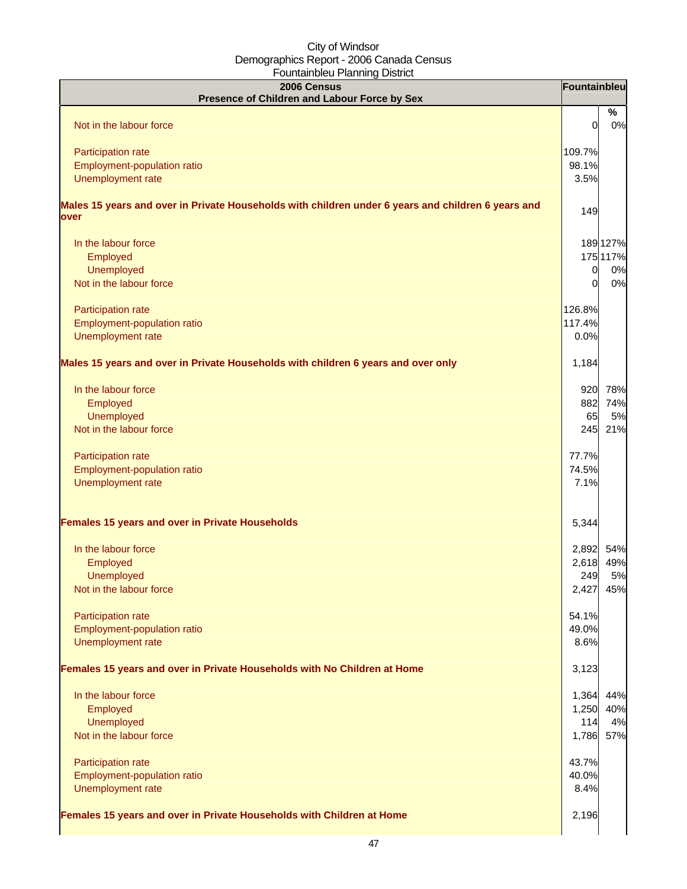City of Windsor
Demographics Report - 2006 Canada Census
Fountainbleu Planning District

| 2006 Census<br>Presence of Children and Labour Force by Sex | Fountainbleu | |
|---|---|---|
| | | % |
| Not in the labour force | 0 | 0% |
| | | |
| Participation rate | 109.7% | |
| Employment-population ratio | 98.1% | |
| Unemployment rate | 3.5% | |
| | | |
| **Males 15 years and over in Private Households with children under 6 years and children 6 years and over** | 149 | |
| | | |
| In the labour force | 189 | 127% |
| Employed | 175 | 117% |
| Unemployed | 0 | 0% |
| Not in the labour force | 0 | 0% |
| | | |
| Participation rate | 126.8% | |
| Employment-population ratio | 117.4% | |
| Unemployment rate | 0.0% | |
| | | |
| **Males 15 years and over in Private Households with children 6 years and over only** | 1,184 | |
| | | |
| In the labour force | 920 | 78% |
| Employed | 882 | 74% |
| Unemployed | 65 | 5% |
| Not in the labour force | 245 | 21% |
| | | |
| Participation rate | 77.7% | |
| Employment-population ratio | 74.5% | |
| Unemployment rate | 7.1% | |
| | | |
| **Females 15 years and over in Private Households** | 5,344 | |
| | | |
| In the labour force | 2,892 | 54% |
| Employed | 2,618 | 49% |
| Unemployed | 249 | 5% |
| Not in the labour force | 2,427 | 45% |
| | | |
| Participation rate | 54.1% | |
| Employment-population ratio | 49.0% | |
| Unemployment rate | 8.6% | |
| | | |
| **Females 15 years and over in Private Households with No Children at Home** | 3,123 | |
| | | |
| In the labour force | 1,364 | 44% |
| Employed | 1,250 | 40% |
| Unemployed | 114 | 4% |
| Not in the labour force | 1,786 | 57% |
| | | |
| Participation rate | 43.7% | |
| Employment-population ratio | 40.0% | |
| Unemployment rate | 8.4% | |
| | | |
| **Females 15 years and over in Private Households with Children at Home** | 2,196 | |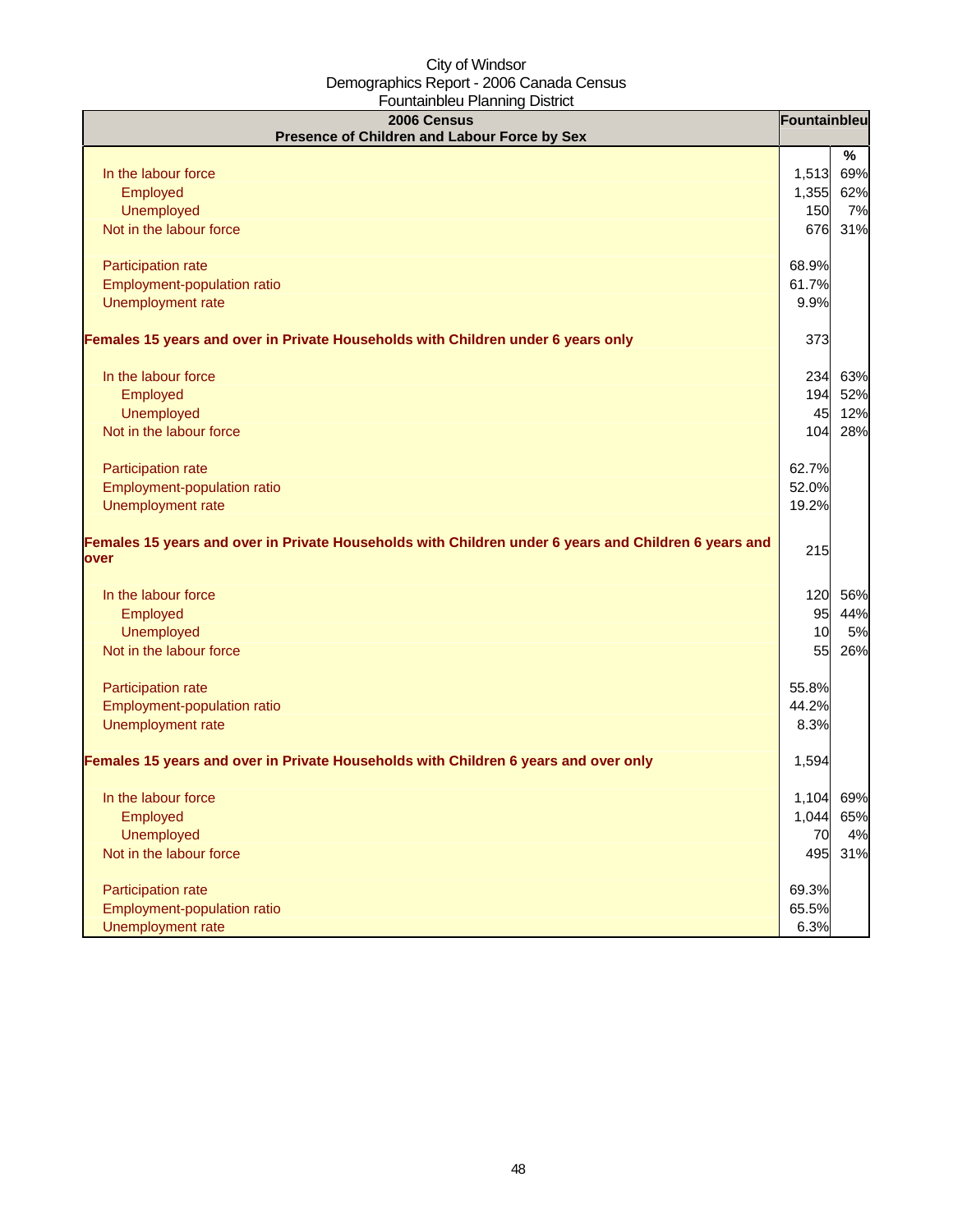City of Windsor
Demographics Report - 2006 Canada Census
Fountainbleu Planning District

| 2006 Census<br>Presence of Children and Labour Force by Sex | Fountainbleu | |
|---|---|---|
| | | % |
| In the labour force | 1,513 | 69% |
| Employed | 1,355 | 62% |
| Unemployed | 150 | 7% |
| Not in the labour force | 676 | 31% |
| | | |
| Participation rate | 68.9% | |
| Employment-population ratio | 61.7% | |
| Unemployment rate | 9.9% | |
| | | |
| **Females 15 years and over in Private Households with Children under 6 years only** | 373 | |
| | | |
| In the labour force | 234 | 63% |
| Employed | 194 | 52% |
| Unemployed | 45 | 12% |
| Not in the labour force | 104 | 28% |
| | | |
| Participation rate | 62.7% | |
| Employment-population ratio | 52.0% | |
| Unemployment rate | 19.2% | |
| | | |
| **Females 15 years and over in Private Households with Children under 6 years and Children 6 years and over** | 215 | |
| | | |
| In the labour force | 120 | 56% |
| Employed | 95 | 44% |
| Unemployed | 10 | 5% |
| Not in the labour force | 55 | 26% |
| | | |
| Participation rate | 55.8% | |
| Employment-population ratio | 44.2% | |
| Unemployment rate | 8.3% | |
| | | |
| **Females 15 years and over in Private Households with Children 6 years and over only** | 1,594 | |
| | | |
| In the labour force | 1,104 | 69% |
| Employed | 1,044 | 65% |
| Unemployed | 70 | 4% |
| Not in the labour force | 495 | 31% |
| | | |
| Participation rate | 69.3% | |
| Employment-population ratio | 65.5% | |
| Unemployment rate | 6.3% | |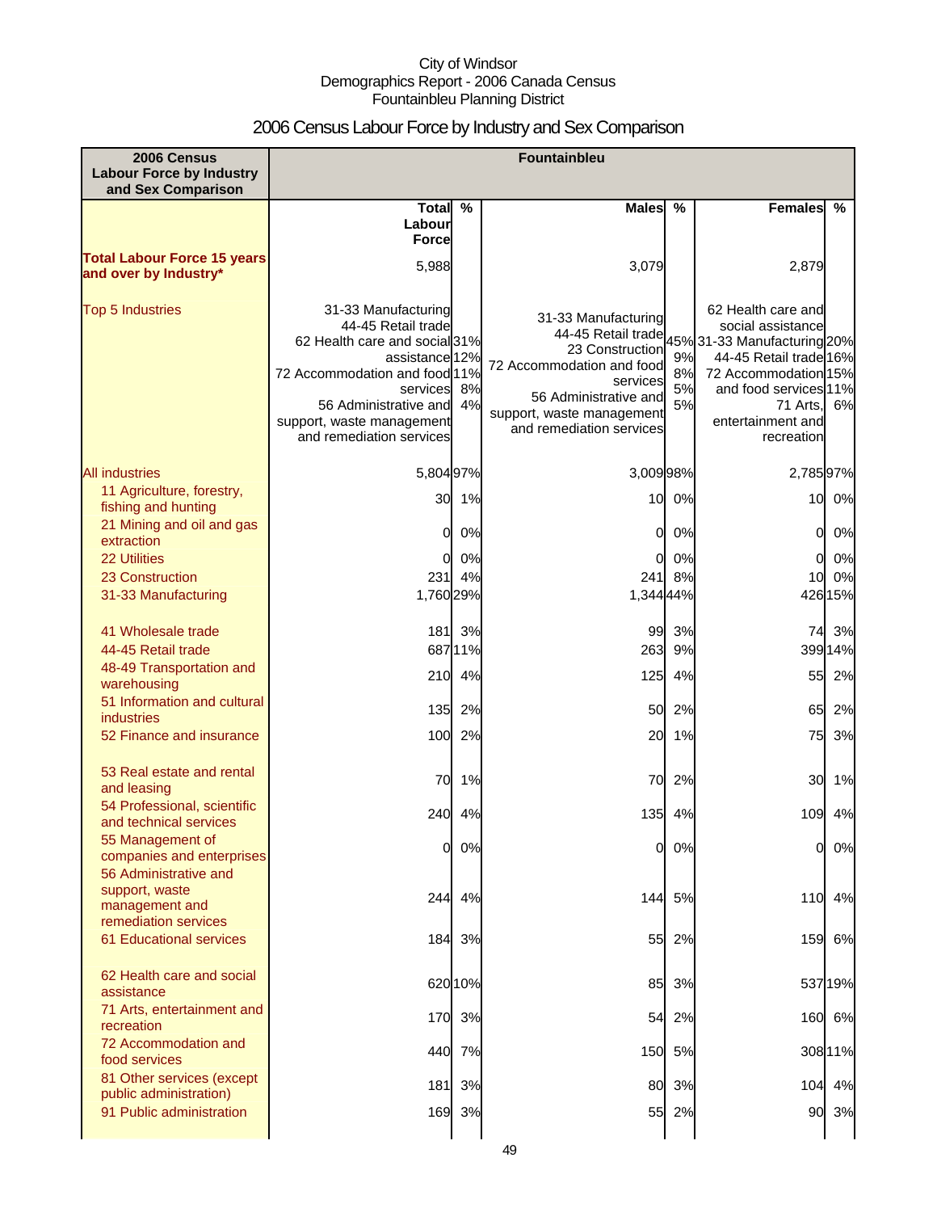City of Windsor
Demographics Report - 2006 Canada Census
Fountainbleu Planning District

# 2006 Census Labour Force by Industry and Sex Comparison

| 2006 Census Labour Force by Industry and Sex Comparison | Fountainbleu | | | | | |
|---|---|---|---|---|---|---|
| | Total Labour Force | % | Males | % | Females | % |
| **Total Labour Force 15 years and over by Industry*** | 5,988 | | 3,079 | | 2,879 | |
| Top 5 Industries | 31-33 Manufacturing<br>44-45 Retail trade<br>62 Health care and social assistance<br>72 Accommodation and food services<br>56 Administrative and support, waste management and remediation services | 31%<br>12%<br>11%<br>8%<br>4% | 31-33 Manufacturing<br>44-45 Retail trade<br>23 Construction<br>72 Accommodation and food services<br>56 Administrative and support, waste management and remediation services | 45%<br>9%<br>8%<br>5%<br>5% | 62 Health care and social assistance<br>31-33 Manufacturing<br>44-45 Retail trade<br>72 Accommodation and food services<br>71 Arts, entertainment and recreation | 20%<br>16%<br>15%<br>11%<br>6% |
| All industries | 5,804 | 97% | 3,009 | 98% | 2,785 | 97% |
| 11 Agriculture, forestry, fishing and hunting | 30 | 1% | 10 | 0% | 10 | 0% |
| 21 Mining and oil and gas extraction | 0 | 0% | 0 | 0% | 0 | 0% |
| 22 Utilities | 0 | 0% | 0 | 0% | 0 | 0% |
| 23 Construction | 231 | 4% | 241 | 8% | 10 | 0% |
| 31-33 Manufacturing | 1,760 | 29% | 1,344 | 44% | 426 | 15% |
| 41 Wholesale trade | 181 | 3% | 99 | 3% | 74 | 3% |
| 44-45 Retail trade | 687 | 11% | 263 | 9% | 399 | 14% |
| 48-49 Transportation and warehousing | 210 | 4% | 125 | 4% | 55 | 2% |
| 51 Information and cultural industries | 135 | 2% | 50 | 2% | 65 | 2% |
| 52 Finance and insurance | 100 | 2% | 20 | 1% | 75 | 3% |
| 53 Real estate and rental and leasing | 70 | 1% | 70 | 2% | 30 | 1% |
| 54 Professional, scientific and technical services | 240 | 4% | 135 | 4% | 109 | 4% |
| 55 Management of companies and enterprises | 0 | 0% | 0 | 0% | 0 | 0% |
| 56 Administrative and support, waste management and remediation services | 244 | 4% | 144 | 5% | 110 | 4% |
| 61 Educational services | 184 | 3% | 55 | 2% | 159 | 6% |
| 62 Health care and social assistance | 620 | 10% | 85 | 3% | 537 | 19% |
| 71 Arts, entertainment and recreation | 170 | 3% | 54 | 2% | 160 | 6% |
| 72 Accommodation and food services | 440 | 7% | 150 | 5% | 308 | 11% |
| 81 Other services (except public administration) | 181 | 3% | 80 | 3% | 104 | 4% |
| 91 Public administration | 169 | 3% | 55 | 2% | 90 | 3% |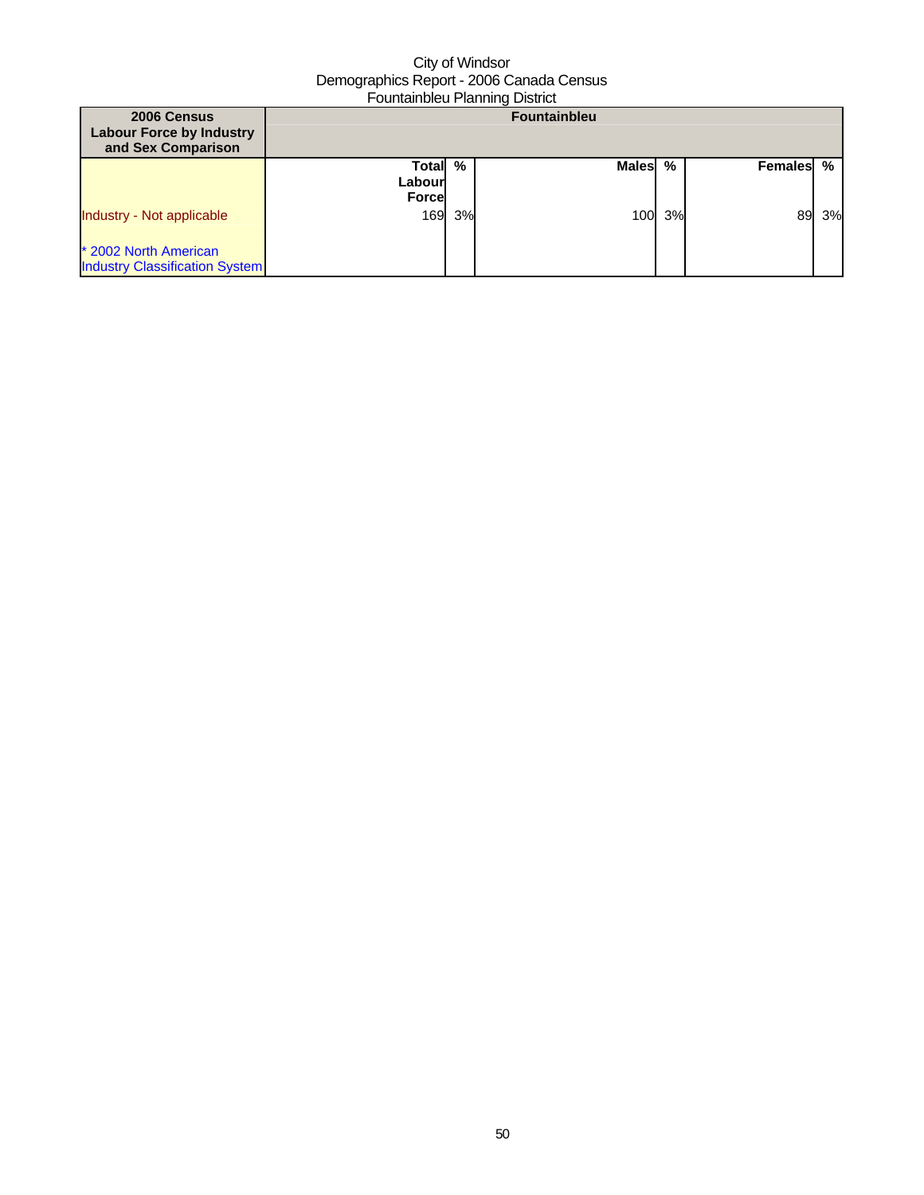City of Windsor
Demographics Report - 2006 Canada Census
Fountainbleu Planning District

| 2006 Census Labour Force by Industry and Sex Comparison | Fountainbleu | | | | | |
|---|---|---|---|---|---|---|
| | **Total Labour Force** | **%** | **Males** | **%** | **Females** | **%** |
| Industry - Not applicable | 169 | 3% | 100 | 3% | 89 | 3% |
| * 2002 North American Industry Classification System | | | | | | |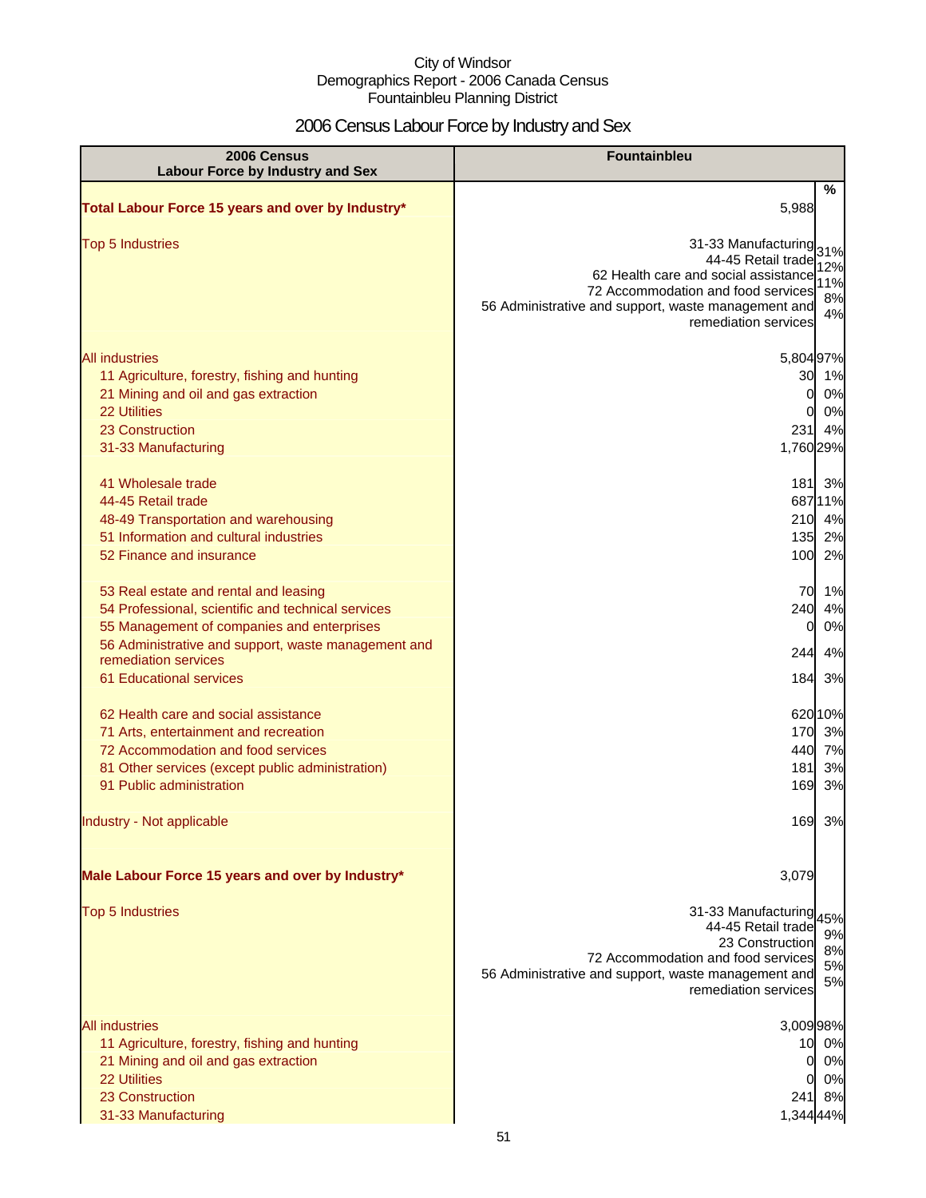City of Windsor
Demographics Report - 2006 Canada Census
Fountainbleu Planning District

# 2006 Census Labour Force by Industry and Sex

| 2006 Census Labour Force by Industry and Sex | Fountainbleu | % |
|---|---|---|
| **Total Labour Force 15 years and over by Industry*** | 5,988 | |
| Top 5 Industries | 31-33 Manufacturing | 31% |
| | 44-45 Retail trade | 12% |
| | 62 Health care and social assistance | 11% |
| | 72 Accommodation and food services | 8% |
| | 56 Administrative and support, waste management and remediation services | 4% |
| All industries | 5,804 | 97% |
| 11 Agriculture, forestry, fishing and hunting | 30 | 1% |
| 21 Mining and oil and gas extraction | 0 | 0% |
| 22 Utilities | 0 | 0% |
| 23 Construction | 231 | 4% |
| 31-33 Manufacturing | 1,760 | 29% |
| 41 Wholesale trade | 181 | 3% |
| 44-45 Retail trade | 687 | 11% |
| 48-49 Transportation and warehousing | 210 | 4% |
| 51 Information and cultural industries | 135 | 2% |
| 52 Finance and insurance | 100 | 2% |
| 53 Real estate and rental and leasing | 70 | 1% |
| 54 Professional, scientific and technical services | 240 | 4% |
| 55 Management of companies and enterprises | 0 | 0% |
| 56 Administrative and support, waste management and remediation services | 244 | 4% |
| 61 Educational services | 184 | 3% |
| 62 Health care and social assistance | 620 | 10% |
| 71 Arts, entertainment and recreation | 170 | 3% |
| 72 Accommodation and food services | 440 | 7% |
| 81 Other services (except public administration) | 181 | 3% |
| 91 Public administration | 169 | 3% |
| Industry - Not applicable | 169 | 3% |
| **Male Labour Force 15 years and over by Industry*** | 3,079 | |
| Top 5 Industries | 31-33 Manufacturing | 45% |
| | 44-45 Retail trade | 9% |
| | 23 Construction | 8% |
| | 72 Accommodation and food services | 5% |
| | 56 Administrative and support, waste management and remediation services | 5% |
| All industries | 3,009 | 98% |
| 11 Agriculture, forestry, fishing and hunting | 10 | 0% |
| 21 Mining and oil and gas extraction | 0 | 0% |
| 22 Utilities | 0 | 0% |
| 23 Construction | 241 | 8% |
| 31-33 Manufacturing | 1,344 | 44% |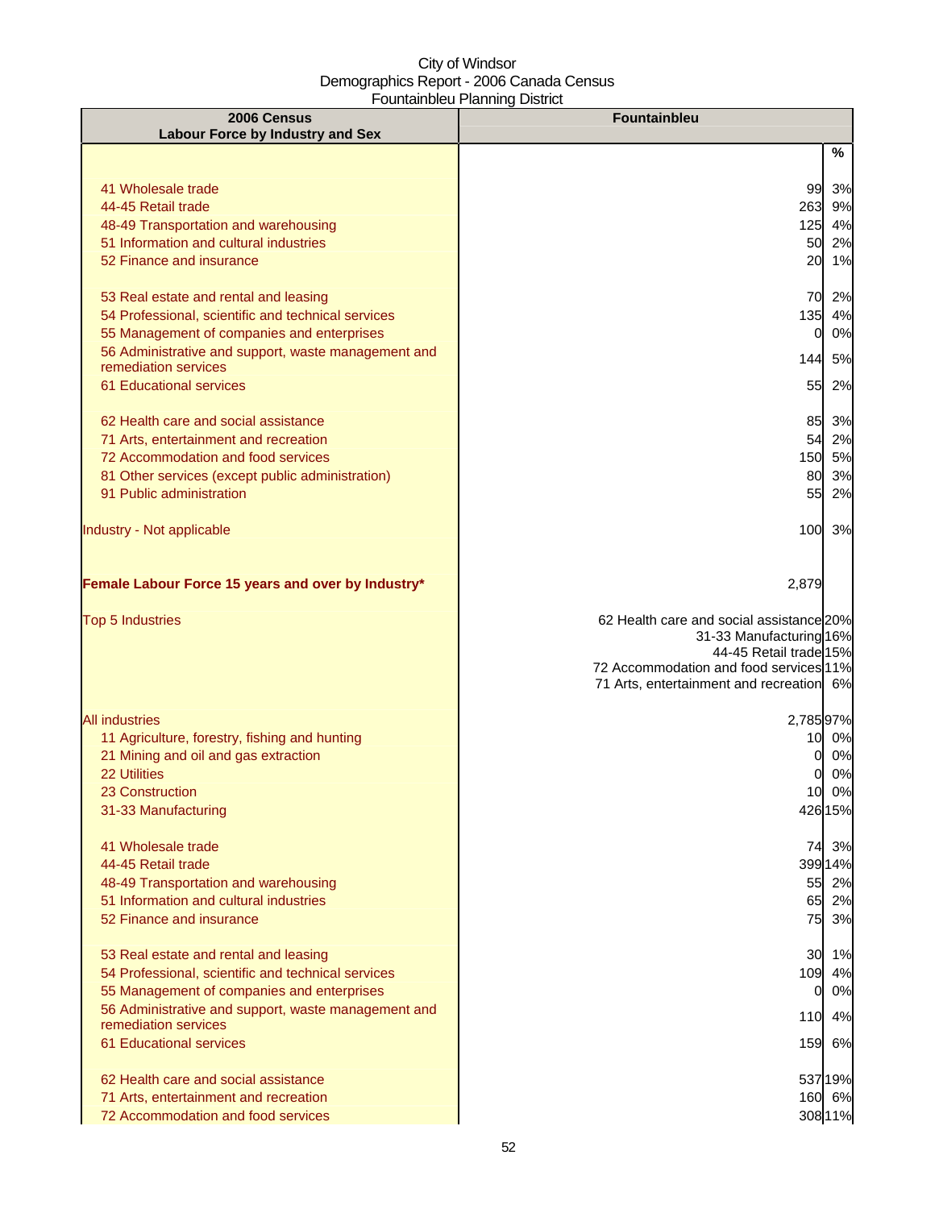City of Windsor
Demographics Report - 2006 Canada Census
Fountainbleu Planning District

| 2006 Census<br>Labour Force by Industry and Sex | Fountainbleu | |
|---|---|---|
| | | % |
| 41 Wholesale trade | 99 | 3% |
| 44-45 Retail trade | 263 | 9% |
| 48-49 Transportation and warehousing | 125 | 4% |
| 51 Information and cultural industries | 50 | 2% |
| 52 Finance and insurance | 20 | 1% |
| 53 Real estate and rental and leasing | 70 | 2% |
| 54 Professional, scientific and technical services | 135 | 4% |
| 55 Management of companies and enterprises | 0 | 0% |
| 56 Administrative and support, waste management and remediation services | 144 | 5% |
| 61 Educational services | 55 | 2% |
| 62 Health care and social assistance | 85 | 3% |
| 71 Arts, entertainment and recreation | 54 | 2% |
| 72 Accommodation and food services | 150 | 5% |
| 81 Other services (except public administration) | 80 | 3% |
| 91 Public administration | 55 | 2% |
| Industry - Not applicable | 100 | 3% |
| **Female Labour Force 15 years and over by Industry*** | 2,879 | |
| Top 5 Industries | 62 Health care and social assistance | 20% |
| | 31-33 Manufacturing | 16% |
| | 44-45 Retail trade | 15% |
| | 72 Accommodation and food services | 11% |
| | 71 Arts, entertainment and recreation | 6% |
| All industries | 2,785 | 97% |
| 11 Agriculture, forestry, fishing and hunting | 10 | 0% |
| 21 Mining and oil and gas extraction | 0 | 0% |
| 22 Utilities | 0 | 0% |
| 23 Construction | 10 | 0% |
| 31-33 Manufacturing | 426 | 15% |
| 41 Wholesale trade | 74 | 3% |
| 44-45 Retail trade | 399 | 14% |
| 48-49 Transportation and warehousing | 55 | 2% |
| 51 Information and cultural industries | 65 | 2% |
| 52 Finance and insurance | 75 | 3% |
| 53 Real estate and rental and leasing | 30 | 1% |
| 54 Professional, scientific and technical services | 109 | 4% |
| 55 Management of companies and enterprises | 0 | 0% |
| 56 Administrative and support, waste management and remediation services | 110 | 4% |
| 61 Educational services | 159 | 6% |
| 62 Health care and social assistance | 537 | 19% |
| 71 Arts, entertainment and recreation | 160 | 6% |
| 72 Accommodation and food services | 308 | 11% |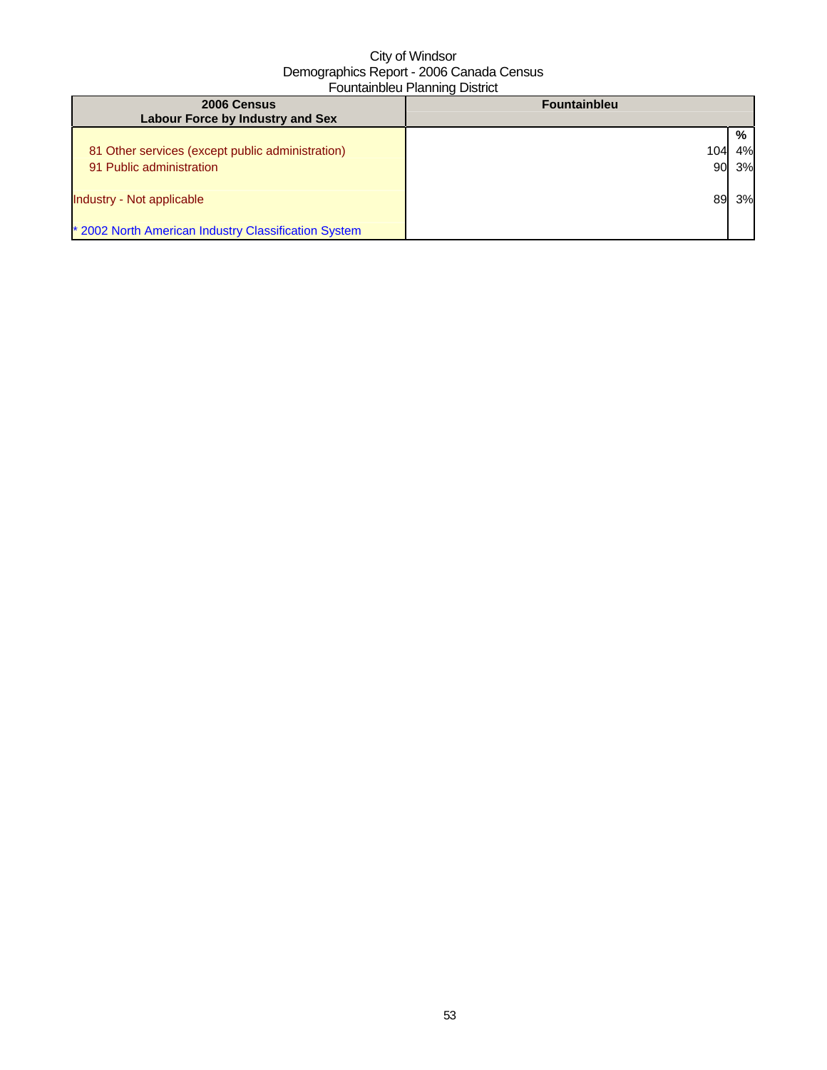City of Windsor
Demographics Report - 2006 Canada Census
Fountainbleu Planning District

| 2006 Census<br>Labour Force by Industry and Sex | Fountainbleu | |
|---|---|---|
| | | % |
| 81 Other services (except public administration) | 104 | 4% |
| 91 Public administration | 90 | 3% |
| Industry - Not applicable | 89 | 3% |
| * 2002 North American Industry Classification System | | |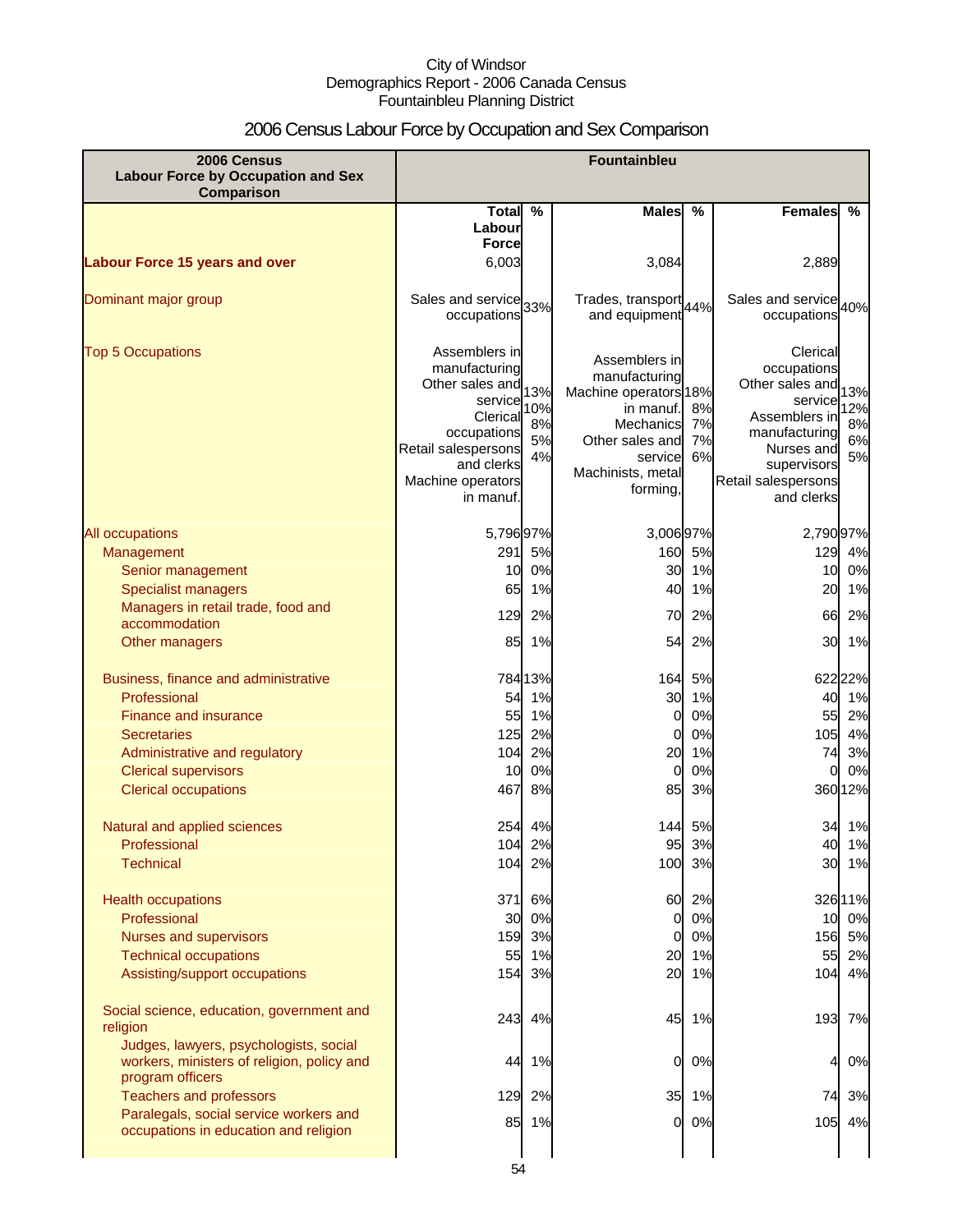City of Windsor
Demographics Report - 2006 Canada Census
Fountainbleu Planning District

# 2006 Census Labour Force by Occupation and Sex Comparison

| 2006 Census Labour Force by Occupation and Sex Comparison | Fountainbleu | | | | | |
|---|---|---|---|---|---|---|
| | Total Labour Force | % | Males | % | Females | % |
| **Labour Force 15 years and over** | 6,003 | | 3,084 | | 2,889 | |
| Dominant major group | Sales and service occupations | 33% | Trades, transport and equipment | 44% | Sales and service occupations | 40% |
| Top 5 Occupations | Assemblers in manufacturing<br>Other sales and service<br>Clerical occupations<br>Retail salespersons and clerks<br>Machine operators in manuf. | 13%<br>10%<br>8%<br>5%<br>4% | Assemblers in manufacturing<br>Machine operators in manuf.<br>Mechanics<br>Other sales and service<br>Machinists, metal forming, | 18%<br>8%<br>7%<br>7%<br>6% | Clerical occupations<br>Other sales and service<br>Assemblers in manufacturing<br>Nurses and supervisors<br>Retail salespersons and clerks | 13%<br>12%<br>8%<br>6%<br>5% |
| All occupations | 5,796 | 97% | 3,006 | 97% | 2,790 | 97% |
| Management | 291 | 5% | 160 | 5% | 129 | 4% |
| Senior management | 10 | 0% | 30 | 1% | 10 | 0% |
| Specialist managers | 65 | 1% | 40 | 1% | 20 | 1% |
| Managers in retail trade, food and accommodation | 129 | 2% | 70 | 2% | 66 | 2% |
| Other managers | 85 | 1% | 54 | 2% | 30 | 1% |
| Business, finance and administrative | 784 | 13% | 164 | 5% | 622 | 22% |
| Professional | 54 | 1% | 30 | 1% | 40 | 1% |
| Finance and insurance | 55 | 1% | 0 | 0% | 55 | 2% |
| Secretaries | 125 | 2% | 0 | 0% | 105 | 4% |
| Administrative and regulatory | 104 | 2% | 20 | 1% | 74 | 3% |
| Clerical supervisors | 10 | 0% | 0 | 0% | 0 | 0% |
| Clerical occupations | 467 | 8% | 85 | 3% | 360 | 12% |
| Natural and applied sciences | 254 | 4% | 144 | 5% | 34 | 1% |
| Professional | 104 | 2% | 95 | 3% | 40 | 1% |
| Technical | 104 | 2% | 100 | 3% | 30 | 1% |
| Health occupations | 371 | 6% | 60 | 2% | 326 | 11% |
| Professional | 30 | 0% | 0 | 0% | 10 | 0% |
| Nurses and supervisors | 159 | 3% | 0 | 0% | 156 | 5% |
| Technical occupations | 55 | 1% | 20 | 1% | 55 | 2% |
| Assisting/support occupations | 154 | 3% | 20 | 1% | 104 | 4% |
| Social science, education, government and religion | 243 | 4% | 45 | 1% | 193 | 7% |
| Judges, lawyers, psychologists, social workers, ministers of religion, policy and program officers | 44 | 1% | 0 | 0% | 4 | 0% |
| Teachers and professors | 129 | 2% | 35 | 1% | 74 | 3% |
| Paralegals, social service workers and occupations in education and religion | 85 | 1% | 0 | 0% | 105 | 4% |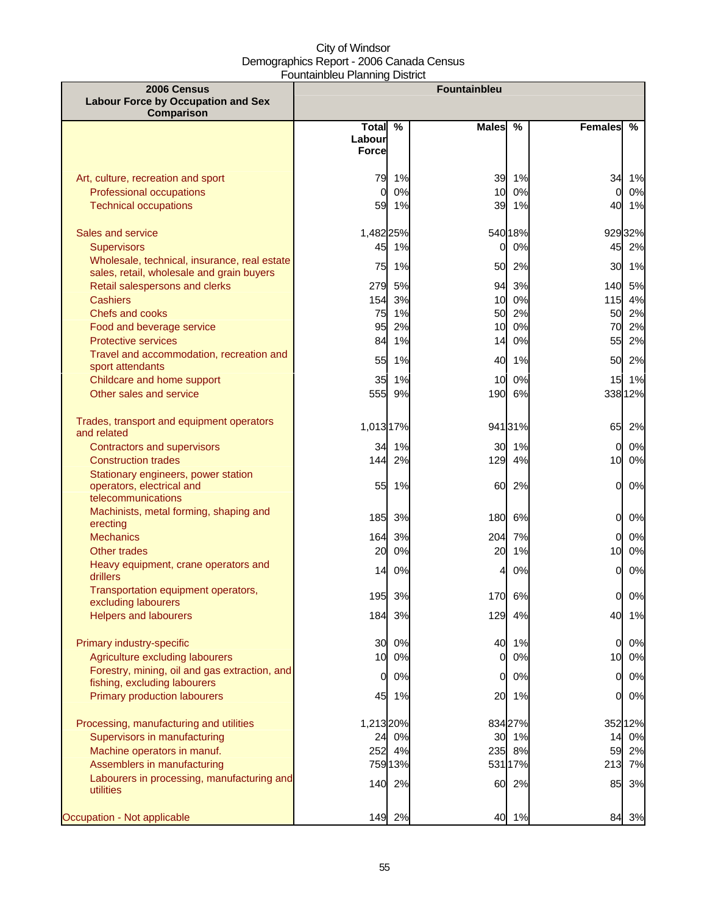City of Windsor
Demographics Report - 2006 Canada Census
Fountainbleu Planning District

| 2006 Census Labour Force by Occupation and Sex Comparison | Fountainbleu | | | | | |
|---|---|---|---|---|---|---|
| | Total Labour Force | % | Males | % | Females | % |
| Art, culture, recreation and sport | 79 | 1% | 39 | 1% | 34 | 1% |
| Professional occupations | 0 | 0% | 10 | 0% | 0 | 0% |
| Technical occupations | 59 | 1% | 39 | 1% | 40 | 1% |
| Sales and service | 1,482 | 25% | 540 | 18% | 929 | 32% |
| Supervisors | 45 | 1% | 0 | 0% | 45 | 2% |
| Wholesale, technical, insurance, real estate sales, retail, wholesale and grain buyers | 75 | 1% | 50 | 2% | 30 | 1% |
| Retail salespersons and clerks | 279 | 5% | 94 | 3% | 140 | 5% |
| Cashiers | 154 | 3% | 10 | 0% | 115 | 4% |
| Chefs and cooks | 75 | 1% | 50 | 2% | 50 | 2% |
| Food and beverage service | 95 | 2% | 10 | 0% | 70 | 2% |
| Protective services | 84 | 1% | 14 | 0% | 55 | 2% |
| Travel and accommodation, recreation and sport attendants | 55 | 1% | 40 | 1% | 50 | 2% |
| Childcare and home support | 35 | 1% | 10 | 0% | 15 | 1% |
| Other sales and service | 555 | 9% | 190 | 6% | 338 | 12% |
| Trades, transport and equipment operators and related | 1,013 | 17% | 941 | 31% | 65 | 2% |
| Contractors and supervisors | 34 | 1% | 30 | 1% | 0 | 0% |
| Construction trades | 144 | 2% | 129 | 4% | 10 | 0% |
| Stationary engineers, power station operators, electrical and telecommunications | 55 | 1% | 60 | 2% | 0 | 0% |
| Machinists, metal forming, shaping and erecting | 185 | 3% | 180 | 6% | 0 | 0% |
| Mechanics | 164 | 3% | 204 | 7% | 0 | 0% |
| Other trades | 20 | 0% | 20 | 1% | 10 | 0% |
| Heavy equipment, crane operators and drillers | 14 | 0% | 4 | 0% | 0 | 0% |
| Transportation equipment operators, excluding labourers | 195 | 3% | 170 | 6% | 0 | 0% |
| Helpers and labourers | 184 | 3% | 129 | 4% | 40 | 1% |
| Primary industry-specific | 30 | 0% | 40 | 1% | 0 | 0% |
| Agriculture excluding labourers | 10 | 0% | 0 | 0% | 10 | 0% |
| Forestry, mining, oil and gas extraction, and fishing, excluding labourers | 0 | 0% | 0 | 0% | 0 | 0% |
| Primary production labourers | 45 | 1% | 20 | 1% | 0 | 0% |
| Processing, manufacturing and utilities | 1,213 | 20% | 834 | 27% | 352 | 12% |
| Supervisors in manufacturing | 24 | 0% | 30 | 1% | 14 | 0% |
| Machine operators in manuf. | 252 | 4% | 235 | 8% | 59 | 2% |
| Assemblers in manufacturing | 759 | 13% | 531 | 17% | 213 | 7% |
| Labourers in processing, manufacturing and utilities | 140 | 2% | 60 | 2% | 85 | 3% |
| Occupation - Not applicable | 149 | 2% | 40 | 1% | 84 | 3% |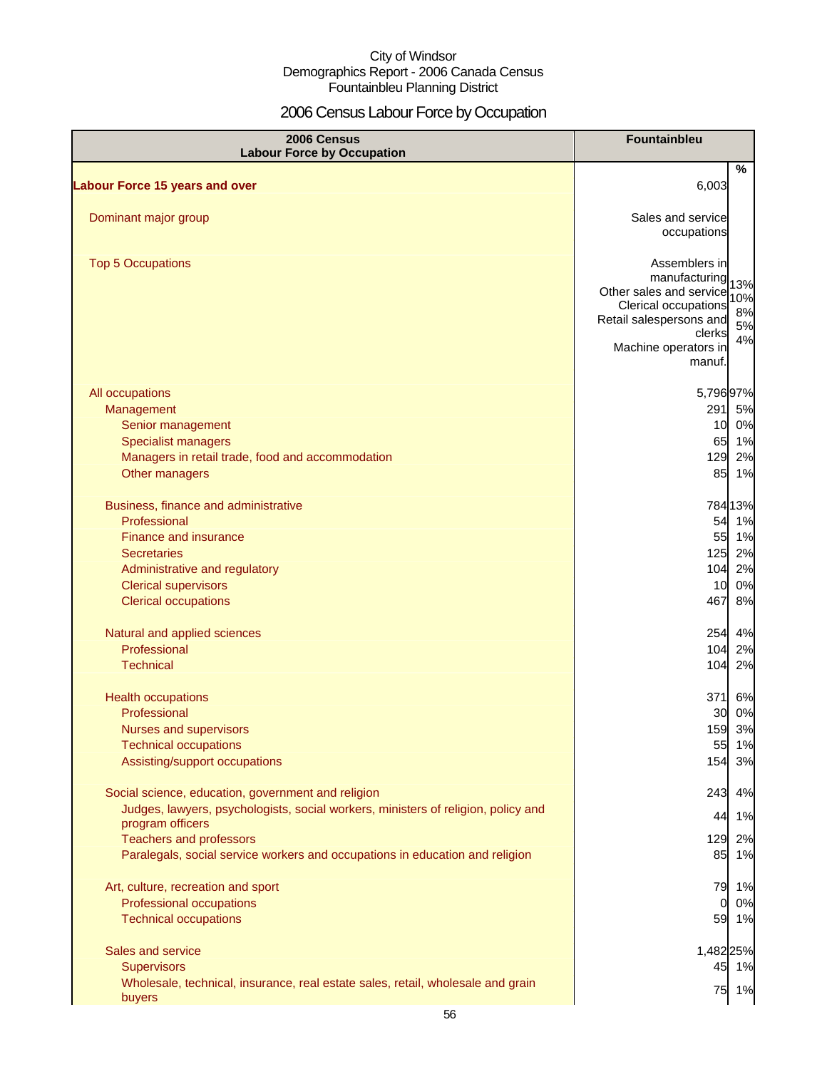City of Windsor
Demographics Report - 2006 Canada Census
Fountainbleu Planning District

# 2006 Census Labour Force by Occupation

| 2006 Census Labour Force by Occupation | Fountainbleu | |
|---|---|---|
| | | % |
| **Labour Force 15 years and over** | 6,003 | |
| Dominant major group | Sales and service occupations | |
| Top 5 Occupations | Assemblers in manufacturing<br>Other sales and service<br>Clerical occupations<br>Retail salespersons and clerks<br>Machine operators in manuf. | 13%<br>10%<br>8%<br>5%<br>4% |
| All occupations | 5,796 | 97% |
| Management | 291 | 5% |
| Senior management | 10 | 0% |
| Specialist managers | 65 | 1% |
| Managers in retail trade, food and accommodation | 129 | 2% |
| Other managers | 85 | 1% |
| Business, finance and administrative | 784 | 13% |
| Professional | 54 | 1% |
| Finance and insurance | 55 | 1% |
| Secretaries | 125 | 2% |
| Administrative and regulatory | 104 | 2% |
| Clerical supervisors | 10 | 0% |
| Clerical occupations | 467 | 8% |
| Natural and applied sciences | 254 | 4% |
| Professional | 104 | 2% |
| Technical | 104 | 2% |
| Health occupations | 371 | 6% |
| Professional | 30 | 0% |
| Nurses and supervisors | 159 | 3% |
| Technical occupations | 55 | 1% |
| Assisting/support occupations | 154 | 3% |
| Social science, education, government and religion | 243 | 4% |
| Judges, lawyers, psychologists, social workers, ministers of religion, policy and program officers | 44 | 1% |
| Teachers and professors | 129 | 2% |
| Paralegals, social service workers and occupations in education and religion | 85 | 1% |
| Art, culture, recreation and sport | 79 | 1% |
| Professional occupations | 0 | 0% |
| Technical occupations | 59 | 1% |
| Sales and service | 1,482 | 25% |
| Supervisors | 45 | 1% |
| Wholesale, technical, insurance, real estate sales, retail, wholesale and grain buyers | 75 | 1% |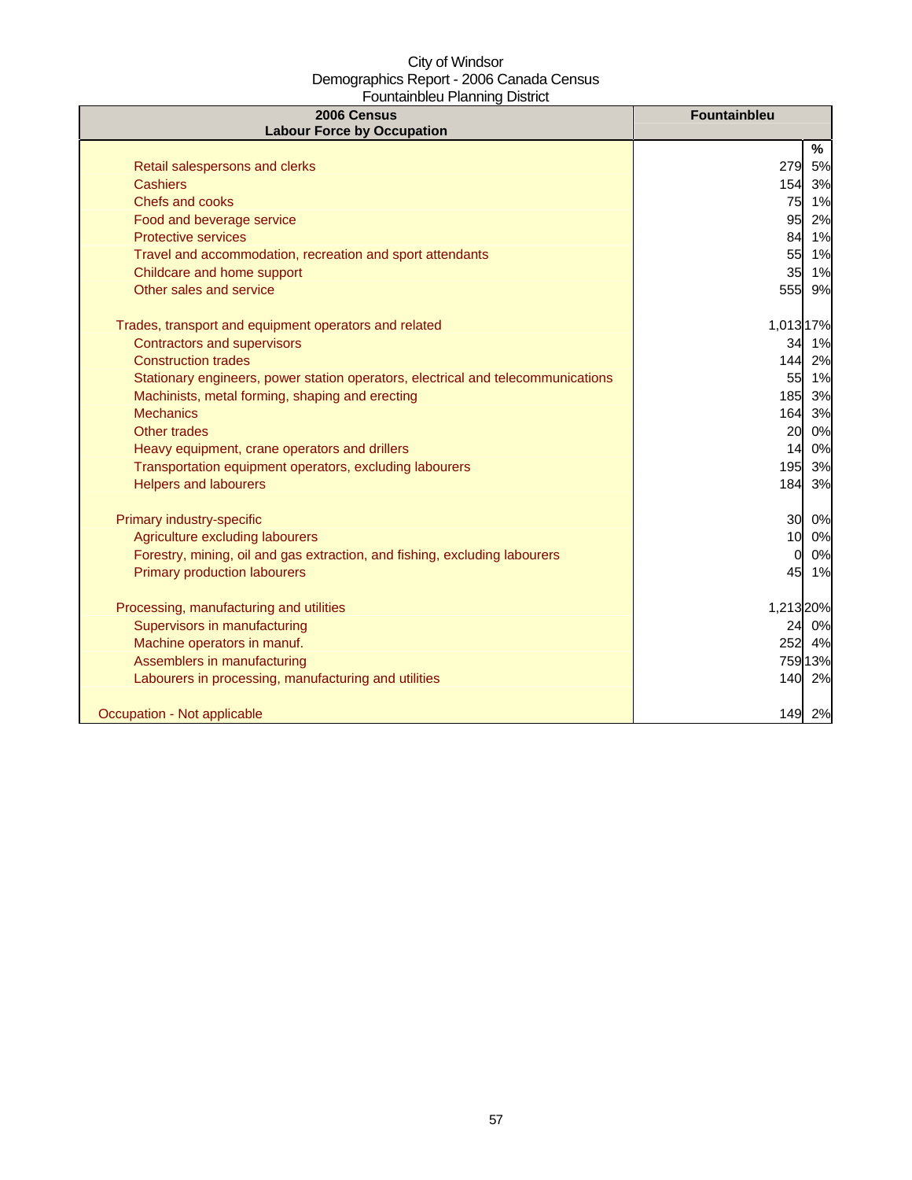City of Windsor
Demographics Report - 2006 Canada Census
Fountainbleu Planning District

| 2006 Census<br>Labour Force by Occupation | Fountainbleu | |
|---|---|---|
| | | % |
| Retail salespersons and clerks | 279 | 5% |
| Cashiers | 154 | 3% |
| Chefs and cooks | 75 | 1% |
| Food and beverage service | 95 | 2% |
| Protective services | 84 | 1% |
| Travel and accommodation, recreation and sport attendants | 55 | 1% |
| Childcare and home support | 35 | 1% |
| Other sales and service | 555 | 9% |
| | | |
| Trades, transport and equipment operators and related | 1,013 | 17% |
| Contractors and supervisors | 34 | 1% |
| Construction trades | 144 | 2% |
| Stationary engineers, power station operators, electrical and telecommunications | 55 | 1% |
| Machinists, metal forming, shaping and erecting | 185 | 3% |
| Mechanics | 164 | 3% |
| Other trades | 20 | 0% |
| Heavy equipment, crane operators and drillers | 14 | 0% |
| Transportation equipment operators, excluding labourers | 195 | 3% |
| Helpers and labourers | 184 | 3% |
| | | |
| Primary industry-specific | 30 | 0% |
| Agriculture excluding labourers | 10 | 0% |
| Forestry, mining, oil and gas extraction, and fishing, excluding labourers | 0 | 0% |
| Primary production labourers | 45 | 1% |
| | | |
| Processing, manufacturing and utilities | 1,213 | 20% |
| Supervisors in manufacturing | 24 | 0% |
| Machine operators in manuf. | 252 | 4% |
| Assemblers in manufacturing | 759 | 13% |
| Labourers in processing, manufacturing and utilities | 140 | 2% |
| | | |
| Occupation - Not applicable | 149 | 2% |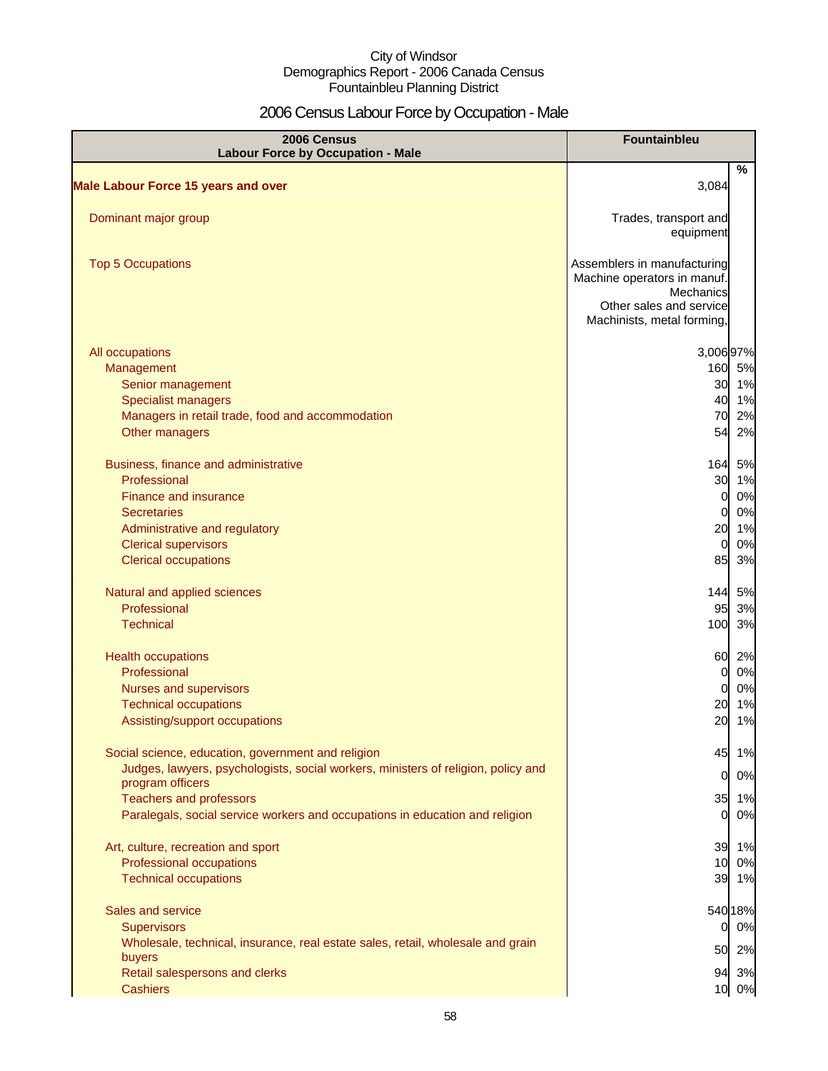City of Windsor
Demographics Report - 2006 Canada Census
Fountainbleu Planning District

# 2006 Census Labour Force by Occupation - Male

| 2006 Census Labour Force by Occupation - Male | Fountainbleu | |
|---|---|---|
| | | % |
| **Male Labour Force 15 years and over** | 3,084 | |
| Dominant major group | Trades, transport and equipment | |
| Top 5 Occupations | Assemblers in manufacturing<br>Machine operators in manuf.<br>Mechanics<br>Other sales and service<br>Machinists, metal forming, | |
| All occupations | 3,006 | 97% |
| Management | 160 | 5% |
| Senior management | 30 | 1% |
| Specialist managers | 40 | 1% |
| Managers in retail trade, food and accommodation | 70 | 2% |
| Other managers | 54 | 2% |
| Business, finance and administrative | 164 | 5% |
| Professional | 30 | 1% |
| Finance and insurance | 0 | 0% |
| Secretaries | 0 | 0% |
| Administrative and regulatory | 20 | 1% |
| Clerical supervisors | 0 | 0% |
| Clerical occupations | 85 | 3% |
| Natural and applied sciences | 144 | 5% |
| Professional | 95 | 3% |
| Technical | 100 | 3% |
| Health occupations | 60 | 2% |
| Professional | 0 | 0% |
| Nurses and supervisors | 0 | 0% |
| Technical occupations | 20 | 1% |
| Assisting/support occupations | 20 | 1% |
| Social science, education, government and religion | 45 | 1% |
| Judges, lawyers, psychologists, social workers, ministers of religion, policy and program officers | 0 | 0% |
| Teachers and professors | 35 | 1% |
| Paralegals, social service workers and occupations in education and religion | 0 | 0% |
| Art, culture, recreation and sport | 39 | 1% |
| Professional occupations | 10 | 0% |
| Technical occupations | 39 | 1% |
| Sales and service | 540 | 18% |
| Supervisors | 0 | 0% |
| Wholesale, technical, insurance, real estate sales, retail, wholesale and grain buyers | 50 | 2% |
| Retail salespersons and clerks | 94 | 3% |
| Cashiers | 10 | 0% |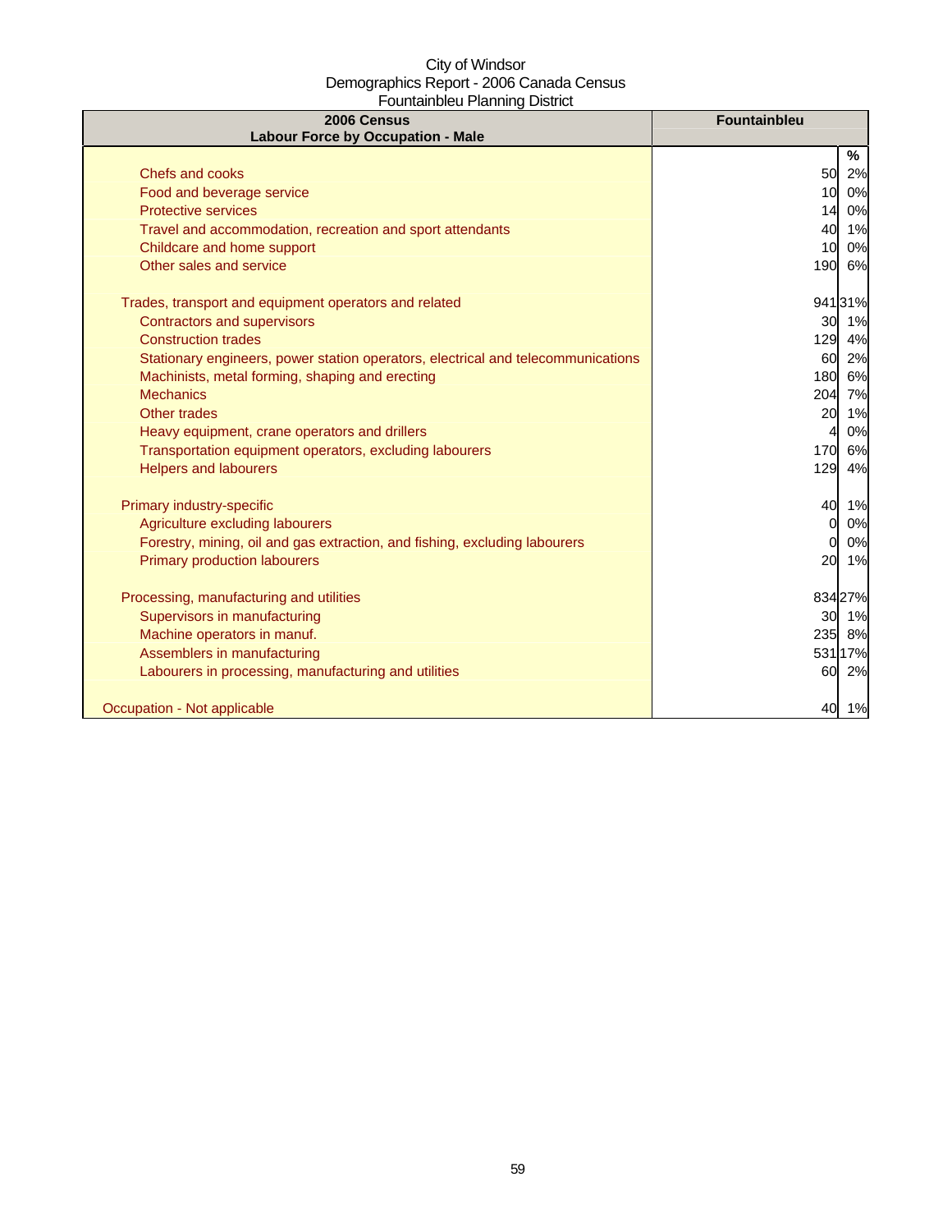City of Windsor
Demographics Report - 2006 Canada Census
Fountainbleu Planning District

| 2006 Census<br>Labour Force by Occupation - Male | Fountainbleu | |
|---|---|---|
| | | % |
| Chefs and cooks | 50 | 2% |
| Food and beverage service | 10 | 0% |
| Protective services | 14 | 0% |
| Travel and accommodation, recreation and sport attendants | 40 | 1% |
| Childcare and home support | 10 | 0% |
| Other sales and service | 190 | 6% |
| | | |
| Trades, transport and equipment operators and related | 941 | 31% |
| Contractors and supervisors | 30 | 1% |
| Construction trades | 129 | 4% |
| Stationary engineers, power station operators, electrical and telecommunications | 60 | 2% |
| Machinists, metal forming, shaping and erecting | 180 | 6% |
| Mechanics | 204 | 7% |
| Other trades | 20 | 1% |
| Heavy equipment, crane operators and drillers | 4 | 0% |
| Transportation equipment operators, excluding labourers | 170 | 6% |
| Helpers and labourers | 129 | 4% |
| | | |
| Primary industry-specific | 40 | 1% |
| Agriculture excluding labourers | 0 | 0% |
| Forestry, mining, oil and gas extraction, and fishing, excluding labourers | 0 | 0% |
| Primary production labourers | 20 | 1% |
| | | |
| Processing, manufacturing and utilities | 834 | 27% |
| Supervisors in manufacturing | 30 | 1% |
| Machine operators in manuf. | 235 | 8% |
| Assemblers in manufacturing | 531 | 17% |
| Labourers in processing, manufacturing and utilities | 60 | 2% |
| | | |
| Occupation - Not applicable | 40 | 1% |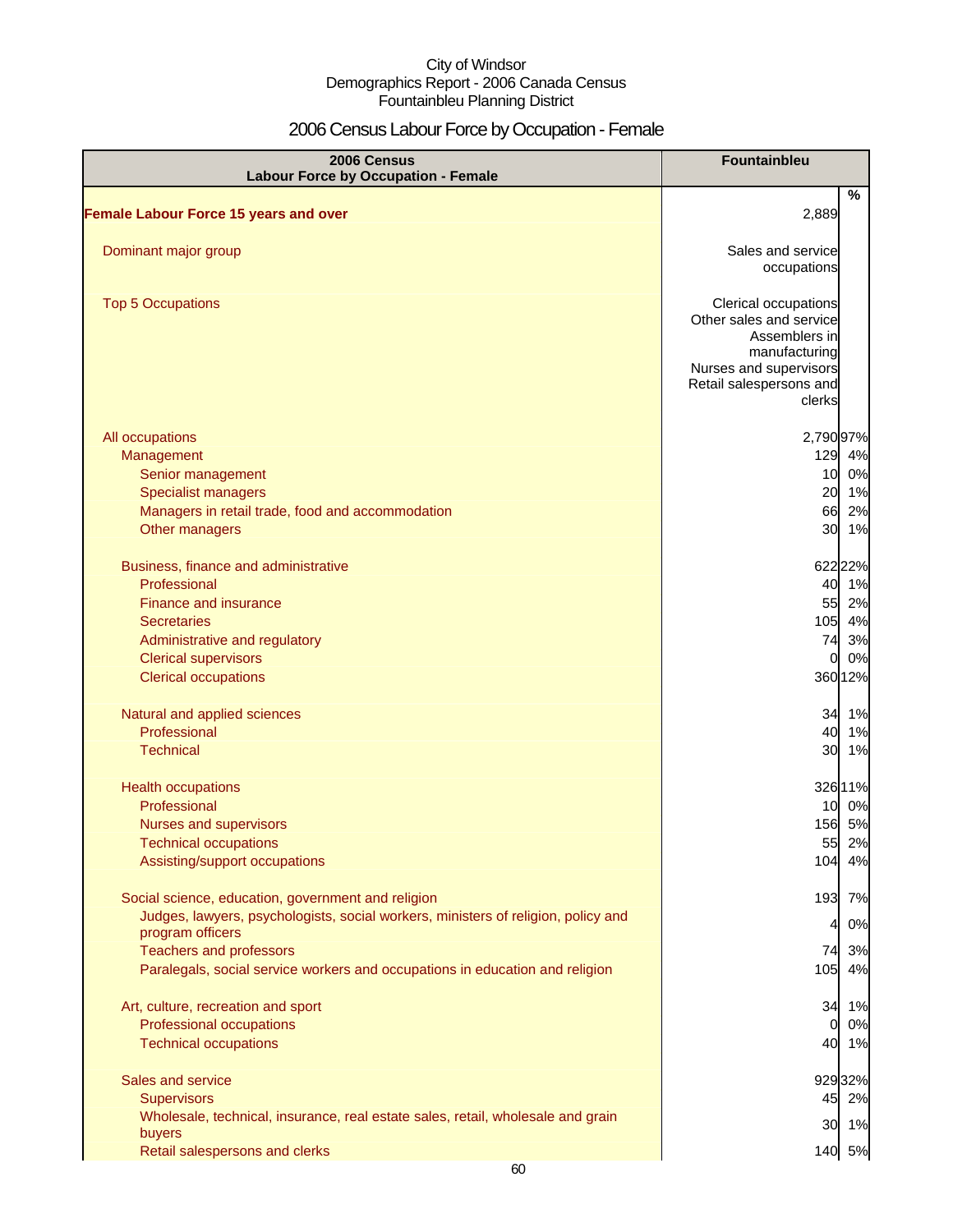City of Windsor
Demographics Report - 2006 Canada Census
Fountainbleu Planning District

# 2006 Census Labour Force by Occupation - Female

| 2006 Census<br>Labour Force by Occupation - Female | Fountainbleu | |
|---|---|---|
| | | % |
| **Female Labour Force 15 years and over** | 2,889 | |
| Dominant major group | Sales and service occupations | |
| Top 5 Occupations | Clerical occupations<br>Other sales and service<br>Assemblers in manufacturing<br>Nurses and supervisors<br>Retail salespersons and clerks | |
| All occupations | 2,790 | 97% |
| Management | 129 | 4% |
| Senior management | 10 | 0% |
| Specialist managers | 20 | 1% |
| Managers in retail trade, food and accommodation | 66 | 2% |
| Other managers | 30 | 1% |
| Business, finance and administrative | 622 | 22% |
| Professional | 40 | 1% |
| Finance and insurance | 55 | 2% |
| Secretaries | 105 | 4% |
| Administrative and regulatory | 74 | 3% |
| Clerical supervisors | 0 | 0% |
| Clerical occupations | 360 | 12% |
| Natural and applied sciences | 34 | 1% |
| Professional | 40 | 1% |
| Technical | 30 | 1% |
| Health occupations | 326 | 11% |
| Professional | 10 | 0% |
| Nurses and supervisors | 156 | 5% |
| Technical occupations | 55 | 2% |
| Assisting/support occupations | 104 | 4% |
| Social science, education, government and religion | 193 | 7% |
| Judges, lawyers, psychologists, social workers, ministers of religion, policy and program officers | 4 | 0% |
| Teachers and professors | 74 | 3% |
| Paralegals, social service workers and occupations in education and religion | 105 | 4% |
| Art, culture, recreation and sport | 34 | 1% |
| Professional occupations | 0 | 0% |
| Technical occupations | 40 | 1% |
| Sales and service | 929 | 32% |
| Supervisors | 45 | 2% |
| Wholesale, technical, insurance, real estate sales, retail, wholesale and grain buyers | 30 | 1% |
| Retail salespersons and clerks | 140 | 5% |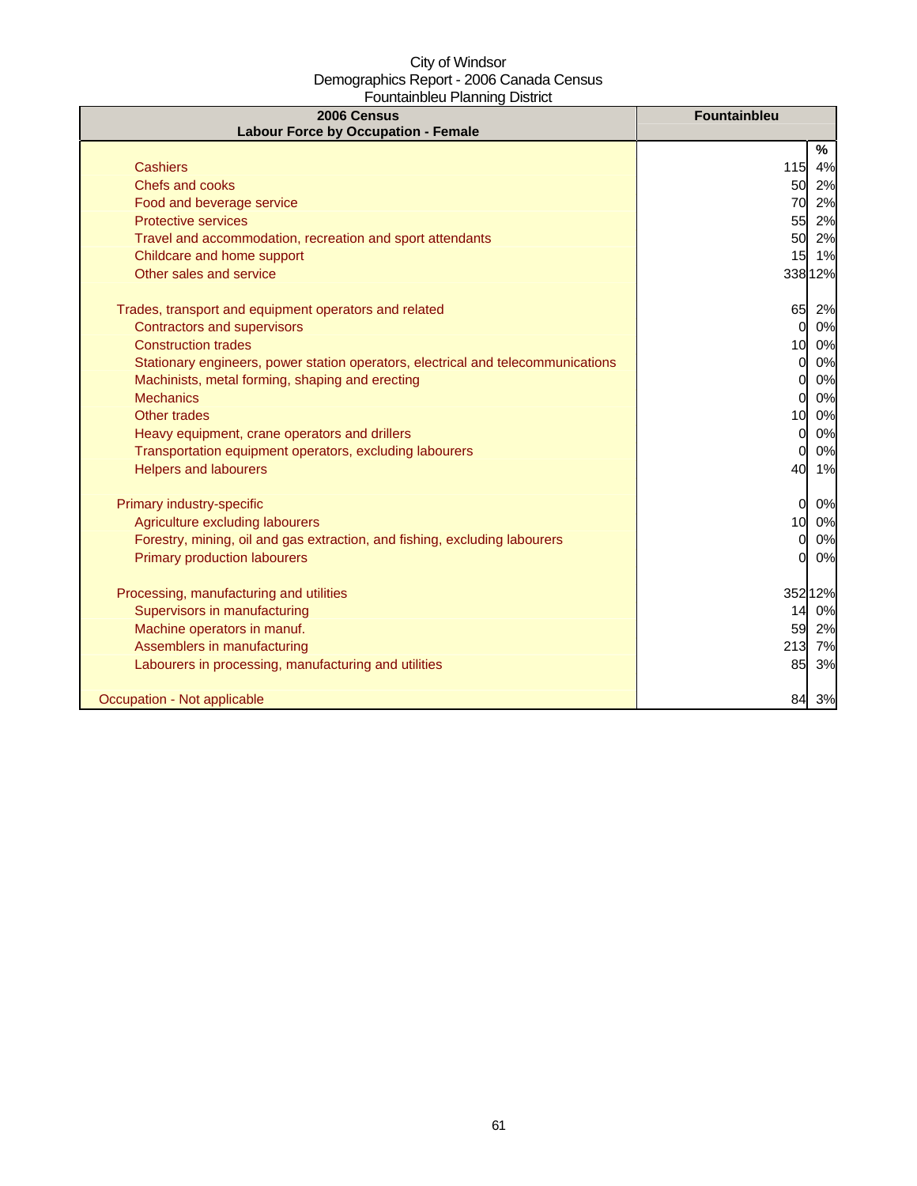City of Windsor
Demographics Report - 2006 Canada Census
Fountainbleu Planning District

| 2006 Census<br>Labour Force by Occupation - Female | Fountainbleu | |
|---|---|---|
| | | % |
| Cashiers | 115 | 4% |
| Chefs and cooks | 50 | 2% |
| Food and beverage service | 70 | 2% |
| Protective services | 55 | 2% |
| Travel and accommodation, recreation and sport attendants | 50 | 2% |
| Childcare and home support | 15 | 1% |
| Other sales and service | 338 | 12% |
| | | |
| Trades, transport and equipment operators and related | 65 | 2% |
| Contractors and supervisors | 0 | 0% |
| Construction trades | 10 | 0% |
| Stationary engineers, power station operators, electrical and telecommunications | 0 | 0% |
| Machinists, metal forming, shaping and erecting | 0 | 0% |
| Mechanics | 0 | 0% |
| Other trades | 10 | 0% |
| Heavy equipment, crane operators and drillers | 0 | 0% |
| Transportation equipment operators, excluding labourers | 0 | 0% |
| Helpers and labourers | 40 | 1% |
| | | |
| Primary industry-specific | 0 | 0% |
| Agriculture excluding labourers | 10 | 0% |
| Forestry, mining, oil and gas extraction, and fishing, excluding labourers | 0 | 0% |
| Primary production labourers | 0 | 0% |
| | | |
| Processing, manufacturing and utilities | 352 | 12% |
| Supervisors in manufacturing | 14 | 0% |
| Machine operators in manuf. | 59 | 2% |
| Assemblers in manufacturing | 213 | 7% |
| Labourers in processing, manufacturing and utilities | 85 | 3% |
| | | |
| Occupation - Not applicable | 84 | 3% |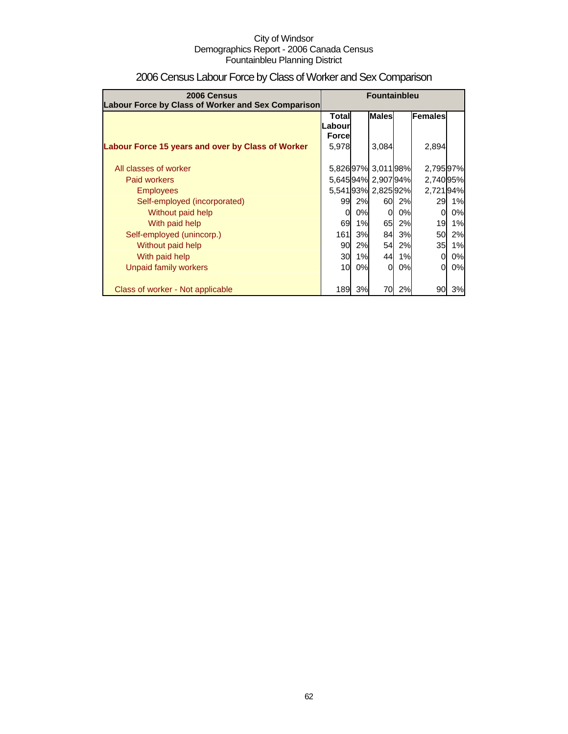City of Windsor
Demographics Report - 2006 Canada Census
Fountainbleu Planning District

# 2006 Census Labour Force by Class of Worker and Sex Comparison

| 2006 Census Labour Force by Class of Worker and Sex Comparison | Fountainbleu | | | | | |
|---|---|---|---|---|---|---|
| | Total Labour Force | | Males | | Females | |
| **Labour Force 15 years and over by Class of Worker** | 5,978 | | 3,084 | | 2,894 | |
| All classes of worker | 5,826 | 97% | 3,011 | 98% | 2,795 | 97% |
| Paid workers | 5,645 | 94% | 2,907 | 94% | 2,740 | 95% |
| Employees | 5,541 | 93% | 2,825 | 92% | 2,721 | 94% |
| Self-employed (incorporated) | 99 | 2% | 60 | 2% | 29 | 1% |
| Without paid help | 0 | 0% | 0 | 0% | 0 | 0% |
| With paid help | 69 | 1% | 65 | 2% | 19 | 1% |
| Self-employed (unincorp.) | 161 | 3% | 84 | 3% | 50 | 2% |
| Without paid help | 90 | 2% | 54 | 2% | 35 | 1% |
| With paid help | 30 | 1% | 44 | 1% | 0 | 0% |
| Unpaid family workers | 10 | 0% | 0 | 0% | 0 | 0% |
| Class of worker - Not applicable | 189 | 3% | 70 | 2% | 90 | 3% |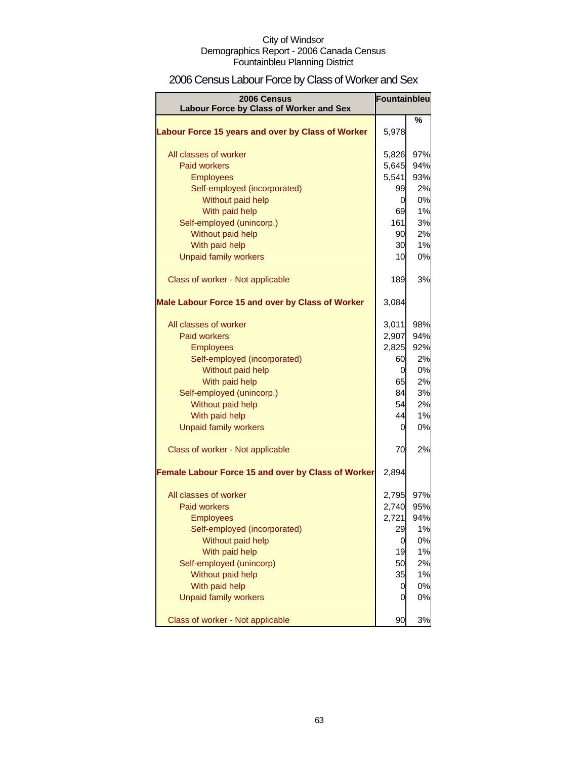City of Windsor
Demographics Report - 2006 Canada Census
Fountainbleu Planning District

# 2006 Census Labour Force by Class of Worker and Sex

| 2006 Census Labour Force by Class of Worker and Sex | Fountainbleu | |
|---|---|---|
| | | % |
| **Labour Force 15 years and over by Class of Worker** | 5,978 | |
| All classes of worker | 5,826 | 97% |
| Paid workers | 5,645 | 94% |
| Employees | 5,541 | 93% |
| Self-employed (incorporated) | 99 | 2% |
| Without paid help | 0 | 0% |
| With paid help | 69 | 1% |
| Self-employed (unincorp.) | 161 | 3% |
| Without paid help | 90 | 2% |
| With paid help | 30 | 1% |
| Unpaid family workers | 10 | 0% |
| Class of worker - Not applicable | 189 | 3% |
| **Male Labour Force 15 and over by Class of Worker** | 3,084 | |
| All classes of worker | 3,011 | 98% |
| Paid workers | 2,907 | 94% |
| Employees | 2,825 | 92% |
| Self-employed (incorporated) | 60 | 2% |
| Without paid help | 0 | 0% |
| With paid help | 65 | 2% |
| Self-employed (unincorp.) | 84 | 3% |
| Without paid help | 54 | 2% |
| With paid help | 44 | 1% |
| Unpaid family workers | 0 | 0% |
| Class of worker - Not applicable | 70 | 2% |
| **Female Labour Force 15 and over by Class of Worker** | 2,894 | |
| All classes of worker | 2,795 | 97% |
| Paid workers | 2,740 | 95% |
| Employees | 2,721 | 94% |
| Self-employed (incorporated) | 29 | 1% |
| Without paid help | 0 | 0% |
| With paid help | 19 | 1% |
| Self-employed (unincorp) | 50 | 2% |
| Without paid help | 35 | 1% |
| With paid help | 0 | 0% |
| Unpaid family workers | 0 | 0% |
| Class of worker - Not applicable | 90 | 3% |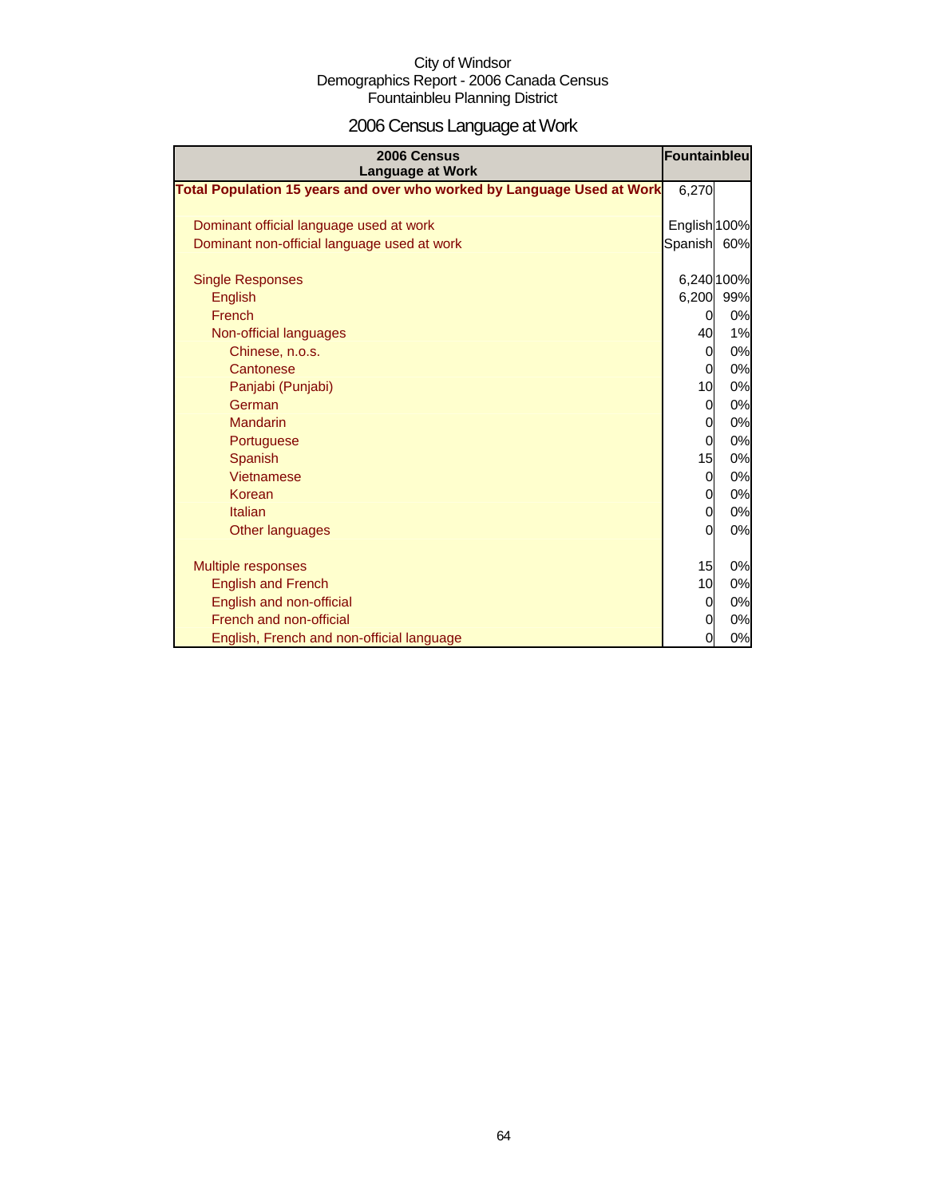City of Windsor
Demographics Report - 2006 Canada Census
Fountainbleu Planning District

# 2006 Census Language at Work

| 2006 Census Language at Work | Fountainbleu | |
|---|---|---|
| **Total Population 15 years and over who worked by Language Used at Work** | 6,270 | |
| | | |
| Dominant official language used at work | English | 100% |
| Dominant non-official language used at work | Spanish | 60% |
| | | |
| Single Responses | 6,240 | 100% |
| English | 6,200 | 99% |
| French | 0 | 0% |
| Non-official languages | 40 | 1% |
| Chinese, n.o.s. | 0 | 0% |
| Cantonese | 0 | 0% |
| Panjabi (Punjabi) | 10 | 0% |
| German | 0 | 0% |
| Mandarin | 0 | 0% |
| Portuguese | 0 | 0% |
| Spanish | 15 | 0% |
| Vietnamese | 0 | 0% |
| Korean | 0 | 0% |
| Italian | 0 | 0% |
| Other languages | 0 | 0% |
| | | |
| Multiple responses | 15 | 0% |
| English and French | 10 | 0% |
| English and non-official | 0 | 0% |
| French and non-official | 0 | 0% |
| English, French and non-official language | 0 | 0% |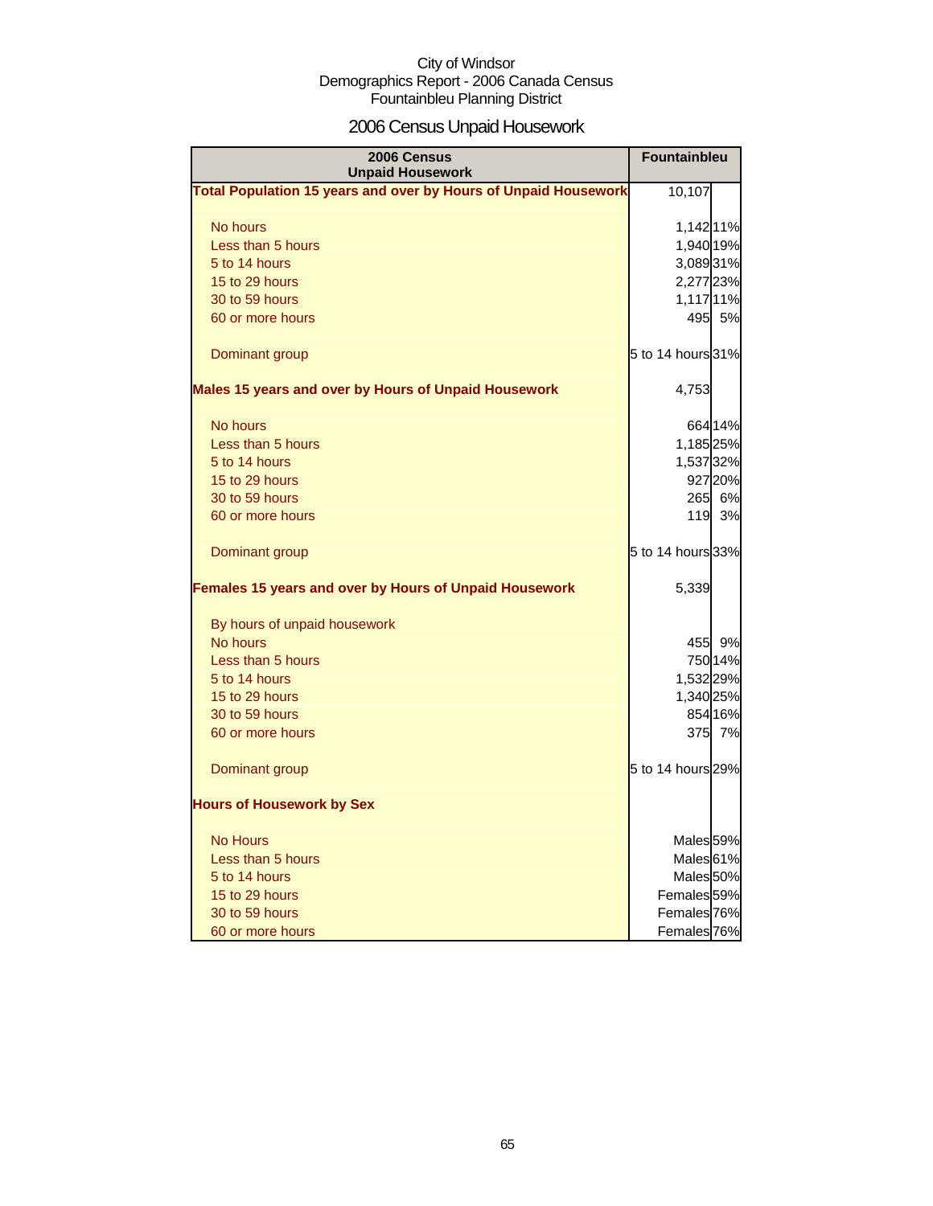City of Windsor
Demographics Report - 2006 Canada Census
Fountainbleu Planning District

# 2006 Census Unpaid Housework

| 2006 Census Unpaid Housework | Fountainbleu | |
|---|---|---|
| **Total Population 15 years and over by Hours of Unpaid Housework** | 10,107 | |
| No hours | 1,142 | 11% |
| Less than 5 hours | 1,940 | 19% |
| 5 to 14 hours | 3,089 | 31% |
| 15 to 29 hours | 2,277 | 23% |
| 30 to 59 hours | 1,117 | 11% |
| 60 or more hours | 495 | 5% |
| Dominant group | 5 to 14 hours | 31% |
| **Males 15 years and over by Hours of Unpaid Housework** | 4,753 | |
| No hours | 664 | 14% |
| Less than 5 hours | 1,185 | 25% |
| 5 to 14 hours | 1,537 | 32% |
| 15 to 29 hours | 927 | 20% |
| 30 to 59 hours | 265 | 6% |
| 60 or more hours | 119 | 3% |
| Dominant group | 5 to 14 hours | 33% |
| **Females 15 years and over by Hours of Unpaid Housework** | 5,339 | |
| By hours of unpaid housework | | |
| No hours | 455 | 9% |
| Less than 5 hours | 750 | 14% |
| 5 to 14 hours | 1,532 | 29% |
| 15 to 29 hours | 1,340 | 25% |
| 30 to 59 hours | 854 | 16% |
| 60 or more hours | 375 | 7% |
| Dominant group | 5 to 14 hours | 29% |
| **Hours of Housework by Sex** | | |
| No Hours | Males | 59% |
| Less than 5 hours | Males | 61% |
| 5 to 14 hours | Males | 50% |
| 15 to 29 hours | Females | 59% |
| 30 to 59 hours | Females | 76% |
| 60 or more hours | Females | 76% |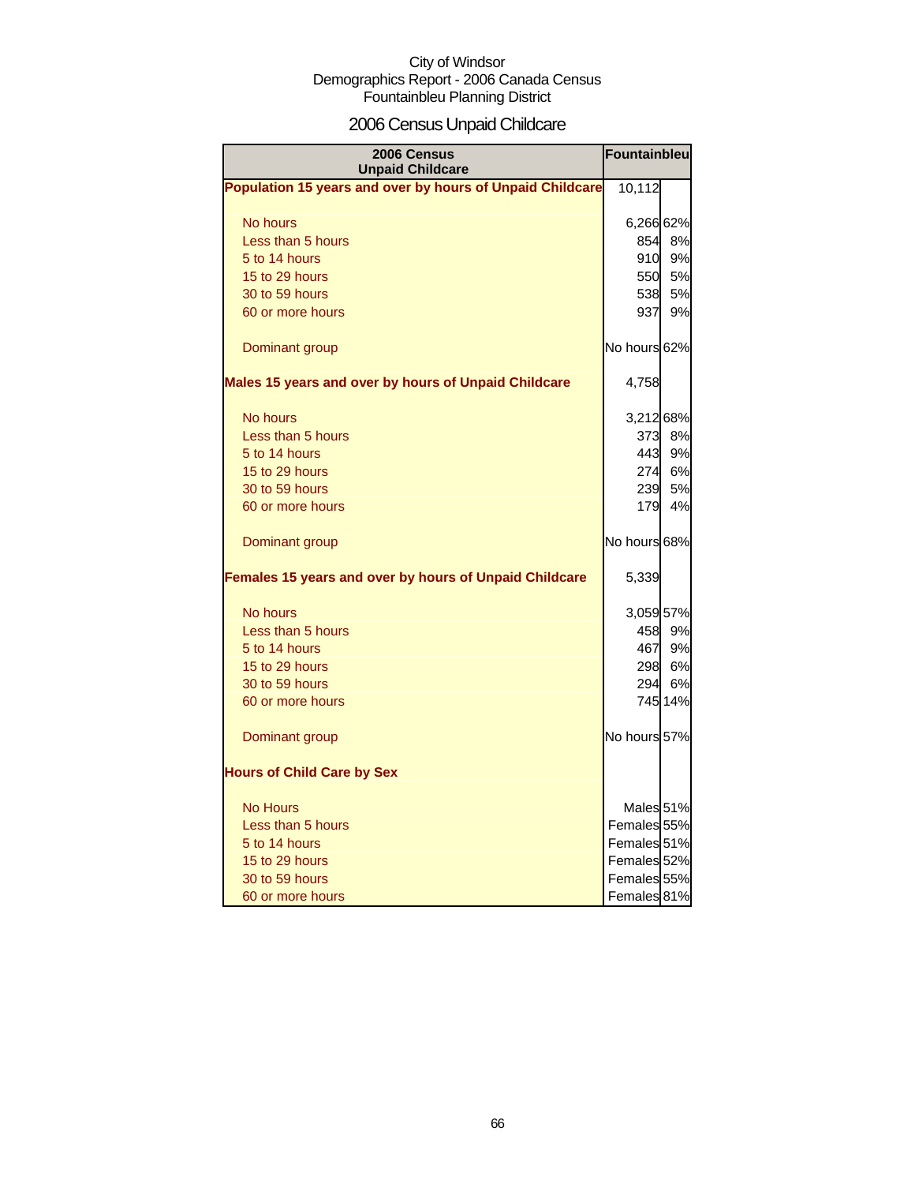City of Windsor
Demographics Report - 2006 Canada Census
Fountainbleu Planning District

# 2006 Census Unpaid Childcare

| 2006 Census Unpaid Childcare | Fountainbleu | |
|---|---|---|
| **Population 15 years and over by hours of Unpaid Childcare** | 10,112 | |
| No hours | 6,266 | 62% |
| Less than 5 hours | 854 | 8% |
| 5 to 14 hours | 910 | 9% |
| 15 to 29 hours | 550 | 5% |
| 30 to 59 hours | 538 | 5% |
| 60 or more hours | 937 | 9% |
| Dominant group | No hours | 62% |
| **Males 15 years and over by hours of Unpaid Childcare** | 4,758 | |
| No hours | 3,212 | 68% |
| Less than 5 hours | 373 | 8% |
| 5 to 14 hours | 443 | 9% |
| 15 to 29 hours | 274 | 6% |
| 30 to 59 hours | 239 | 5% |
| 60 or more hours | 179 | 4% |
| Dominant group | No hours | 68% |
| **Females 15 years and over by hours of Unpaid Childcare** | 5,339 | |
| No hours | 3,059 | 57% |
| Less than 5 hours | 458 | 9% |
| 5 to 14 hours | 467 | 9% |
| 15 to 29 hours | 298 | 6% |
| 30 to 59 hours | 294 | 6% |
| 60 or more hours | 745 | 14% |
| Dominant group | No hours | 57% |
| **Hours of Child Care by Sex** | | |
| No Hours | Males | 51% |
| Less than 5 hours | Females | 55% |
| 5 to 14 hours | Females | 51% |
| 15 to 29 hours | Females | 52% |
| 30 to 59 hours | Females | 55% |
| 60 or more hours | Females | 81% |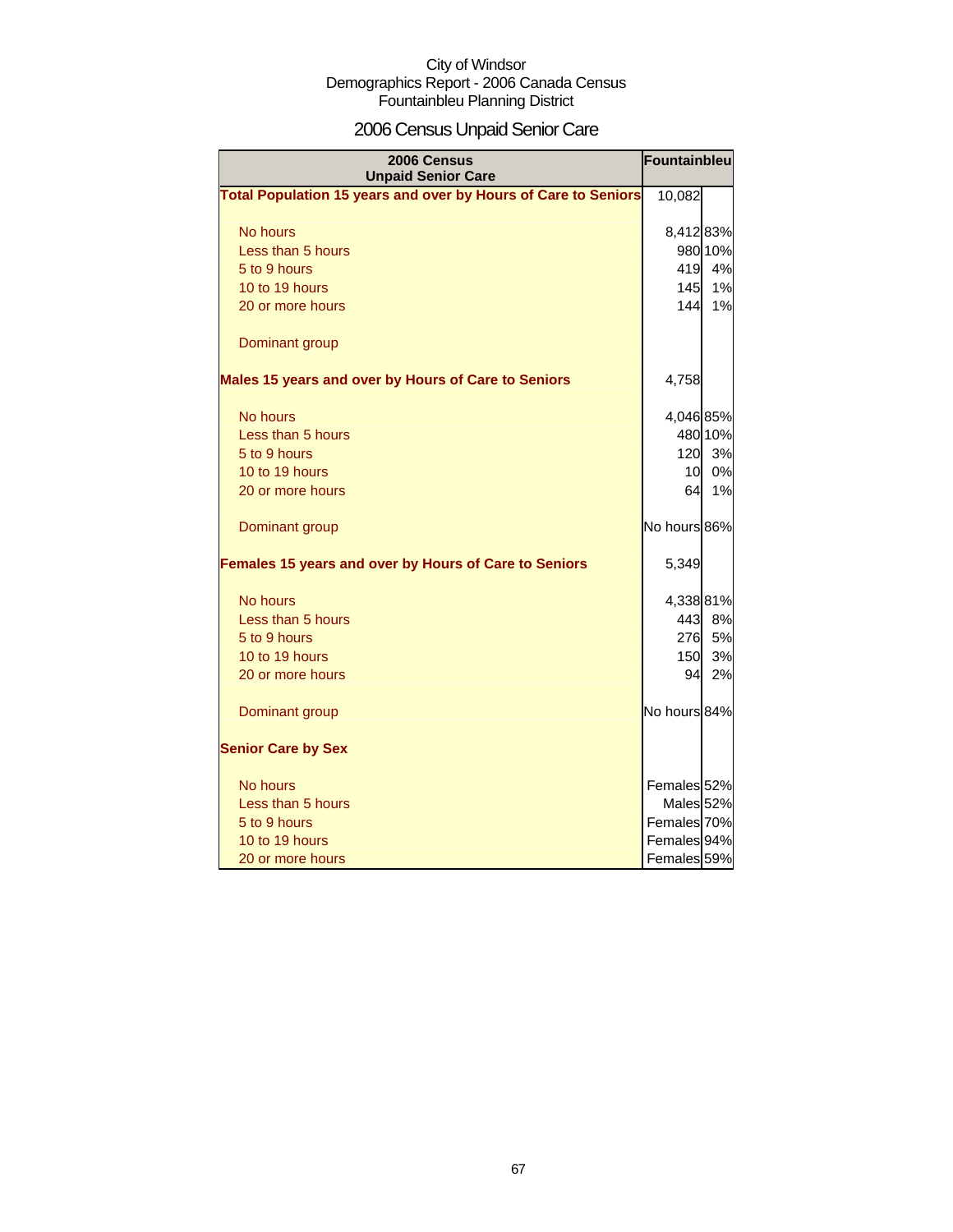City of Windsor
Demographics Report - 2006 Canada Census
Fountainbleu Planning District

# 2006 Census Unpaid Senior Care

| 2006 Census Unpaid Senior Care | Fountainbleu | |
|---|---|---|
| **Total Population 15 years and over by Hours of Care to Seniors** | 10,082 | |
| No hours | 8,412 | 83% |
| Less than 5 hours | 980 | 10% |
| 5 to 9 hours | 419 | 4% |
| 10 to 19 hours | 145 | 1% |
| 20 or more hours | 144 | 1% |
| Dominant group | | |
| **Males 15 years and over by Hours of Care to Seniors** | 4,758 | |
| No hours | 4,046 | 85% |
| Less than 5 hours | 480 | 10% |
| 5 to 9 hours | 120 | 3% |
| 10 to 19 hours | 10 | 0% |
| 20 or more hours | 64 | 1% |
| Dominant group | No hours | 86% |
| **Females 15 years and over by Hours of Care to Seniors** | 5,349 | |
| No hours | 4,338 | 81% |
| Less than 5 hours | 443 | 8% |
| 5 to 9 hours | 276 | 5% |
| 10 to 19 hours | 150 | 3% |
| 20 or more hours | 94 | 2% |
| Dominant group | No hours | 84% |
| **Senior Care by Sex** | | |
| No hours | Females | 52% |
| Less than 5 hours | Males | 52% |
| 5 to 9 hours | Females | 70% |
| 10 to 19 hours | Females | 94% |
| 20 or more hours | Females | 59% |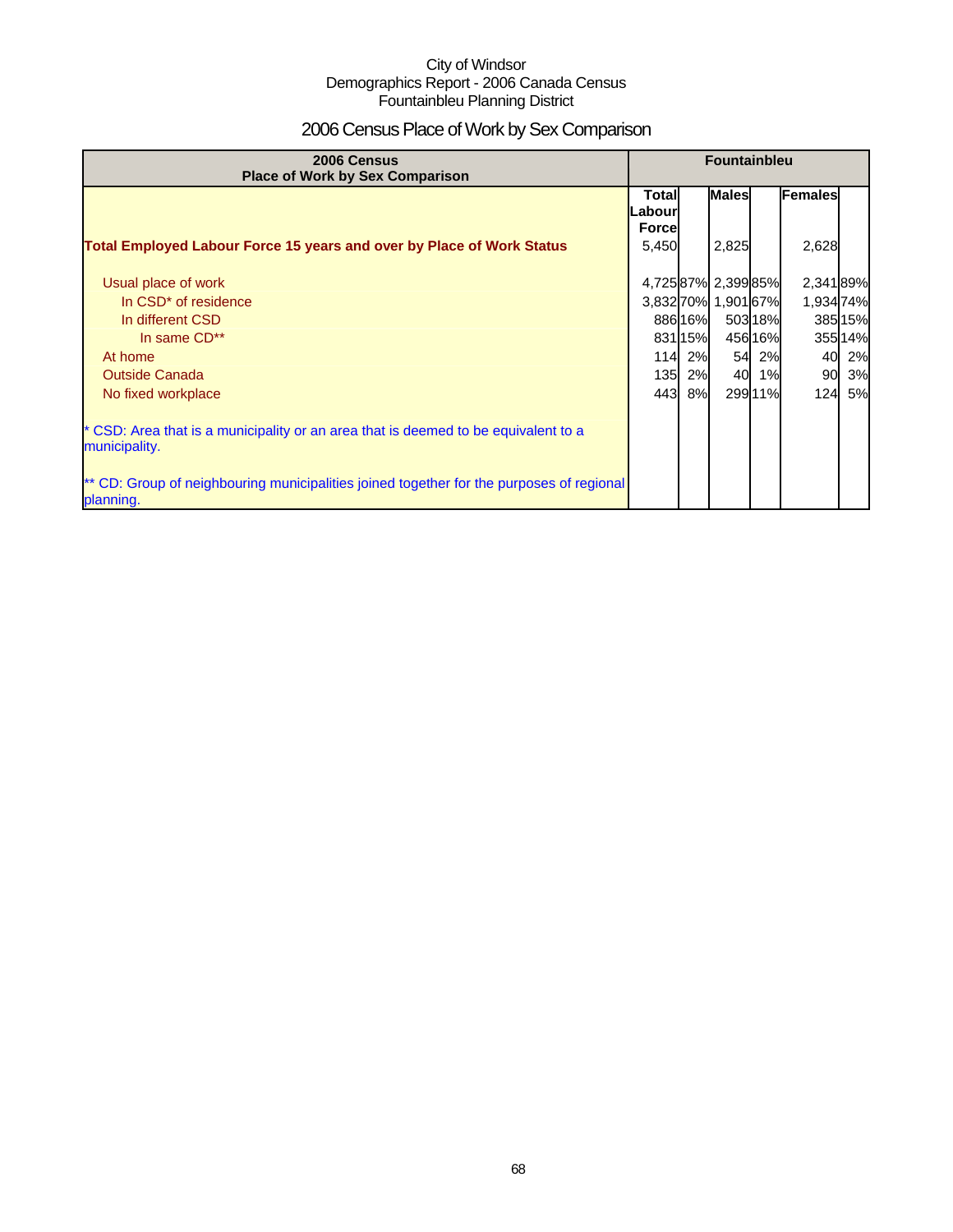City of Windsor
Demographics Report - 2006 Canada Census
Fountainbleu Planning District

# 2006 Census Place of Work by Sex Comparison

| 2006 Census<br>Place of Work by Sex Comparison | Fountainbleu | | | | | |
|---|---|---|---|---|---|---|
| | Total Labour Force | | Males | | Females | |
| **Total Employed Labour Force 15 years and over by Place of Work Status** | 5,450 | | 2,825 | | 2,628 | |
| Usual place of work | 4,725 | 87% | 2,399 | 85% | 2,341 | 89% |
| In CSD* of residence | 3,832 | 70% | 1,901 | 67% | 1,934 | 74% |
| In different CSD | 886 | 16% | 503 | 18% | 385 | 15% |
| In same CD** | 831 | 15% | 456 | 16% | 355 | 14% |
| At home | 114 | 2% | 54 | 2% | 40 | 2% |
| Outside Canada | 135 | 2% | 40 | 1% | 90 | 3% |
| No fixed workplace | 443 | 8% | 299 | 11% | 124 | 5% |

* CSD: Area that is a municipality or an area that is deemed to be equivalent to a municipality.

** CD: Group of neighbouring municipalities joined together for the purposes of regional planning.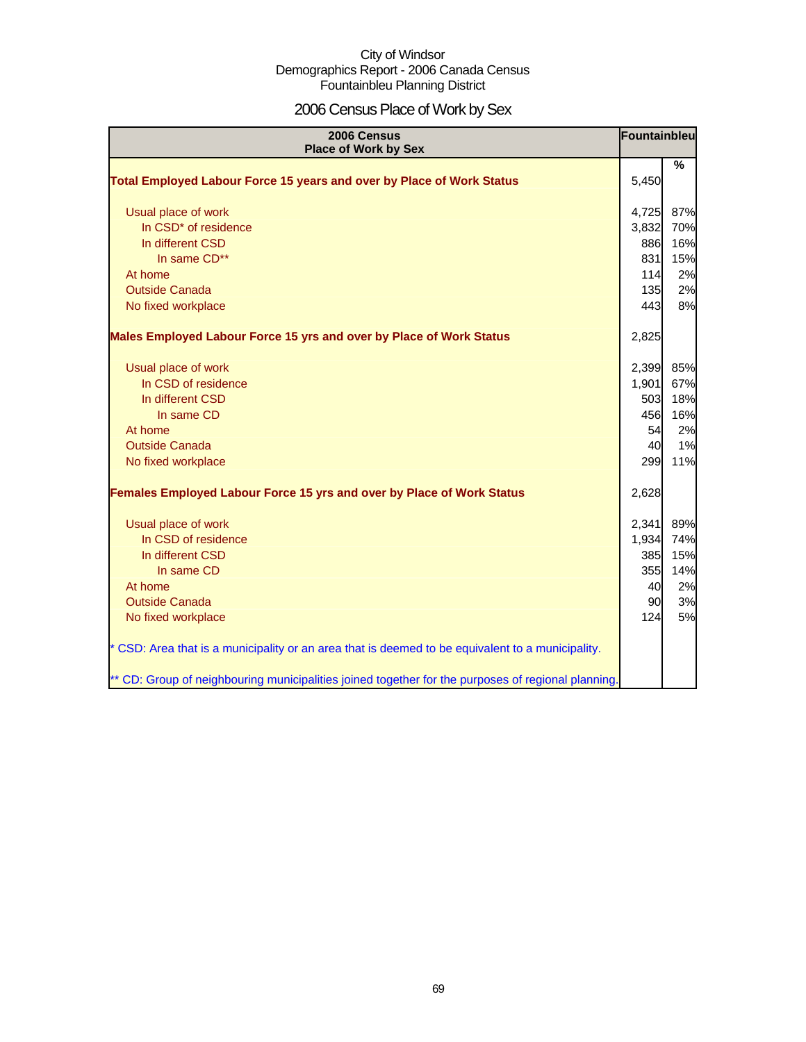City of Windsor
Demographics Report - 2006 Canada Census
Fountainbleu Planning District

# 2006 Census Place of Work by Sex

| 2006 Census Place of Work by Sex | Fountainbleu | % |
|---|---|---|
| **Total Employed Labour Force 15 years and over by Place of Work Status** | 5,450 | |
| Usual place of work | 4,725 | 87% |
| In CSD* of residence | 3,832 | 70% |
| In different CSD | 886 | 16% |
| In same CD** | 831 | 15% |
| At home | 114 | 2% |
| Outside Canada | 135 | 2% |
| No fixed workplace | 443 | 8% |
| **Males Employed Labour Force 15 yrs and over by Place of Work Status** | 2,825 | |
| Usual place of work | 2,399 | 85% |
| In CSD of residence | 1,901 | 67% |
| In different CSD | 503 | 18% |
| In same CD | 456 | 16% |
| At home | 54 | 2% |
| Outside Canada | 40 | 1% |
| No fixed workplace | 299 | 11% |
| **Females Employed Labour Force 15 yrs and over by Place of Work Status** | 2,628 | |
| Usual place of work | 2,341 | 89% |
| In CSD of residence | 1,934 | 74% |
| In different CSD | 385 | 15% |
| In same CD | 355 | 14% |
| At home | 40 | 2% |
| Outside Canada | 90 | 3% |
| No fixed workplace | 124 | 5% |

* CSD: Area that is a municipality or an area that is deemed to be equivalent to a municipality.

** CD: Group of neighbouring municipalities joined together for the purposes of regional planning.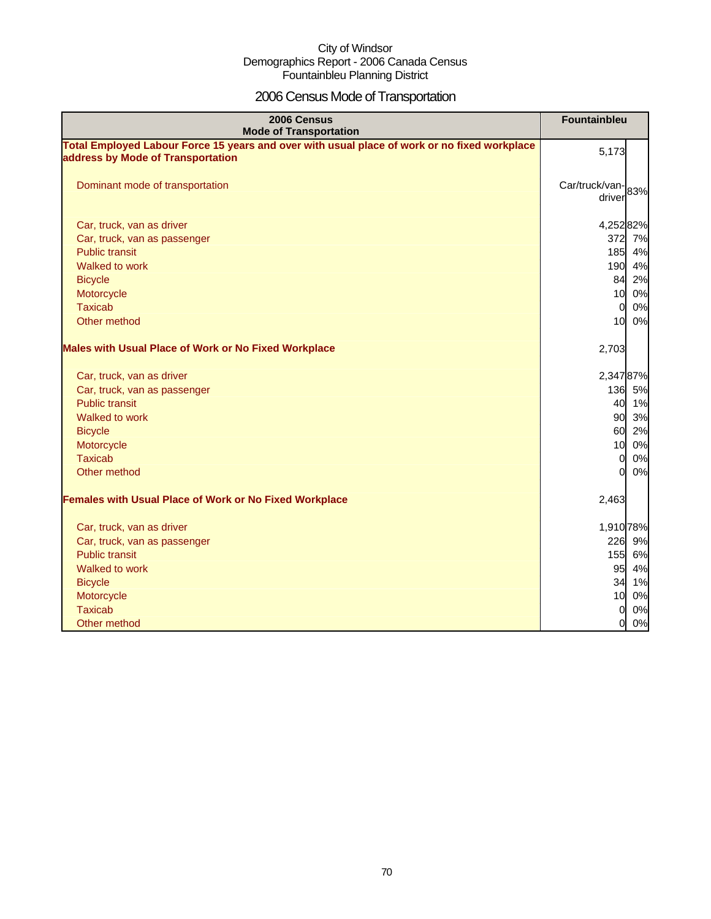City of Windsor
Demographics Report - 2006 Canada Census
Fountainbleu Planning District

# 2006 Census Mode of Transportation

| 2006 Census Mode of Transportation | Fountainbleu | |
|---|---|---|
| **Total Employed Labour Force 15 years and over with usual place of work or no fixed workplace address by Mode of Transportation** | 5,173 | |
| Dominant mode of transportation | Car/truck/van-driver | 83% |
| Car, truck, van as driver | 4,252 | 82% |
| Car, truck, van as passenger | 372 | 7% |
| Public transit | 185 | 4% |
| Walked to work | 190 | 4% |
| Bicycle | 84 | 2% |
| Motorcycle | 10 | 0% |
| Taxicab | 0 | 0% |
| Other method | 10 | 0% |
| **Males with Usual Place of Work or No Fixed Workplace** | 2,703 | |
| Car, truck, van as driver | 2,347 | 87% |
| Car, truck, van as passenger | 136 | 5% |
| Public transit | 40 | 1% |
| Walked to work | 90 | 3% |
| Bicycle | 60 | 2% |
| Motorcycle | 10 | 0% |
| Taxicab | 0 | 0% |
| Other method | 0 | 0% |
| **Females with Usual Place of Work or No Fixed Workplace** | 2,463 | |
| Car, truck, van as driver | 1,910 | 78% |
| Car, truck, van as passenger | 226 | 9% |
| Public transit | 155 | 6% |
| Walked to work | 95 | 4% |
| Bicycle | 34 | 1% |
| Motorcycle | 10 | 0% |
| Taxicab | 0 | 0% |
| Other method | 0 | 0% |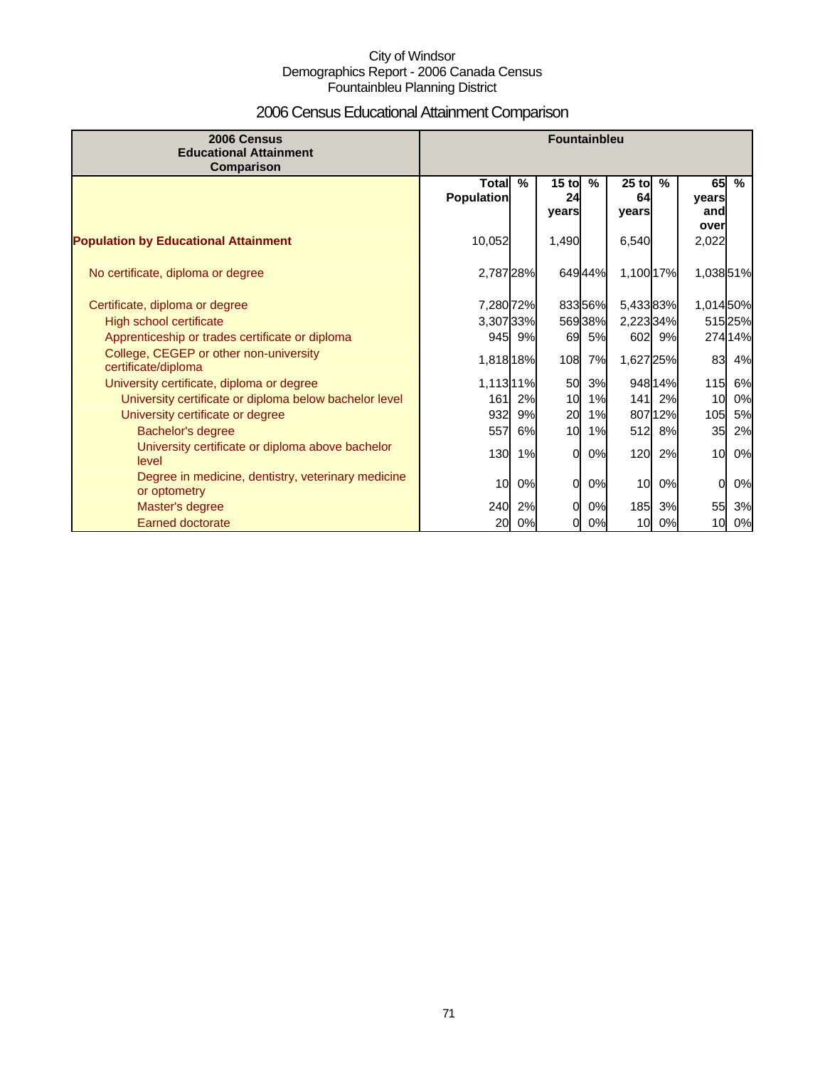City of Windsor
Demographics Report - 2006 Canada Census
Fountainbleu Planning District

# 2006 Census Educational Attainment Comparison

| 2006 Census Educational Attainment Comparison | Fountainbleu | | | | | | | |
|---|---|---|---|---|---|---|---|---|
| | Total Population | % | 15 to 24 years | % | 25 to 64 years | % | 65 years and over | % |
| **Population by Educational Attainment** | 10,052 | | 1,490 | | 6,540 | | 2,022 | |
| No certificate, diploma or degree | 2,787 | 28% | 649 | 44% | 1,100 | 17% | 1,038 | 51% |
| Certificate, diploma or degree | 7,280 | 72% | 833 | 56% | 5,433 | 83% | 1,014 | 50% |
| High school certificate | 3,307 | 33% | 569 | 38% | 2,223 | 34% | 515 | 25% |
| Apprenticeship or trades certificate or diploma | 945 | 9% | 69 | 5% | 602 | 9% | 274 | 14% |
| College, CEGEP or other non-university certificate/diploma | 1,818 | 18% | 108 | 7% | 1,627 | 25% | 83 | 4% |
| University certificate, diploma or degree | 1,113 | 11% | 50 | 3% | 948 | 14% | 115 | 6% |
| University certificate or diploma below bachelor level | 161 | 2% | 10 | 1% | 141 | 2% | 10 | 0% |
| University certificate or degree | 932 | 9% | 20 | 1% | 807 | 12% | 105 | 5% |
| Bachelor's degree | 557 | 6% | 10 | 1% | 512 | 8% | 35 | 2% |
| University certificate or diploma above bachelor level | 130 | 1% | 0 | 0% | 120 | 2% | 10 | 0% |
| Degree in medicine, dentistry, veterinary medicine or optometry | 10 | 0% | 0 | 0% | 10 | 0% | 0 | 0% |
| Master's degree | 240 | 2% | 0 | 0% | 185 | 3% | 55 | 3% |
| Earned doctorate | 20 | 0% | 0 | 0% | 10 | 0% | 10 | 0% |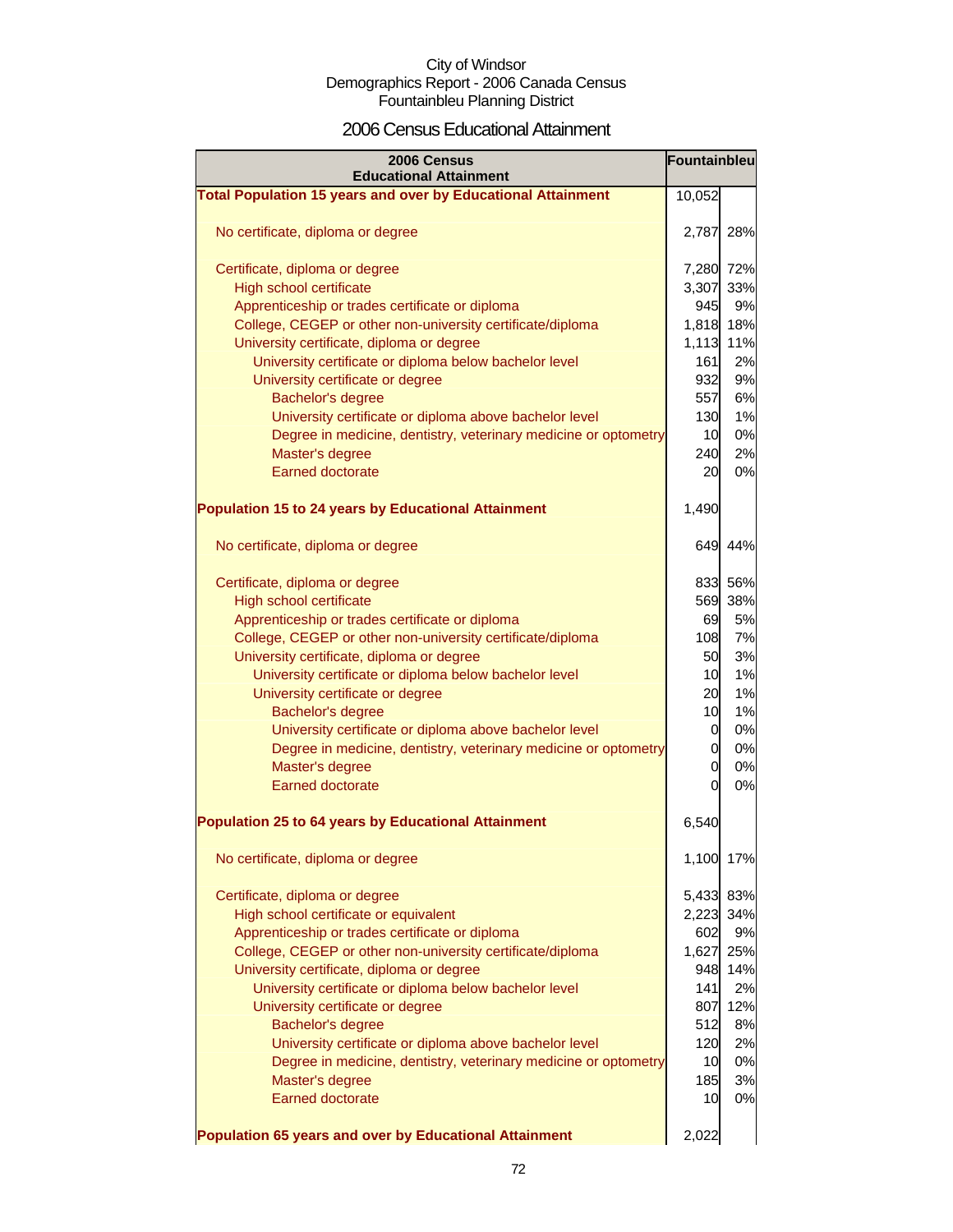City of Windsor
Demographics Report - 2006 Canada Census
Fountainbleu Planning District

# 2006 Census Educational Attainment

| 2006 Census Educational Attainment | Fountainbleu | |
|---|---|---|
| **Total Population 15 years and over by Educational Attainment** | 10,052 | |
| No certificate, diploma or degree | 2,787 | 28% |
| Certificate, diploma or degree | 7,280 | 72% |
| High school certificate | 3,307 | 33% |
| Apprenticeship or trades certificate or diploma | 945 | 9% |
| College, CEGEP or other non-university certificate/diploma | 1,818 | 18% |
| University certificate, diploma or degree | 1,113 | 11% |
| University certificate or diploma below bachelor level | 161 | 2% |
| University certificate or degree | 932 | 9% |
| Bachelor's degree | 557 | 6% |
| University certificate or diploma above bachelor level | 130 | 1% |
| Degree in medicine, dentistry, veterinary medicine or optometry | 10 | 0% |
| Master's degree | 240 | 2% |
| Earned doctorate | 20 | 0% |
| **Population 15 to 24 years by Educational Attainment** | 1,490 | |
| No certificate, diploma or degree | 649 | 44% |
| Certificate, diploma or degree | 833 | 56% |
| High school certificate | 569 | 38% |
| Apprenticeship or trades certificate or diploma | 69 | 5% |
| College, CEGEP or other non-university certificate/diploma | 108 | 7% |
| University certificate, diploma or degree | 50 | 3% |
| University certificate or diploma below bachelor level | 10 | 1% |
| University certificate or degree | 20 | 1% |
| Bachelor's degree | 10 | 1% |
| University certificate or diploma above bachelor level | 0 | 0% |
| Degree in medicine, dentistry, veterinary medicine or optometry | 0 | 0% |
| Master's degree | 0 | 0% |
| Earned doctorate | 0 | 0% |
| **Population 25 to 64 years by Educational Attainment** | 6,540 | |
| No certificate, diploma or degree | 1,100 | 17% |
| Certificate, diploma or degree | 5,433 | 83% |
| High school certificate or equivalent | 2,223 | 34% |
| Apprenticeship or trades certificate or diploma | 602 | 9% |
| College, CEGEP or other non-university certificate/diploma | 1,627 | 25% |
| University certificate, diploma or degree | 948 | 14% |
| University certificate or diploma below bachelor level | 141 | 2% |
| University certificate or degree | 807 | 12% |
| Bachelor's degree | 512 | 8% |
| University certificate or diploma above bachelor level | 120 | 2% |
| Degree in medicine, dentistry, veterinary medicine or optometry | 10 | 0% |
| Master's degree | 185 | 3% |
| Earned doctorate | 10 | 0% |
| **Population 65 years and over by Educational Attainment** | 2,022 | |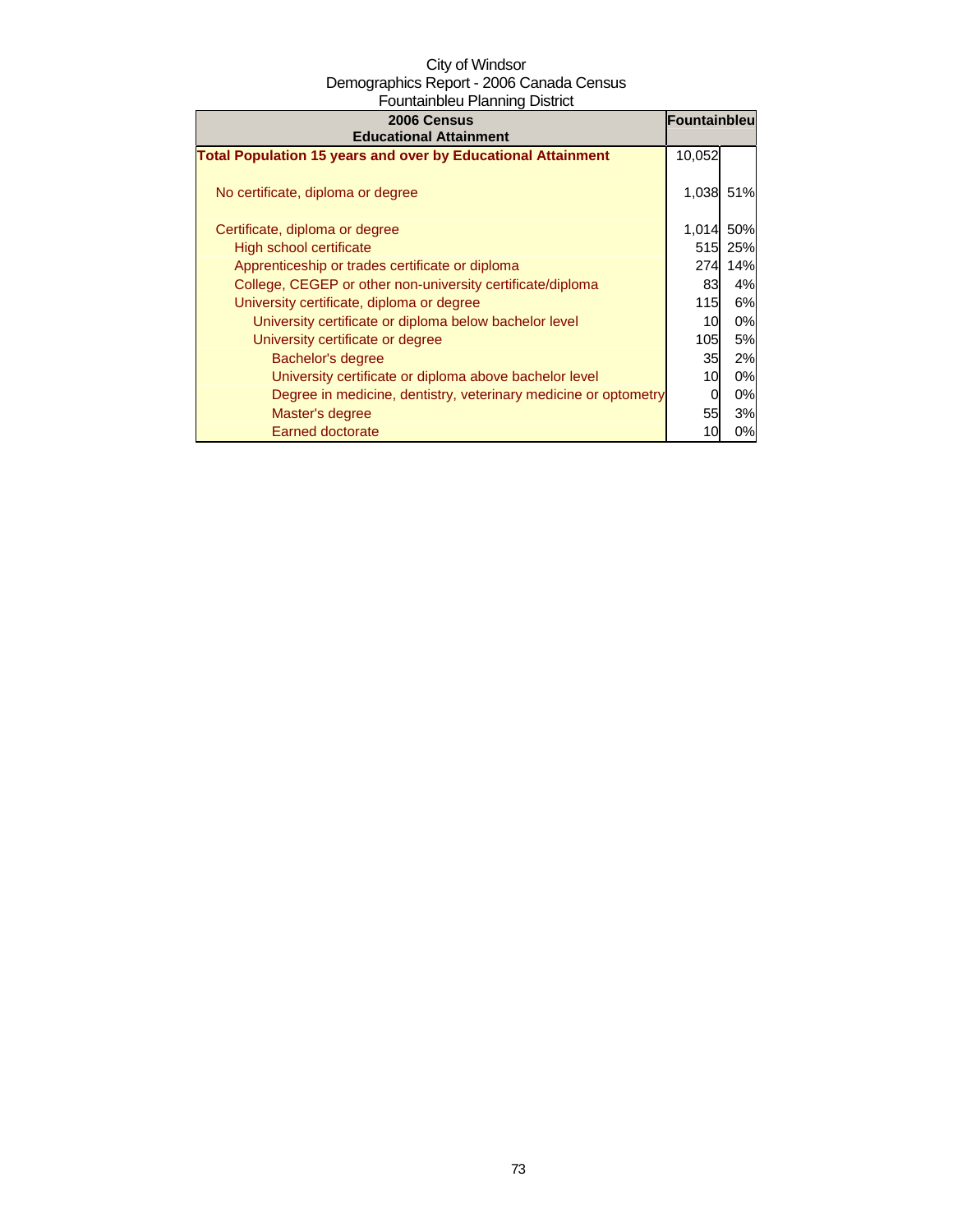City of Windsor
Demographics Report - 2006 Canada Census
Fountainbleu Planning District

| 2006 Census Educational Attainment | Fountainbleu | |
|---|---|---|
| **Total Population 15 years and over by Educational Attainment** | 10,052 | |
| No certificate, diploma or degree | 1,038 | 51% |
| Certificate, diploma or degree | 1,014 | 50% |
| High school certificate | 515 | 25% |
| Apprenticeship or trades certificate or diploma | 274 | 14% |
| College, CEGEP or other non-university certificate/diploma | 83 | 4% |
| University certificate, diploma or degree | 115 | 6% |
| University certificate or diploma below bachelor level | 10 | 0% |
| University certificate or degree | 105 | 5% |
| Bachelor's degree | 35 | 2% |
| University certificate or diploma above bachelor level | 10 | 0% |
| Degree in medicine, dentistry, veterinary medicine or optometry | 0 | 0% |
| Master's degree | 55 | 3% |
| Earned doctorate | 10 | 0% |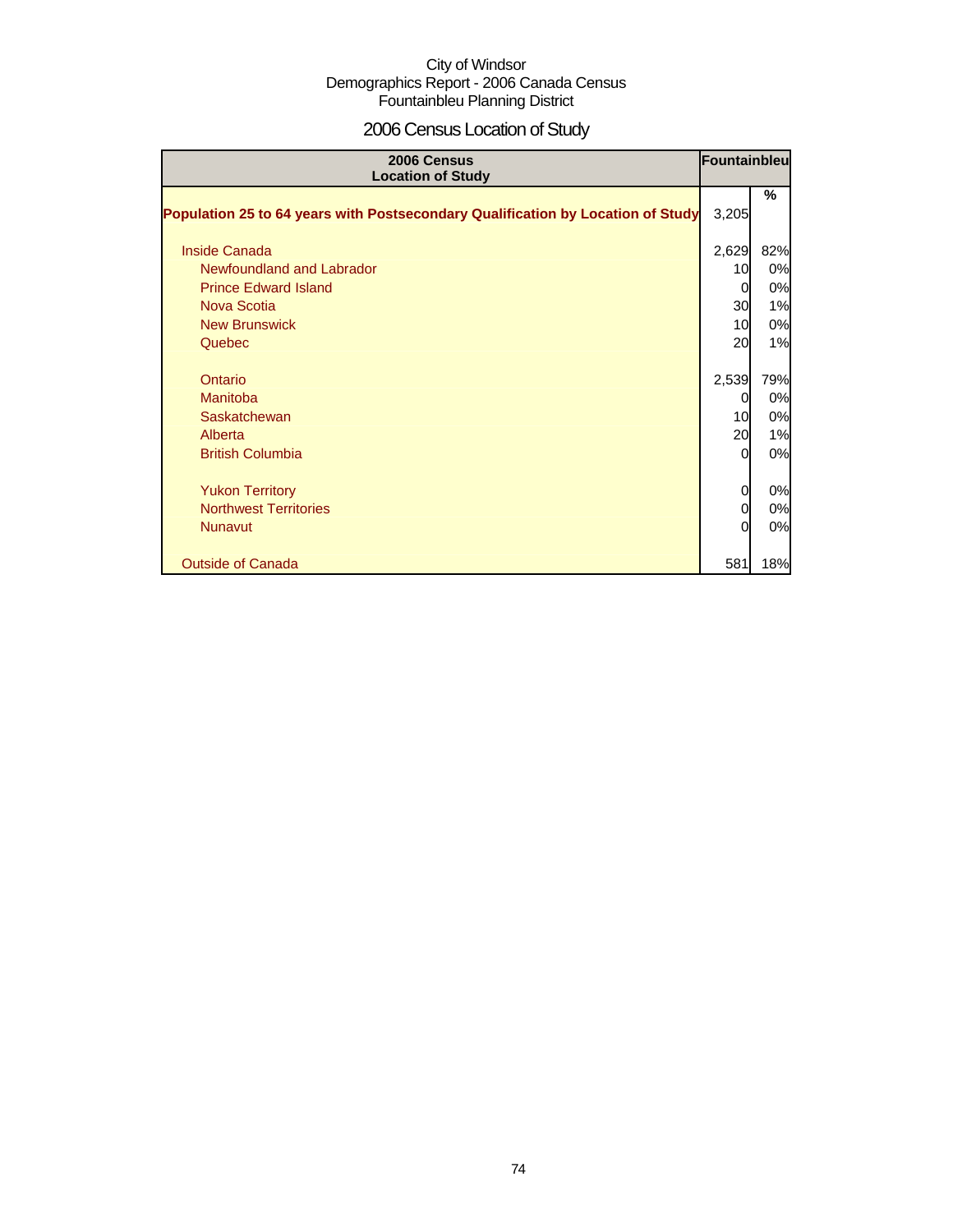City of Windsor
Demographics Report - 2006 Canada Census
Fountainbleu Planning District

# 2006 Census Location of Study

| 2006 Census Location of Study | Fountainbleu | % |
|---|---|---|
| **Population 25 to 64 years with Postsecondary Qualification by Location of Study** | 3,205 | |
| Inside Canada | 2,629 | 82% |
| Newfoundland and Labrador | 10 | 0% |
| Prince Edward Island | 0 | 0% |
| Nova Scotia | 30 | 1% |
| New Brunswick | 10 | 0% |
| Quebec | 20 | 1% |
| Ontario | 2,539 | 79% |
| Manitoba | 0 | 0% |
| Saskatchewan | 10 | 0% |
| Alberta | 20 | 1% |
| British Columbia | 0 | 0% |
| Yukon Territory | 0 | 0% |
| Northwest Territories | 0 | 0% |
| Nunavut | 0 | 0% |
| Outside of Canada | 581 | 18% |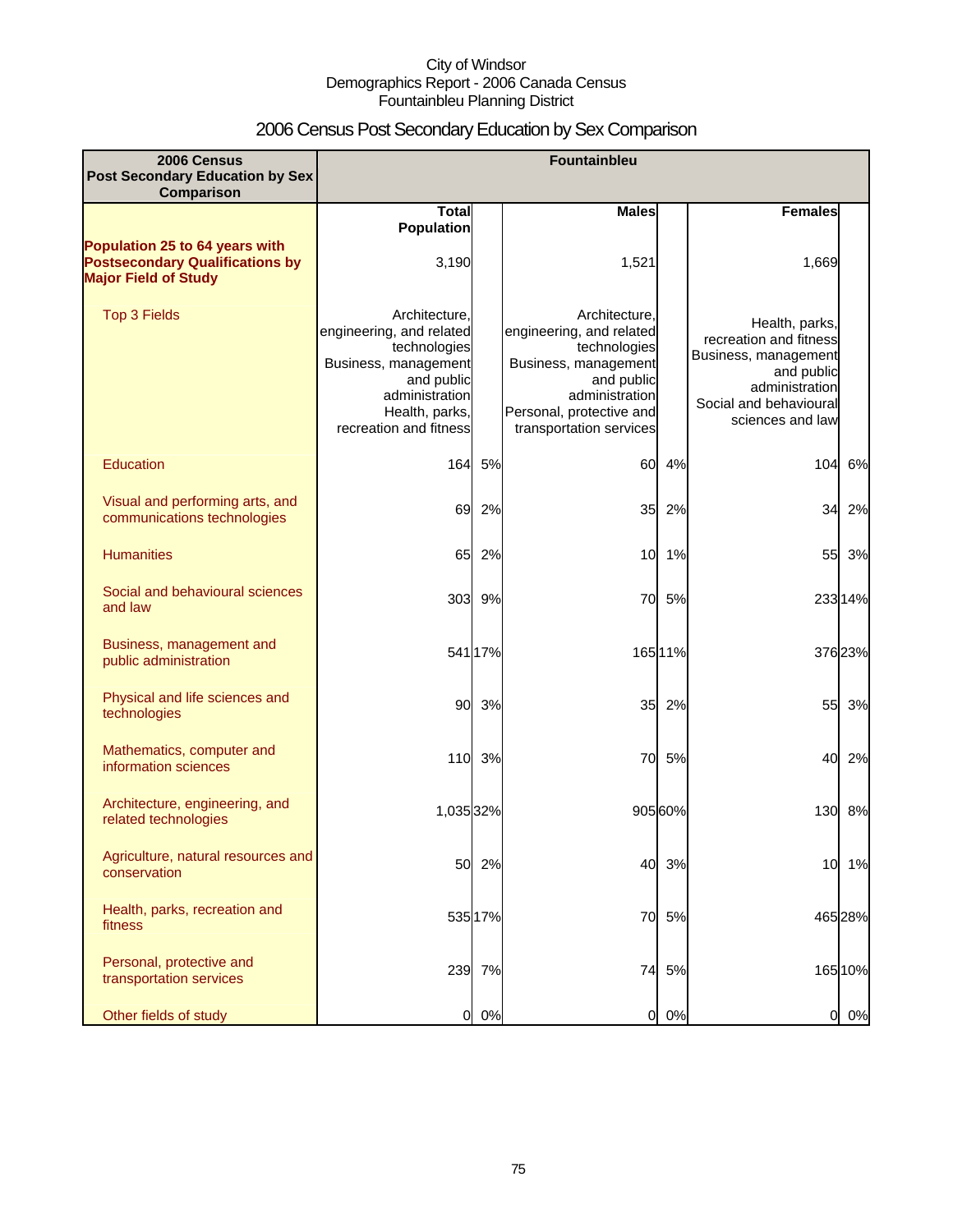City of Windsor
Demographics Report - 2006 Canada Census
Fountainbleu Planning District

# 2006 Census Post Secondary Education by Sex Comparison

| 2006 Census Post Secondary Education by Sex Comparison | Fountainbleu | | | | | |
|---|---|---|---|---|---|---|
| | Total Population | | Males | | Females | |
| **Population 25 to 64 years with Postsecondary Qualifications by Major Field of Study** | 3,190 | | 1,521 | | 1,669 | |
| Top 3 Fields | Architecture, engineering, and related technologies<br>Business, management and public administration<br>Health, parks, recreation and fitness | | Architecture, engineering, and related technologies<br>Business, management and public administration<br>Personal, protective and transportation services | | Health, parks, recreation and fitness<br>Business, management and public administration<br>Social and behavioural sciences and law | |
| Education | 164 | 5% | 60 | 4% | 104 | 6% |
| Visual and performing arts, and communications technologies | 69 | 2% | 35 | 2% | 34 | 2% |
| Humanities | 65 | 2% | 10 | 1% | 55 | 3% |
| Social and behavioural sciences and law | 303 | 9% | 70 | 5% | 233 | 14% |
| Business, management and public administration | 541 | 17% | 165 | 11% | 376 | 23% |
| Physical and life sciences and technologies | 90 | 3% | 35 | 2% | 55 | 3% |
| Mathematics, computer and information sciences | 110 | 3% | 70 | 5% | 40 | 2% |
| Architecture, engineering, and related technologies | 1,035 | 32% | 905 | 60% | 130 | 8% |
| Agriculture, natural resources and conservation | 50 | 2% | 40 | 3% | 10 | 1% |
| Health, parks, recreation and fitness | 535 | 17% | 70 | 5% | 465 | 28% |
| Personal, protective and transportation services | 239 | 7% | 74 | 5% | 165 | 10% |
| Other fields of study | 0 | 0% | 0 | 0% | 0 | 0% |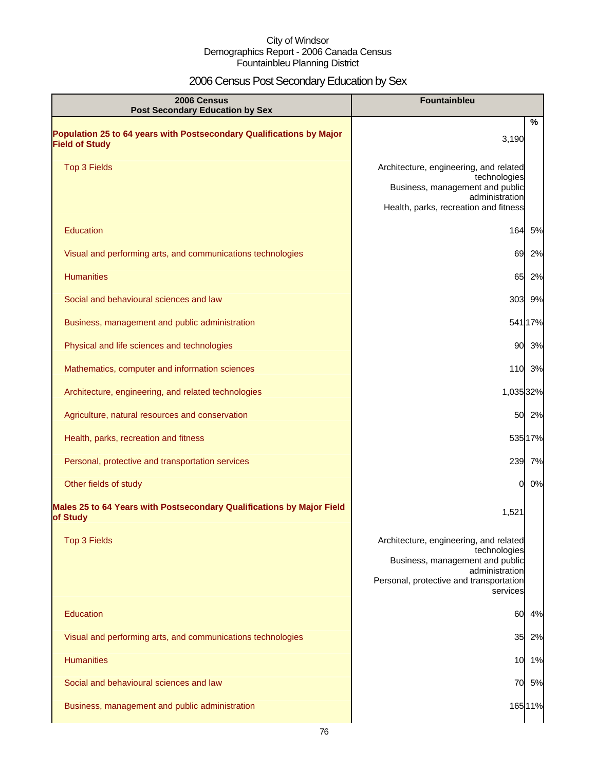City of Windsor
Demographics Report - 2006 Canada Census
Fountainbleu Planning District

# 2006 Census Post Secondary Education by Sex

| 2006 Census<br>Post Secondary Education by Sex | Fountainbleu | % |
|---|---|---|
| **Population 25 to 64 years with Postsecondary Qualifications by Major Field of Study** | 3,190 | |
| Top 3 Fields | Architecture, engineering, and related technologies<br>Business, management and public administration<br>Health, parks, recreation and fitness | |
| Education | 164 | 5% |
| Visual and performing arts, and communications technologies | 69 | 2% |
| Humanities | 65 | 2% |
| Social and behavioural sciences and law | 303 | 9% |
| Business, management and public administration | 541 | 17% |
| Physical and life sciences and technologies | 90 | 3% |
| Mathematics, computer and information sciences | 110 | 3% |
| Architecture, engineering, and related technologies | 1,035 | 32% |
| Agriculture, natural resources and conservation | 50 | 2% |
| Health, parks, recreation and fitness | 535 | 17% |
| Personal, protective and transportation services | 239 | 7% |
| Other fields of study | 0 | 0% |
| **Males 25 to 64 Years with Postsecondary Qualifications by Major Field of Study** | 1,521 | |
| Top 3 Fields | Architecture, engineering, and related technologies<br>Business, management and public administration<br>Personal, protective and transportation services | |
| Education | 60 | 4% |
| Visual and performing arts, and communications technologies | 35 | 2% |
| Humanities | 10 | 1% |
| Social and behavioural sciences and law | 70 | 5% |
| Business, management and public administration | 165 | 11% |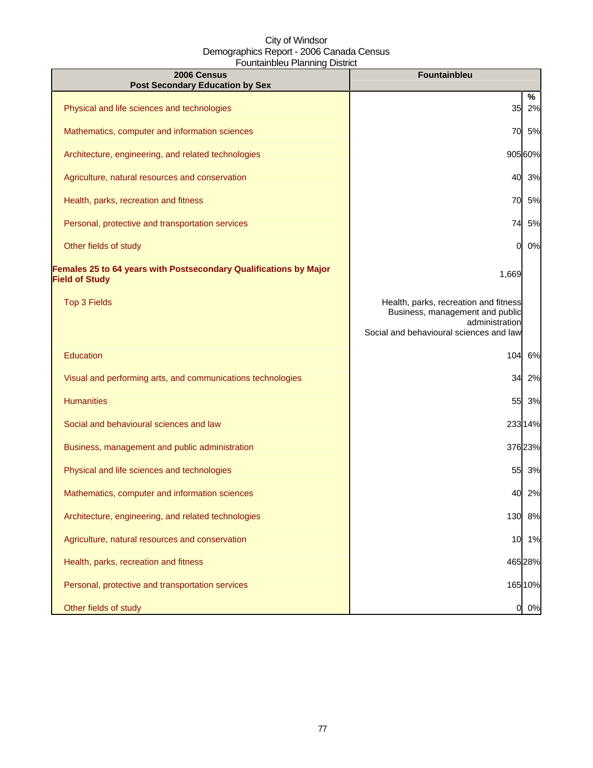City of Windsor
Demographics Report - 2006 Canada Census
Fountainbleu Planning District

| 2006 Census<br>Post Secondary Education by Sex | Fountainbleu | % |
|---|---|---|
| Physical and life sciences and technologies | 35 | 2% |
| Mathematics, computer and information sciences | 70 | 5% |
| Architecture, engineering, and related technologies | 905 | 60% |
| Agriculture, natural resources and conservation | 40 | 3% |
| Health, parks, recreation and fitness | 70 | 5% |
| Personal, protective and transportation services | 74 | 5% |
| Other fields of study | 0 | 0% |
| **Females 25 to 64 years with Postsecondary Qualifications by Major Field of Study** | 1,669 | |
| Top 3 Fields | Health, parks, recreation and fitness<br>Business, management and public administration<br>Social and behavioural sciences and law | |
| Education | 104 | 6% |
| Visual and performing arts, and communications technologies | 34 | 2% |
| Humanities | 55 | 3% |
| Social and behavioural sciences and law | 233 | 14% |
| Business, management and public administration | 376 | 23% |
| Physical and life sciences and technologies | 55 | 3% |
| Mathematics, computer and information sciences | 40 | 2% |
| Architecture, engineering, and related technologies | 130 | 8% |
| Agriculture, natural resources and conservation | 10 | 1% |
| Health, parks, recreation and fitness | 465 | 28% |
| Personal, protective and transportation services | 165 | 10% |
| Other fields of study | 0 | 0% |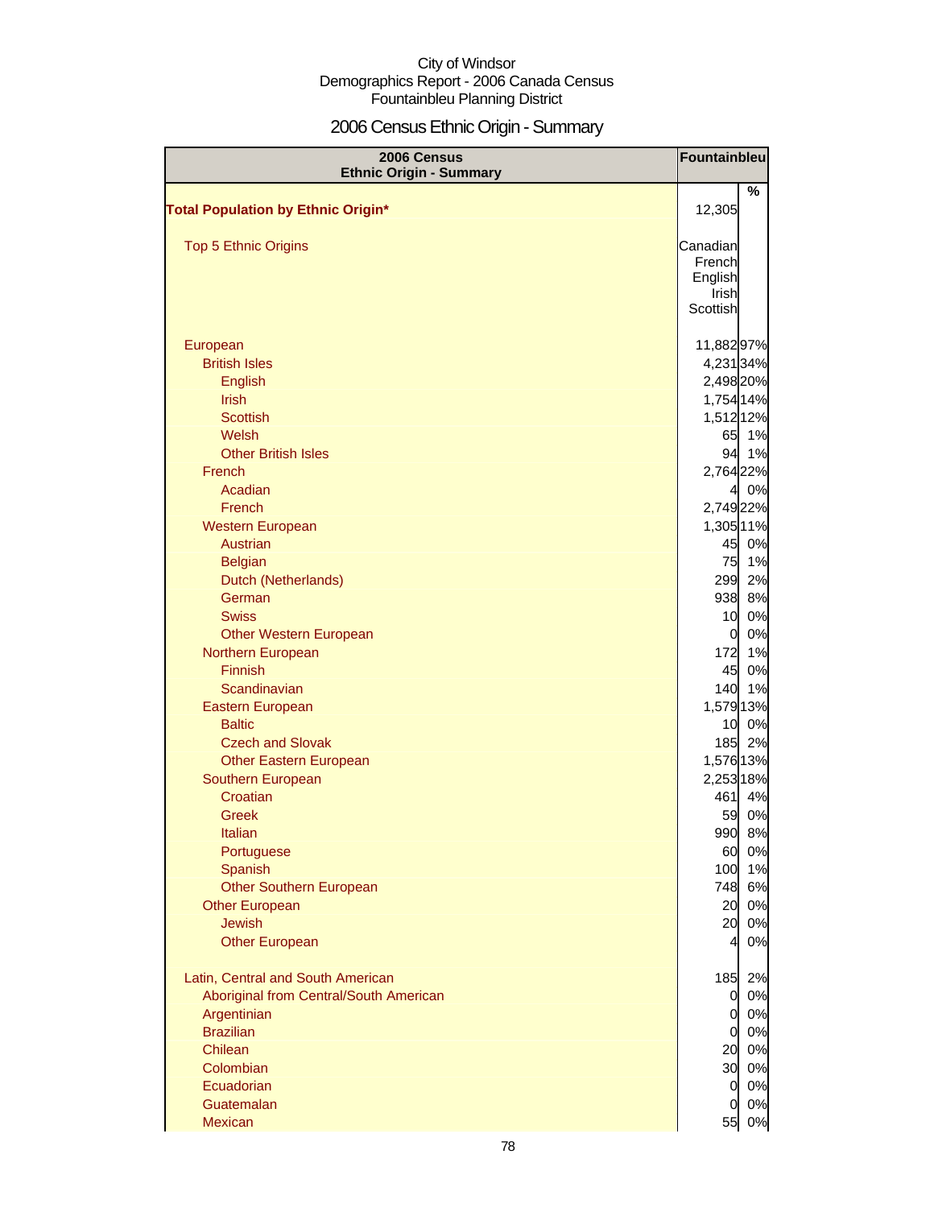City of Windsor
Demographics Report - 2006 Canada Census
Fountainbleu Planning District

# 2006 Census Ethnic Origin - Summary

| 2006 Census Ethnic Origin - Summary | Fountainbleu | |
|---|---|---|
| | | % |
| **Total Population by Ethnic Origin*** | 12,305 | |
| Top 5 Ethnic Origins | Canadian French English Irish Scottish | |
| European | 11,882 | 97% |
| British Isles | 4,231 | 34% |
| English | 2,498 | 20% |
| Irish | 1,754 | 14% |
| Scottish | 1,512 | 12% |
| Welsh | 65 | 1% |
| Other British Isles | 94 | 1% |
| French | 2,764 | 22% |
| Acadian | 4 | 0% |
| French | 2,749 | 22% |
| Western European | 1,305 | 11% |
| Austrian | 45 | 0% |
| Belgian | 75 | 1% |
| Dutch (Netherlands) | 299 | 2% |
| German | 938 | 8% |
| Swiss | 10 | 0% |
| Other Western European | 0 | 0% |
| Northern European | 172 | 1% |
| Finnish | 45 | 0% |
| Scandinavian | 140 | 1% |
| Eastern European | 1,579 | 13% |
| Baltic | 10 | 0% |
| Czech and Slovak | 185 | 2% |
| Other Eastern European | 1,576 | 13% |
| Southern European | 2,253 | 18% |
| Croatian | 461 | 4% |
| Greek | 59 | 0% |
| Italian | 990 | 8% |
| Portuguese | 60 | 0% |
| Spanish | 100 | 1% |
| Other Southern European | 748 | 6% |
| Other European | 20 | 0% |
| Jewish | 20 | 0% |
| Other European | 4 | 0% |
| Latin, Central and South American | 185 | 2% |
| Aboriginal from Central/South American | 0 | 0% |
| Argentinian | 0 | 0% |
| Brazilian | 0 | 0% |
| Chilean | 20 | 0% |
| Colombian | 30 | 0% |
| Ecuadorian | 0 | 0% |
| Guatemalan | 0 | 0% |
| Mexican | 55 | 0% |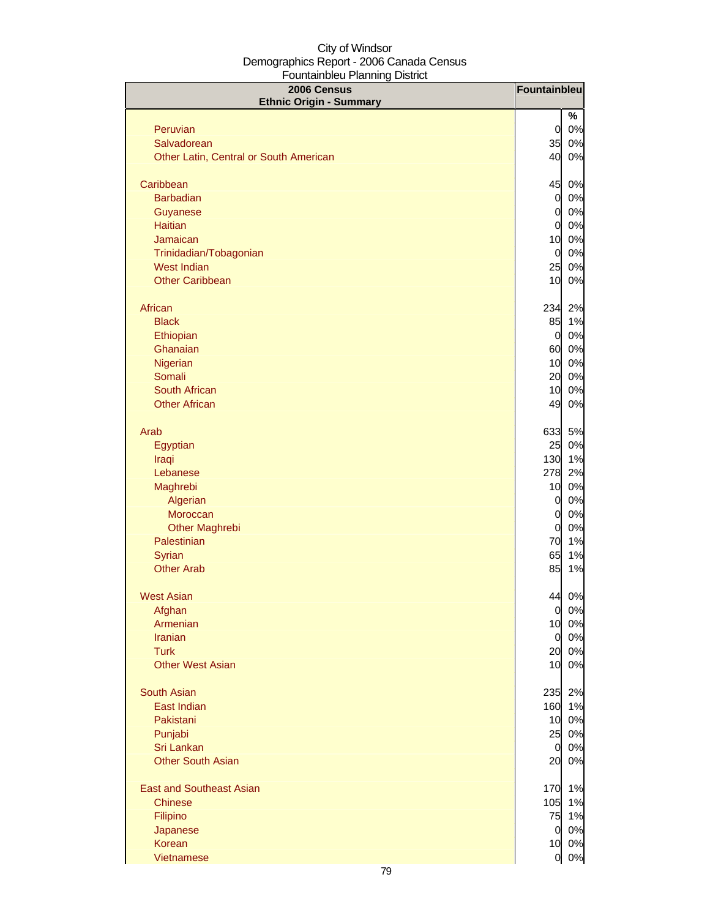City of Windsor
Demographics Report - 2006 Canada Census
Fountainbleu Planning District

| 2006 Census<br>Ethnic Origin - Summary | Fountainbleu | |
|---|---|---|
| | | % |
| Peruvian | 0 | 0% |
| Salvadorean | 35 | 0% |
| Other Latin, Central or South American | 40 | 0% |
| | | |
| Caribbean | 45 | 0% |
| Barbadian | 0 | 0% |
| Guyanese | 0 | 0% |
| Haitian | 0 | 0% |
| Jamaican | 10 | 0% |
| Trinidadian/Tobagonian | 0 | 0% |
| West Indian | 25 | 0% |
| Other Caribbean | 10 | 0% |
| | | |
| African | 234 | 2% |
| Black | 85 | 1% |
| Ethiopian | 0 | 0% |
| Ghanaian | 60 | 0% |
| Nigerian | 10 | 0% |
| Somali | 20 | 0% |
| South African | 10 | 0% |
| Other African | 49 | 0% |
| | | |
| Arab | 633 | 5% |
| Egyptian | 25 | 0% |
| Iraqi | 130 | 1% |
| Lebanese | 278 | 2% |
| Maghrebi | 10 | 0% |
| Algerian | 0 | 0% |
| Moroccan | 0 | 0% |
| Other Maghrebi | 0 | 0% |
| Palestinian | 70 | 1% |
| Syrian | 65 | 1% |
| Other Arab | 85 | 1% |
| | | |
| West Asian | 44 | 0% |
| Afghan | 0 | 0% |
| Armenian | 10 | 0% |
| Iranian | 0 | 0% |
| Turk | 20 | 0% |
| Other West Asian | 10 | 0% |
| | | |
| South Asian | 235 | 2% |
| East Indian | 160 | 1% |
| Pakistani | 10 | 0% |
| Punjabi | 25 | 0% |
| Sri Lankan | 0 | 0% |
| Other South Asian | 20 | 0% |
| | | |
| East and Southeast Asian | 170 | 1% |
| Chinese | 105 | 1% |
| Filipino | 75 | 1% |
| Japanese | 0 | 0% |
| Korean | 10 | 0% |
| Vietnamese | 0 | 0% |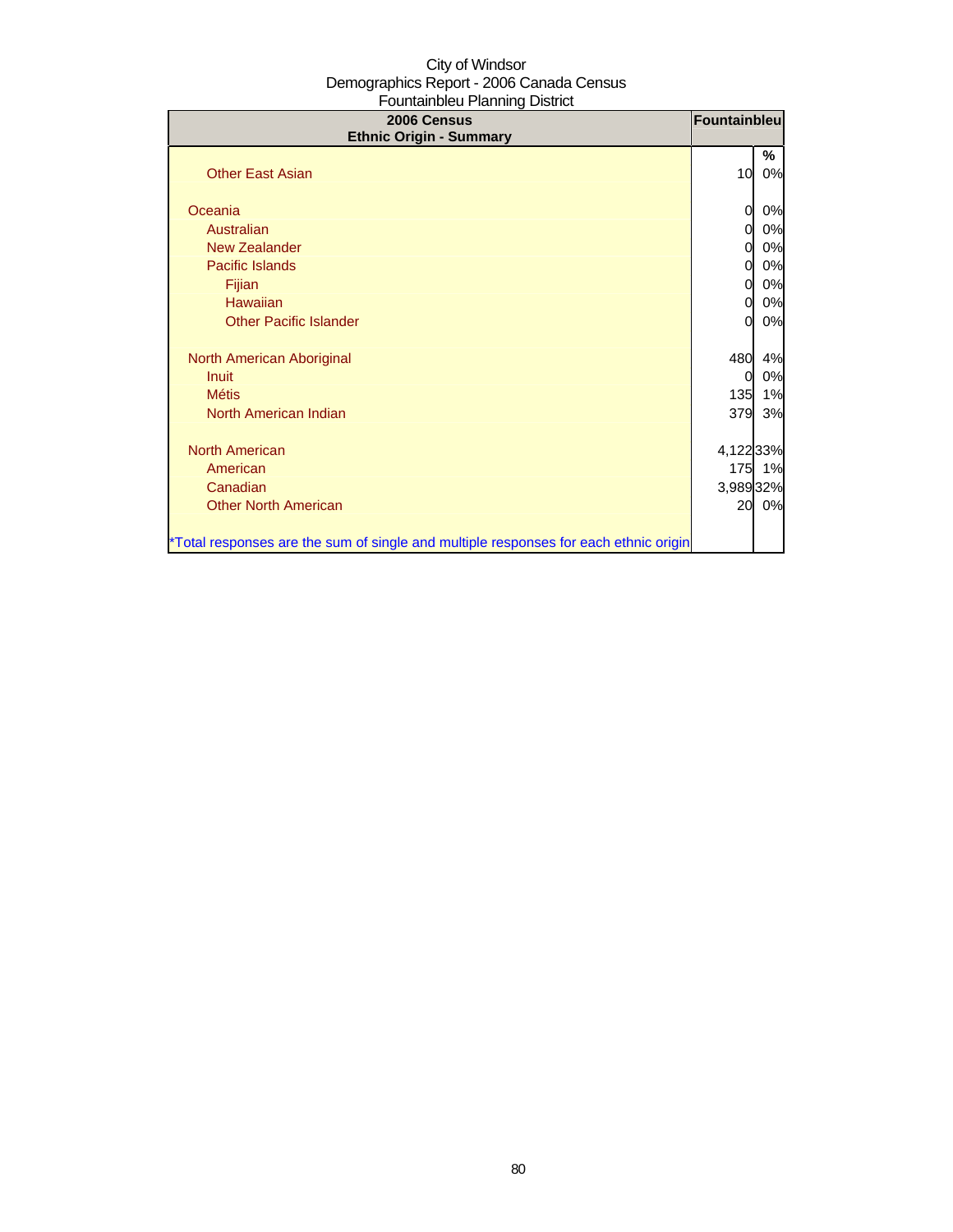City of Windsor
Demographics Report - 2006 Canada Census
Fountainbleu Planning District

| 2006 Census<br>Ethnic Origin - Summary | Fountainbleu | |
|---|---|---|
| | | % |
| Other East Asian | 10 | 0% |
| | | |
| Oceania | 0 | 0% |
| Australian | 0 | 0% |
| New Zealander | 0 | 0% |
| Pacific Islands | 0 | 0% |
| Fijian | 0 | 0% |
| Hawaiian | 0 | 0% |
| Other Pacific Islander | 0 | 0% |
| | | |
| North American Aboriginal | 480 | 4% |
| Inuit | 0 | 0% |
| Métis | 135 | 1% |
| North American Indian | 379 | 3% |
| | | |
| North American | 4,122 | 33% |
| American | 175 | 1% |
| Canadian | 3,989 | 32% |
| Other North American | 20 | 0% |
| | | |
| *Total responses are the sum of single and multiple responses for each ethnic origin | | |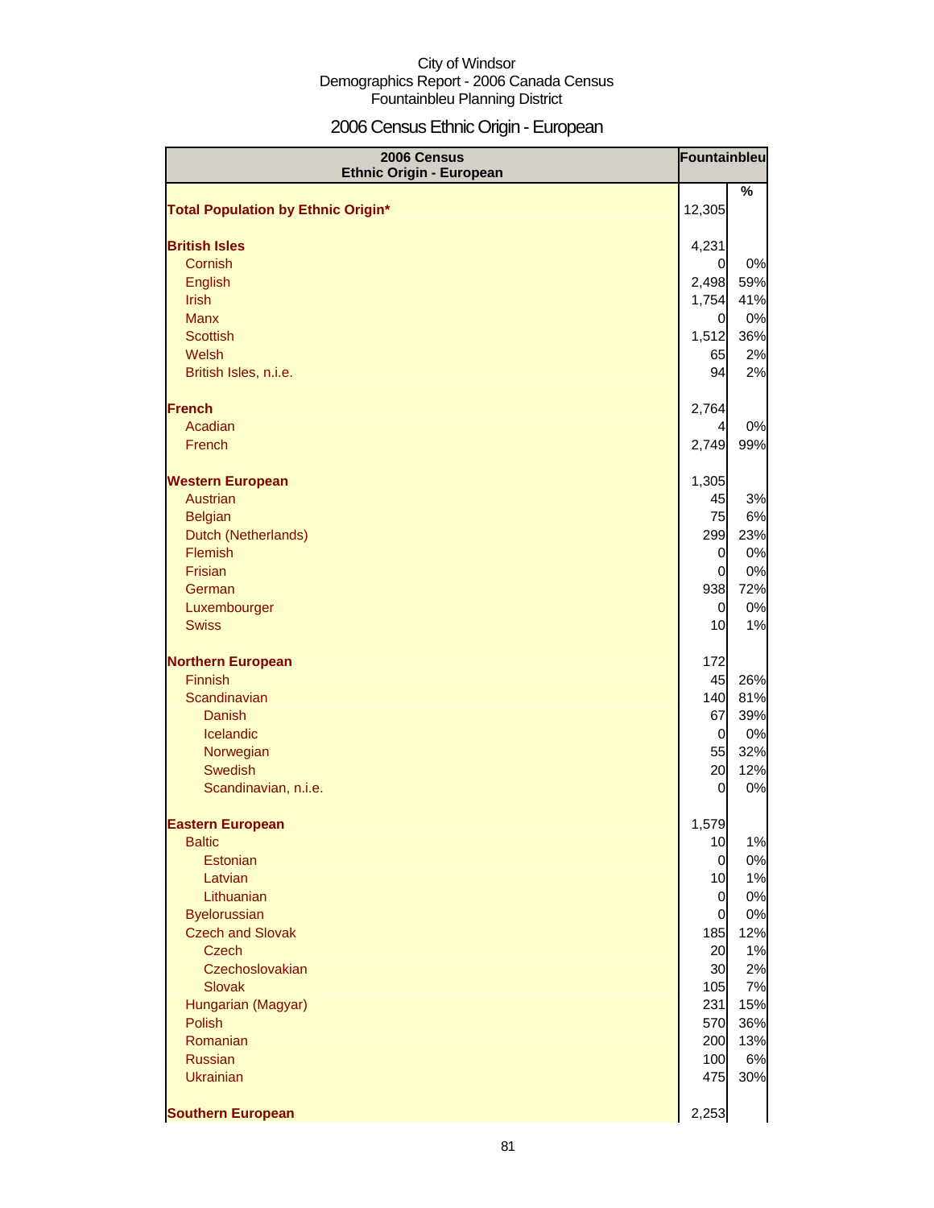City of Windsor
Demographics Report - 2006 Canada Census
Fountainbleu Planning District

# 2006 Census Ethnic Origin - European

| 2006 Census Ethnic Origin - European | Fountainbleu | |
|---|---|---|
| | | % |
| **Total Population by Ethnic Origin*** | 12,305 | |
| | | |
| **British Isles** | 4,231 | |
| Cornish | 0 | 0% |
| English | 2,498 | 59% |
| Irish | 1,754 | 41% |
| Manx | 0 | 0% |
| Scottish | 1,512 | 36% |
| Welsh | 65 | 2% |
| British Isles, n.i.e. | 94 | 2% |
| | | |
| **French** | 2,764 | |
| Acadian | 4 | 0% |
| French | 2,749 | 99% |
| | | |
| **Western European** | 1,305 | |
| Austrian | 45 | 3% |
| Belgian | 75 | 6% |
| Dutch (Netherlands) | 299 | 23% |
| Flemish | 0 | 0% |
| Frisian | 0 | 0% |
| German | 938 | 72% |
| Luxembourger | 0 | 0% |
| Swiss | 10 | 1% |
| | | |
| **Northern European** | 172 | |
| Finnish | 45 | 26% |
| Scandinavian | 140 | 81% |
| Danish | 67 | 39% |
| Icelandic | 0 | 0% |
| Norwegian | 55 | 32% |
| Swedish | 20 | 12% |
| Scandinavian, n.i.e. | 0 | 0% |
| | | |
| **Eastern European** | 1,579 | |
| Baltic | 10 | 1% |
| Estonian | 0 | 0% |
| Latvian | 10 | 1% |
| Lithuanian | 0 | 0% |
| Byelorussian | 0 | 0% |
| Czech and Slovak | 185 | 12% |
| Czech | 20 | 1% |
| Czechoslovakian | 30 | 2% |
| Slovak | 105 | 7% |
| Hungarian (Magyar) | 231 | 15% |
| Polish | 570 | 36% |
| Romanian | 200 | 13% |
| Russian | 100 | 6% |
| Ukrainian | 475 | 30% |
| | | |
| **Southern European** | 2,253 | |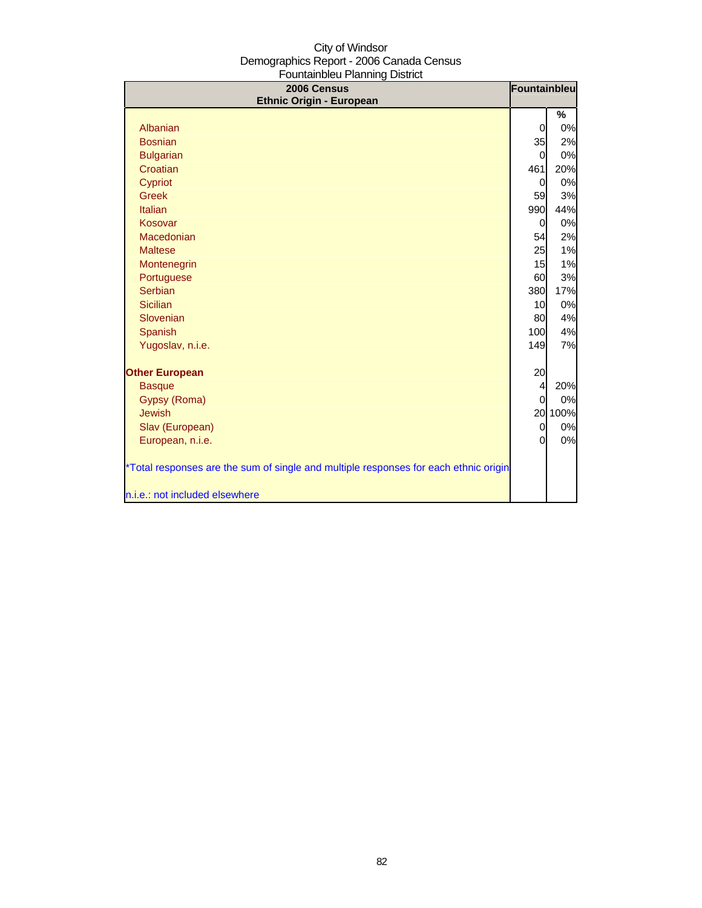City of Windsor
Demographics Report - 2006 Canada Census
Fountainbleu Planning District

| 2006 Census<br>Ethnic Origin - European | Fountainbleu | |
|---|---|---|
| | | % |
| Albanian | 0 | 0% |
| Bosnian | 35 | 2% |
| Bulgarian | 0 | 0% |
| Croatian | 461 | 20% |
| Cypriot | 0 | 0% |
| Greek | 59 | 3% |
| Italian | 990 | 44% |
| Kosovar | 0 | 0% |
| Macedonian | 54 | 2% |
| Maltese | 25 | 1% |
| Montenegrin | 15 | 1% |
| Portuguese | 60 | 3% |
| Serbian | 380 | 17% |
| Sicilian | 10 | 0% |
| Slovenian | 80 | 4% |
| Spanish | 100 | 4% |
| Yugoslav, n.i.e. | 149 | 7% |
| | | |
| **Other European** | 20 | |
| Basque | 4 | 20% |
| Gypsy (Roma) | 0 | 0% |
| Jewish | 20 | 100% |
| Slav (European) | 0 | 0% |
| European, n.i.e. | 0 | 0% |
| | | |
| *Total responses are the sum of single and multiple responses for each ethnic origin | | |
| | | |
| n.i.e.: not included elsewhere | | |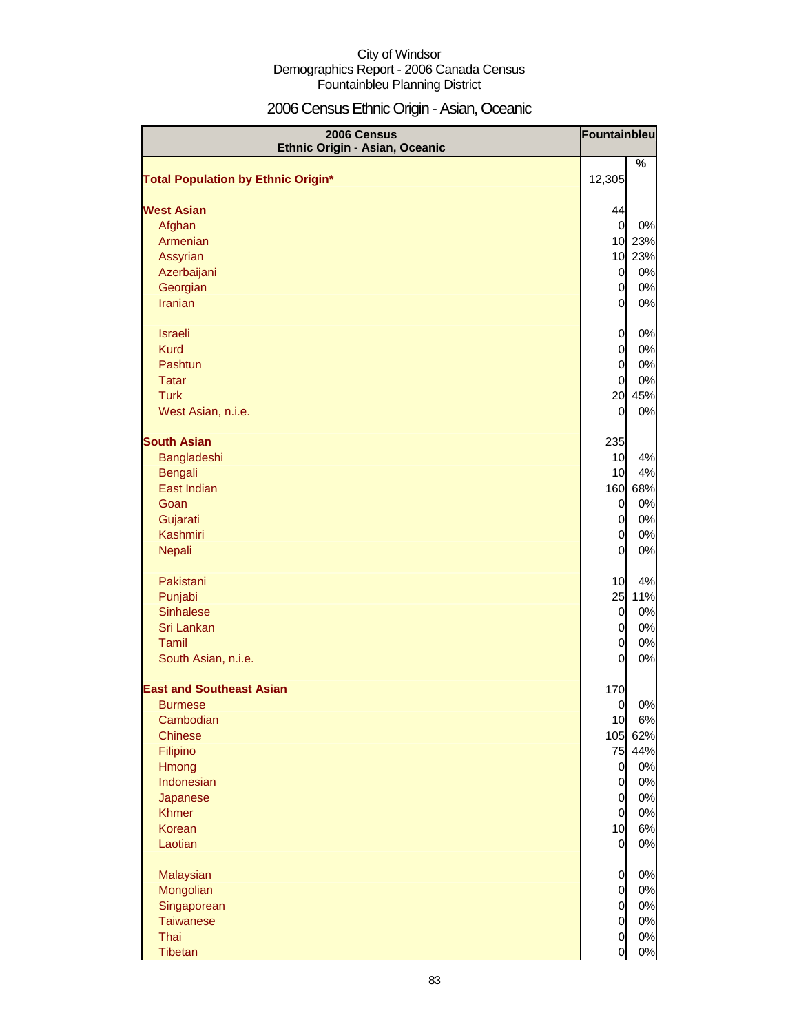City of Windsor
Demographics Report - 2006 Canada Census
Fountainbleu Planning District

# 2006 Census Ethnic Origin - Asian, Oceanic

| 2006 Census Ethnic Origin - Asian, Oceanic | Fountainbleu | |
|---|---|---|
| | | % |
| **Total Population by Ethnic Origin*** | 12,305 | |
| **West Asian** | 44 | |
| Afghan | 0 | 0% |
| Armenian | 10 | 23% |
| Assyrian | 10 | 23% |
| Azerbaijani | 0 | 0% |
| Georgian | 0 | 0% |
| Iranian | 0 | 0% |
| Israeli | 0 | 0% |
| Kurd | 0 | 0% |
| Pashtun | 0 | 0% |
| Tatar | 0 | 0% |
| Turk | 20 | 45% |
| West Asian, n.i.e. | 0 | 0% |
| **South Asian** | 235 | |
| Bangladeshi | 10 | 4% |
| Bengali | 10 | 4% |
| East Indian | 160 | 68% |
| Goan | 0 | 0% |
| Gujarati | 0 | 0% |
| Kashmiri | 0 | 0% |
| Nepali | 0 | 0% |
| Pakistani | 10 | 4% |
| Punjabi | 25 | 11% |
| Sinhalese | 0 | 0% |
| Sri Lankan | 0 | 0% |
| Tamil | 0 | 0% |
| South Asian, n.i.e. | 0 | 0% |
| **East and Southeast Asian** | 170 | |
| Burmese | 0 | 0% |
| Cambodian | 10 | 6% |
| Chinese | 105 | 62% |
| Filipino | 75 | 44% |
| Hmong | 0 | 0% |
| Indonesian | 0 | 0% |
| Japanese | 0 | 0% |
| Khmer | 0 | 0% |
| Korean | 10 | 6% |
| Laotian | 0 | 0% |
| Malaysian | 0 | 0% |
| Mongolian | 0 | 0% |
| Singaporean | 0 | 0% |
| Taiwanese | 0 | 0% |
| Thai | 0 | 0% |
| Tibetan | 0 | 0% |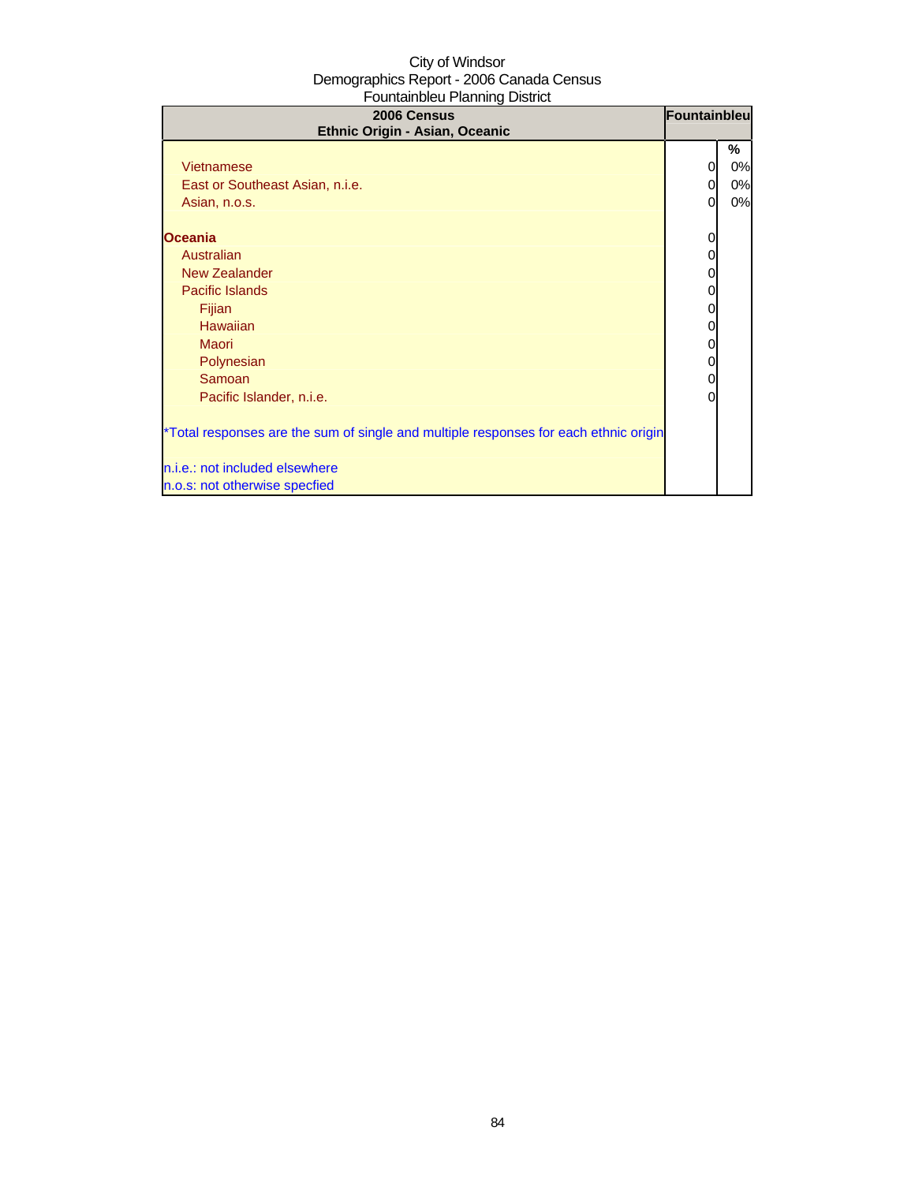City of Windsor
Demographics Report - 2006 Canada Census
Fountainbleu Planning District

| 2006 Census<br>Ethnic Origin - Asian, Oceanic | Fountainbleu | |
|---|---|---|
| | | % |
| Vietnamese | 0 | 0% |
| East or Southeast Asian, n.i.e. | 0 | 0% |
| Asian, n.o.s. | 0 | 0% |
| | | |
| **Oceania** | 0 | |
| Australian | 0 | |
| New Zealander | 0 | |
| Pacific Islands | 0 | |
| Fijian | 0 | |
| Hawaiian | 0 | |
| Maori | 0 | |
| Polynesian | 0 | |
| Samoan | 0 | |
| Pacific Islander, n.i.e. | 0 | |
| | | |
| *Total responses are the sum of single and multiple responses for each ethnic origin | | |
| | | |
| n.i.e.: not included elsewhere | | |
| n.o.s: not otherwise specfied | | |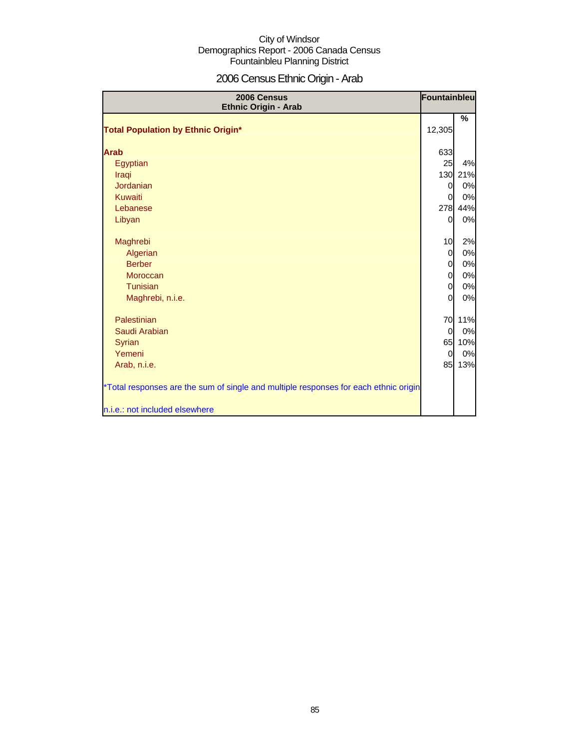City of Windsor
Demographics Report - 2006 Canada Census
Fountainbleu Planning District

# 2006 Census Ethnic Origin - Arab

| 2006 Census Ethnic Origin - Arab | Fountainbleu | % |
|---|---|---|
| **Total Population by Ethnic Origin*** | 12,305 | |
| **Arab** | 633 | |
| Egyptian | 25 | 4% |
| Iraqi | 130 | 21% |
| Jordanian | 0 | 0% |
| Kuwaiti | 0 | 0% |
| Lebanese | 278 | 44% |
| Libyan | 0 | 0% |
| Maghrebi | 10 | 2% |
| Algerian | 0 | 0% |
| Berber | 0 | 0% |
| Moroccan | 0 | 0% |
| Tunisian | 0 | 0% |
| Maghrebi, n.i.e. | 0 | 0% |
| Palestinian | 70 | 11% |
| Saudi Arabian | 0 | 0% |
| Syrian | 65 | 10% |
| Yemeni | 0 | 0% |
| Arab, n.i.e. | 85 | 13% |

*Total responses are the sum of single and multiple responses for each ethnic origin

n.i.e.: not included elsewhere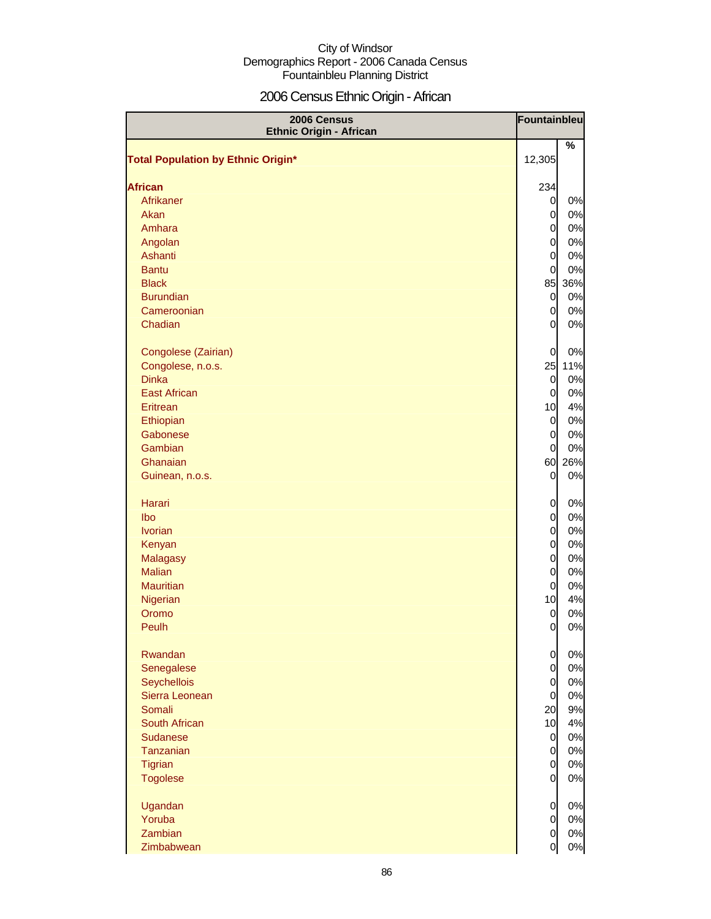City of Windsor
Demographics Report - 2006 Canada Census
Fountainbleu Planning District

# 2006 Census Ethnic Origin - African

| 2006 Census Ethnic Origin - African | Fountainbleu | |
|---|---|---|
| | | % |
| **Total Population by Ethnic Origin*** | 12,305 | |
| **African** | 234 | |
| Afrikaner | 0 | 0% |
| Akan | 0 | 0% |
| Amhara | 0 | 0% |
| Angolan | 0 | 0% |
| Ashanti | 0 | 0% |
| Bantu | 0 | 0% |
| Black | 85 | 36% |
| Burundian | 0 | 0% |
| Cameroonian | 0 | 0% |
| Chadian | 0 | 0% |
| Congolese (Zairian) | 0 | 0% |
| Congolese, n.o.s. | 25 | 11% |
| Dinka | 0 | 0% |
| East African | 0 | 0% |
| Eritrean | 10 | 4% |
| Ethiopian | 0 | 0% |
| Gabonese | 0 | 0% |
| Gambian | 0 | 0% |
| Ghanaian | 60 | 26% |
| Guinean, n.o.s. | 0 | 0% |
| Harari | 0 | 0% |
| Ibo | 0 | 0% |
| Ivorian | 0 | 0% |
| Kenyan | 0 | 0% |
| Malagasy | 0 | 0% |
| Malian | 0 | 0% |
| Mauritian | 0 | 0% |
| Nigerian | 10 | 4% |
| Oromo | 0 | 0% |
| Peulh | 0 | 0% |
| Rwandan | 0 | 0% |
| Senegalese | 0 | 0% |
| Seychellois | 0 | 0% |
| Sierra Leonean | 0 | 0% |
| Somali | 20 | 9% |
| South African | 10 | 4% |
| Sudanese | 0 | 0% |
| Tanzanian | 0 | 0% |
| Tigrian | 0 | 0% |
| Togolese | 0 | 0% |
| Ugandan | 0 | 0% |
| Yoruba | 0 | 0% |
| Zambian | 0 | 0% |
| Zimbabwean | 0 | 0% |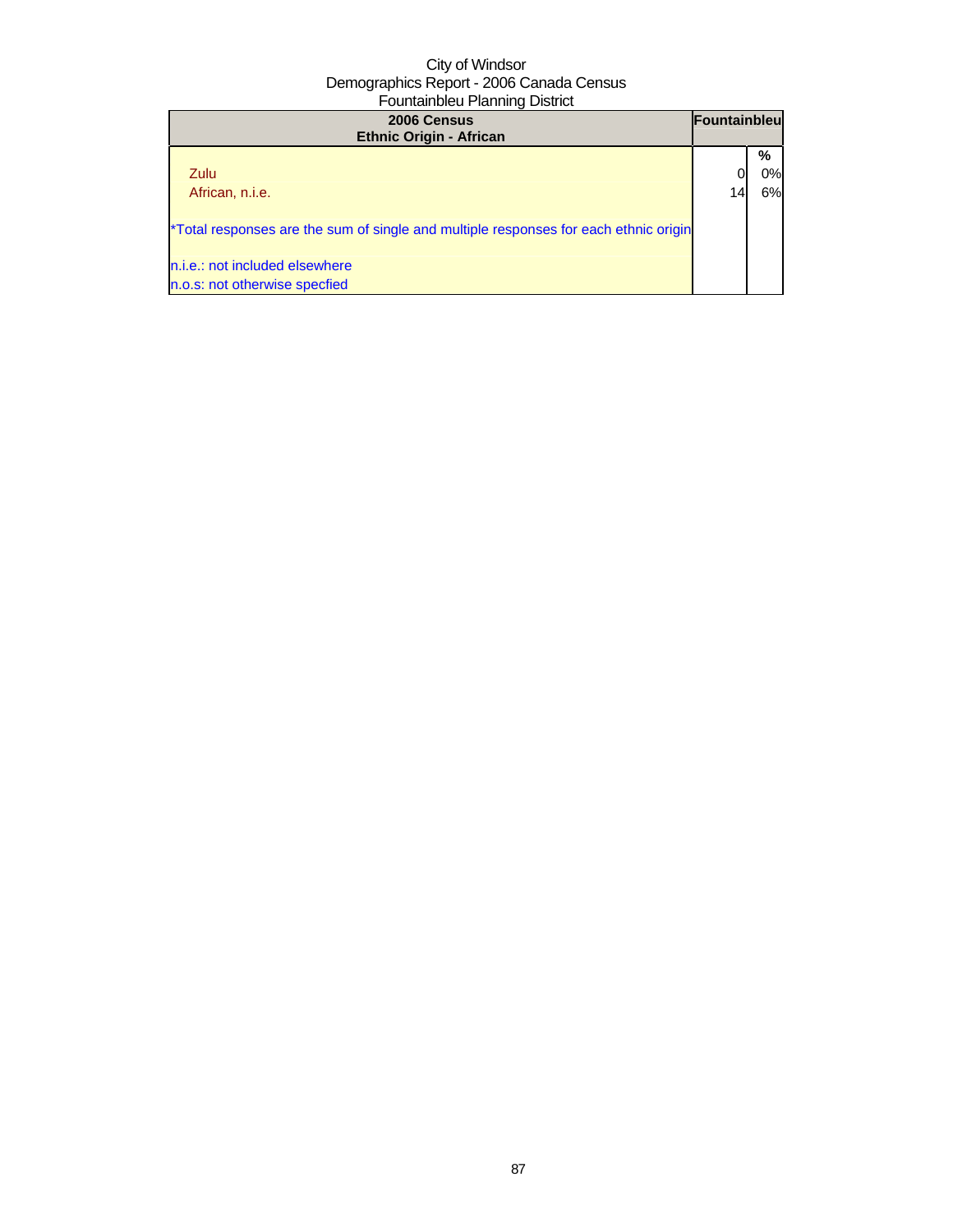City of Windsor
Demographics Report - 2006 Canada Census
Fountainbleu Planning District

| 2006 Census<br>Ethnic Origin - African | Fountainbleu | |
|---|---|---|
| | | % |
| Zulu | 0 | 0% |
| African, n.i.e. | 14 | 6% |

*Total responses are the sum of single and multiple responses for each ethnic origin

n.i.e.: not included elsewhere
n.o.s: not otherwise specfied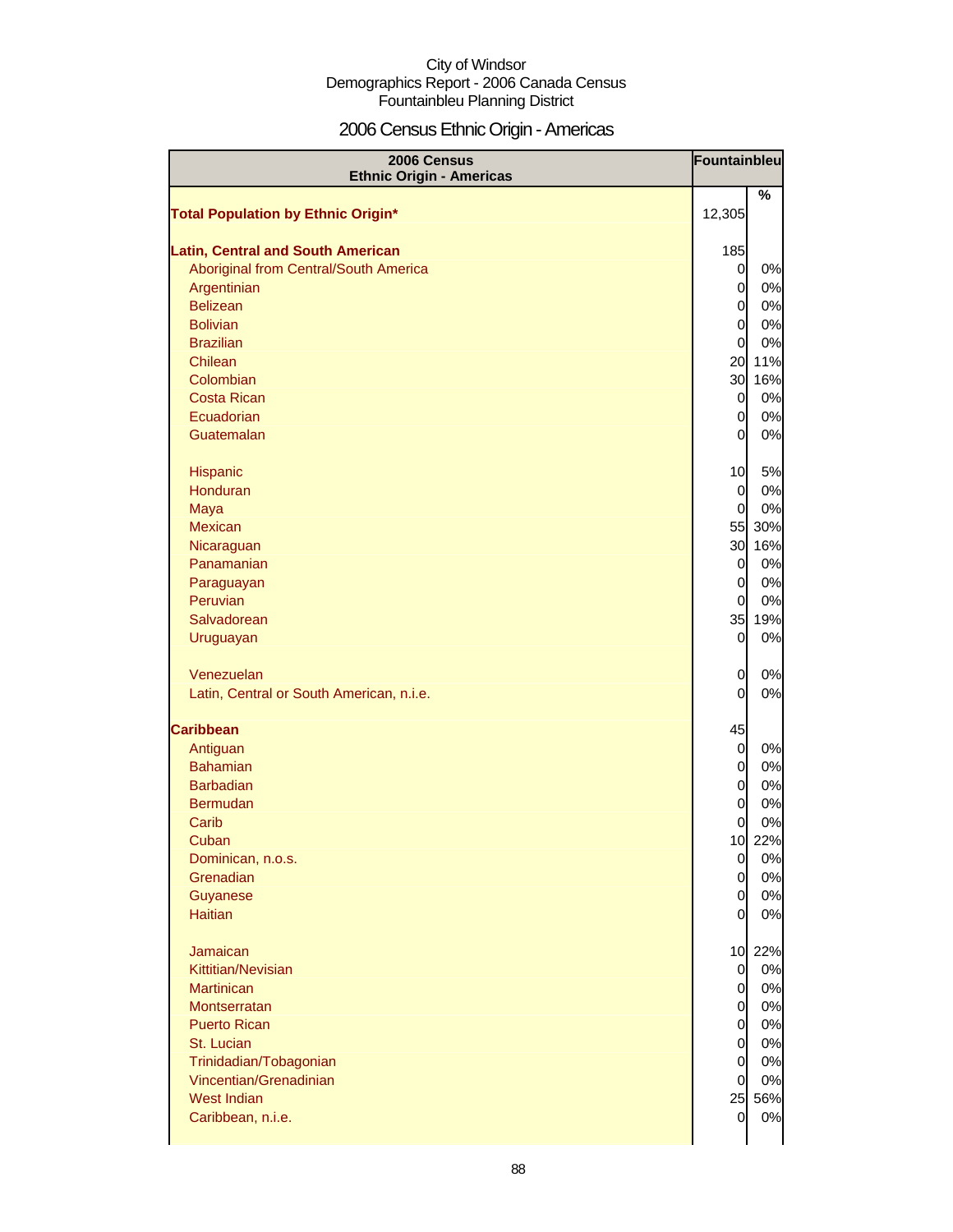City of Windsor
Demographics Report - 2006 Canada Census
Fountainbleu Planning District

# 2006 Census Ethnic Origin - Americas

| 2006 Census Ethnic Origin - Americas | Fountainbleu | |
|---|---|---|
| | | % |
| **Total Population by Ethnic Origin*** | 12,305 | |
| | | |
| **Latin, Central and South American** | 185 | |
| Aboriginal from Central/South America | 0 | 0% |
| Argentinian | 0 | 0% |
| Belizean | 0 | 0% |
| Bolivian | 0 | 0% |
| Brazilian | 0 | 0% |
| Chilean | 20 | 11% |
| Colombian | 30 | 16% |
| Costa Rican | 0 | 0% |
| Ecuadorian | 0 | 0% |
| Guatemalan | 0 | 0% |
| | | |
| Hispanic | 10 | 5% |
| Honduran | 0 | 0% |
| Maya | 0 | 0% |
| Mexican | 55 | 30% |
| Nicaraguan | 30 | 16% |
| Panamanian | 0 | 0% |
| Paraguayan | 0 | 0% |
| Peruvian | 0 | 0% |
| Salvadorean | 35 | 19% |
| Uruguayan | 0 | 0% |
| | | |
| Venezuelan | 0 | 0% |
| Latin, Central or South American, n.i.e. | 0 | 0% |
| | | |
| **Caribbean** | 45 | |
| Antiguan | 0 | 0% |
| Bahamian | 0 | 0% |
| Barbadian | 0 | 0% |
| Bermudan | 0 | 0% |
| Carib | 0 | 0% |
| Cuban | 10 | 22% |
| Dominican, n.o.s. | 0 | 0% |
| Grenadian | 0 | 0% |
| Guyanese | 0 | 0% |
| Haitian | 0 | 0% |
| | | |
| Jamaican | 10 | 22% |
| Kittitian/Nevisian | 0 | 0% |
| Martinican | 0 | 0% |
| Montserratan | 0 | 0% |
| Puerto Rican | 0 | 0% |
| St. Lucian | 0 | 0% |
| Trinidadian/Tobagonian | 0 | 0% |
| Vincentian/Grenadinian | 0 | 0% |
| West Indian | 25 | 56% |
| Caribbean, n.i.e. | 0 | 0% |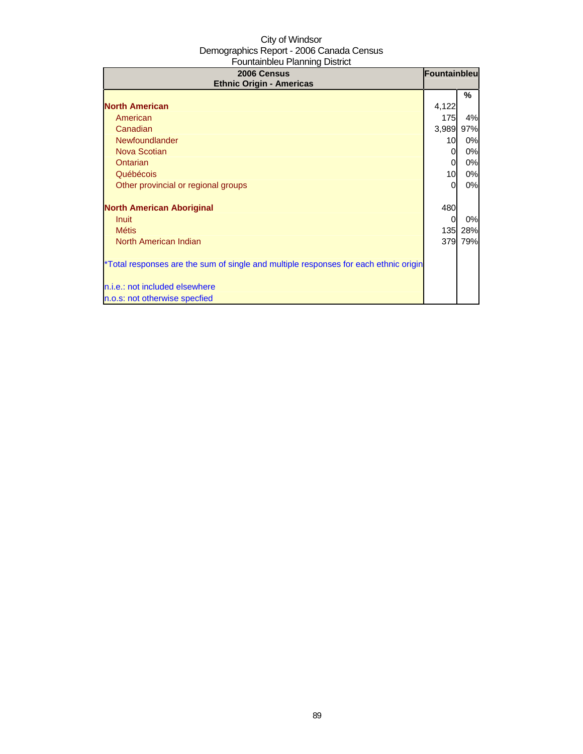City of Windsor
Demographics Report - 2006 Canada Census
Fountainbleu Planning District

| 2006 Census<br>Ethnic Origin - Americas | Fountainbleu | |
|---|---|---|
| | | % |
| **North American** | 4,122 | |
| American | 175 | 4% |
| Canadian | 3,989 | 97% |
| Newfoundlander | 10 | 0% |
| Nova Scotian | 0 | 0% |
| Ontarian | 0 | 0% |
| Québécois | 10 | 0% |
| Other provincial or regional groups | 0 | 0% |
| | | |
| **North American Aboriginal** | 480 | |
| Inuit | 0 | 0% |
| Métis | 135 | 28% |
| North American Indian | 379 | 79% |
| | | |
| *Total responses are the sum of single and multiple responses for each ethnic origin | | |
| | | |
| n.i.e.: not included elsewhere | | |
| n.o.s: not otherwise specfied | | |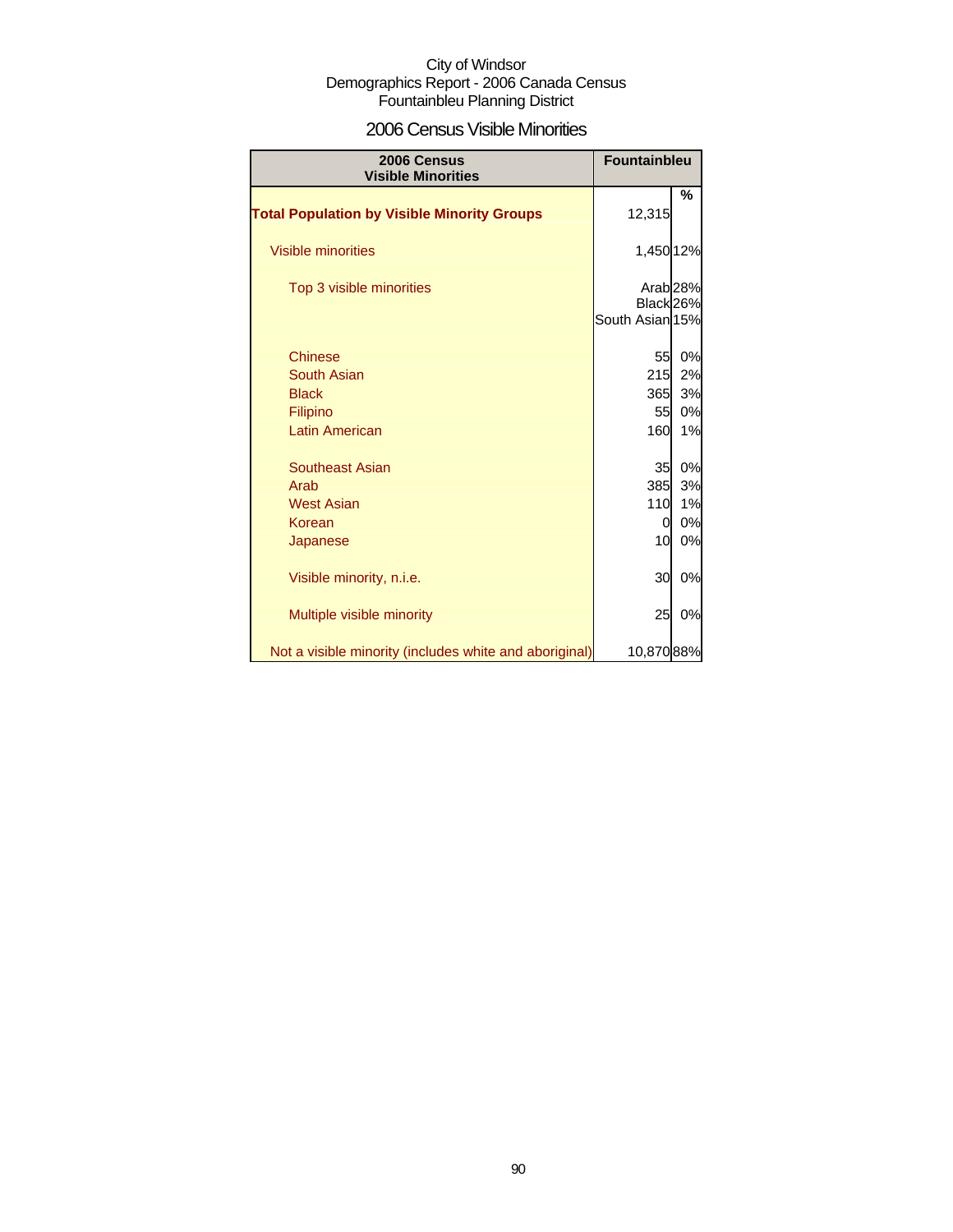City of Windsor
Demographics Report - 2006 Canada Census
Fountainbleu Planning District

# 2006 Census Visible Minorities

| 2006 Census Visible Minorities | Fountainbleu | |
|---|---|---|
| | | % |
| **Total Population by Visible Minority Groups** | 12,315 | |
| Visible minorities | 1,450 | 12% |
| Top 3 visible minorities | Arab | 28% |
| | Black | 26% |
| | South Asian | 15% |
| Chinese | 55 | 0% |
| South Asian | 215 | 2% |
| Black | 365 | 3% |
| Filipino | 55 | 0% |
| Latin American | 160 | 1% |
| Southeast Asian | 35 | 0% |
| Arab | 385 | 3% |
| West Asian | 110 | 1% |
| Korean | 0 | 0% |
| Japanese | 10 | 0% |
| Visible minority, n.i.e. | 30 | 0% |
| Multiple visible minority | 25 | 0% |
| Not a visible minority (includes white and aboriginal) | 10,870 | 88% |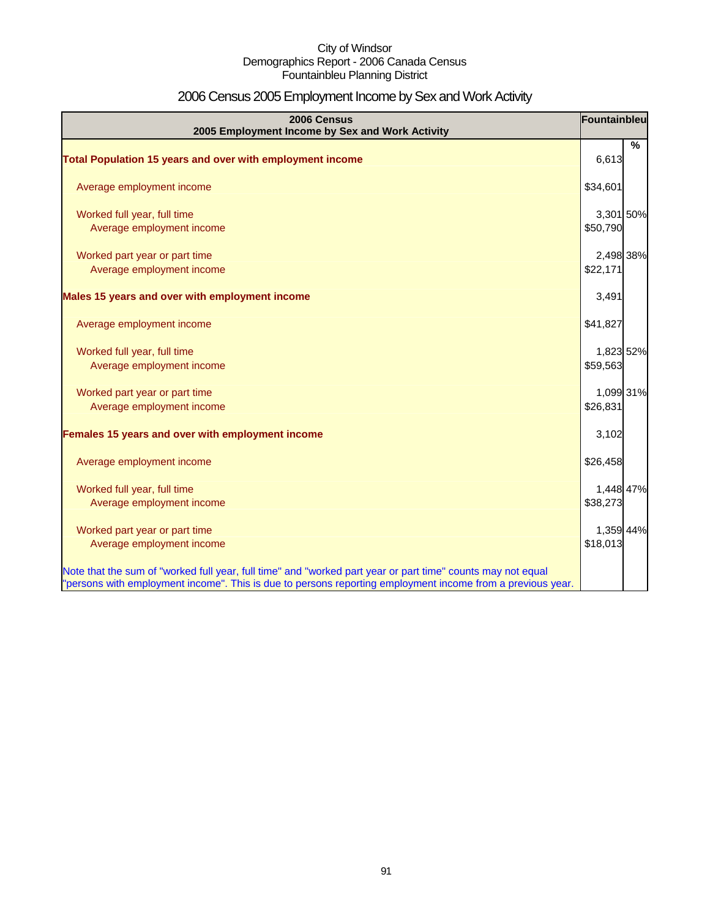City of Windsor
Demographics Report - 2006 Canada Census
Fountainbleu Planning District

# 2006 Census 2005 Employment Income by Sex and Work Activity

| 2006 Census 2005 Employment Income by Sex and Work Activity | Fountainbleu | % |
|---|---|---|
| **Total Population 15 years and over with employment income** | 6,613 | |
| Average employment income | $34,601 | |
| Worked full year, full time | 3,301 | 50% |
| Average employment income | $50,790 | |
| Worked part year or part time | 2,498 | 38% |
| Average employment income | $22,171 | |
| **Males 15 years and over with employment income** | 3,491 | |
| Average employment income | $41,827 | |
| Worked full year, full time | 1,823 | 52% |
| Average employment income | $59,563 | |
| Worked part year or part time | 1,099 | 31% |
| Average employment income | $26,831 | |
| **Females 15 years and over with employment income** | 3,102 | |
| Average employment income | $26,458 | |
| Worked full year, full time | 1,448 | 47% |
| Average employment income | $38,273 | |
| Worked part year or part time | 1,359 | 44% |
| Average employment income | $18,013 | |

Note that the sum of "worked full year, full time" and "worked part year or part time" counts may not equal "persons with employment income". This is due to persons reporting employment income from a previous year.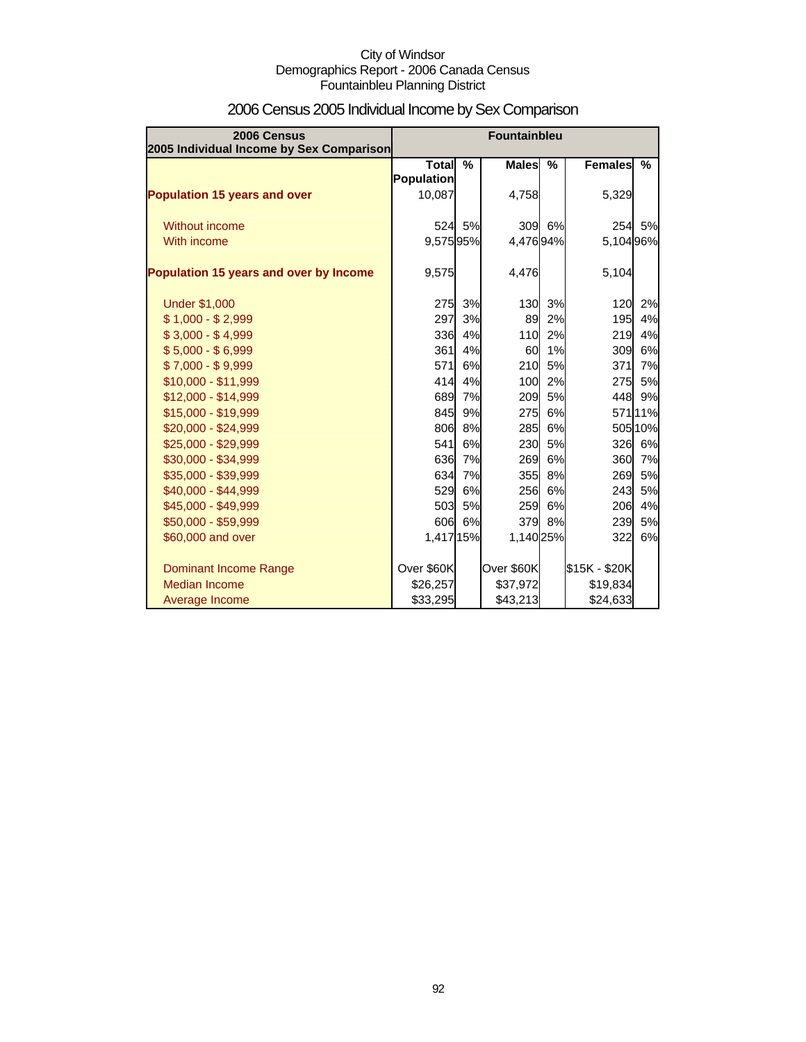City of Windsor
Demographics Report - 2006 Canada Census
Fountainbleu Planning District

# 2006 Census 2005 Individual Income by Sex Comparison

| 2006 Census 2005 Individual Income by Sex Comparison | Fountainbleu | | | | | |
|---|---|---|---|---|---|---|
| | Total Population | % | Males | % | Females | % |
| **Population 15 years and over** | 10,087 | | 4,758 | | 5,329 | |
| Without income | 524 | 5% | 309 | 6% | 254 | 5% |
| With income | 9,575 | 95% | 4,476 | 94% | 5,104 | 96% |
| **Population 15 years and over by Income** | 9,575 | | 4,476 | | 5,104 | |
| Under $1,000 | 275 | 3% | 130 | 3% | 120 | 2% |
| $ 1,000 - $ 2,999 | 297 | 3% | 89 | 2% | 195 | 4% |
| $ 3,000 - $ 4,999 | 336 | 4% | 110 | 2% | 219 | 4% |
| $ 5,000 - $ 6,999 | 361 | 4% | 60 | 1% | 309 | 6% |
| $ 7,000 - $ 9,999 | 571 | 6% | 210 | 5% | 371 | 7% |
| $10,000 - $11,999 | 414 | 4% | 100 | 2% | 275 | 5% |
| $12,000 - $14,999 | 689 | 7% | 209 | 5% | 448 | 9% |
| $15,000 - $19,999 | 845 | 9% | 275 | 6% | 571 | 11% |
| $20,000 - $24,999 | 806 | 8% | 285 | 6% | 505 | 10% |
| $25,000 - $29,999 | 541 | 6% | 230 | 5% | 326 | 6% |
| $30,000 - $34,999 | 636 | 7% | 269 | 6% | 360 | 7% |
| $35,000 - $39,999 | 634 | 7% | 355 | 8% | 269 | 5% |
| $40,000 - $44,999 | 529 | 6% | 256 | 6% | 243 | 5% |
| $45,000 - $49,999 | 503 | 5% | 259 | 6% | 206 | 4% |
| $50,000 - $59,999 | 606 | 6% | 379 | 8% | 239 | 5% |
| $60,000 and over | 1,417 | 15% | 1,140 | 25% | 322 | 6% |
| Dominant Income Range | Over $60K | | Over $60K | | $15K - $20K | |
| Median Income | $26,257 | | $37,972 | | $19,834 | |
| Average Income | $33,295 | | $43,213 | | $24,633 | |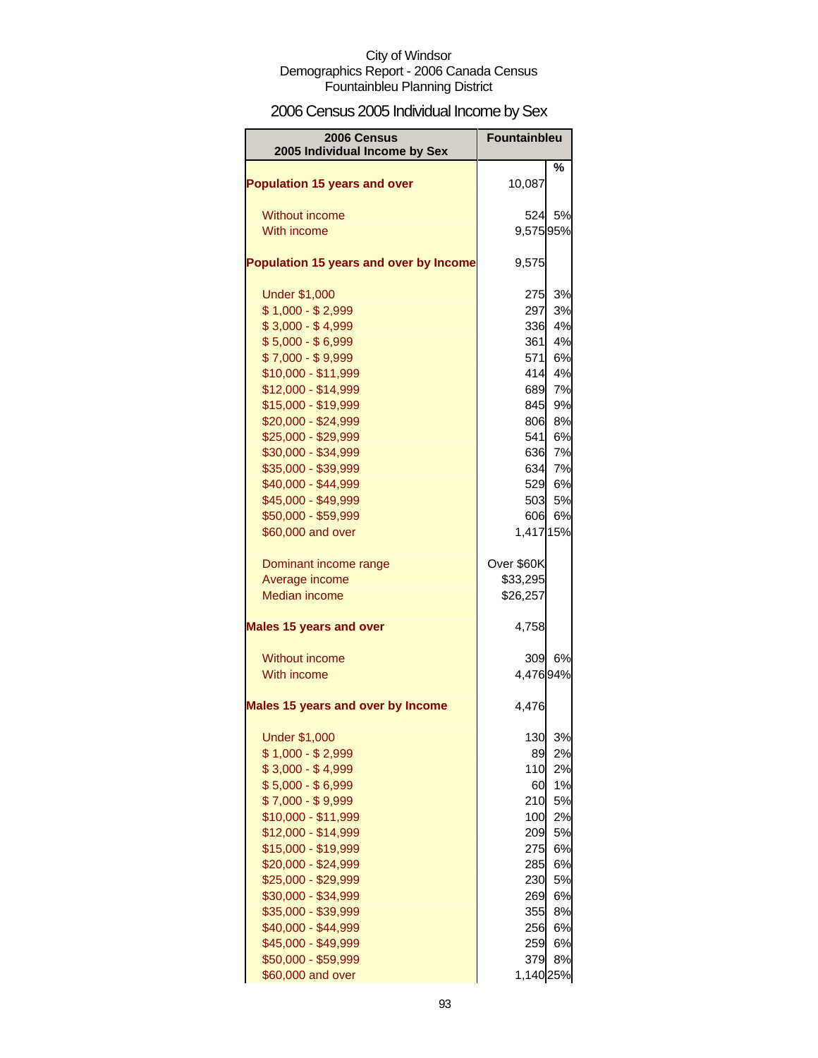City of Windsor
Demographics Report - 2006 Canada Census
Fountainbleu Planning District

# 2006 Census 2005 Individual Income by Sex

| 2006 Census 2005 Individual Income by Sex | Fountainbleu | |
|---|---|---|
| | | % |
| **Population 15 years and over** | 10,087 | |
| Without income | 524 | 5% |
| With income | 9,575 | 95% |
| **Population 15 years and over by Income** | 9,575 | |
| Under $1,000 | 275 | 3% |
| $ 1,000 - $ 2,999 | 297 | 3% |
| $ 3,000 - $ 4,999 | 336 | 4% |
| $ 5,000 - $ 6,999 | 361 | 4% |
| $ 7,000 - $ 9,999 | 571 | 6% |
| $10,000 - $11,999 | 414 | 4% |
| $12,000 - $14,999 | 689 | 7% |
| $15,000 - $19,999 | 845 | 9% |
| $20,000 - $24,999 | 806 | 8% |
| $25,000 - $29,999 | 541 | 6% |
| $30,000 - $34,999 | 636 | 7% |
| $35,000 - $39,999 | 634 | 7% |
| $40,000 - $44,999 | 529 | 6% |
| $45,000 - $49,999 | 503 | 5% |
| $50,000 - $59,999 | 606 | 6% |
| $60,000 and over | 1,417 | 15% |
| Dominant income range | Over $60K | |
| Average income | $33,295 | |
| Median income | $26,257 | |
| **Males 15 years and over** | 4,758 | |
| Without income | 309 | 6% |
| With income | 4,476 | 94% |
| **Males 15 years and over by Income** | 4,476 | |
| Under $1,000 | 130 | 3% |
| $ 1,000 - $ 2,999 | 89 | 2% |
| $ 3,000 - $ 4,999 | 110 | 2% |
| $ 5,000 - $ 6,999 | 60 | 1% |
| $ 7,000 - $ 9,999 | 210 | 5% |
| $10,000 - $11,999 | 100 | 2% |
| $12,000 - $14,999 | 209 | 5% |
| $15,000 - $19,999 | 275 | 6% |
| $20,000 - $24,999 | 285 | 6% |
| $25,000 - $29,999 | 230 | 5% |
| $30,000 - $34,999 | 269 | 6% |
| $35,000 - $39,999 | 355 | 8% |
| $40,000 - $44,999 | 256 | 6% |
| $45,000 - $49,999 | 259 | 6% |
| $50,000 - $59,999 | 379 | 8% |
| $60,000 and over | 1,140 | 25% |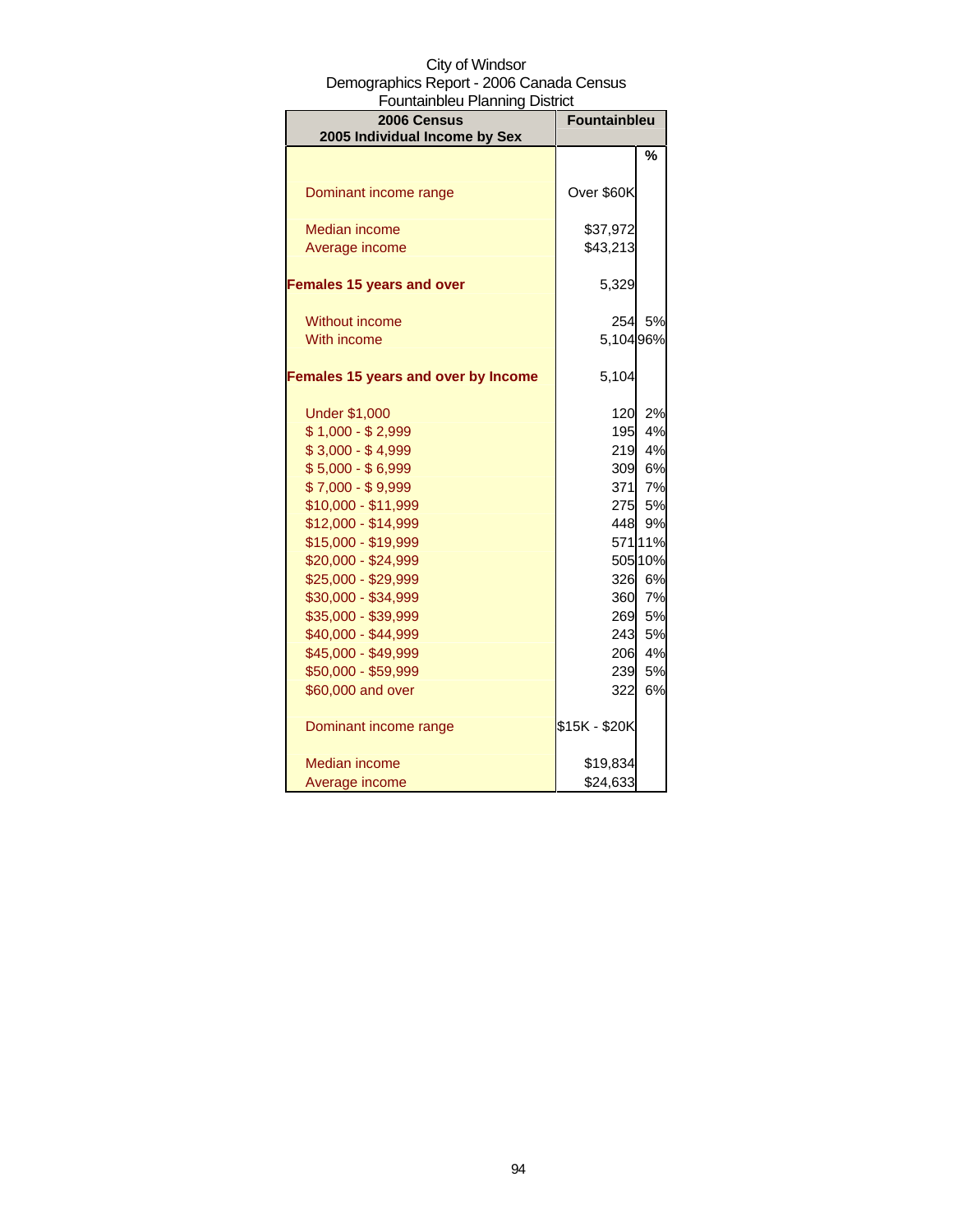City of Windsor
Demographics Report - 2006 Canada Census
Fountainbleu Planning District

| 2006 Census<br>2005 Individual Income by Sex | Fountainbleu | |
|---|---|---|
| | | % |
| Dominant income range | Over $60K | |
| Median income | $37,972 | |
| Average income | $43,213 | |
| **Females 15 years and over** | 5,329 | |
| Without income | 254 | 5% |
| With income | 5,104 | 96% |
| **Females 15 years and over by Income** | 5,104 | |
| Under $1,000 | 120 | 2% |
| $ 1,000 - $ 2,999 | 195 | 4% |
| $ 3,000 - $ 4,999 | 219 | 4% |
| $ 5,000 - $ 6,999 | 309 | 6% |
| $ 7,000 - $ 9,999 | 371 | 7% |
| $10,000 - $11,999 | 275 | 5% |
| $12,000 - $14,999 | 448 | 9% |
| $15,000 - $19,999 | 571 | 11% |
| $20,000 - $24,999 | 505 | 10% |
| $25,000 - $29,999 | 326 | 6% |
| $30,000 - $34,999 | 360 | 7% |
| $35,000 - $39,999 | 269 | 5% |
| $40,000 - $44,999 | 243 | 5% |
| $45,000 - $49,999 | 206 | 4% |
| $50,000 - $59,999 | 239 | 5% |
| $60,000 and over | 322 | 6% |
| Dominant income range | $15K - $20K | |
| Median income | $19,834 | |
| Average income | $24,633 | |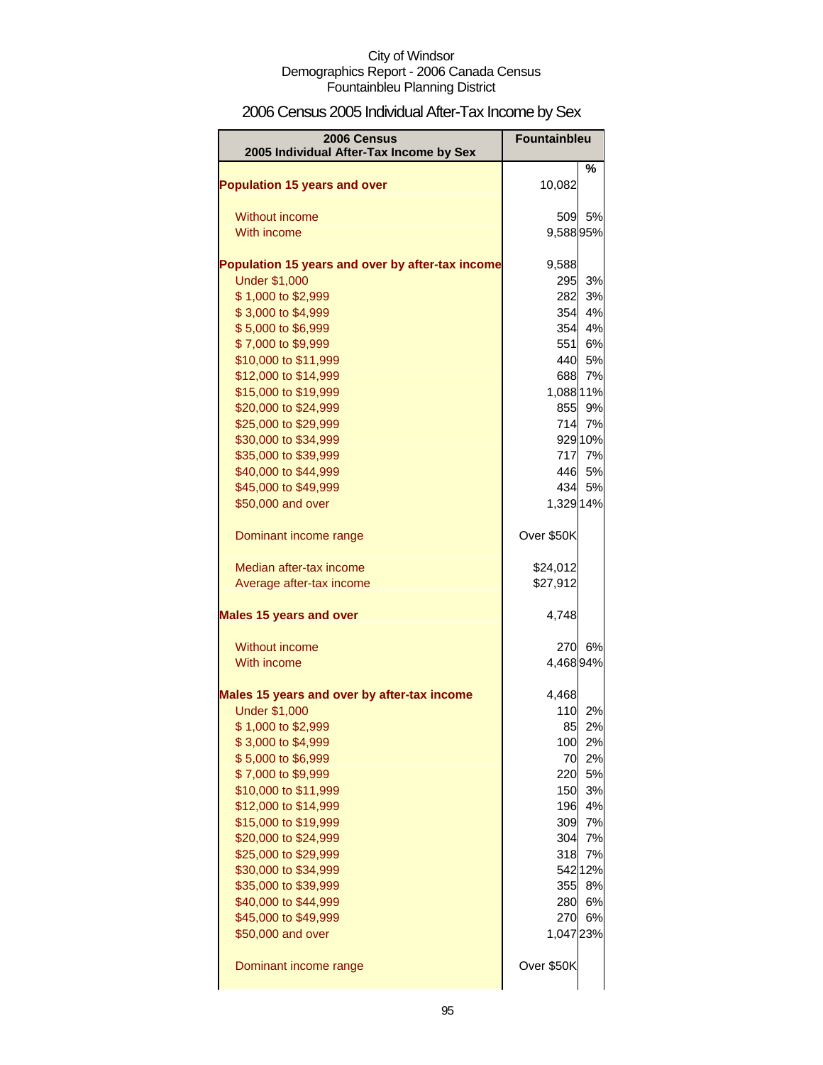City of Windsor
Demographics Report - 2006 Canada Census
Fountainbleu Planning District

# 2006 Census 2005 Individual After-Tax Income by Sex

| 2006 Census 2005 Individual After-Tax Income by Sex | Fountainbleu | % |
|---|---|---|
| **Population 15 years and over** | 10,082 | |
| Without income | 509 | 5% |
| With income | 9,588 | 95% |
| **Population 15 years and over by after-tax income** | 9,588 | |
| Under $1,000 | 295 | 3% |
| $ 1,000 to $2,999 | 282 | 3% |
| $ 3,000 to $4,999 | 354 | 4% |
| $ 5,000 to $6,999 | 354 | 4% |
| $ 7,000 to $9,999 | 551 | 6% |
| $10,000 to $11,999 | 440 | 5% |
| $12,000 to $14,999 | 688 | 7% |
| $15,000 to $19,999 | 1,088 | 11% |
| $20,000 to $24,999 | 855 | 9% |
| $25,000 to $29,999 | 714 | 7% |
| $30,000 to $34,999 | 929 | 10% |
| $35,000 to $39,999 | 717 | 7% |
| $40,000 to $44,999 | 446 | 5% |
| $45,000 to $49,999 | 434 | 5% |
| $50,000 and over | 1,329 | 14% |
| Dominant income range | Over $50K | |
| Median after-tax income | $24,012 | |
| Average after-tax income | $27,912 | |
| **Males 15 years and over** | 4,748 | |
| Without income | 270 | 6% |
| With income | 4,468 | 94% |
| **Males 15 years and over by after-tax income** | 4,468 | |
| Under $1,000 | 110 | 2% |
| $ 1,000 to $2,999 | 85 | 2% |
| $ 3,000 to $4,999 | 100 | 2% |
| $ 5,000 to $6,999 | 70 | 2% |
| $ 7,000 to $9,999 | 220 | 5% |
| $10,000 to $11,999 | 150 | 3% |
| $12,000 to $14,999 | 196 | 4% |
| $15,000 to $19,999 | 309 | 7% |
| $20,000 to $24,999 | 304 | 7% |
| $25,000 to $29,999 | 318 | 7% |
| $30,000 to $34,999 | 542 | 12% |
| $35,000 to $39,999 | 355 | 8% |
| $40,000 to $44,999 | 280 | 6% |
| $45,000 to $49,999 | 270 | 6% |
| $50,000 and over | 1,047 | 23% |
| Dominant income range | Over $50K | |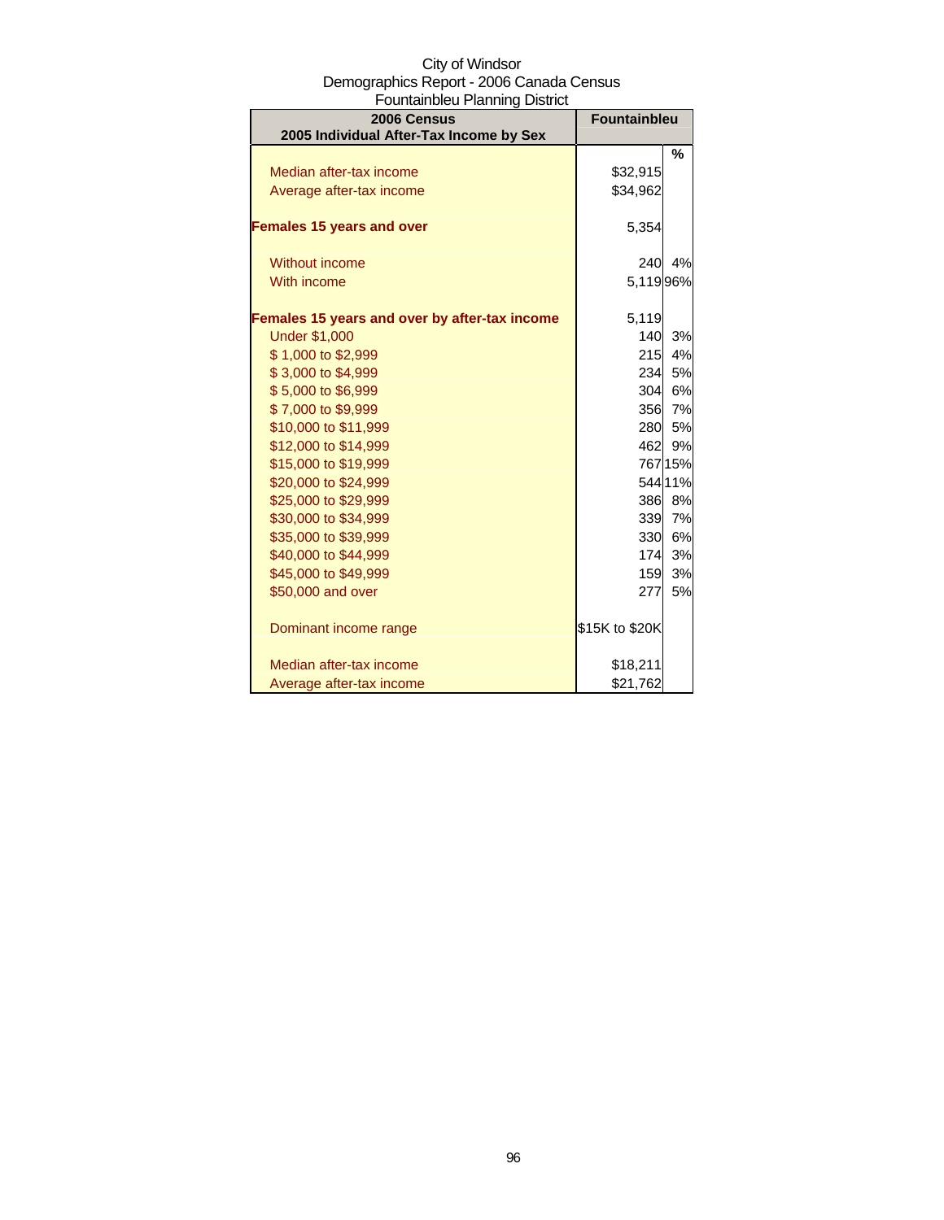City of Windsor
Demographics Report - 2006 Canada Census
Fountainbleu Planning District

| 2006 Census<br>2005 Individual After-Tax Income by Sex | Fountainbleu | |
|---|---|---|
| | | % |
| Median after-tax income | $32,915 | |
| Average after-tax income | $34,962 | |
| **Females 15 years and over** | 5,354 | |
| Without income | 240 | 4% |
| With income | 5,119 | 96% |
| **Females 15 years and over by after-tax income** | 5,119 | |
| Under $1,000 | 140 | 3% |
| $ 1,000 to $2,999 | 215 | 4% |
| $ 3,000 to $4,999 | 234 | 5% |
| $ 5,000 to $6,999 | 304 | 6% |
| $ 7,000 to $9,999 | 356 | 7% |
| $10,000 to $11,999 | 280 | 5% |
| $12,000 to $14,999 | 462 | 9% |
| $15,000 to $19,999 | 767 | 15% |
| $20,000 to $24,999 | 544 | 11% |
| $25,000 to $29,999 | 386 | 8% |
| $30,000 to $34,999 | 339 | 7% |
| $35,000 to $39,999 | 330 | 6% |
| $40,000 to $44,999 | 174 | 3% |
| $45,000 to $49,999 | 159 | 3% |
| $50,000 and over | 277 | 5% |
| Dominant income range | $15K to $20K | |
| Median after-tax income | $18,211 | |
| Average after-tax income | $21,762 | |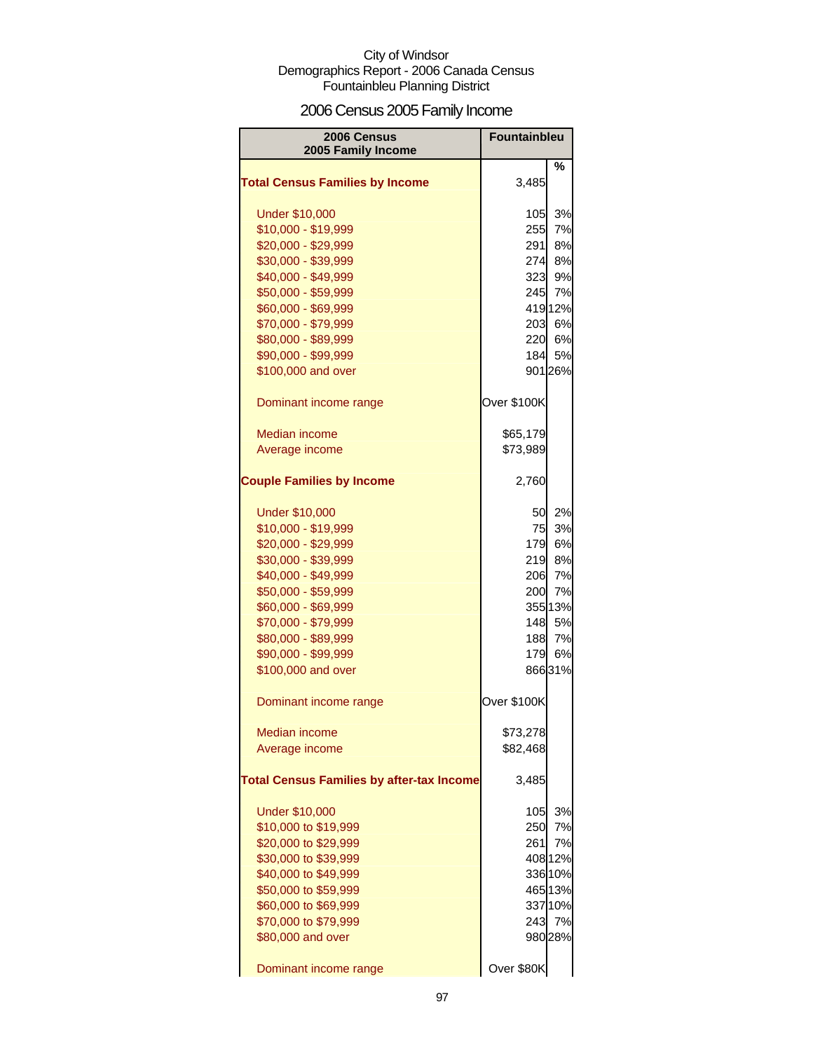City of Windsor
Demographics Report - 2006 Canada Census
Fountainbleu Planning District

# 2006 Census 2005 Family Income

| 2006 Census 2005 Family Income | Fountainbleu | % |
|---|---|---|
| **Total Census Families by Income** | 3,485 | |
| Under $10,000 | 105 | 3% |
| $10,000 - $19,999 | 255 | 7% |
| $20,000 - $29,999 | 291 | 8% |
| $30,000 - $39,999 | 274 | 8% |
| $40,000 - $49,999 | 323 | 9% |
| $50,000 - $59,999 | 245 | 7% |
| $60,000 - $69,999 | 419 | 12% |
| $70,000 - $79,999 | 203 | 6% |
| $80,000 - $89,999 | 220 | 6% |
| $90,000 - $99,999 | 184 | 5% |
| $100,000 and over | 901 | 26% |
| Dominant income range | Over $100K | |
| Median income | $65,179 | |
| Average income | $73,989 | |
| **Couple Families by Income** | 2,760 | |
| Under $10,000 | 50 | 2% |
| $10,000 - $19,999 | 75 | 3% |
| $20,000 - $29,999 | 179 | 6% |
| $30,000 - $39,999 | 219 | 8% |
| $40,000 - $49,999 | 206 | 7% |
| $50,000 - $59,999 | 200 | 7% |
| $60,000 - $69,999 | 355 | 13% |
| $70,000 - $79,999 | 148 | 5% |
| $80,000 - $89,999 | 188 | 7% |
| $90,000 - $99,999 | 179 | 6% |
| $100,000 and over | 866 | 31% |
| Dominant income range | Over $100K | |
| Median income | $73,278 | |
| Average income | $82,468 | |
| **Total Census Families by after-tax Income** | 3,485 | |
| Under $10,000 | 105 | 3% |
| $10,000 to $19,999 | 250 | 7% |
| $20,000 to $29,999 | 261 | 7% |
| $30,000 to $39,999 | 408 | 12% |
| $40,000 to $49,999 | 336 | 10% |
| $50,000 to $59,999 | 465 | 13% |
| $60,000 to $69,999 | 337 | 10% |
| $70,000 to $79,999 | 243 | 7% |
| $80,000 and over | 980 | 28% |
| Dominant income range | Over $80K | |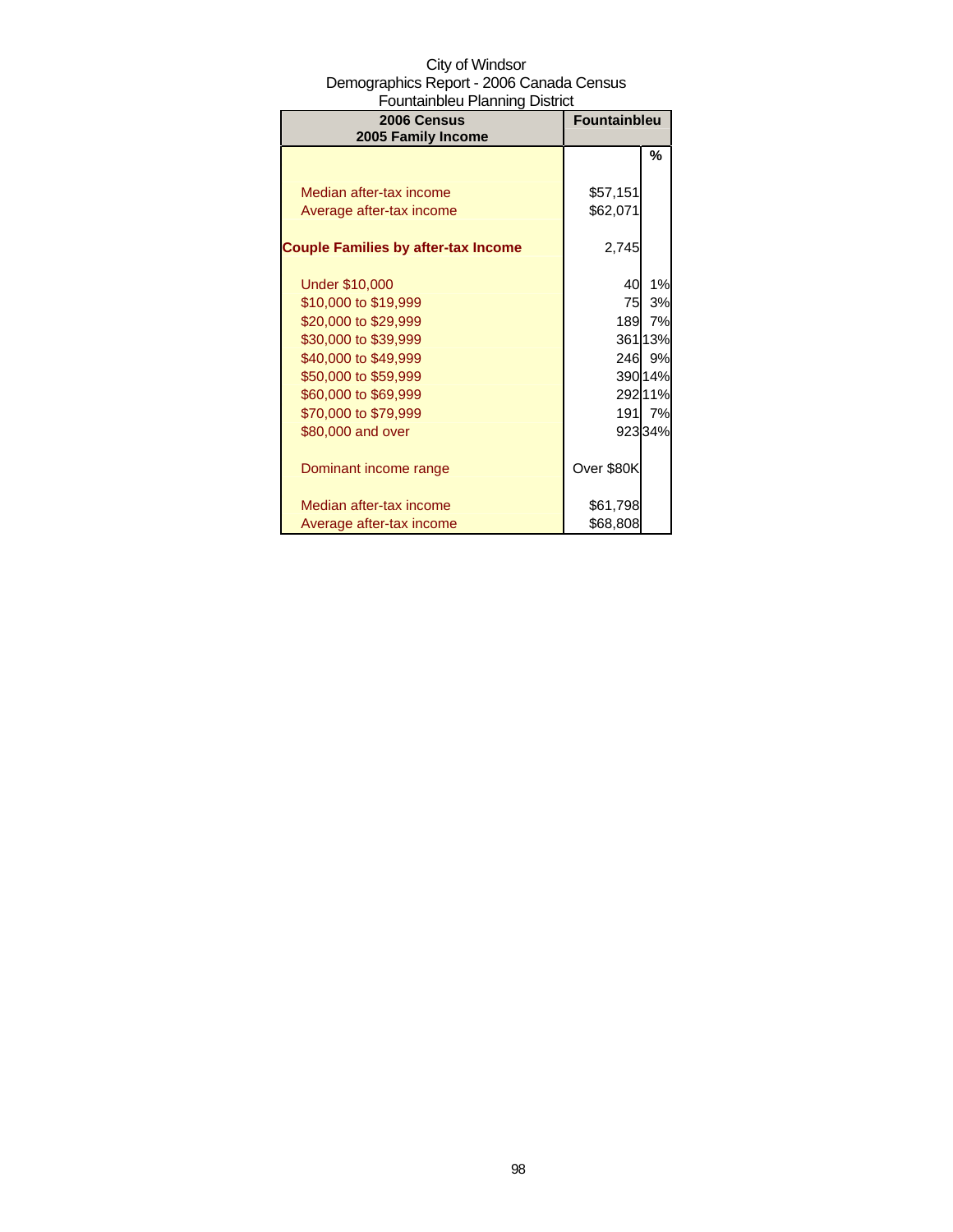City of Windsor
Demographics Report - 2006 Canada Census
Fountainbleu Planning District

| 2006 Census 2005 Family Income | Fountainbleu | |
|---|---|---|
| | | % |
| Median after-tax income | $57,151 | |
| Average after-tax income | $62,071 | |
| **Couple Families by after-tax Income** | 2,745 | |
| Under $10,000 | 40 | 1% |
| $10,000 to $19,999 | 75 | 3% |
| $20,000 to $29,999 | 189 | 7% |
| $30,000 to $39,999 | 361 | 13% |
| $40,000 to $49,999 | 246 | 9% |
| $50,000 to $59,999 | 390 | 14% |
| $60,000 to $69,999 | 292 | 11% |
| $70,000 to $79,999 | 191 | 7% |
| $80,000 and over | 923 | 34% |
| Dominant income range | Over $80K | |
| Median after-tax income | $61,798 | |
| Average after-tax income | $68,808 | |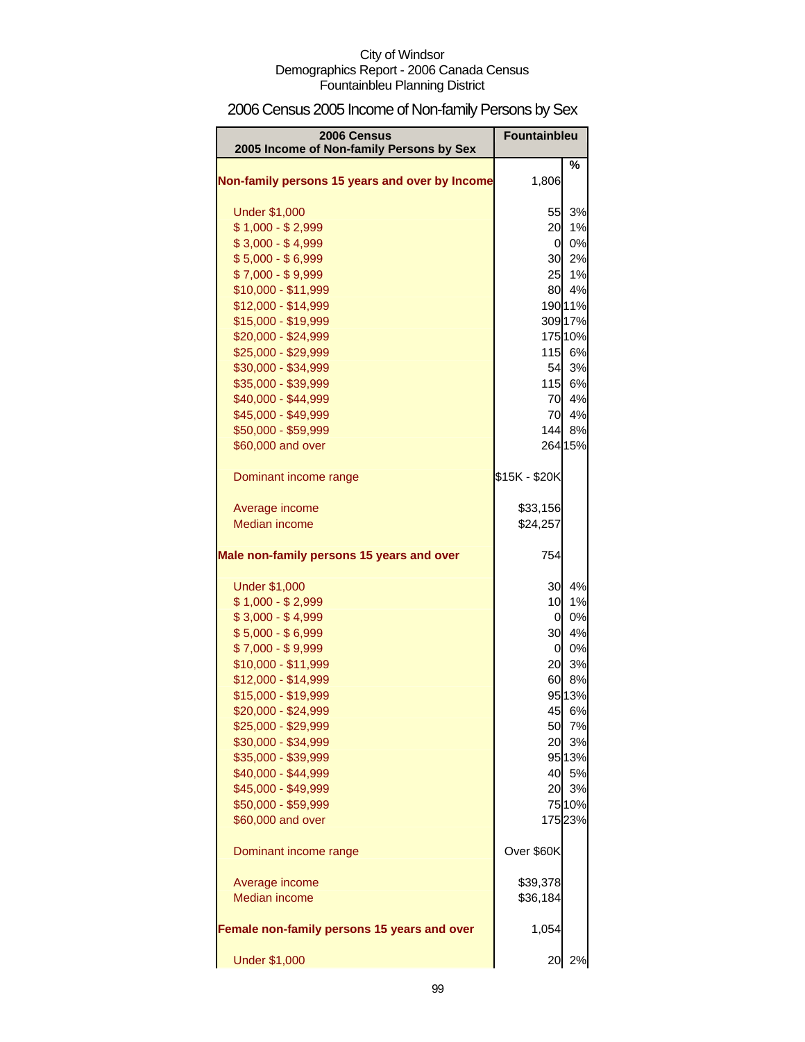City of Windsor
Demographics Report - 2006 Canada Census
Fountainbleu Planning District

# 2006 Census 2005 Income of Non-family Persons by Sex

| 2006 Census 2005 Income of Non-family Persons by Sex | Fountainbleu | |
|---|---|---|
| | | % |
| **Non-family persons 15 years and over by Income** | 1,806 | |
| Under $1,000 | 55 | 3% |
| $ 1,000 - $ 2,999 | 20 | 1% |
| $ 3,000 - $ 4,999 | 0 | 0% |
| $ 5,000 - $ 6,999 | 30 | 2% |
| $ 7,000 - $ 9,999 | 25 | 1% |
| $10,000 - $11,999 | 80 | 4% |
| $12,000 - $14,999 | 190 | 11% |
| $15,000 - $19,999 | 309 | 17% |
| $20,000 - $24,999 | 175 | 10% |
| $25,000 - $29,999 | 115 | 6% |
| $30,000 - $34,999 | 54 | 3% |
| $35,000 - $39,999 | 115 | 6% |
| $40,000 - $44,999 | 70 | 4% |
| $45,000 - $49,999 | 70 | 4% |
| $50,000 - $59,999 | 144 | 8% |
| $60,000 and over | 264 | 15% |
| Dominant income range | $15K - $20K | |
| Average income | $33,156 | |
| Median income | $24,257 | |
| **Male non-family persons 15 years and over** | 754 | |
| Under $1,000 | 30 | 4% |
| $ 1,000 - $ 2,999 | 10 | 1% |
| $ 3,000 - $ 4,999 | 0 | 0% |
| $ 5,000 - $ 6,999 | 30 | 4% |
| $ 7,000 - $ 9,999 | 0 | 0% |
| $10,000 - $11,999 | 20 | 3% |
| $12,000 - $14,999 | 60 | 8% |
| $15,000 - $19,999 | 95 | 13% |
| $20,000 - $24,999 | 45 | 6% |
| $25,000 - $29,999 | 50 | 7% |
| $30,000 - $34,999 | 20 | 3% |
| $35,000 - $39,999 | 95 | 13% |
| $40,000 - $44,999 | 40 | 5% |
| $45,000 - $49,999 | 20 | 3% |
| $50,000 - $59,999 | 75 | 10% |
| $60,000 and over | 175 | 23% |
| Dominant income range | Over $60K | |
| Average income | $39,378 | |
| Median income | $36,184 | |
| **Female non-family persons 15 years and over** | 1,054 | |
| Under $1,000 | 20 | 2% |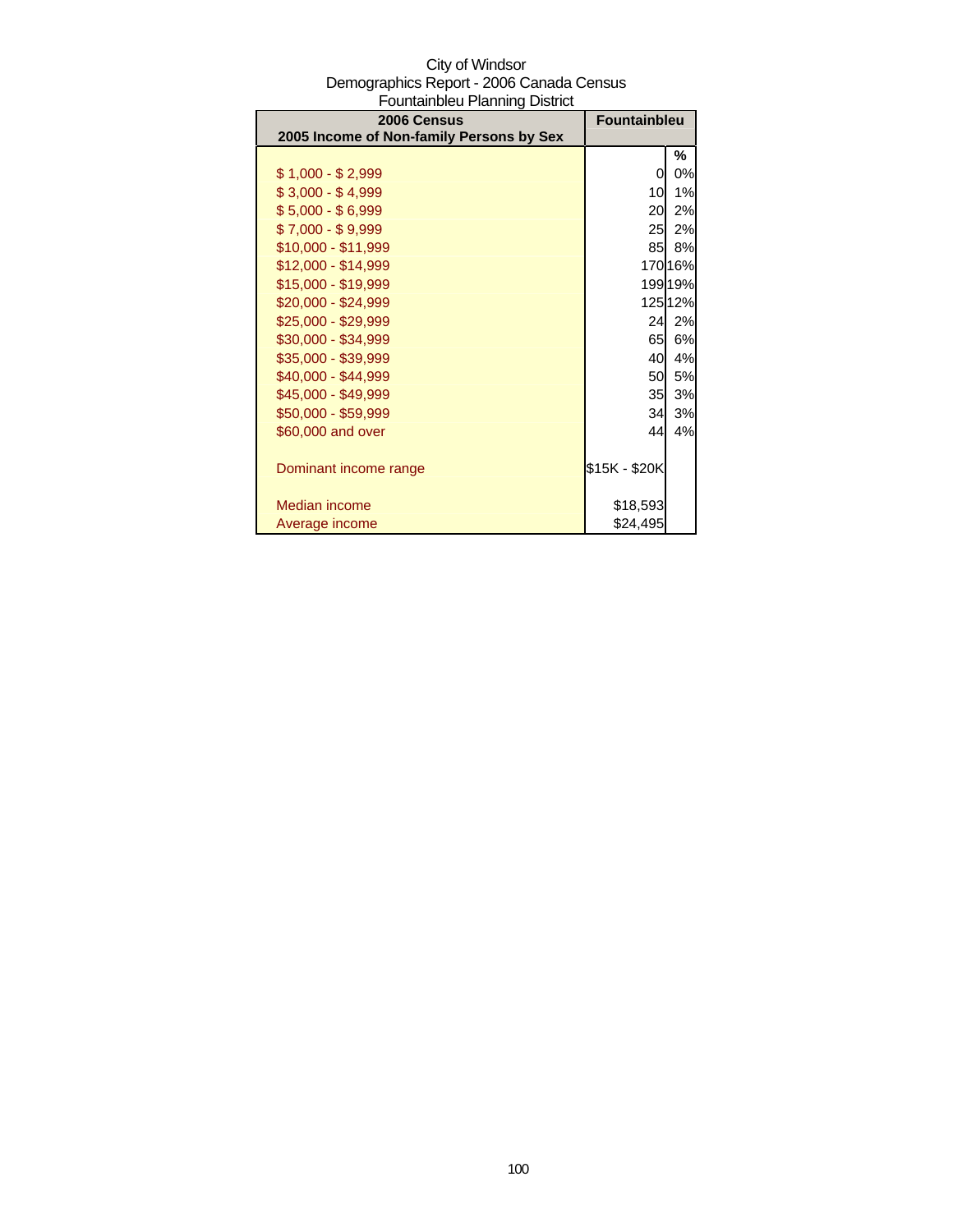City of Windsor
Demographics Report - 2006 Canada Census
Fountainbleu Planning District

| 2006 Census<br>2005 Income of Non-family Persons by Sex | Fountainbleu | |
|---|---|---|
| | | % |
| $ 1,000 - $ 2,999 | 0 | 0% |
| $ 3,000 - $ 4,999 | 10 | 1% |
| $ 5,000 - $ 6,999 | 20 | 2% |
| $ 7,000 - $ 9,999 | 25 | 2% |
| $10,000 - $11,999 | 85 | 8% |
| $12,000 - $14,999 | 170 | 16% |
| $15,000 - $19,999 | 199 | 19% |
| $20,000 - $24,999 | 125 | 12% |
| $25,000 - $29,999 | 24 | 2% |
| $30,000 - $34,999 | 65 | 6% |
| $35,000 - $39,999 | 40 | 4% |
| $40,000 - $44,999 | 50 | 5% |
| $45,000 - $49,999 | 35 | 3% |
| $50,000 - $59,999 | 34 | 3% |
| $60,000 and over | 44 | 4% |
| | | |
| Dominant income range | $15K - $20K | |
| | | |
| Median income | $18,593 | |
| Average income | $24,495 | |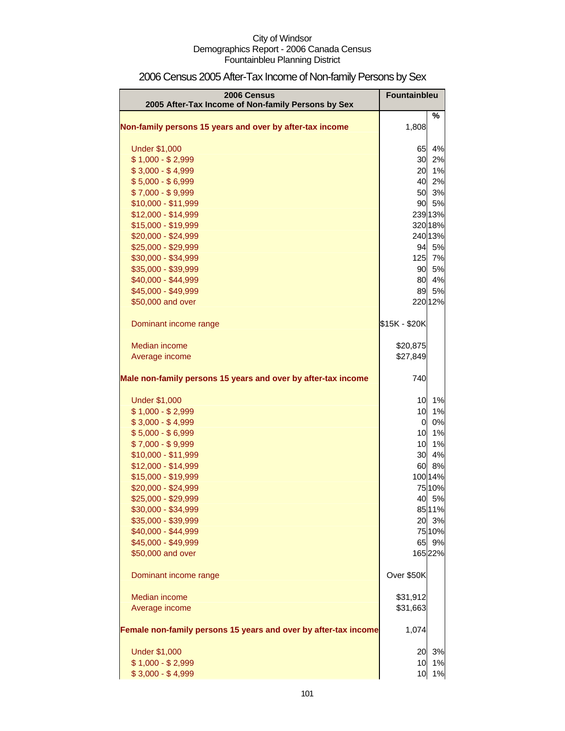City of Windsor
Demographics Report - 2006 Canada Census
Fountainbleu Planning District

# 2006 Census 2005 After-Tax Income of Non-family Persons by Sex

| 2006 Census<br>2005 After-Tax Income of Non-family Persons by Sex | Fountainbleu | |
|---|---|---|
| | | % |
| **Non-family persons 15 years and over by after-tax income** | 1,808 | |
| Under $1,000 | 65 | 4% |
| $ 1,000 - $ 2,999 | 30 | 2% |
| $ 3,000 - $ 4,999 | 20 | 1% |
| $ 5,000 - $ 6,999 | 40 | 2% |
| $ 7,000 - $ 9,999 | 50 | 3% |
| $10,000 - $11,999 | 90 | 5% |
| $12,000 - $14,999 | 239 | 13% |
| $15,000 - $19,999 | 320 | 18% |
| $20,000 - $24,999 | 240 | 13% |
| $25,000 - $29,999 | 94 | 5% |
| $30,000 - $34,999 | 125 | 7% |
| $35,000 - $39,999 | 90 | 5% |
| $40,000 - $44,999 | 80 | 4% |
| $45,000 - $49,999 | 89 | 5% |
| $50,000 and over | 220 | 12% |
| Dominant income range | $15K - $20K | |
| Median income | $20,875 | |
| Average income | $27,849 | |
| **Male non-family persons 15 years and over by after-tax income** | 740 | |
| Under $1,000 | 10 | 1% |
| $ 1,000 - $ 2,999 | 10 | 1% |
| $ 3,000 - $ 4,999 | 0 | 0% |
| $ 5,000 - $ 6,999 | 10 | 1% |
| $ 7,000 - $ 9,999 | 10 | 1% |
| $10,000 - $11,999 | 30 | 4% |
| $12,000 - $14,999 | 60 | 8% |
| $15,000 - $19,999 | 100 | 14% |
| $20,000 - $24,999 | 75 | 10% |
| $25,000 - $29,999 | 40 | 5% |
| $30,000 - $34,999 | 85 | 11% |
| $35,000 - $39,999 | 20 | 3% |
| $40,000 - $44,999 | 75 | 10% |
| $45,000 - $49,999 | 65 | 9% |
| $50,000 and over | 165 | 22% |
| Dominant income range | Over $50K | |
| Median income | $31,912 | |
| Average income | $31,663 | |
| **Female non-family persons 15 years and over by after-tax income** | 1,074 | |
| Under $1,000 | 20 | 3% |
| $ 1,000 - $ 2,999 | 10 | 1% |
| $ 3,000 - $ 4,999 | 10 | 1% |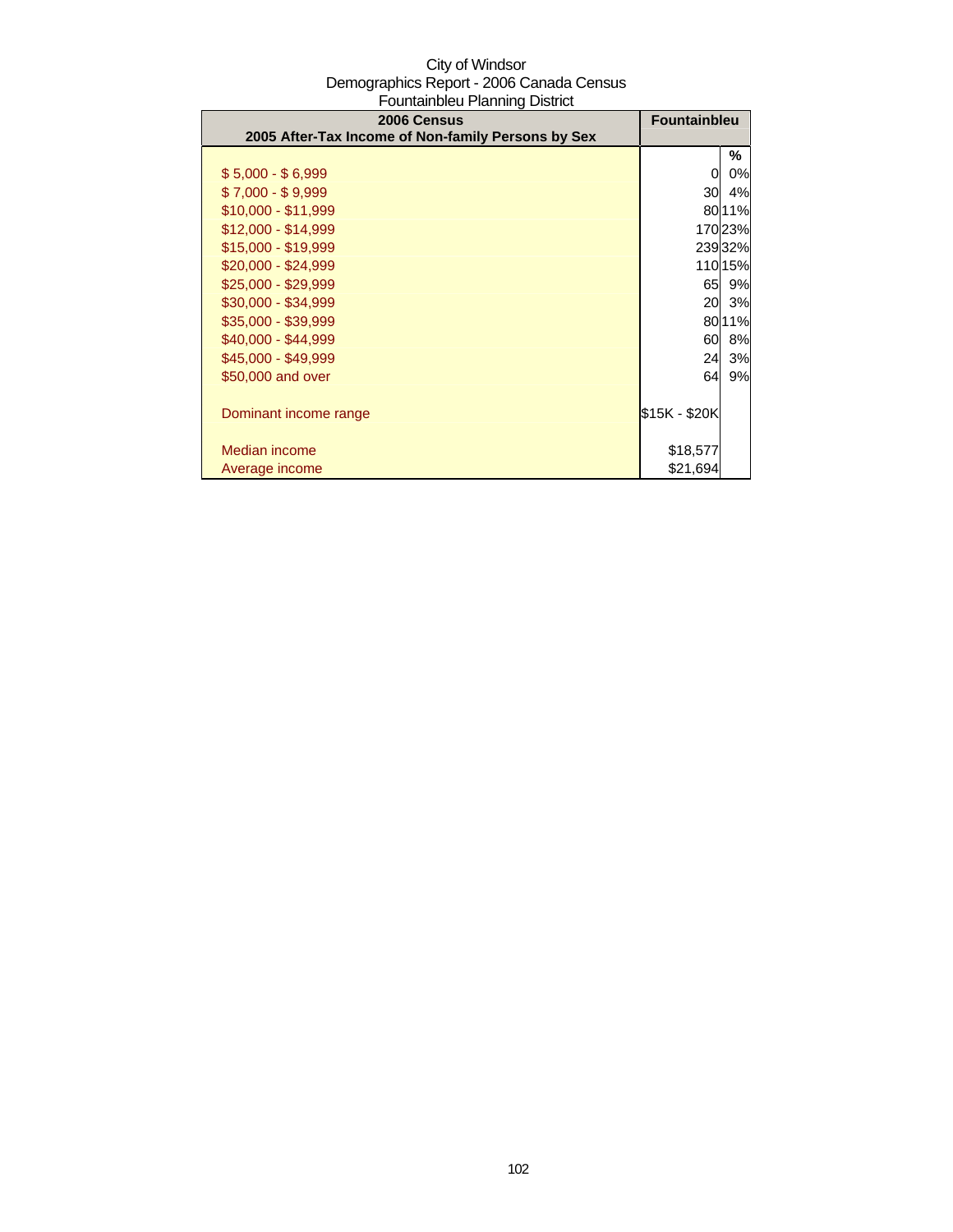City of Windsor
Demographics Report - 2006 Canada Census
Fountainbleu Planning District

| 2006 Census<br>2005 After-Tax Income of Non-family Persons by Sex | Fountainbleu | |
|---|---|---|
| | | % |
| $ 5,000 - $ 6,999 | 0 | 0% |
| $ 7,000 - $ 9,999 | 30 | 4% |
| $10,000 - $11,999 | 80 | 11% |
| $12,000 - $14,999 | 170 | 23% |
| $15,000 - $19,999 | 239 | 32% |
| $20,000 - $24,999 | 110 | 15% |
| $25,000 - $29,999 | 65 | 9% |
| $30,000 - $34,999 | 20 | 3% |
| $35,000 - $39,999 | 80 | 11% |
| $40,000 - $44,999 | 60 | 8% |
| $45,000 - $49,999 | 24 | 3% |
| $50,000 and over | 64 | 9% |
| | | |
| Dominant income range | $15K - $20K | |
| | | |
| Median income | $18,577 | |
| Average income | $21,694 | |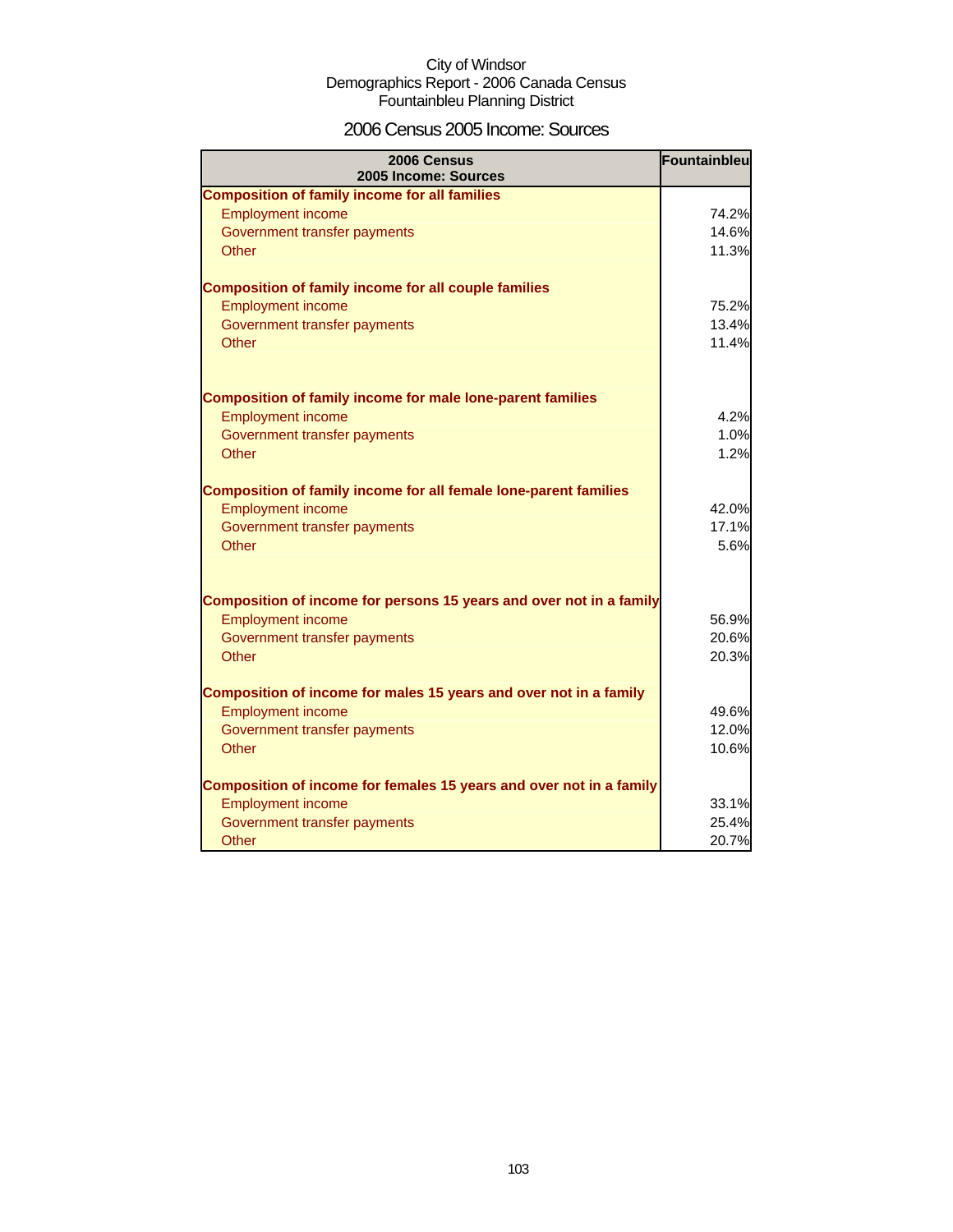City of Windsor
Demographics Report - 2006 Canada Census
Fountainbleu Planning District

# 2006 Census 2005 Income: Sources

| 2006 Census<br>2005 Income: Sources | Fountainbleu |
|---|---|
| **Composition of family income for all families** | |
| Employment income | 74.2% |
| Government transfer payments | 14.6% |
| Other | 11.3% |
| **Composition of family income for all couple families** | |
| Employment income | 75.2% |
| Government transfer payments | 13.4% |
| Other | 11.4% |
| **Composition of family income for male lone-parent families** | |
| Employment income | 4.2% |
| Government transfer payments | 1.0% |
| Other | 1.2% |
| **Composition of family income for all female lone-parent families** | |
| Employment income | 42.0% |
| Government transfer payments | 17.1% |
| Other | 5.6% |
| **Composition of income for persons 15 years and over not in a family** | |
| Employment income | 56.9% |
| Government transfer payments | 20.6% |
| Other | 20.3% |
| **Composition of income for males 15 years and over not in a family** | |
| Employment income | 49.6% |
| Government transfer payments | 12.0% |
| Other | 10.6% |
| **Composition of income for females 15 years and over not in a family** | |
| Employment income | 33.1% |
| Government transfer payments | 25.4% |
| Other | 20.7% |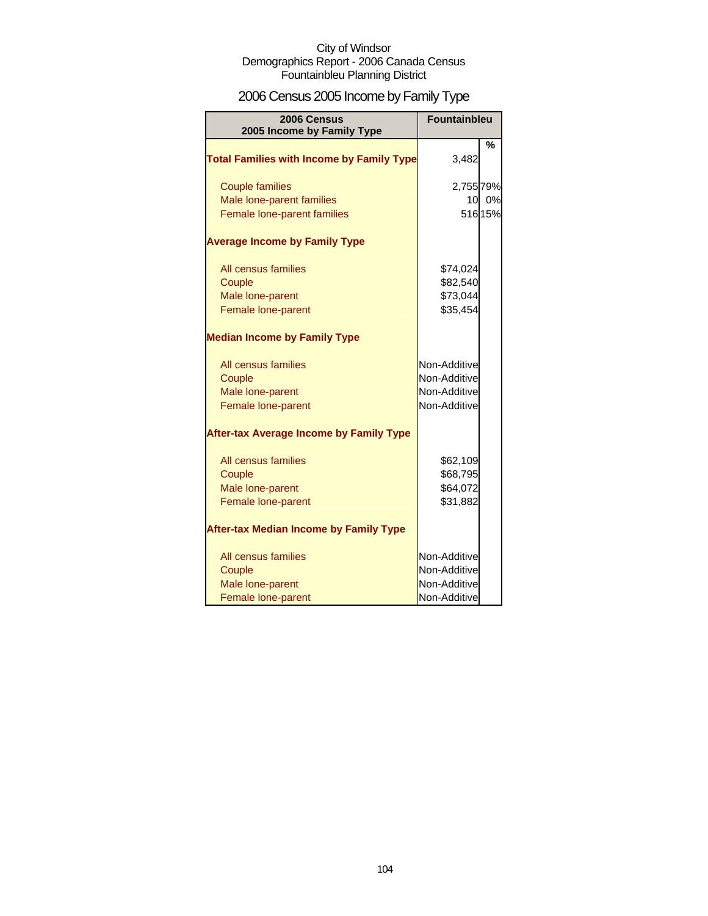City of Windsor
Demographics Report - 2006 Canada Census
Fountainbleu Planning District

# 2006 Census 2005 Income by Family Type

| 2006 Census 2005 Income by Family Type | Fountainbleu | |
|---|---|---|
| | | % |
| **Total Families with Income by Family Type** | 3,482 | |
| Couple families | 2,755 | 79% |
| Male lone-parent families | 10 | 0% |
| Female lone-parent families | 516 | 15% |
| **Average Income by Family Type** | | |
| All census families | $74,024 | |
| Couple | $82,540 | |
| Male lone-parent | $73,044 | |
| Female lone-parent | $35,454 | |
| **Median Income by Family Type** | | |
| All census families | Non-Additive | |
| Couple | Non-Additive | |
| Male lone-parent | Non-Additive | |
| Female lone-parent | Non-Additive | |
| **After-tax Average Income by Family Type** | | |
| All census families | $62,109 | |
| Couple | $68,795 | |
| Male lone-parent | $64,072 | |
| Female lone-parent | $31,882 | |
| **After-tax Median Income by Family Type** | | |
| All census families | Non-Additive | |
| Couple | Non-Additive | |
| Male lone-parent | Non-Additive | |
| Female lone-parent | Non-Additive | |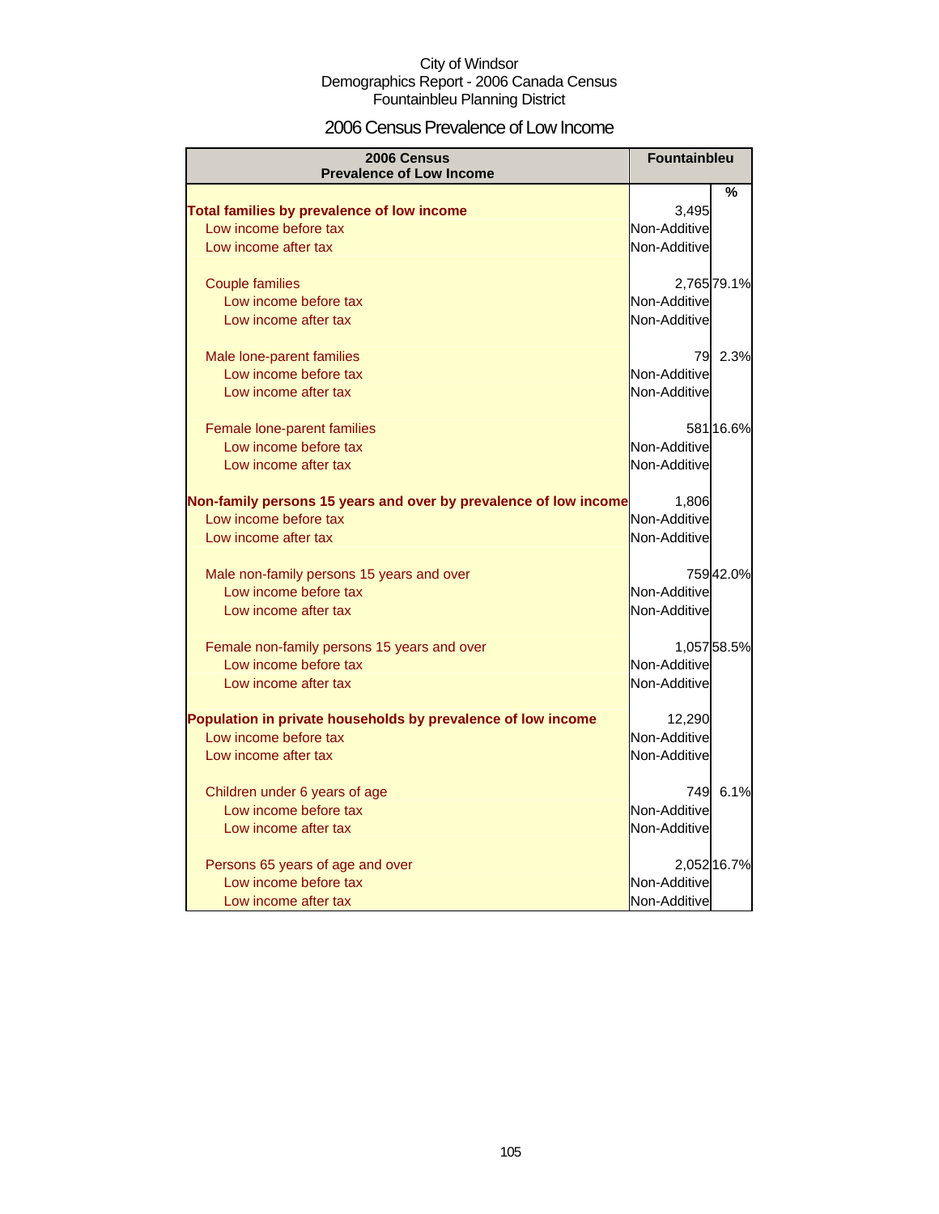City of Windsor
Demographics Report - 2006 Canada Census
Fountainbleu Planning District

# 2006 Census Prevalence of Low Income

| 2006 Census Prevalence of Low Income | Fountainbleu | |
|---|---|---|
| | | % |
| **Total families by prevalence of low income** | 3,495 | |
| Low income before tax | Non-Additive | |
| Low income after tax | Non-Additive | |
| Couple families | 2,765 | 79.1% |
| Low income before tax | Non-Additive | |
| Low income after tax | Non-Additive | |
| Male lone-parent families | 79 | 2.3% |
| Low income before tax | Non-Additive | |
| Low income after tax | Non-Additive | |
| Female lone-parent families | 581 | 16.6% |
| Low income before tax | Non-Additive | |
| Low income after tax | Non-Additive | |
| **Non-family persons 15 years and over by prevalence of low income** | 1,806 | |
| Low income before tax | Non-Additive | |
| Low income after tax | Non-Additive | |
| Male non-family persons 15 years and over | 759 | 42.0% |
| Low income before tax | Non-Additive | |
| Low income after tax | Non-Additive | |
| Female non-family persons 15 years and over | 1,057 | 58.5% |
| Low income before tax | Non-Additive | |
| Low income after tax | Non-Additive | |
| **Population in private households by prevalence of low income** | 12,290 | |
| Low income before tax | Non-Additive | |
| Low income after tax | Non-Additive | |
| Children under 6 years of age | 749 | 6.1% |
| Low income before tax | Non-Additive | |
| Low income after tax | Non-Additive | |
| Persons 65 years of age and over | 2,052 | 16.7% |
| Low income before tax | Non-Additive | |
| Low income after tax | Non-Additive | |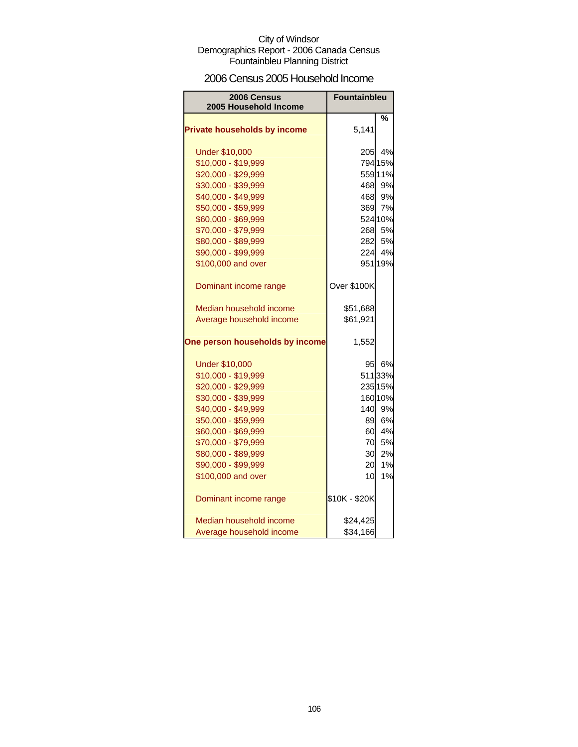City of Windsor
Demographics Report - 2006 Canada Census
Fountainbleu Planning District

## 2006 Census 2005 Household Income

| 2006 Census 2005 Household Income | Fountainbleu | |
|---|---|---|
| | | % |
| **Private households by income** | 5,141 | |
| Under $10,000 | 205 | 4% |
| $10,000 - $19,999 | 794 | 15% |
| $20,000 - $29,999 | 559 | 11% |
| $30,000 - $39,999 | 468 | 9% |
| $40,000 - $49,999 | 468 | 9% |
| $50,000 - $59,999 | 369 | 7% |
| $60,000 - $69,999 | 524 | 10% |
| $70,000 - $79,999 | 268 | 5% |
| $80,000 - $89,999 | 282 | 5% |
| $90,000 - $99,999 | 224 | 4% |
| $100,000 and over | 951 | 19% |
| Dominant income range | Over $100K | |
| Median household income | $51,688 | |
| Average household income | $61,921 | |
| **One person households by income** | 1,552 | |
| Under $10,000 | 95 | 6% |
| $10,000 - $19,999 | 511 | 33% |
| $20,000 - $29,999 | 235 | 15% |
| $30,000 - $39,999 | 160 | 10% |
| $40,000 - $49,999 | 140 | 9% |
| $50,000 - $59,999 | 89 | 6% |
| $60,000 - $69,999 | 60 | 4% |
| $70,000 - $79,999 | 70 | 5% |
| $80,000 - $89,999 | 30 | 2% |
| $90,000 - $99,999 | 20 | 1% |
| $100,000 and over | 10 | 1% |
| Dominant income range | $10K - $20K | |
| Median household income | $24,425 | |
| Average household income | $34,166 | |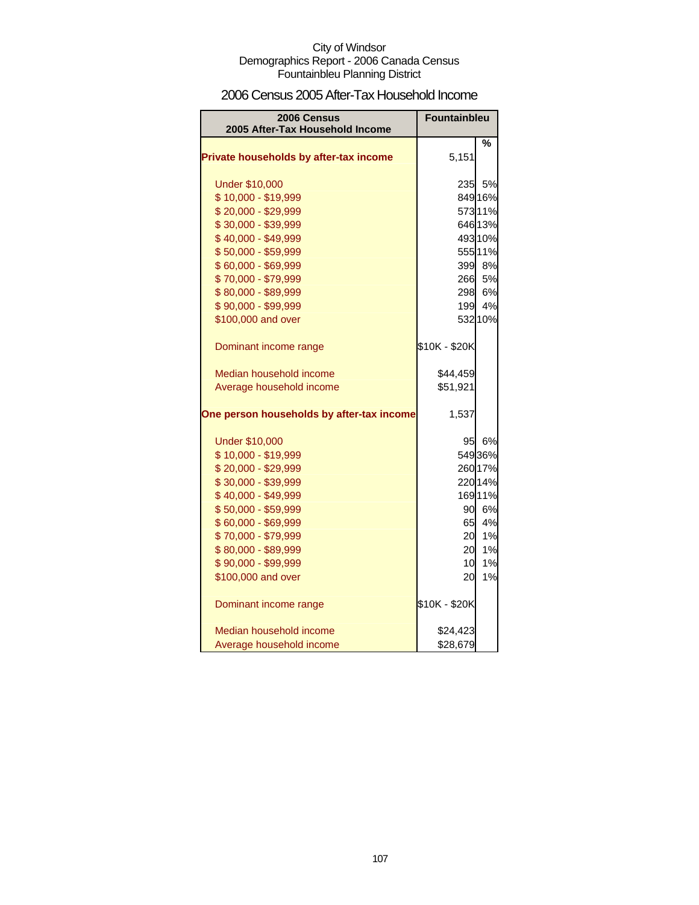City of Windsor
Demographics Report - 2006 Canada Census
Fountainbleu Planning District

## 2006 Census 2005 After-Tax Household Income

| 2006 Census 2005 After-Tax Household Income | Fountainbleu | |
|---|---|---|
| | | % |
| **Private households by after-tax income** | 5,151 | |
| Under $10,000 | 235 | 5% |
| $ 10,000 - $19,999 | 849 | 16% |
| $ 20,000 - $29,999 | 573 | 11% |
| $ 30,000 - $39,999 | 646 | 13% |
| $ 40,000 - $49,999 | 493 | 10% |
| $ 50,000 - $59,999 | 555 | 11% |
| $ 60,000 - $69,999 | 399 | 8% |
| $ 70,000 - $79,999 | 266 | 5% |
| $ 80,000 - $89,999 | 298 | 6% |
| $ 90,000 - $99,999 | 199 | 4% |
| $100,000 and over | 532 | 10% |
| Dominant income range | $10K - $20K | |
| Median household income | $44,459 | |
| Average household income | $51,921 | |
| **One person households by after-tax income** | 1,537 | |
| Under $10,000 | 95 | 6% |
| $ 10,000 - $19,999 | 549 | 36% |
| $ 20,000 - $29,999 | 260 | 17% |
| $ 30,000 - $39,999 | 220 | 14% |
| $ 40,000 - $49,999 | 169 | 11% |
| $ 50,000 - $59,999 | 90 | 6% |
| $ 60,000 - $69,999 | 65 | 4% |
| $ 70,000 - $79,999 | 20 | 1% |
| $ 80,000 - $89,999 | 20 | 1% |
| $ 90,000 - $99,999 | 10 | 1% |
| $100,000 and over | 20 | 1% |
| Dominant income range | $10K - $20K | |
| Median household income | $24,423 | |
| Average household income | $28,679 | |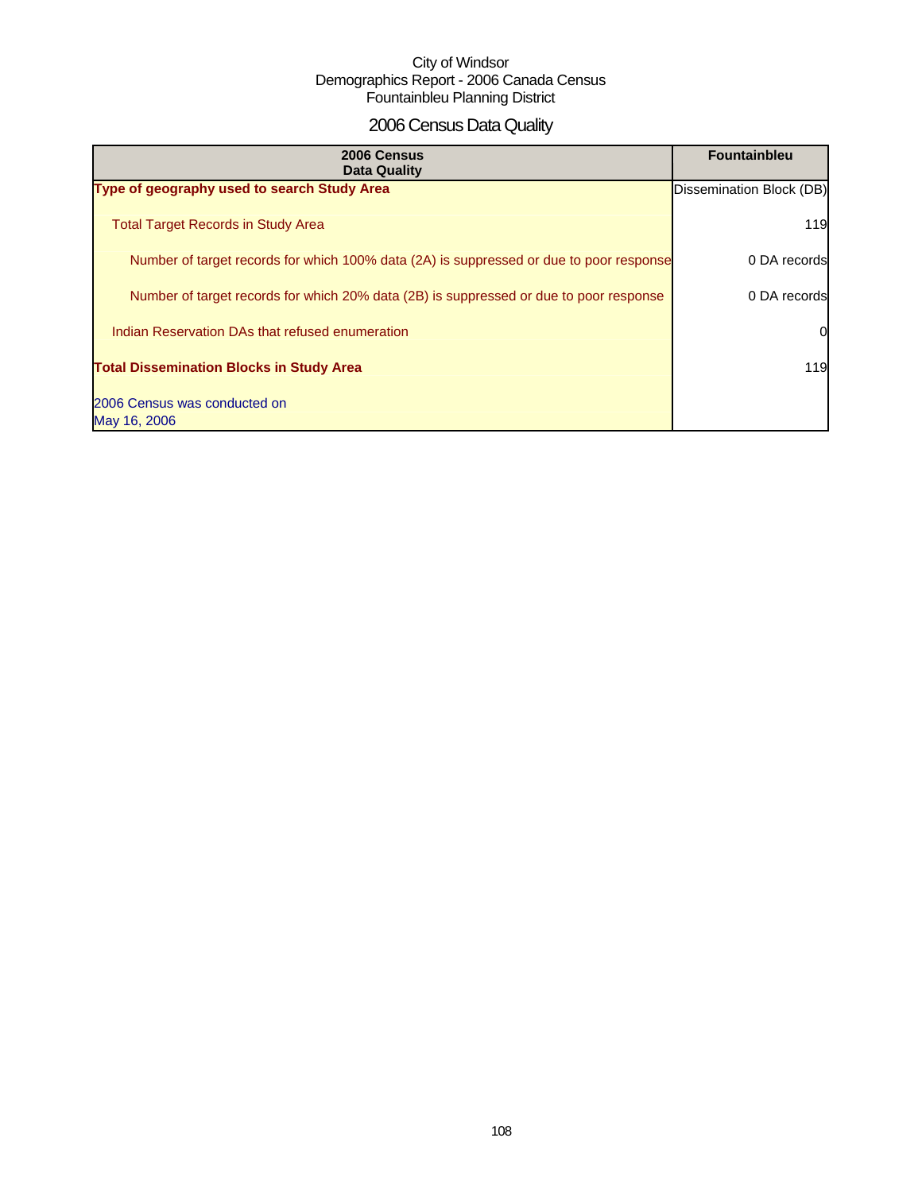City of Windsor
Demographics Report - 2006 Canada Census
Fountainbleu Planning District

# 2006 Census Data Quality

| 2006 Census Data Quality | Fountainbleu |
|---|---|
| **Type of geography used to search Study Area** | Dissemination Block (DB) |
| Total Target Records in Study Area | 119 |
| Number of target records for which 100% data (2A) is suppressed or due to poor response | 0 DA records |
| Number of target records for which 20% data (2B) is suppressed or due to poor response | 0 DA records |
| Indian Reservation DAs that refused enumeration | 0 |
| **Total Dissemination Blocks in Study Area** | 119 |
| 2006 Census was conducted on May 16, 2006 | |